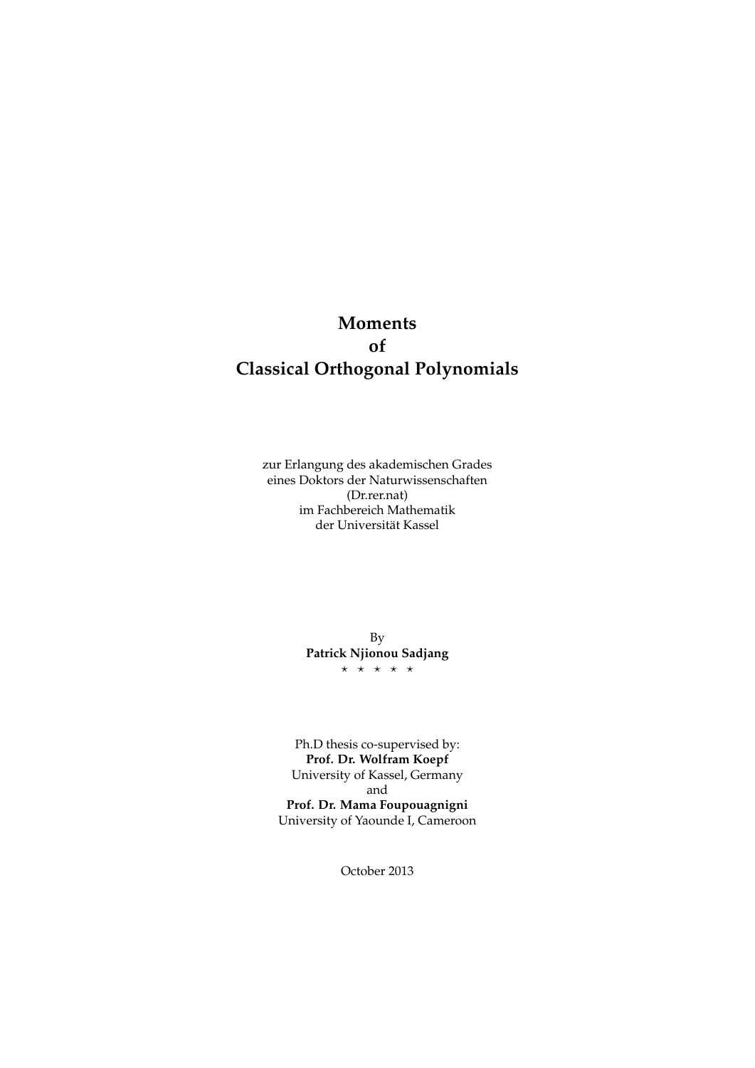# Moments of Classical Orthogonal Polynomials

zur Erlangung des akademischen Grades
eines Doktors der Naturwissenschaften
(Dr.rer.nat)
im Fachbereich Mathematik
der Universität Kassel

By
**Patrick Njionou Sadjang**
⋆ ⋆ ⋆ ⋆ ⋆

Ph.D thesis co-supervised by:
**Prof. Dr. Wolfram Koepf**
University of Kassel, Germany
and
**Prof. Dr. Mama Foupouagnigni**
University of Yaounde I, Cameroon

October 2013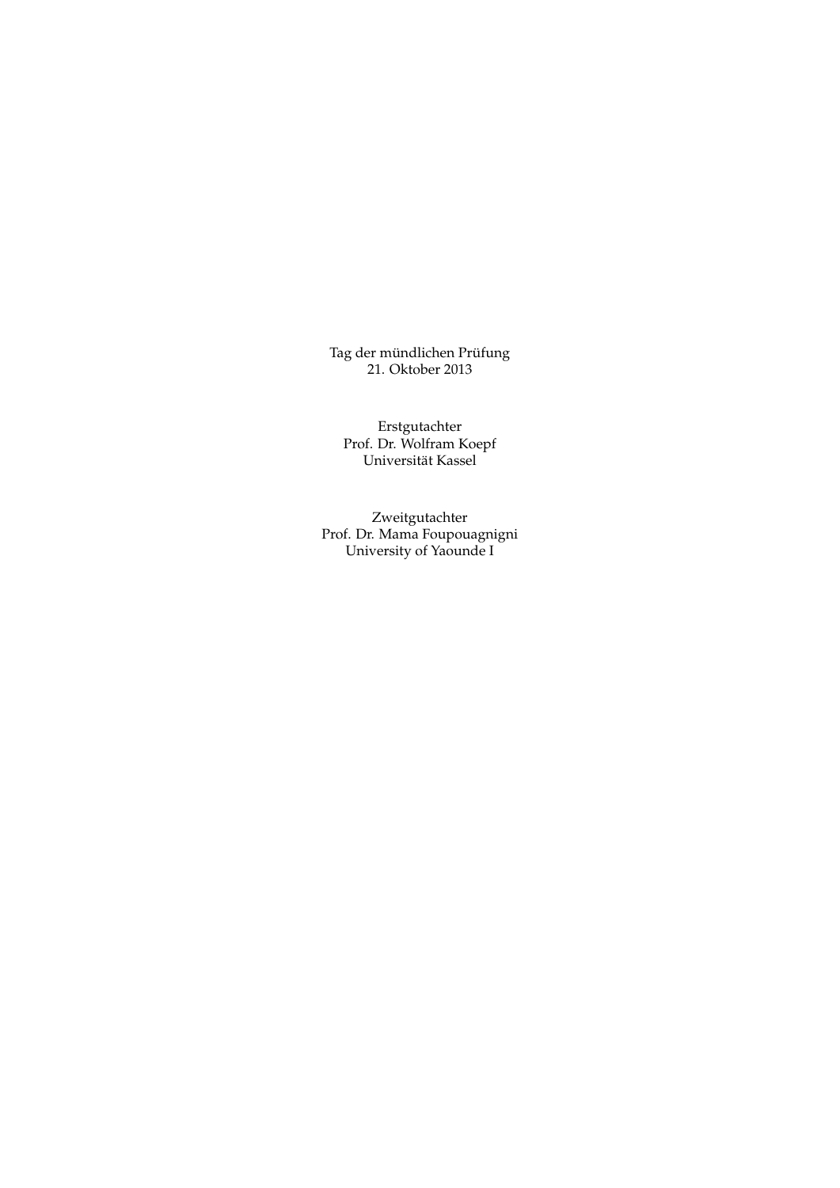Tag der mündlichen Prüfung
21. Oktober 2013

Erstgutachter
Prof. Dr. Wolfram Koepf
Universität Kassel

Zweitgutachter
Prof. Dr. Mama Foupouagnigni
University of Yaounde I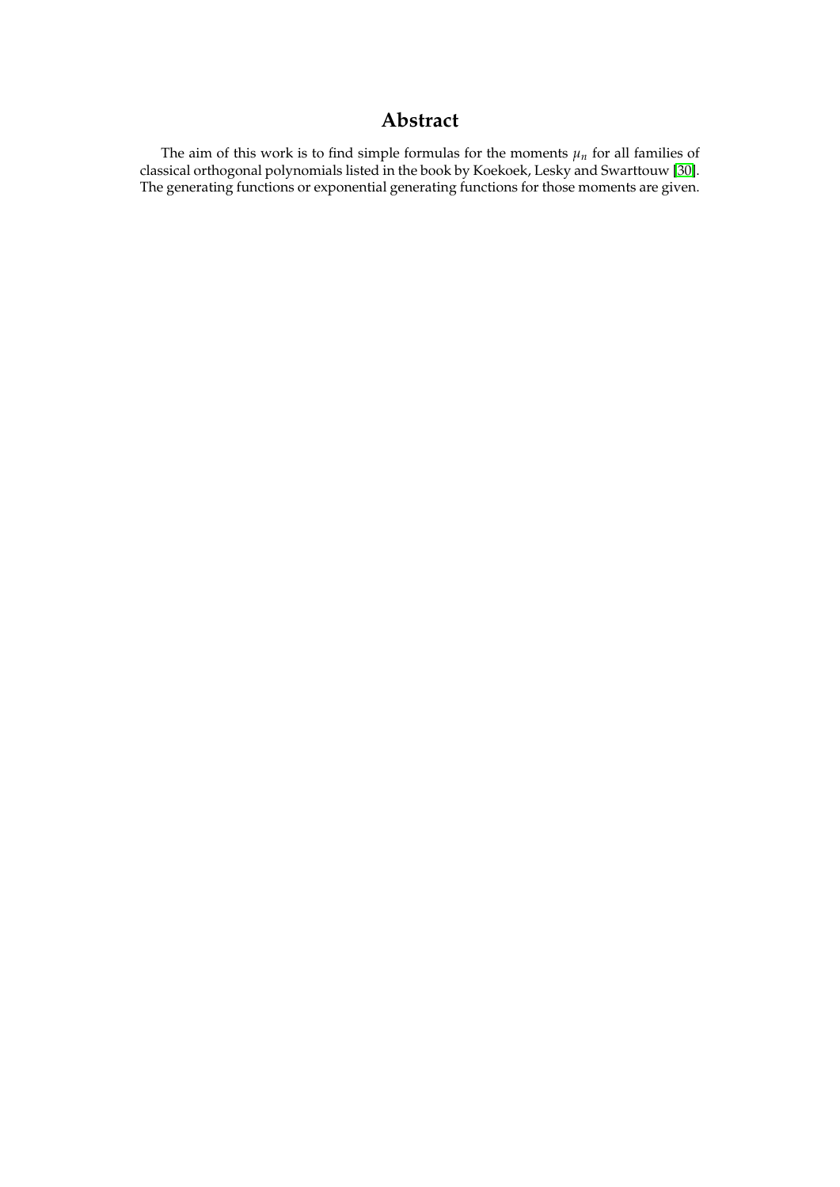# Abstract

The aim of this work is to find simple formulas for the moments $\mu_n$ for all families of classical orthogonal polynomials listed in the book by Koekoek, Lesky and Swarttouw [30]. The generating functions or exponential generating functions for those moments are given.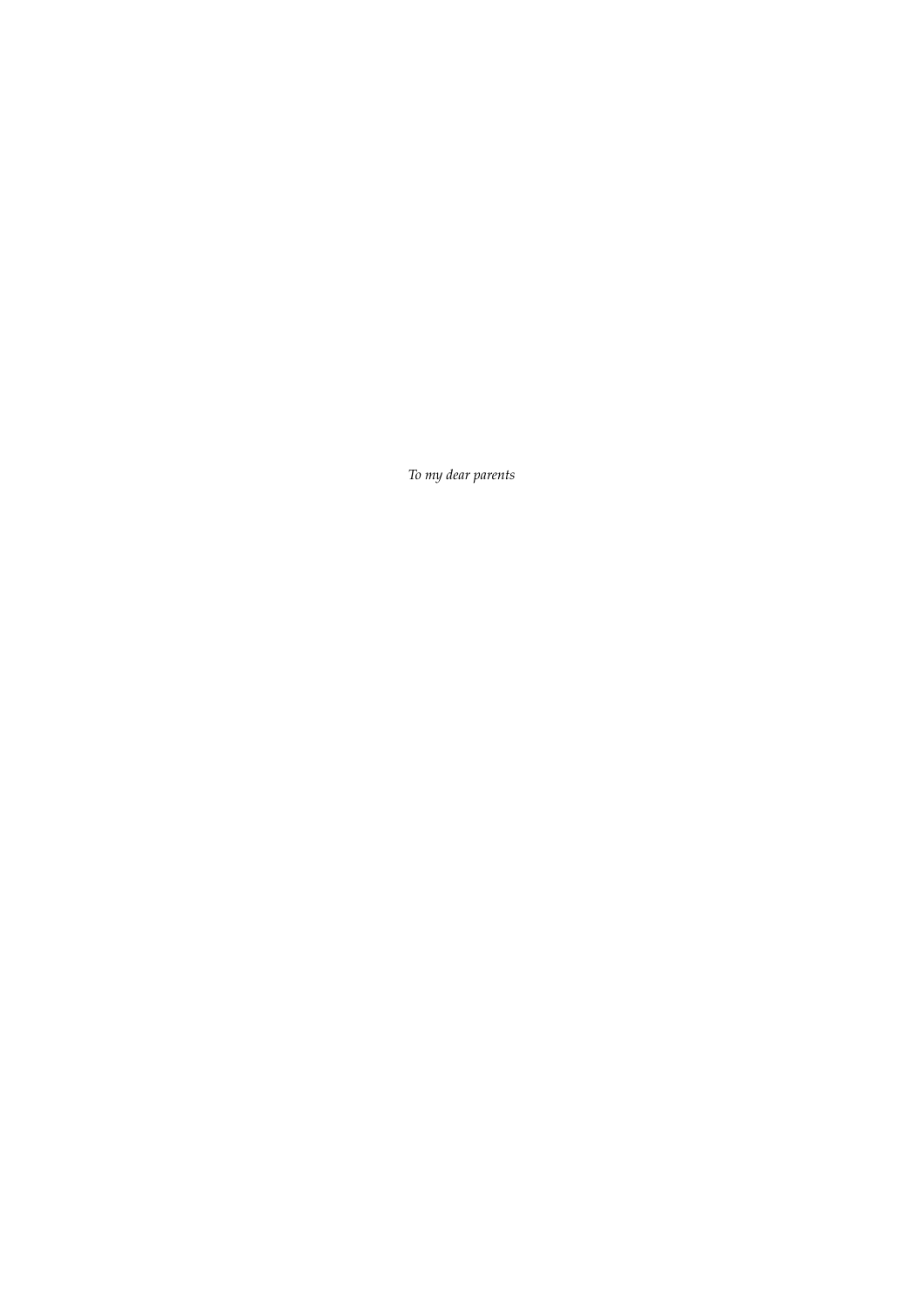*To my dear parents*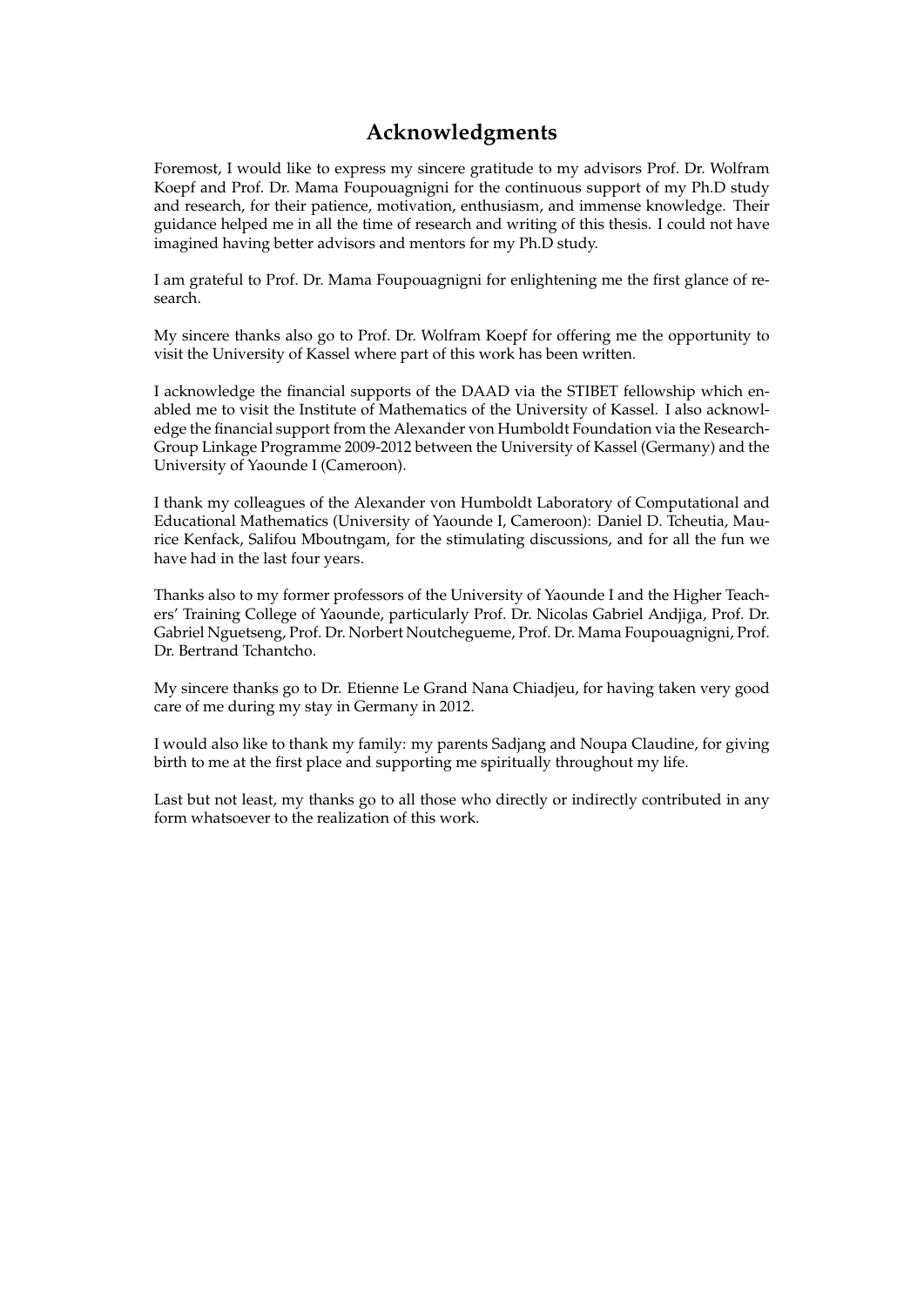# Acknowledgments

Foremost, I would like to express my sincere gratitude to my advisors Prof. Dr. Wolfram Koepf and Prof. Dr. Mama Foupouagnigni for the continuous support of my Ph.D study and research, for their patience, motivation, enthusiasm, and immense knowledge. Their guidance helped me in all the time of research and writing of this thesis. I could not have imagined having better advisors and mentors for my Ph.D study.

I am grateful to Prof. Dr. Mama Foupouagnigni for enlightening me the first glance of research.

My sincere thanks also go to Prof. Dr. Wolfram Koepf for offering me the opportunity to visit the University of Kassel where part of this work has been written.

I acknowledge the financial supports of the DAAD via the STIBET fellowship which enabled me to visit the Institute of Mathematics of the University of Kassel. I also acknowledge the financial support from the Alexander von Humboldt Foundation via the Research-Group Linkage Programme 2009-2012 between the University of Kassel (Germany) and the University of Yaounde I (Cameroon).

I thank my colleagues of the Alexander von Humboldt Laboratory of Computational and Educational Mathematics (University of Yaounde I, Cameroon): Daniel D. Tcheutia, Maurice Kenfack, Salifou Mboutngam, for the stimulating discussions, and for all the fun we have had in the last four years.

Thanks also to my former professors of the University of Yaounde I and the Higher Teachers' Training College of Yaounde, particularly Prof. Dr. Nicolas Gabriel Andjiga, Prof. Dr. Gabriel Nguetseng, Prof. Dr. Norbert Noutchegueme, Prof. Dr. Mama Foupouagnigni, Prof. Dr. Bertrand Tchantcho.

My sincere thanks go to Dr. Etienne Le Grand Nana Chiadjeu, for having taken very good care of me during my stay in Germany in 2012.

I would also like to thank my family: my parents Sadjang and Noupa Claudine, for giving birth to me at the first place and supporting me spiritually throughout my life.

Last but not least, my thanks go to all those who directly or indirectly contributed in any form whatsoever to the realization of this work.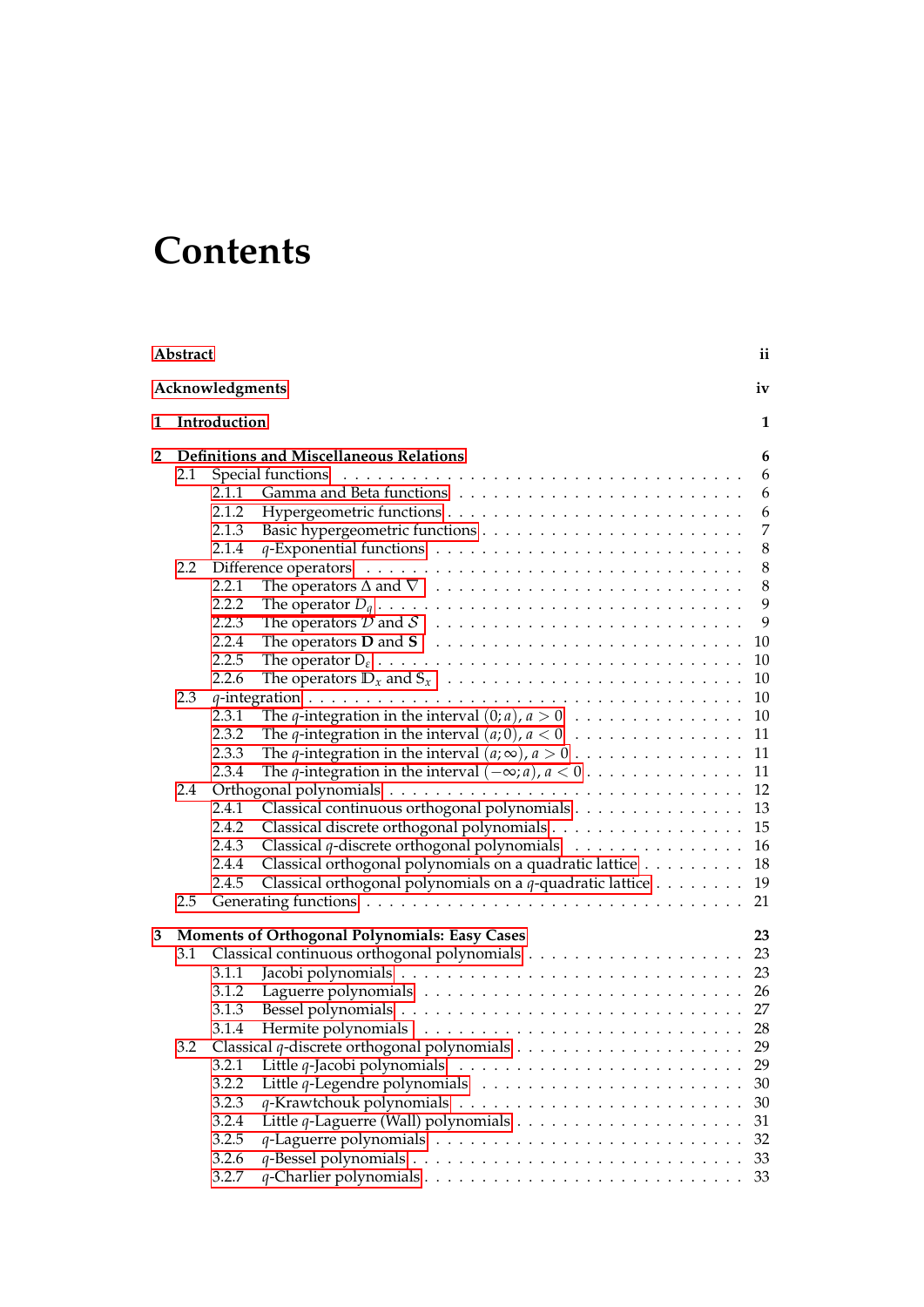# Contents

| | |
|---|---|
| **Abstract** | **ii** |
| **Acknowledgments** | **iv** |
| **1 Introduction** | **1** |
| **2 Definitions and Miscellaneous Relations** | **6** |
| 2.1 Special functions | 6 |
| 2.1.1 Gamma and Beta functions | 6 |
| 2.1.2 Hypergeometric functions | 6 |
| 2.1.3 Basic hypergeometric functions | 7 |
| 2.1.4 $q$-Exponential functions | 8 |
| 2.2 Difference operators | 8 |
| 2.2.1 The operators $\Delta$ and $\nabla$ | 8 |
| 2.2.2 The operator $D_q$ | 9 |
| 2.2.3 The operators $\mathcal{D}$ and $\mathcal{S}$ | 9 |
| 2.2.4 The operators $\mathbf{D}$ and $\mathbf{S}$ | 10 |
| 2.2.5 The operator $\mathrm{D}_\varepsilon$ | 10 |
| 2.2.6 The operators $\mathbb{D}_x$ and $\mathbb{S}_x$ | 10 |
| 2.3 $q$-integration | 10 |
| 2.3.1 The $q$-integration in the interval $(0;a)$, $a>0$ | 10 |
| 2.3.2 The $q$-integration in the interval $(a;0)$, $a<0$ | 11 |
| 2.3.3 The $q$-integration in the interval $(a;\infty)$, $a>0$ | 11 |
| 2.3.4 The $q$-integration in the interval $(-\infty;a)$, $a<0$ | 11 |
| 2.4 Orthogonal polynomials | 12 |
| 2.4.1 Classical continuous orthogonal polynomials | 13 |
| 2.4.2 Classical discrete orthogonal polynomials | 15 |
| 2.4.3 Classical $q$-discrete orthogonal polynomials | 16 |
| 2.4.4 Classical orthogonal polynomials on a quadratic lattice | 18 |
| 2.4.5 Classical orthogonal polynomials on a $q$-quadratic lattice | 19 |
| 2.5 Generating functions | 21 |
| **3 Moments of Orthogonal Polynomials: Easy Cases** | **23** |
| 3.1 Classical continuous orthogonal polynomials | 23 |
| 3.1.1 Jacobi polynomials | 23 |
| 3.1.2 Laguerre polynomials | 26 |
| 3.1.3 Bessel polynomials | 27 |
| 3.1.4 Hermite polynomials | 28 |
| 3.2 Classical $q$-discrete orthogonal polynomials | 29 |
| 3.2.1 Little $q$-Jacobi polynomials | 29 |
| 3.2.2 Little $q$-Legendre polynomials | 30 |
| 3.2.3 $q$-Krawtchouk polynomials | 30 |
| 3.2.4 Little $q$-Laguerre (Wall) polynomials | 31 |
| 3.2.5 $q$-Laguerre polynomials | 32 |
| 3.2.6 $q$-Bessel polynomials | 33 |
| 3.2.7 $q$-Charlier polynomials | 33 |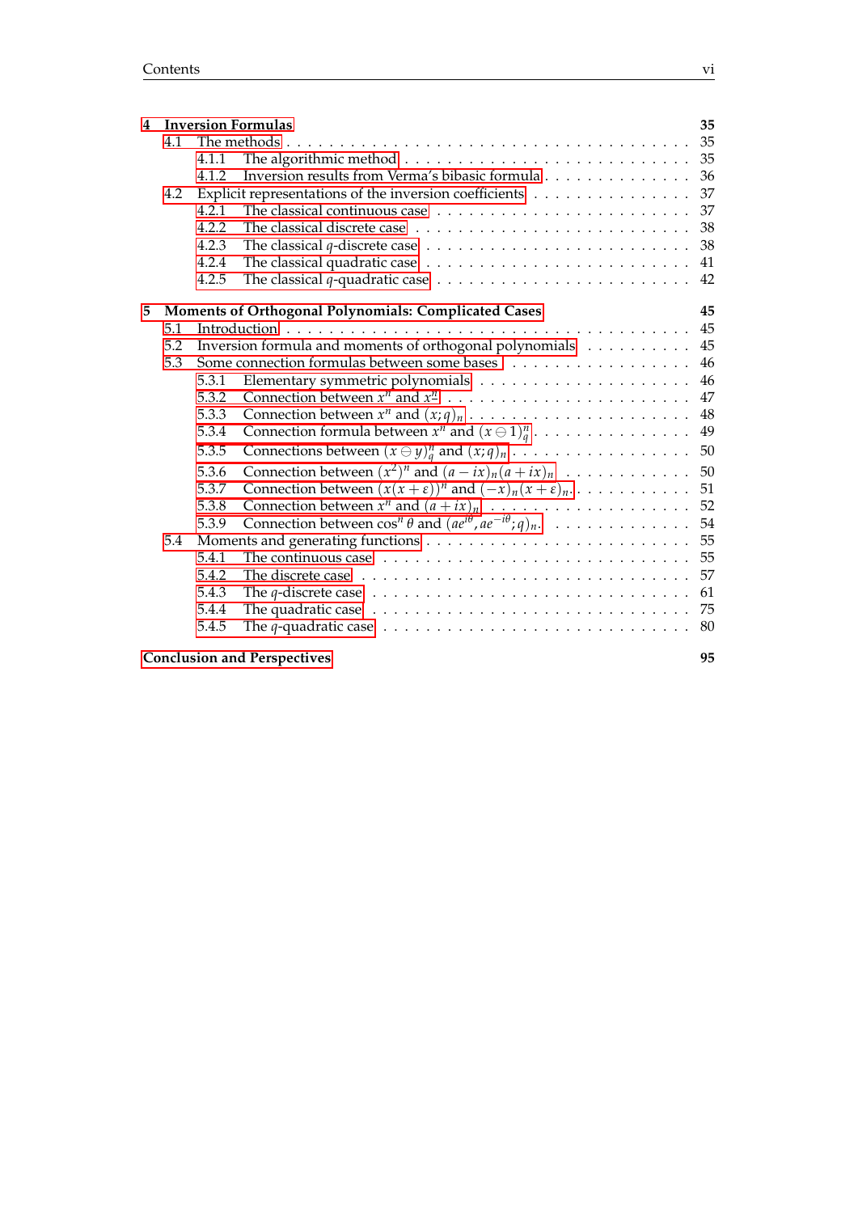**4 Inversion Formulas** 35

- 4.1 The methods 35
  - 4.1.1 The algorithmic method 35
  - 4.1.2 Inversion results from Verma's bibasic formula 36
- 4.2 Explicit representations of the inversion coefficients 37
  - 4.2.1 The classical continuous case 37
  - 4.2.2 The classical discrete case 38
  - 4.2.3 The classical $q$-discrete case 38
  - 4.2.4 The classical quadratic case 41
  - 4.2.5 The classical $q$-quadratic case 42

**5 Moments of Orthogonal Polynomials: Complicated Cases** 45

- 5.1 Introduction 45
- 5.2 Inversion formula and moments of orthogonal polynomials 45
- 5.3 Some connection formulas between some bases 46
  - 5.3.1 Elementary symmetric polynomials 46
  - 5.3.2 Connection between $x^n$ and $x^{\underline{n}}$ 47
  - 5.3.3 Connection between $x^n$ and $(x;q)_n$ 48
  - 5.3.4 Connection formula between $x^n$ and $(x \ominus 1)_q^n$ 49
  - 5.3.5 Connections between $(x \ominus y)_q^n$ and $(x;q)_n$ 50
  - 5.3.6 Connection between $(x^2)^n$ and $(a - ix)_n(a + ix)_n$ 50
  - 5.3.7 Connection between $(x(x+\varepsilon))^n$ and $(-x)_n(x+\varepsilon)_n$ 51
  - 5.3.8 Connection between $x^n$ and $(a + ix)_n$ 52
  - 5.3.9 Connection between $\cos^n\theta$ and $(ae^{i\theta}, ae^{-i\theta}; q)_n$ 54
- 5.4 Moments and generating functions 55
  - 5.4.1 The continuous case 55
  - 5.4.2 The discrete case 57
  - 5.4.3 The $q$-discrete case 61
  - 5.4.4 The quadratic case 75
  - 5.4.5 The $q$-quadratic case 80

**Conclusion and Perspectives** 95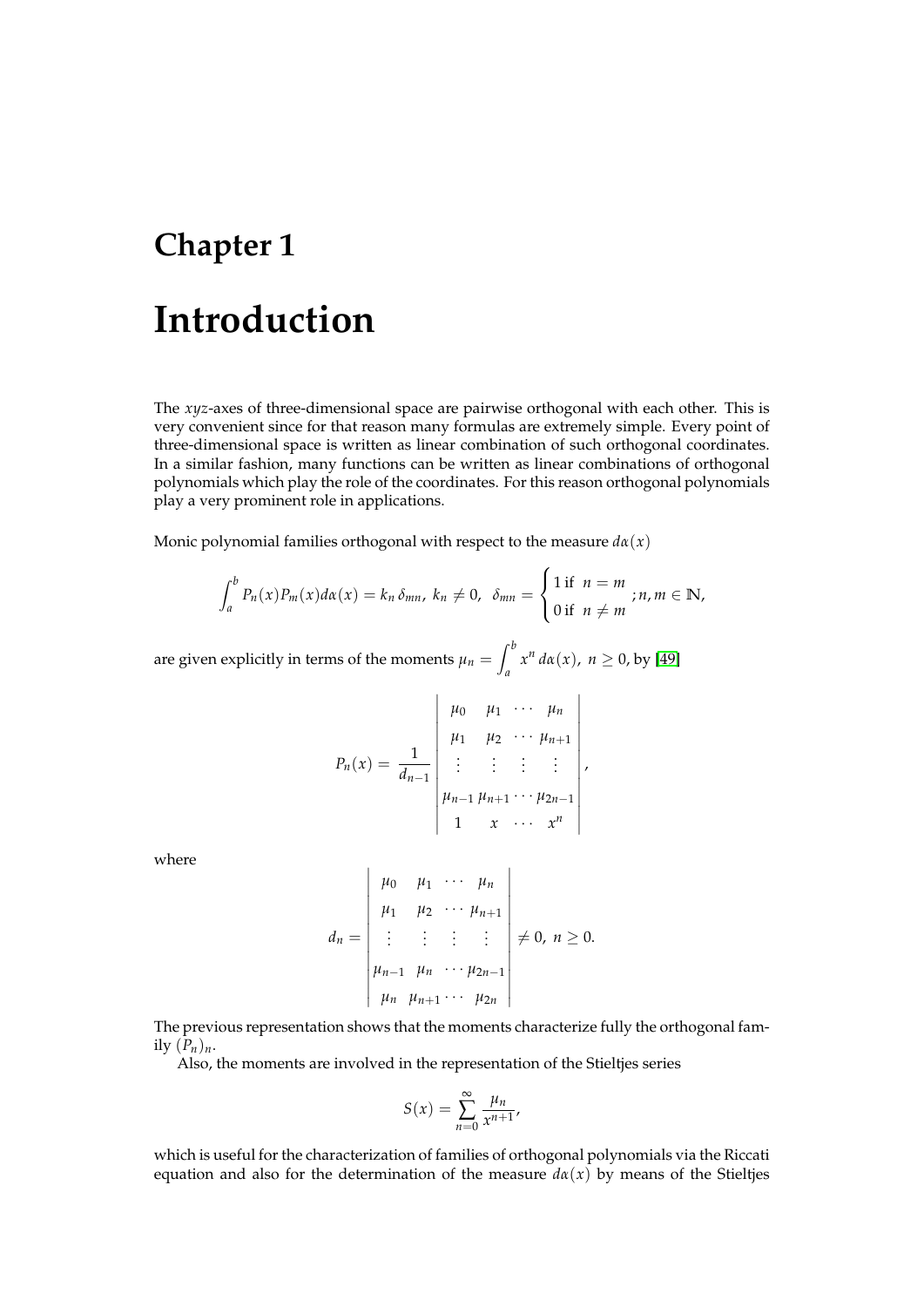# Chapter 1

# Introduction

The *xyz*-axes of three-dimensional space are pairwise orthogonal with each other. This is very convenient since for that reason many formulas are extremely simple. Every point of three-dimensional space is written as linear combination of such orthogonal coordinates. In a similar fashion, many functions can be written as linear combinations of orthogonal polynomials which play the role of the coordinates. For this reason orthogonal polynomials play a very prominent role in applications.

Monic polynomial families orthogonal with respect to the measure $d\alpha(x)$

$$\int_a^b P_n(x)P_m(x)d\alpha(x) = k_n\,\delta_{mn},\ k_n \neq 0,\ \ \delta_{mn} = \begin{cases} 1 \text{ if } \ n = m \\ 0 \text{ if } \ n \neq m \end{cases} ; n, m \in \mathbb{N},$$

are given explicitly in terms of the moments $\mu_n = \displaystyle\int_a^b x^n\, d\alpha(x),\ n \geq 0$, by [49]

$$P_n(x) = \frac{1}{d_{n-1}} \begin{vmatrix} \mu_0 & \mu_1 & \cdots & \mu_n \\ \mu_1 & \mu_2 & \cdots & \mu_{n+1} \\ \vdots & \vdots & \vdots & \vdots \\ \mu_{n-1} & \mu_{n+1} & \cdots & \mu_{2n-1} \\ 1 & x & \cdots & x^n \end{vmatrix},$$

where

$$d_n = \begin{vmatrix} \mu_0 & \mu_1 & \cdots & \mu_n \\ \mu_1 & \mu_2 & \cdots & \mu_{n+1} \\ \vdots & \vdots & \vdots & \vdots \\ \mu_{n-1} & \mu_n & \cdots & \mu_{2n-1} \\ \mu_n & \mu_{n+1} & \cdots & \mu_{2n} \end{vmatrix} \neq 0,\ n \geq 0.$$

The previous representation shows that the moments characterize fully the orthogonal family $(P_n)_n$.

Also, the moments are involved in the representation of the Stieltjes series

$$S(x) = \sum_{n=0}^{\infty} \frac{\mu_n}{x^{n+1}},$$

which is useful for the characterization of families of orthogonal polynomials via the Riccati equation and also for the determination of the measure $d\alpha(x)$ by means of the Stieltjes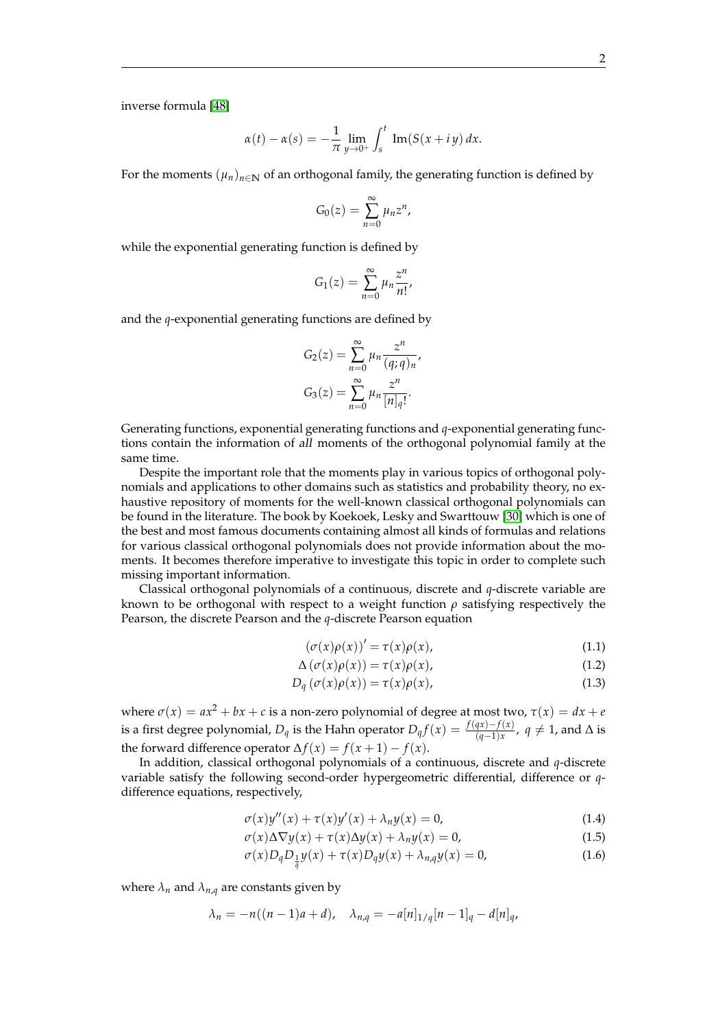inverse formula [48]

$$\alpha(t) - \alpha(s) = -\frac{1}{\pi} \lim_{y \to 0^+} \int_s^t \operatorname{Im}(S(x + i\,y)\,dx.$$

For the moments $(\mu_n)_{n \in \mathbb{N}}$ of an orthogonal family, the generating function is defined by

$$G_0(z) = \sum_{n=0}^{\infty} \mu_n z^n,$$

while the exponential generating function is defined by

$$G_1(z) = \sum_{n=0}^{\infty} \mu_n \frac{z^n}{n!},$$

and the $q$-exponential generating functions are defined by

$$G_2(z) = \sum_{n=0}^{\infty} \mu_n \frac{z^n}{(q;q)_n},$$
$$G_3(z) = \sum_{n=0}^{\infty} \mu_n \frac{z^n}{[n]_q!}.$$

Generating functions, exponential generating functions and $q$-exponential generating functions contain the information of *all* moments of the orthogonal polynomial family at the same time.

Despite the important role that the moments play in various topics of orthogonal polynomials and applications to other domains such as statistics and probability theory, no exhaustive repository of moments for the well-known classical orthogonal polynomials can be found in the literature. The book by Koekoek, Lesky and Swarttouw [30] which is one of the best and most famous documents containing almost all kinds of formulas and relations for various classical orthogonal polynomials does not provide information about the moments. It becomes therefore imperative to investigate this topic in order to complete such missing important information.

Classical orthogonal polynomials of a continuous, discrete and $q$-discrete variable are known to be orthogonal with respect to a weight function $\rho$ satisfying respectively the Pearson, the discrete Pearson and the $q$-discrete Pearson equation

$$(\sigma(x)\rho(x))' = \tau(x)\rho(x), \tag{1.1}$$
$$\Delta\left(\sigma(x)\rho(x)\right) = \tau(x)\rho(x), \tag{1.2}$$
$$D_q\left(\sigma(x)\rho(x)\right) = \tau(x)\rho(x), \tag{1.3}$$

where $\sigma(x) = ax^2 + bx + c$ is a non-zero polynomial of degree at most two, $\tau(x) = dx + e$ is a first degree polynomial, $D_q$ is the Hahn operator $D_q f(x) = \frac{f(qx) - f(x)}{(q-1)x}$, $q \neq 1$, and $\Delta$ is the forward difference operator $\Delta f(x) = f(x+1) - f(x)$.

In addition, classical orthogonal polynomials of a continuous, discrete and $q$-discrete variable satisfy the following second-order hypergeometric differential, difference or $q$-difference equations, respectively,

$$\sigma(x)y''(x) + \tau(x)y'(x) + \lambda_n y(x) = 0, \tag{1.4}$$
$$\sigma(x)\Delta\nabla y(x) + \tau(x)\Delta y(x) + \lambda_n y(x) = 0, \tag{1.5}$$
$$\sigma(x)D_q D_{\frac{1}{q}} y(x) + \tau(x)D_q y(x) + \lambda_{n,q} y(x) = 0, \tag{1.6}$$

where $\lambda_n$ and $\lambda_{n,q}$ are constants given by

$$\lambda_n = -n((n-1)a + d), \quad \lambda_{n,q} = -a[n]_{1/q}[n-1]_q - d[n]_q,$$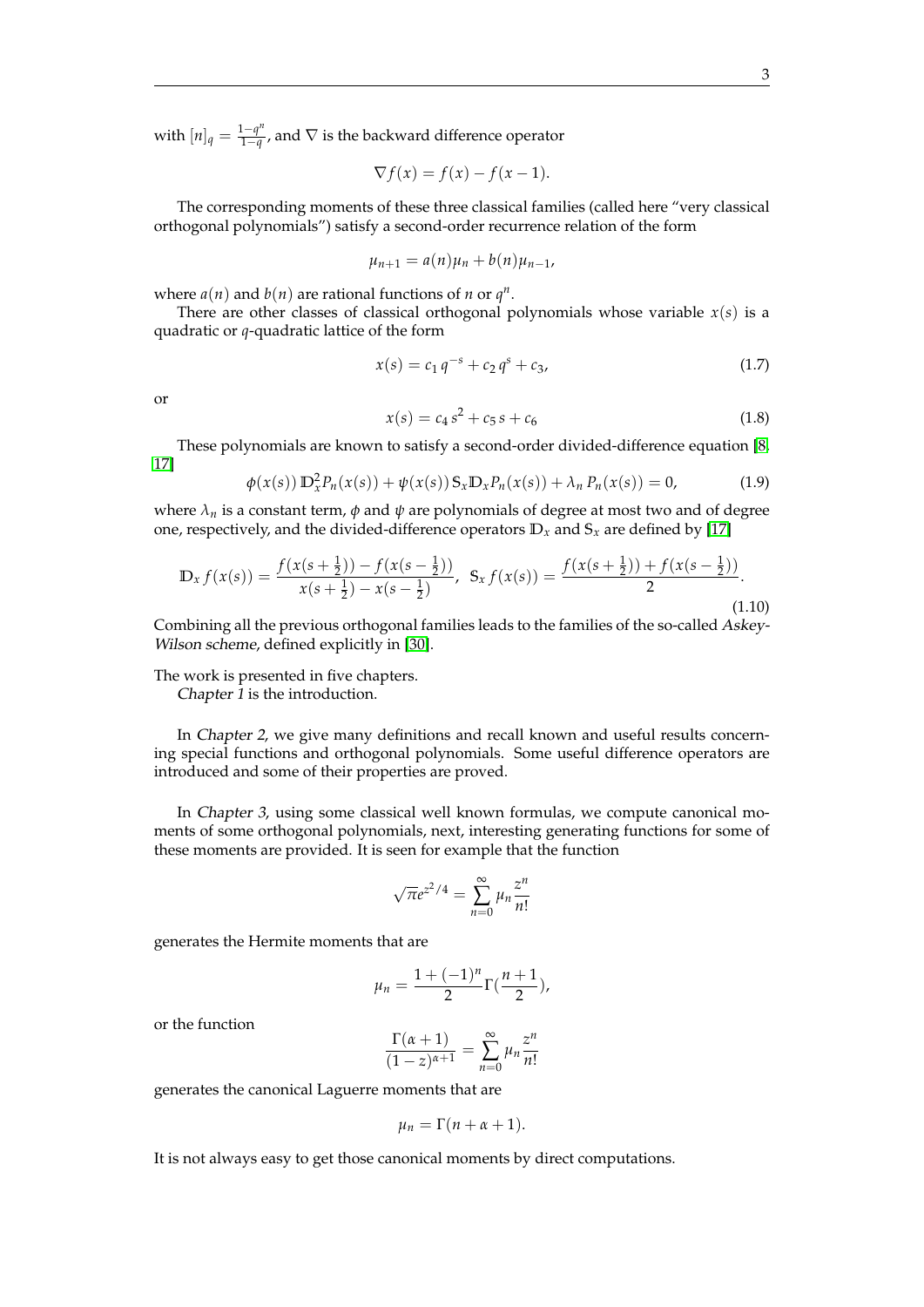with $[n]_q = \frac{1-q^n}{1-q}$, and $\nabla$ is the backward difference operator

$$\nabla f(x) = f(x) - f(x-1).$$

The corresponding moments of these three classical families (called here "very classical orthogonal polynomials") satisfy a second-order recurrence relation of the form

$$\mu_{n+1} = a(n)\mu_n + b(n)\mu_{n-1},$$

where $a(n)$ and $b(n)$ are rational functions of $n$ or $q^n$.

There are other classes of classical orthogonal polynomials whose variable $x(s)$ is a quadratic or $q$-quadratic lattice of the form

$$x(s) = c_1\, q^{-s} + c_2\, q^s + c_3, \tag{1.7}$$

or

$$x(s) = c_4\, s^2 + c_5\, s + c_6 \tag{1.8}$$

These polynomials are known to satisfy a second-order divided-difference equation [8, 17]

$$\phi(x(s))\, \mathbb{D}_x^2 P_n(x(s)) + \psi(x(s))\, \mathbb{S}_x \mathbb{D}_x P_n(x(s)) + \lambda_n\, P_n(x(s)) = 0, \tag{1.9}$$

where $\lambda_n$ is a constant term, $\phi$ and $\psi$ are polynomials of degree at most two and of degree one, respectively, and the divided-difference operators $\mathbb{D}_x$ and $\mathbb{S}_x$ are defined by [17]

$$\mathbb{D}_x\, f(x(s)) = \frac{f(x(s+\frac{1}{2})) - f(x(s-\frac{1}{2}))}{x(s+\frac{1}{2}) - x(s-\frac{1}{2})},\;\; \mathbb{S}_x\, f(x(s)) = \frac{f(x(s+\frac{1}{2})) + f(x(s-\frac{1}{2}))}{2}. \tag{1.10}$$

Combining all the previous orthogonal families leads to the families of the so-called *Askey-Wilson scheme*, defined explicitly in [30].

The work is presented in five chapters.

*Chapter 1* is the introduction.

In *Chapter 2*, we give many definitions and recall known and useful results concerning special functions and orthogonal polynomials. Some useful difference operators are introduced and some of their properties are proved.

In *Chapter 3*, using some classical well known formulas, we compute canonical moments of some orthogonal polynomials, next, interesting generating functions for some of these moments are provided. It is seen for example that the function

$$\sqrt{\pi}e^{z^2/4} = \sum_{n=0}^{\infty} \mu_n \frac{z^n}{n!}$$

generates the Hermite moments that are

$$\mu_n = \frac{1+(-1)^n}{2}\Gamma(\frac{n+1}{2}),$$

or the function

$$\frac{\Gamma(\alpha+1)}{(1-z)^{\alpha+1}} = \sum_{n=0}^{\infty} \mu_n \frac{z^n}{n!}$$

generates the canonical Laguerre moments that are

$$\mu_n = \Gamma(n+\alpha+1).$$

It is not always easy to get those canonical moments by direct computations.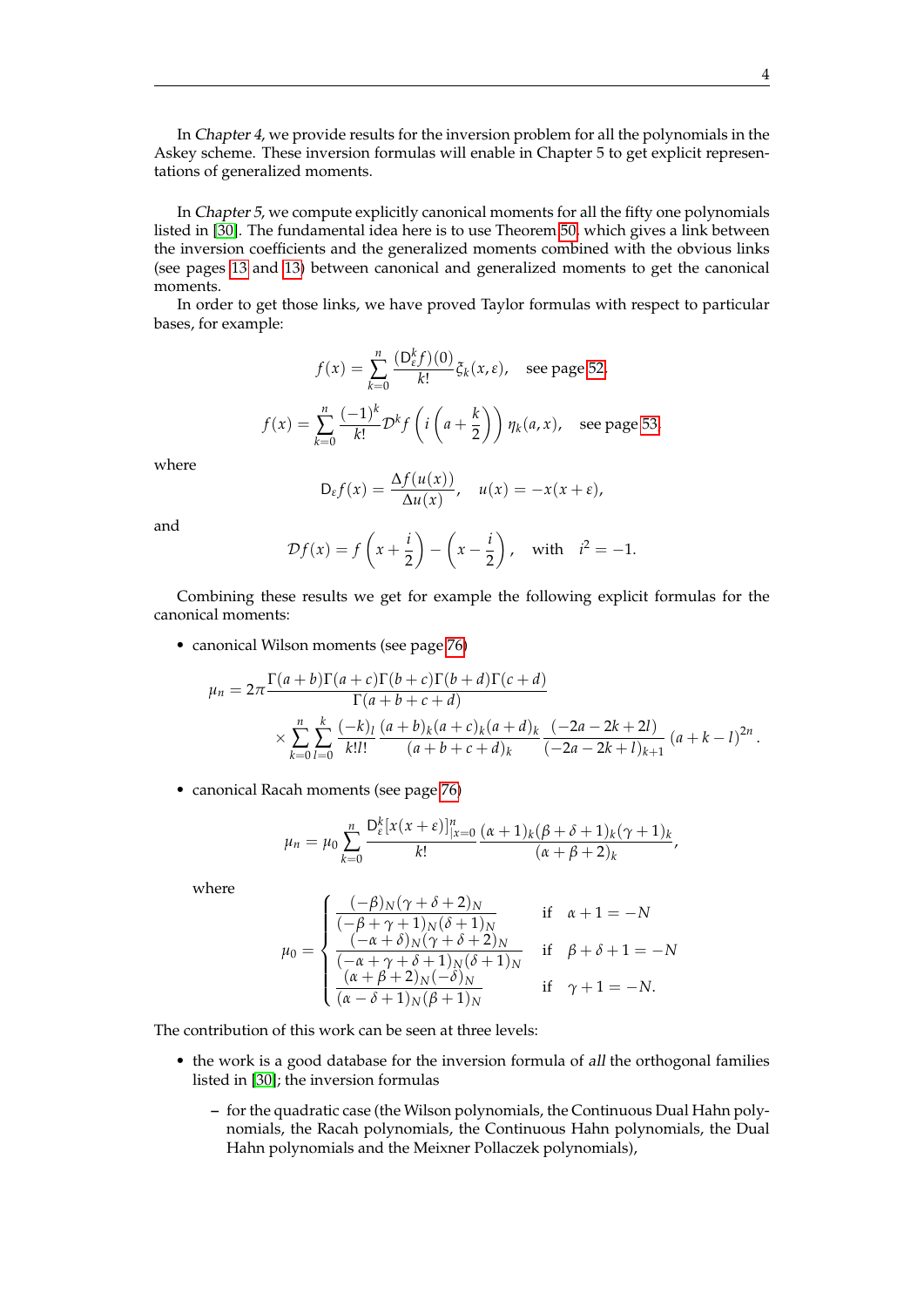In *Chapter 4*, we provide results for the inversion problem for all the polynomials in the Askey scheme. These inversion formulas will enable in Chapter 5 to get explicit representations of generalized moments.

In *Chapter 5*, we compute explicitly canonical moments for all the fifty one polynomials listed in [30]. The fundamental idea here is to use Theorem 50, which gives a link between the inversion coefficients and the generalized moments combined with the obvious links (see pages 13 and 13) between canonical and generalized moments to get the canonical moments.

In order to get those links, we have proved Taylor formulas with respect to particular bases, for example:

$$f(x) = \sum_{k=0}^{n} \frac{(\mathrm{D}_\varepsilon^k f)(0)}{k!} \xi_k(x,\varepsilon), \quad \text{see page 52,}$$

$$f(x) = \sum_{k=0}^{n} \frac{(-1)^k}{k!} \mathcal{D}^k f\left(i\left(a+\frac{k}{2}\right)\right) \eta_k(a,x), \quad \text{see page 53,}$$

where

$$\mathrm{D}_\varepsilon f(x) = \frac{\Delta f(u(x))}{\Delta u(x)}, \quad u(x) = -x(x+\varepsilon),$$

and

$$\mathcal{D} f(x) = f\left(x+\frac{i}{2}\right) - \left(x-\frac{i}{2}\right), \quad \text{with} \quad i^2=-1.$$

Combining these results we get for example the following explicit formulas for the canonical moments:

- canonical Wilson moments (see page 76)

$$\mu_n = 2\pi \frac{\Gamma(a+b)\Gamma(a+c)\Gamma(b+c)\Gamma(b+d)\Gamma(c+d)}{\Gamma(a+b+c+d)} \times \sum_{k=0}^{n}\sum_{l=0}^{k} \frac{(-k)_l}{k!l!} \frac{(a+b)_k(a+c)_k(a+d)_k}{(a+b+c+d)_k} \frac{(-2a-2k+2l)}{(-2a-2k+l)_{k+1}} (a+k-l)^{2n}.$$

- canonical Racah moments (see page 76)

$$\mu_n = \mu_0 \sum_{k=0}^{n} \frac{\mathrm{D}_\varepsilon^k [x(x+\varepsilon)]^n_{|x=0}}{k!} \frac{(\alpha+1)_k(\beta+\delta+1)_k(\gamma+1)_k}{(\alpha+\beta+2)_k},$$

  where

$$\mu_0 = \begin{cases} \dfrac{(-\beta)_N(\gamma+\delta+2)_N}{(-\beta+\gamma+1)_N(\delta+1)_N} & \text{if} \quad \alpha+1=-N \\ \dfrac{(-\alpha+\delta)_N(\gamma+\delta+2)_N}{(-\alpha+\gamma+\delta+1)_N(\delta+1)_N} & \text{if} \quad \beta+\delta+1=-N \\ \dfrac{(\alpha+\beta+2)_N(-\delta)_N}{(\alpha-\delta+1)_N(\beta+1)_N} & \text{if} \quad \gamma+1=-N. \end{cases}$$

The contribution of this work can be seen at three levels:

- the work is a good database for the inversion formula of *all* the orthogonal families listed in [30]; the inversion formulas
  - for the quadratic case (the Wilson polynomials, the Continuous Dual Hahn polynomials, the Racah polynomials, the Continuous Hahn polynomials, the Dual Hahn polynomials and the Meixner Pollaczek polynomials),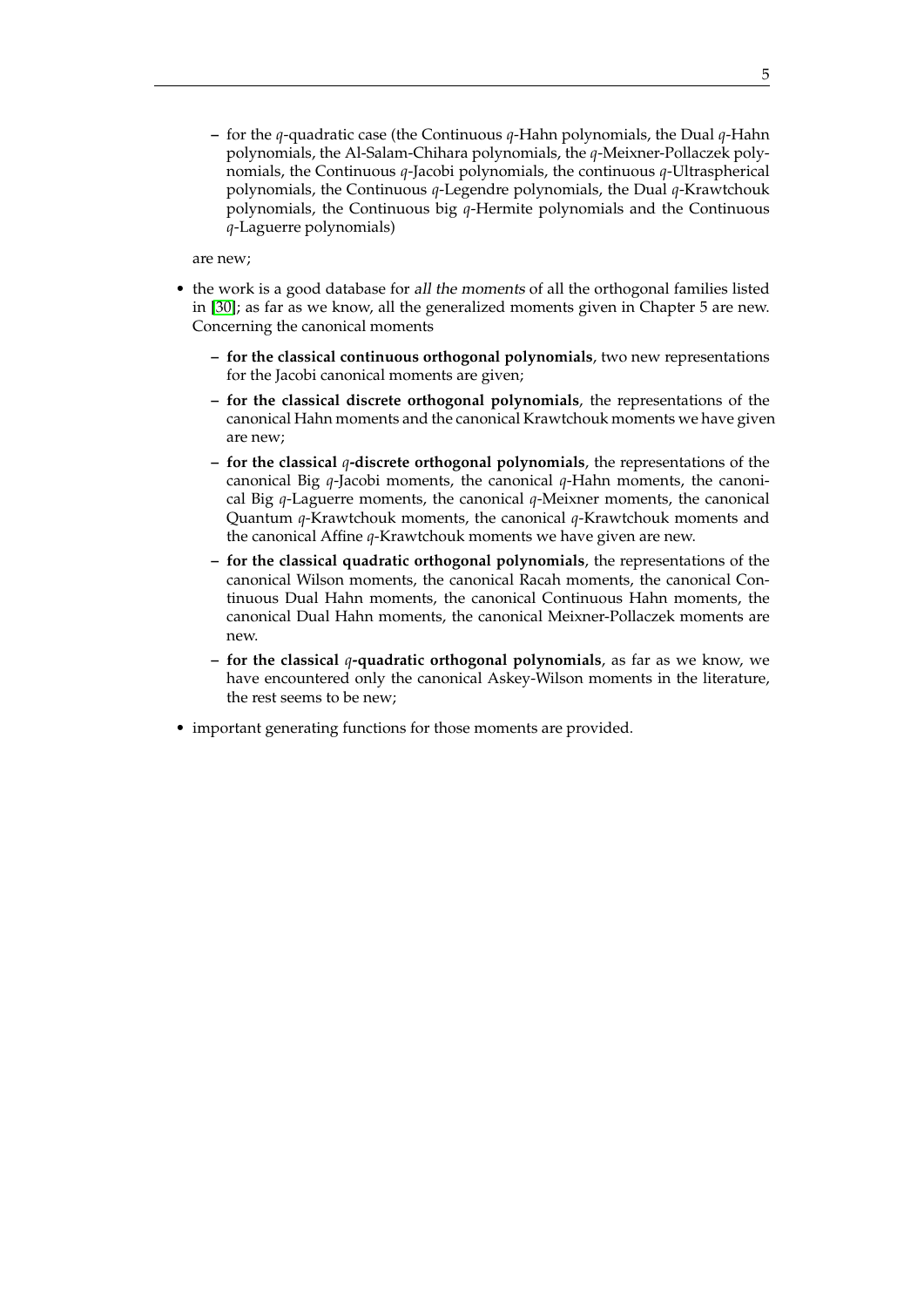- for the $q$-quadratic case (the Continuous $q$-Hahn polynomials, the Dual $q$-Hahn polynomials, the Al-Salam-Chihara polynomials, the $q$-Meixner-Pollaczek polynomials, the Continuous $q$-Jacobi polynomials, the continuous $q$-Ultraspherical polynomials, the Continuous $q$-Legendre polynomials, the Dual $q$-Krawtchouk polynomials, the Continuous big $q$-Hermite polynomials and the Continuous $q$-Laguerre polynomials)

  are new;

- the work is a good database for *all the moments* of all the orthogonal families listed in [30]; as far as we know, all the generalized moments given in Chapter 5 are new. Concerning the canonical moments
  - **for the classical continuous orthogonal polynomials**, two new representations for the Jacobi canonical moments are given;
  - **for the classical discrete orthogonal polynomials**, the representations of the canonical Hahn moments and the canonical Krawtchouk moments we have given are new;
  - **for the classical $q$-discrete orthogonal polynomials**, the representations of the canonical Big $q$-Jacobi moments, the canonical $q$-Hahn moments, the canonical Big $q$-Laguerre moments, the canonical $q$-Meixner moments, the canonical Quantum $q$-Krawtchouk moments, the canonical $q$-Krawtchouk moments and the canonical Affine $q$-Krawtchouk moments we have given are new.
  - **for the classical quadratic orthogonal polynomials**, the representations of the canonical Wilson moments, the canonical Racah moments, the canonical Continuous Dual Hahn moments, the canonical Continuous Hahn moments, the canonical Dual Hahn moments, the canonical Meixner-Pollaczek moments are new.
  - **for the classical $q$-quadratic orthogonal polynomials**, as far as we know, we have encountered only the canonical Askey-Wilson moments in the literature, the rest seems to be new;
- important generating functions for those moments are provided.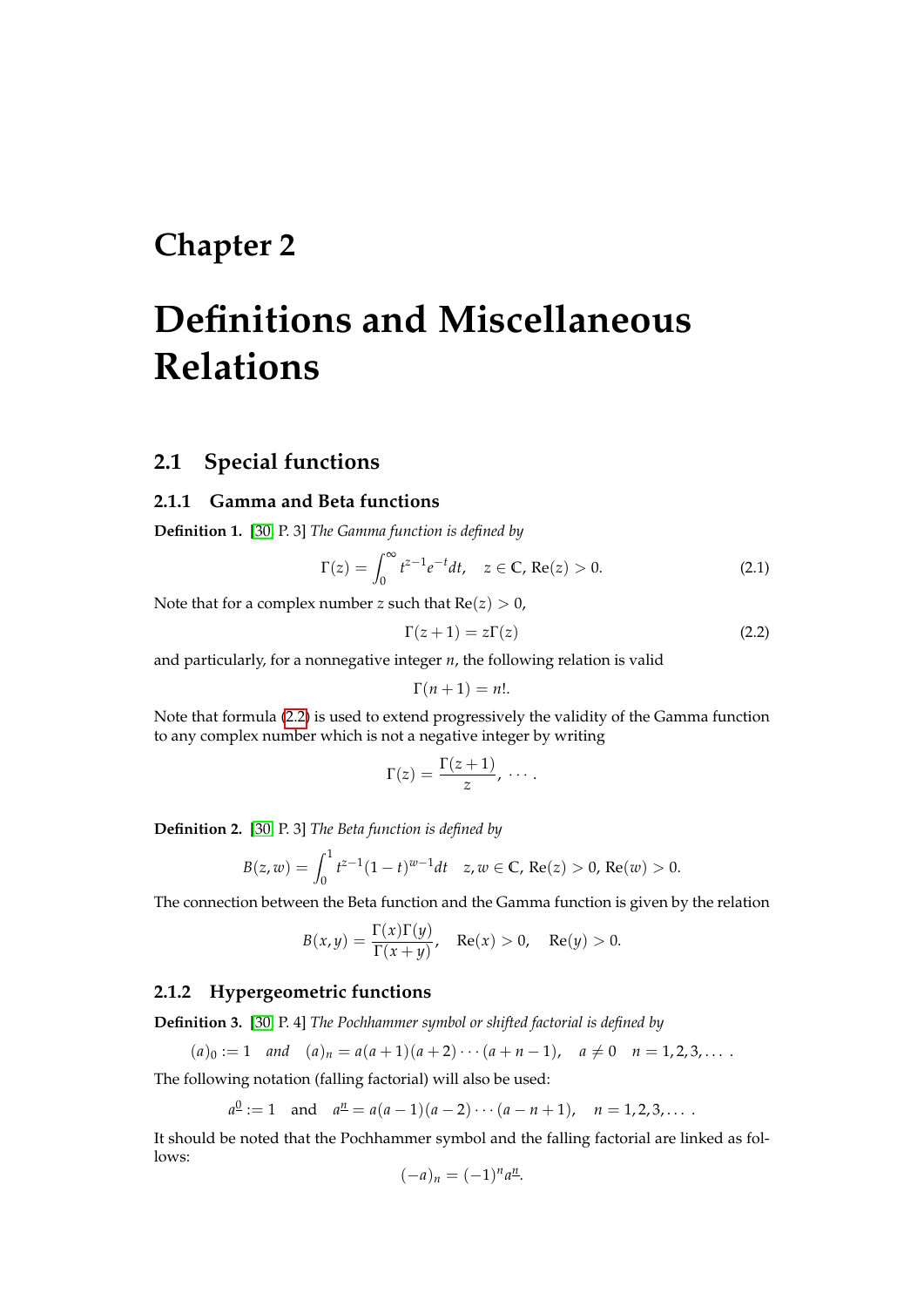# Chapter 2

# Definitions and Miscellaneous Relations

## 2.1 Special functions

### 2.1.1 Gamma and Beta functions

**Definition 1.** [30, P. 3] *The Gamma function is defined by*

$$\Gamma(z) = \int_0^\infty t^{z-1} e^{-t} dt, \quad z \in \mathbb{C}, \, \mathrm{Re}(z) > 0. \tag{2.1}$$

Note that for a complex number $z$ such that $\mathrm{Re}(z) > 0$,

$$\Gamma(z+1) = z\Gamma(z) \tag{2.2}$$

and particularly, for a nonnegative integer $n$, the following relation is valid

$$\Gamma(n+1) = n!.$$

Note that formula (2.2) is used to extend progressively the validity of the Gamma function to any complex number which is not a negative integer by writing

$$\Gamma(z) = \frac{\Gamma(z+1)}{z}, \; \cdots .$$

**Definition 2.** [30, P. 3] *The Beta function is defined by*

$$B(z,w) = \int_0^1 t^{z-1}(1-t)^{w-1} dt \quad z, w \in \mathbb{C}, \, \mathrm{Re}(z) > 0, \, \mathrm{Re}(w) > 0.$$

The connection between the Beta function and the Gamma function is given by the relation

$$B(x,y) = \frac{\Gamma(x)\Gamma(y)}{\Gamma(x+y)}, \quad \mathrm{Re}(x) > 0, \quad \mathrm{Re}(y) > 0.$$

### 2.1.2 Hypergeometric functions

**Definition 3.** [30, P. 4] *The Pochhammer symbol or shifted factorial is defined by*

$$(a)_0 := 1 \quad \textit{and} \quad (a)_n = a(a+1)(a+2)\cdots(a+n-1), \quad a \neq 0 \quad n = 1, 2, 3, \ldots .$$

The following notation (falling factorial) will also be used:

$$a^{\underline{0}} := 1 \quad \text{and} \quad a^{\underline{n}} = a(a-1)(a-2)\cdots(a-n+1), \quad n = 1, 2, 3, \ldots .$$

It should be noted that the Pochhammer symbol and the falling factorial are linked as follows:

$$(-a)_n = (-1)^n a^{\underline{n}}.$$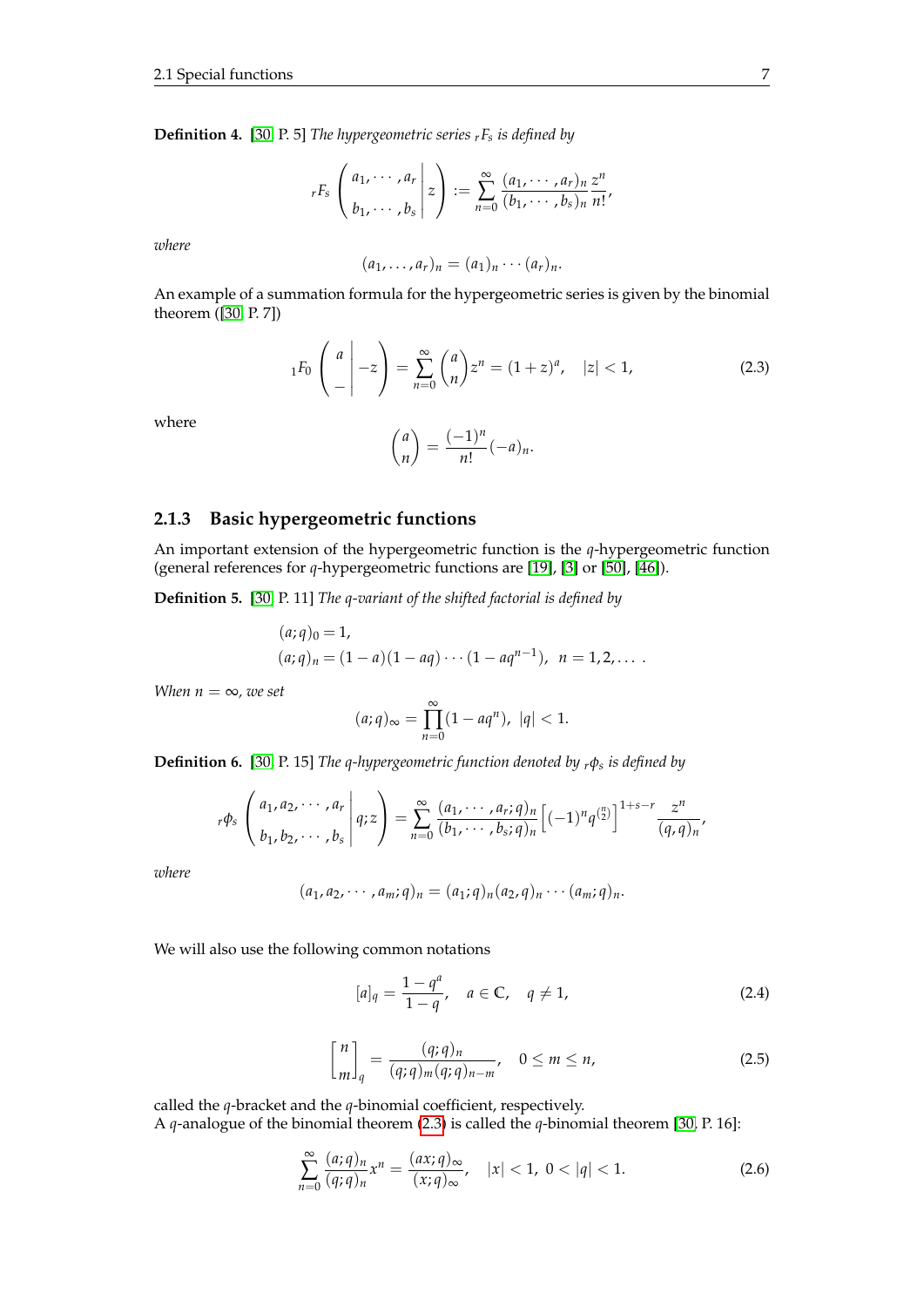**Definition 4.** [30, P. 5] *The hypergeometric series ${}_rF_s$ is defined by*

$$
{}_rF_s\left(\left.\begin{matrix} a_1, \cdots, a_r \\ b_1, \cdots, b_s \end{matrix}\right| z\right) := \sum_{n=0}^{\infty} \frac{(a_1, \cdots, a_r)_n}{(b_1, \cdots, b_s)_n} \frac{z^n}{n!},
$$

*where*

$$
(a_1, \ldots, a_r)_n = (a_1)_n \cdots (a_r)_n.
$$

An example of a summation formula for the hypergeometric series is given by the binomial theorem ([30, P. 7])

$$
{}_1F_0\left(\left.\begin{matrix} a \\ - \end{matrix}\right| -z\right) = \sum_{n=0}^{\infty} \binom{a}{n} z^n = (1+z)^a, \quad |z| < 1, \tag{2.3}
$$

where

$$
\binom{a}{n} = \frac{(-1)^n}{n!}(-a)_n.
$$

### 2.1.3 Basic hypergeometric functions

An important extension of the hypergeometric function is the $q$-hypergeometric function (general references for $q$-hypergeometric functions are [19], [3] or [50], [46]).

**Definition 5.** [30, P. 11] *The $q$-variant of the shifted factorial is defined by*

$$
\begin{aligned}
&(a;q)_0 = 1, \\
&(a;q)_n = (1-a)(1-aq)\cdots(1-aq^{n-1}), \;\; n = 1, 2, \ldots .
\end{aligned}
$$

*When $n = \infty$, we set*

$$
(a;q)_\infty = \prod_{n=0}^{\infty}(1-aq^n), \;\; |q| < 1.
$$

**Definition 6.** [30, P. 15] *The $q$-hypergeometric function denoted by ${}_r\phi_s$ is defined by*

$$
{}_r\phi_s\left(\left.\begin{matrix} a_1, a_2, \cdots, a_r \\ b_1, b_2, \cdots, b_s \end{matrix}\right| q; z\right) = \sum_{n=0}^{\infty} \frac{(a_1, \cdots, a_r; q)_n}{(b_1, \cdots, b_s; q)_n} \left[(-1)^n q^{\binom{n}{2}}\right]^{1+s-r} \frac{z^n}{(q,q)_n},
$$

*where*

$$
(a_1, a_2, \cdots, a_m; q)_n = (a_1; q)_n (a_2, q)_n \cdots (a_m; q)_n.
$$

We will also use the following common notations

$$
[a]_q = \frac{1-q^a}{1-q}, \quad a \in \mathbb{C}, \quad q \neq 1, \tag{2.4}
$$

$$
\begin{bmatrix} n \\ m \end{bmatrix}_q = \frac{(q;q)_n}{(q;q)_m (q;q)_{n-m}}, \quad 0 \leq m \leq n, \tag{2.5}
$$

called the $q$-bracket and the $q$-binomial coefficient, respectively.
A $q$-analogue of the binomial theorem (2.3) is called the $q$-binomial theorem [30, P. 16]:

$$
\sum_{n=0}^{\infty} \frac{(a;q)_n}{(q;q)_n} x^n = \frac{(ax;q)_\infty}{(x;q)_\infty}, \quad |x| < 1, \; 0 < |q| < 1. \tag{2.6}
$$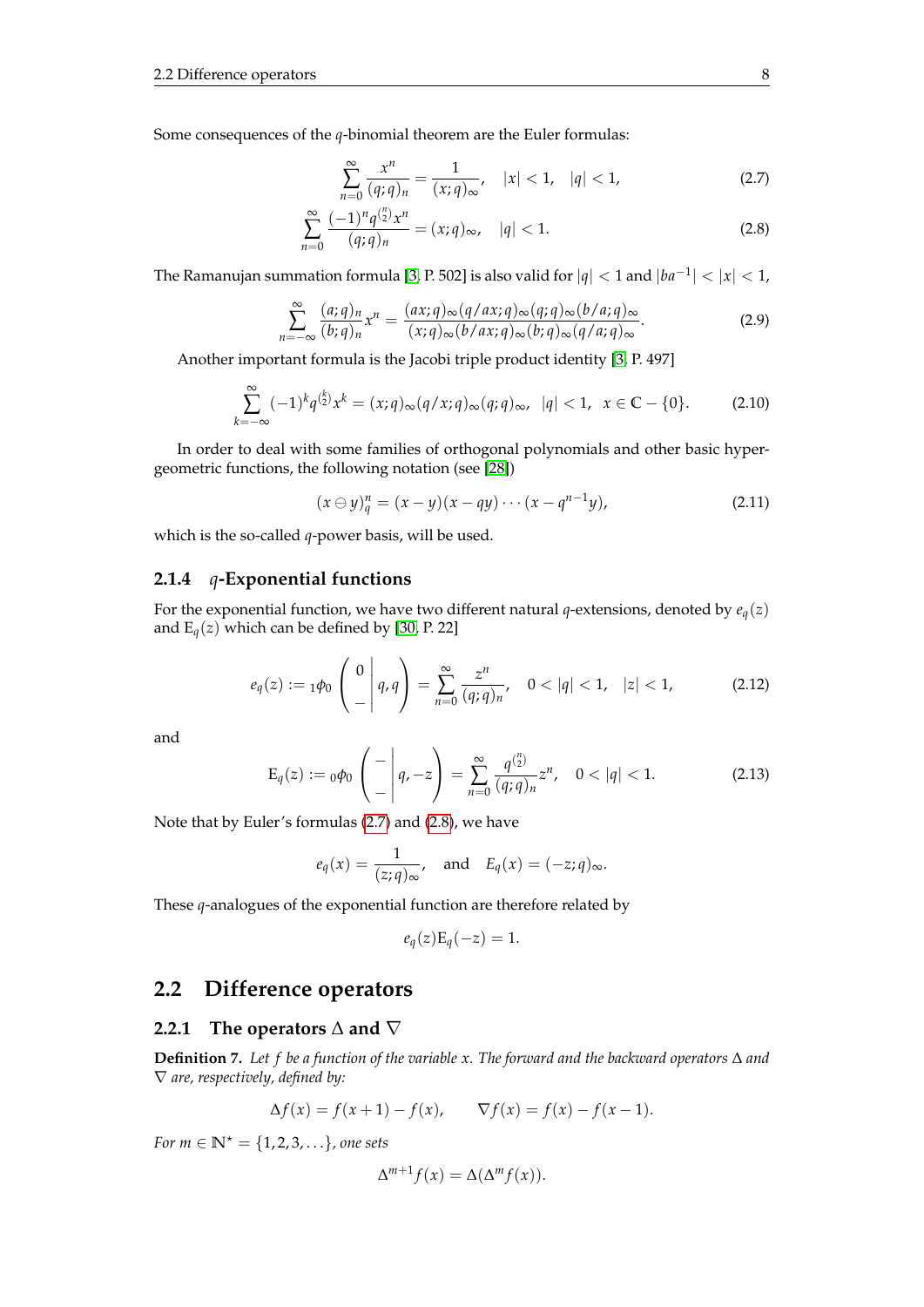Some consequences of the $q$-binomial theorem are the Euler formulas:

$$\sum_{n=0}^{\infty} \frac{x^n}{(q;q)_n} = \frac{1}{(x;q)_\infty}, \quad |x| < 1, \quad |q| < 1, \tag{2.7}$$

$$\sum_{n=0}^{\infty} \frac{(-1)^n q^{\binom{n}{2}} x^n}{(q;q)_n} = (x;q)_\infty, \quad |q| < 1. \tag{2.8}$$

The Ramanujan summation formula [3, P. 502] is also valid for $|q| < 1$ and $|ba^{-1}| < |x| < 1$,

$$\sum_{n=-\infty}^{\infty} \frac{(a;q)_n}{(b;q)_n} x^n = \frac{(ax;q)_\infty (q/ax;q)_\infty (q;q)_\infty (b/a;q)_\infty}{(x;q)_\infty (b/ax;q)_\infty (b;q)_\infty (q/a;q)_\infty}. \tag{2.9}$$

Another important formula is the Jacobi triple product identity [3, P. 497]

$$\sum_{k=-\infty}^{\infty} (-1)^k q^{\binom{k}{2}} x^k = (x;q)_\infty (q/x;q)_\infty (q;q)_\infty, \quad |q| < 1, \quad x \in \mathbb{C} - \{0\}. \tag{2.10}$$

In order to deal with some families of orthogonal polynomials and other basic hypergeometric functions, the following notation (see [28])

$$(x \ominus y)_q^n = (x - y)(x - qy) \cdots (x - q^{n-1} y), \tag{2.11}$$

which is the so-called $q$-power basis, will be used.

### 2.1.4 $q$-Exponential functions

For the exponential function, we have two different natural $q$-extensions, denoted by $e_q(z)$ and $\mathrm{E}_q(z)$ which can be defined by [30, P. 22]

$$e_q(z) := {}_1\phi_0 \left( \begin{array}{c} 0 \\ - \end{array} \middle| q, q \right) = \sum_{n=0}^{\infty} \frac{z^n}{(q;q)_n}, \quad 0 < |q| < 1, \quad |z| < 1, \tag{2.12}$$

and

$$\mathrm{E}_q(z) := {}_0\phi_0 \left( \begin{array}{c} - \\ - \end{array} \middle| q, -z \right) = \sum_{n=0}^{\infty} \frac{q^{\binom{n}{2}}}{(q;q)_n} z^n, \quad 0 < |q| < 1. \tag{2.13}$$

Note that by Euler's formulas (2.7) and (2.8), we have

$$e_q(x) = \frac{1}{(z;q)_\infty}, \quad \text{and} \quad E_q(x) = (-z;q)_\infty.$$

These $q$-analogues of the exponential function are therefore related by

$$e_q(z)\mathrm{E}_q(-z) = 1.$$

## 2.2 Difference operators

### 2.2.1 The operators $\Delta$ and $\nabla$

**Definition 7.** *Let $f$ be a function of the variable $x$. The forward and the backward operators $\Delta$ and $\nabla$ are, respectively, defined by:*

$$\Delta f(x) = f(x+1) - f(x), \qquad \nabla f(x) = f(x) - f(x-1).$$

*For $m \in \mathbb{N}^\star = \{1, 2, 3, \ldots\}$, one sets*

$$\Delta^{m+1} f(x) = \Delta(\Delta^m f(x)).$$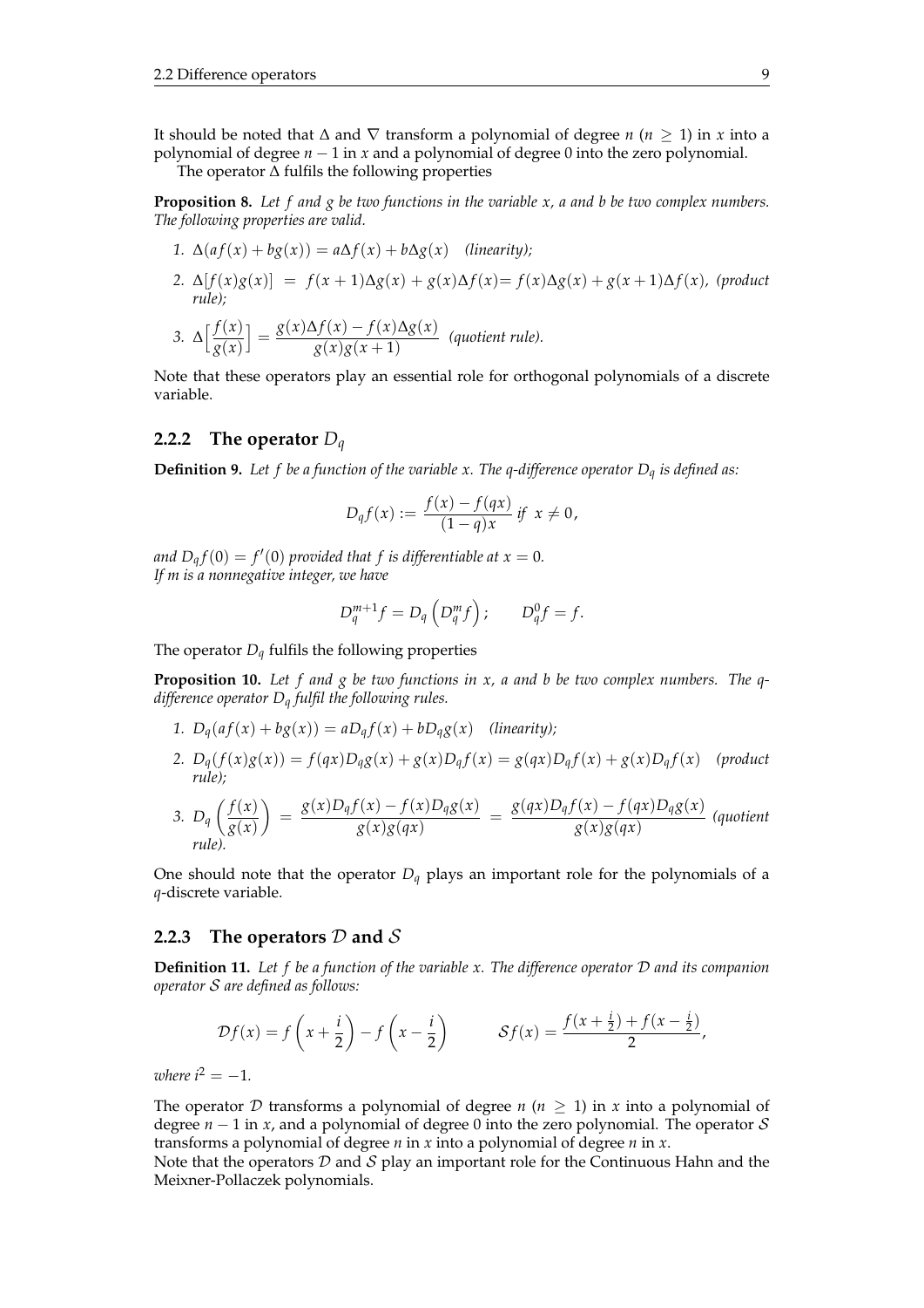It should be noted that $\Delta$ and $\nabla$ transform a polynomial of degree $n$ ($n \geq 1$) in $x$ into a polynomial of degree $n-1$ in $x$ and a polynomial of degree 0 into the zero polynomial.

The operator $\Delta$ fulfils the following properties

**Proposition 8.** *Let $f$ and $g$ be two functions in the variable $x$, $a$ and $b$ be two complex numbers. The following properties are valid.*

1. $\Delta(af(x) + bg(x)) = a\Delta f(x) + b\Delta g(x)$ *(linearity);*
2. $\Delta[f(x)g(x)] = f(x+1)\Delta g(x) + g(x)\Delta f(x) = f(x)\Delta g(x) + g(x+1)\Delta f(x)$, *(product rule);*
3. $\Delta\Big[\dfrac{f(x)}{g(x)}\Big] = \dfrac{g(x)\Delta f(x) - f(x)\Delta g(x)}{g(x)g(x+1)}$ *(quotient rule).*

Note that these operators play an essential role for orthogonal polynomials of a discrete variable.

### 2.2.2 The operator $D_q$

**Definition 9.** *Let $f$ be a function of the variable $x$. The $q$-difference operator $D_q$ is defined as:*

$$D_q f(x) := \frac{f(x) - f(qx)}{(1-q)x} \text{ if } x \neq 0,$$

*and $D_q f(0) = f'(0)$ provided that $f$ is differentiable at $x = 0$.*
*If $m$ is a nonnegative integer, we have*

$$D_q^{m+1} f = D_q\left(D_q^m f\right); \qquad D_q^0 f = f.$$

The operator $D_q$ fulfils the following properties

**Proposition 10.** *Let $f$ and $g$ be two functions in $x$, $a$ and $b$ be two complex numbers. The $q$-difference operator $D_q$ fulfil the following rules.*

1. $D_q(af(x) + bg(x)) = aD_q f(x) + bD_q g(x)$ *(linearity);*
2. $D_q(f(x)g(x)) = f(qx)D_q g(x) + g(x)D_q f(x) = g(qx)D_q f(x) + g(x)D_q f(x)$ *(product rule);*
3. $D_q\left(\dfrac{f(x)}{g(x)}\right) = \dfrac{g(x)D_q f(x) - f(x)D_q g(x)}{g(x)g(qx)} = \dfrac{g(qx)D_q f(x) - f(qx)D_q g(x)}{g(x)g(qx)}$ *(quotient rule).*

One should note that the operator $D_q$ plays an important role for the polynomials of a $q$-discrete variable.

### 2.2.3 The operators $\mathcal{D}$ and $\mathcal{S}$

**Definition 11.** *Let $f$ be a function of the variable $x$. The difference operator $\mathcal{D}$ and its companion operator $\mathcal{S}$ are defined as follows:*

$$\mathcal{D}f(x) = f\left(x + \frac{i}{2}\right) - f\left(x - \frac{i}{2}\right) \qquad \mathcal{S}f(x) = \frac{f(x+\frac{i}{2}) + f(x-\frac{i}{2})}{2},$$

*where $i^2 = -1$.*

The operator $\mathcal{D}$ transforms a polynomial of degree $n$ ($n \geq 1$) in $x$ into a polynomial of degree $n-1$ in $x$, and a polynomial of degree 0 into the zero polynomial. The operator $\mathcal{S}$ transforms a polynomial of degree $n$ in $x$ into a polynomial of degree $n$ in $x$.
Note that the operators $\mathcal{D}$ and $\mathcal{S}$ play an important role for the Continuous Hahn and the Meixner-Pollaczek polynomials.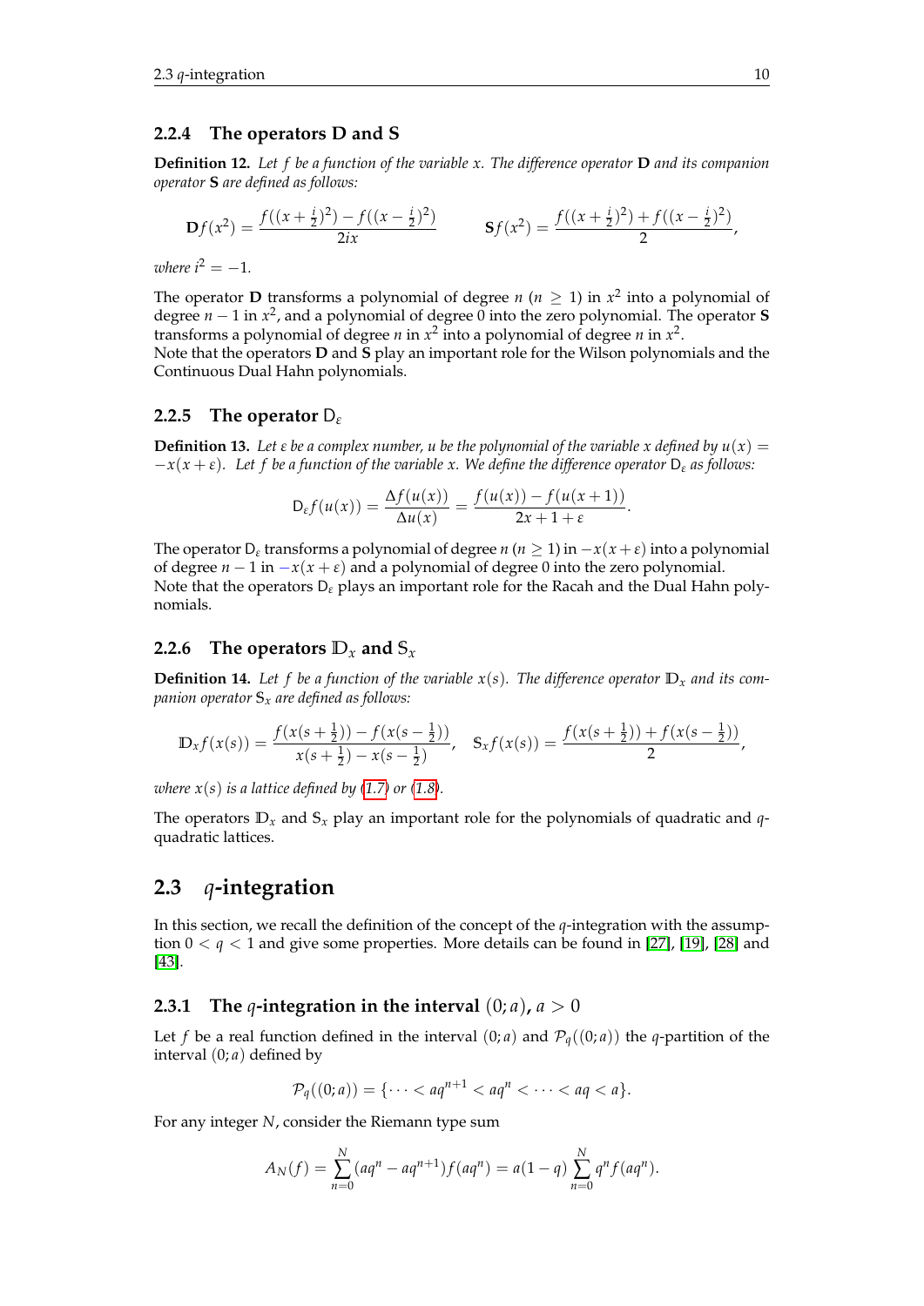### 2.2.4 The operators D and S

**Definition 12.** *Let $f$ be a function of the variable $x$. The difference operator* $\mathbf{D}$ *and its companion operator* $\mathbf{S}$ *are defined as follows:*

$$\mathbf{D}f(x^2) = \frac{f((x+\frac{i}{2})^2) - f((x-\frac{i}{2})^2)}{2ix} \qquad \mathbf{S}f(x^2) = \frac{f((x+\frac{i}{2})^2) + f((x-\frac{i}{2})^2)}{2},$$

*where $i^2 = -1$.*

The operator $\mathbf{D}$ transforms a polynomial of degree $n$ ($n \geq 1$) in $x^2$ into a polynomial of degree $n-1$ in $x^2$, and a polynomial of degree 0 into the zero polynomial. The operator $\mathbf{S}$ transforms a polynomial of degree $n$ in $x^2$ into a polynomial of degree $n$ in $x^2$.
Note that the operators $\mathbf{D}$ and $\mathbf{S}$ play an important role for the Wilson polynomials and the Continuous Dual Hahn polynomials.

### 2.2.5 The operator $\mathsf{D}_\varepsilon$

**Definition 13.** *Let $\varepsilon$ be a complex number, $u$ be the polynomial of the variable $x$ defined by $u(x) = -x(x+\varepsilon)$. Let $f$ be a function of the variable $x$. We define the difference operator $\mathsf{D}_\varepsilon$ as follows:*

$$\mathsf{D}_\varepsilon f(u(x)) = \frac{\Delta f(u(x))}{\Delta u(x)} = \frac{f(u(x)) - f(u(x+1))}{2x+1+\varepsilon}.$$

The operator $\mathsf{D}_\varepsilon$ transforms a polynomial of degree $n$ ($n \geq 1$) in $-x(x+\varepsilon)$ into a polynomial of degree $n-1$ in $-x(x+\varepsilon)$ and a polynomial of degree 0 into the zero polynomial.
Note that the operators $\mathsf{D}_\varepsilon$ plays an important role for the Racah and the Dual Hahn polynomials.

### 2.2.6 The operators $\mathbb{D}_x$ and $\mathbb{S}_x$

**Definition 14.** *Let $f$ be a function of the variable $x(s)$. The difference operator $\mathbb{D}_x$ and its companion operator $\mathbb{S}_x$ are defined as follows:*

$$\mathbb{D}_x f(x(s)) = \frac{f(x(s+\frac{1}{2})) - f(x(s-\frac{1}{2}))}{x(s+\frac{1}{2}) - x(s-\frac{1}{2})}, \quad \mathbb{S}_x f(x(s)) = \frac{f(x(s+\frac{1}{2})) + f(x(s-\frac{1}{2}))}{2},$$

*where $x(s)$ is a lattice defined by (1.7) or (1.8).*

The operators $\mathbb{D}_x$ and $\mathbb{S}_x$ play an important role for the polynomials of quadratic and $q$-quadratic lattices.

## 2.3 $q$-integration

In this section, we recall the definition of the concept of the $q$-integration with the assumption $0 < q < 1$ and give some properties. More details can be found in [27], [19], [28] and [43].

### 2.3.1 The $q$-integration in the interval $(0;a)$, $a > 0$

Let $f$ be a real function defined in the interval $(0;a)$ and $\mathcal{P}_q((0;a))$ the $q$-partition of the interval $(0;a)$ defined by

$$\mathcal{P}_q((0;a)) = \{\cdots < aq^{n+1} < aq^n < \cdots < aq < a\}.$$

For any integer $N$, consider the Riemann type sum

$$A_N(f) = \sum_{n=0}^{N} (aq^n - aq^{n+1}) f(aq^n) = a(1-q) \sum_{n=0}^{N} q^n f(aq^n).$$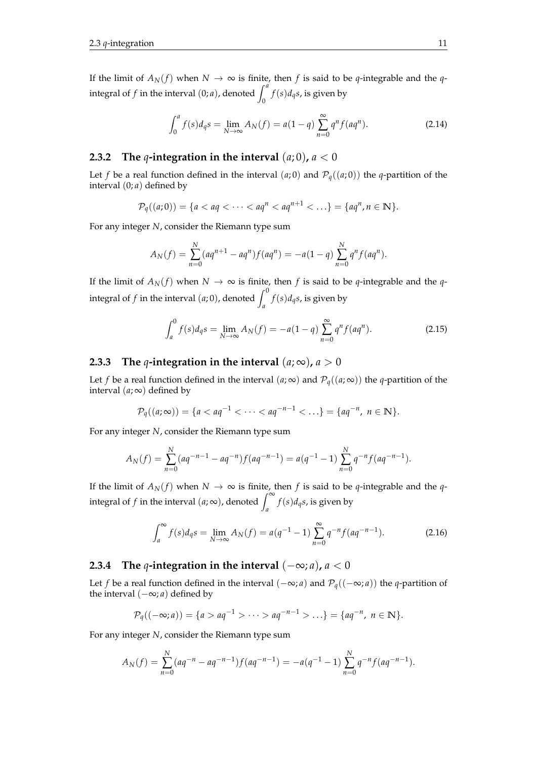If the limit of $A_N(f)$ when $N \to \infty$ is finite, then $f$ is said to be $q$-integrable and the $q$-integral of $f$ in the interval $(0;a)$, denoted $\int_0^a f(s)d_qs$, is given by

$$\int_0^a f(s)d_qs = \lim_{N\to\infty} A_N(f) = a(1-q)\sum_{n=0}^{\infty} q^n f(aq^n). \tag{2.14}$$

### 2.3.2 The $q$-integration in the interval $(a;0)$, $a < 0$

Let $f$ be a real function defined in the interval $(a;0)$ and $\mathcal{P}_q((a;0))$ the $q$-partition of the interval $(0;a)$ defined by

$$\mathcal{P}_q((a;0)) = \{a < aq < \cdots < aq^n < aq^{n+1} < \ldots\} = \{aq^n, n \in \mathbb{N}\}.$$

For any integer $N$, consider the Riemann type sum

$$A_N(f) = \sum_{n=0}^{N}(aq^{n+1} - aq^n)f(aq^n) = -a(1-q)\sum_{n=0}^{N} q^n f(aq^n).$$

If the limit of $A_N(f)$ when $N \to \infty$ is finite, then $f$ is said to be $q$-integrable and the $q$-integral of $f$ in the interval $(a;0)$, denoted $\int_a^0 f(s)d_qs$, is given by

$$\int_a^0 f(s)d_qs = \lim_{N\to\infty} A_N(f) = -a(1-q)\sum_{n=0}^{\infty} q^n f(aq^n). \tag{2.15}$$

### 2.3.3 The $q$-integration in the interval $(a;\infty)$, $a > 0$

Let $f$ be a real function defined in the interval $(a;\infty)$ and $\mathcal{P}_q((a;\infty))$ the $q$-partition of the interval $(a;\infty)$ defined by

$$\mathcal{P}_q((a;\infty)) = \{a < aq^{-1} < \cdots < aq^{-n-1} < \ldots\} = \{aq^{-n},\ n \in \mathbb{N}\}.$$

For any integer $N$, consider the Riemann type sum

$$A_N(f) = \sum_{n=0}^{N}(aq^{-n-1} - aq^{-n})f(aq^{-n-1}) = a(q^{-1}-1)\sum_{n=0}^{N} q^{-n} f(aq^{-n-1}).$$

If the limit of $A_N(f)$ when $N \to \infty$ is finite, then $f$ is said to be $q$-integrable and the $q$-integral of $f$ in the interval $(a;\infty)$, denoted $\int_a^\infty f(s)d_qs$, is given by

$$\int_a^\infty f(s)d_qs = \lim_{N\to\infty} A_N(f) = a(q^{-1}-1)\sum_{n=0}^{\infty} q^{-n} f(aq^{-n-1}). \tag{2.16}$$

### 2.3.4 The $q$-integration in the interval $(-\infty;a)$, $a < 0$

Let $f$ be a real function defined in the interval $(-\infty;a)$ and $\mathcal{P}_q((-\infty;a))$ the $q$-partition of the interval $(-\infty;a)$ defined by

$$\mathcal{P}_q((-\infty;a)) = \{a > aq^{-1} > \cdots > aq^{-n-1} > \ldots\} = \{aq^{-n},\ n \in \mathbb{N}\}.$$

For any integer $N$, consider the Riemann type sum

$$A_N(f) = \sum_{n=0}^{N}(aq^{-n} - aq^{-n-1})f(aq^{-n-1}) = -a(q^{-1}-1)\sum_{n=0}^{N} q^{-n} f(aq^{-n-1}).$$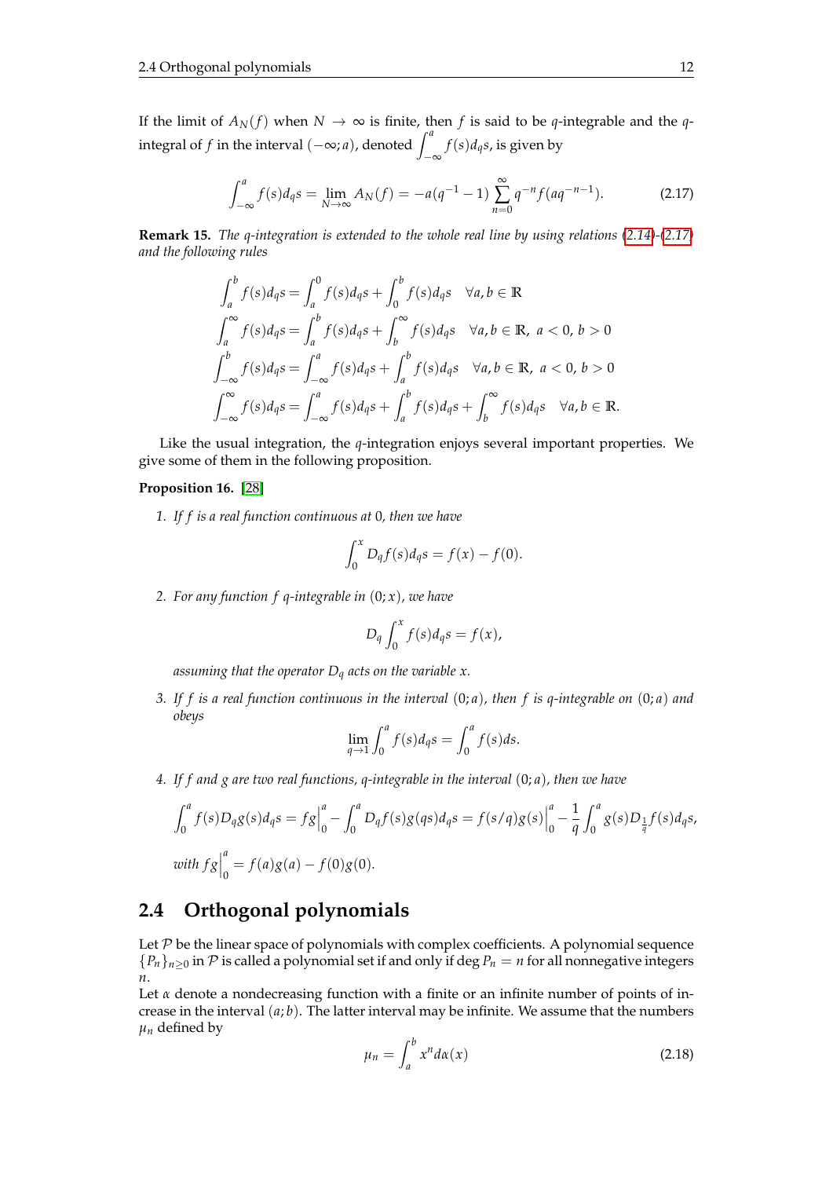If the limit of $A_N(f)$ when $N \to \infty$ is finite, then $f$ is said to be $q$-integrable and the $q$-integral of $f$ in the interval $(-\infty; a)$, denoted $\int_{-\infty}^{a} f(s)d_q s$, is given by

$$\int_{-\infty}^{a} f(s)d_q s = \lim_{N\to\infty} A_N(f) = -a(q^{-1}-1)\sum_{n=0}^{\infty} q^{-n} f(aq^{-n-1}). \tag{2.17}$$

**Remark 15.** *The $q$-integration is extended to the whole real line by using relations (2.14)-(2.17) and the following rules*

$$\begin{aligned}
\int_a^b f(s)d_q s &= \int_a^0 f(s)d_q s + \int_0^b f(s)d_q s \quad \forall a,b \in \mathbb{R} \\
\int_a^\infty f(s)d_q s &= \int_a^b f(s)d_q s + \int_b^\infty f(s)d_q s \quad \forall a,b \in \mathbb{R},\ a<0,\ b>0 \\
\int_{-\infty}^b f(s)d_q s &= \int_{-\infty}^a f(s)d_q s + \int_a^b f(s)d_q s \quad \forall a,b \in \mathbb{R},\ a<0,\ b>0 \\
\int_{-\infty}^\infty f(s)d_q s &= \int_{-\infty}^a f(s)d_q s + \int_a^b f(s)d_q s + \int_b^\infty f(s)d_q s \quad \forall a,b \in \mathbb{R}.
\end{aligned}$$

Like the usual integration, the $q$-integration enjoys several important properties. We give some of them in the following proposition.

**Proposition 16.** [28]

1. *If $f$ is a real function continuous at $0$, then we have*

$$\int_0^x D_q f(s)d_q s = f(x) - f(0).$$

2. *For any function $f$ $q$-integrable in $(0; x)$, we have*

$$D_q \int_0^x f(s)d_q s = f(x),$$

*assuming that the operator $D_q$ acts on the variable $x$.*

3. *If $f$ is a real function continuous in the interval $(0; a)$, then $f$ is $q$-integrable on $(0; a)$ and obeys*

$$\lim_{q\to 1} \int_0^a f(s)d_q s = \int_0^a f(s)ds.$$

4. *If $f$ and $g$ are two real functions, $q$-integrable in the interval $(0; a)$, then we have*

$$\int_0^a f(s)D_q g(s)d_q s = fg\Big|_0^a - \int_0^a D_q f(s)g(qs)d_q s = f(s/q)g(s)\Big|_0^a - \frac{1}{q}\int_0^a g(s)D_{\frac{1}{q}} f(s)d_q s,$$

*with $fg\Big|_0^a = f(a)g(a) - f(0)g(0)$.*

## 2.4 Orthogonal polynomials

Let $\mathcal{P}$ be the linear space of polynomials with complex coefficients. A polynomial sequence $\{P_n\}_{n\geq 0}$ in $\mathcal{P}$ is called a polynomial set if and only if $\deg P_n = n$ for all nonnegative integers $n$.
Let $\alpha$ denote a nondecreasing function with a finite or an infinite number of points of increase in the interval $(a; b)$. The latter interval may be infinite. We assume that the numbers $\mu_n$ defined by

$$\mu_n = \int_a^b x^n d\alpha(x) \tag{2.18}$$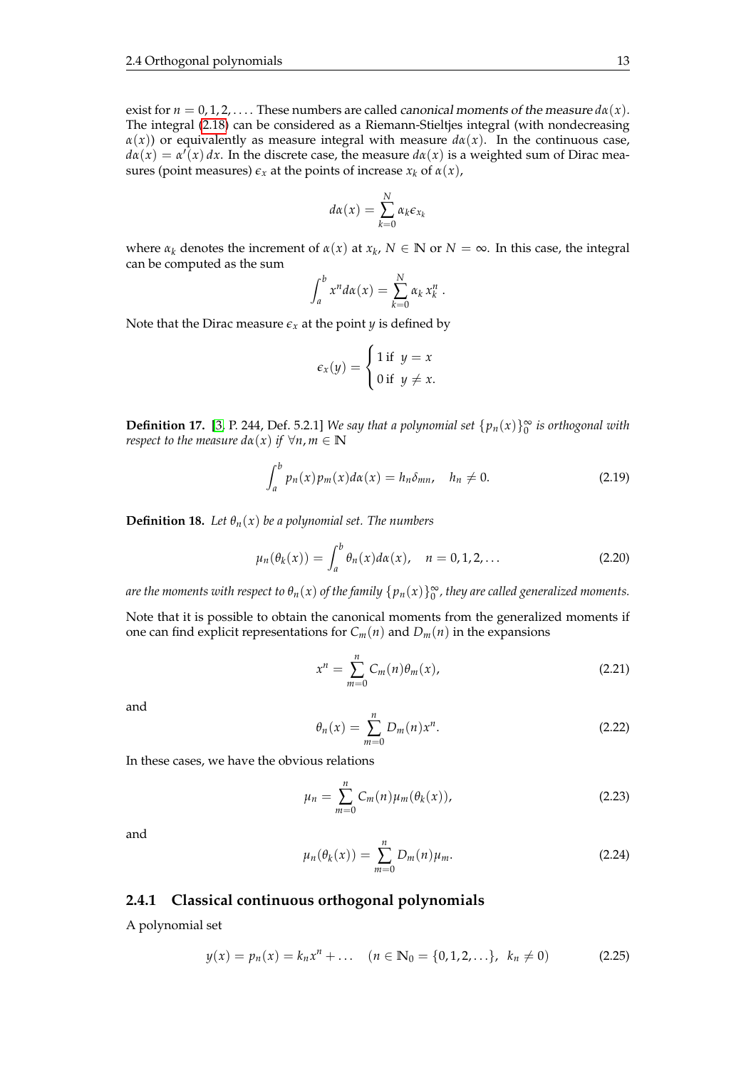exist for $n = 0, 1, 2, \ldots$. These numbers are called *canonical moments of the measure* $d\alpha(x)$. The integral (2.18) can be considered as a Riemann-Stieltjes integral (with nondecreasing $\alpha(x)$) or equivalently as measure integral with measure $d\alpha(x)$. In the continuous case, $d\alpha(x) = \alpha'(x)\,dx$. In the discrete case, the measure $d\alpha(x)$ is a weighted sum of Dirac measures (point measures) $\epsilon_x$ at the points of increase $x_k$ of $\alpha(x)$,

$$d\alpha(x) = \sum_{k=0}^{N} \alpha_k \epsilon_{x_k}$$

where $\alpha_k$ denotes the increment of $\alpha(x)$ at $x_k$, $N \in \mathbb{N}$ or $N = \infty$. In this case, the integral can be computed as the sum

$$\int_a^b x^n d\alpha(x) = \sum_{k=0}^{N} \alpha_k\, x_k^n\,.$$

Note that the Dirac measure $\epsilon_x$ at the point $y$ is defined by

$$\epsilon_x(y) = \begin{cases} 1 \text{ if } \; y = x \\ 0 \text{ if } \; y \neq x. \end{cases}$$

**Definition 17.** [3, P. 244, Def. 5.2.1] *We say that a polynomial set* $\{p_n(x)\}_0^\infty$ *is orthogonal with respect to the measure* $d\alpha(x)$ *if* $\forall n, m \in \mathbb{N}$

$$\int_a^b p_n(x) p_m(x) d\alpha(x) = h_n \delta_{mn}, \quad h_n \neq 0. \tag{2.19}$$

**Definition 18.** *Let* $\theta_n(x)$ *be a polynomial set. The numbers*

$$\mu_n(\theta_k(x)) = \int_a^b \theta_n(x) d\alpha(x), \quad n = 0, 1, 2, \ldots \tag{2.20}$$

*are the moments with respect to* $\theta_n(x)$ *of the family* $\{p_n(x)\}_0^\infty$*, they are called generalized moments.*

Note that it is possible to obtain the canonical moments from the generalized moments if one can find explicit representations for $C_m(n)$ and $D_m(n)$ in the expansions

$$x^n = \sum_{m=0}^{n} C_m(n) \theta_m(x), \tag{2.21}$$

and

$$\theta_n(x) = \sum_{m=0}^{n} D_m(n) x^n. \tag{2.22}$$

In these cases, we have the obvious relations

$$\mu_n = \sum_{m=0}^{n} C_m(n) \mu_m(\theta_k(x)), \tag{2.23}$$

and

$$\mu_n(\theta_k(x)) = \sum_{m=0}^{n} D_m(n) \mu_m. \tag{2.24}$$

### 2.4.1 Classical continuous orthogonal polynomials

A polynomial set

$$y(x) = p_n(x) = k_n x^n + \ldots \quad (n \in \mathbb{N}_0 = \{0, 1, 2, \ldots\}, \; k_n \neq 0) \tag{2.25}$$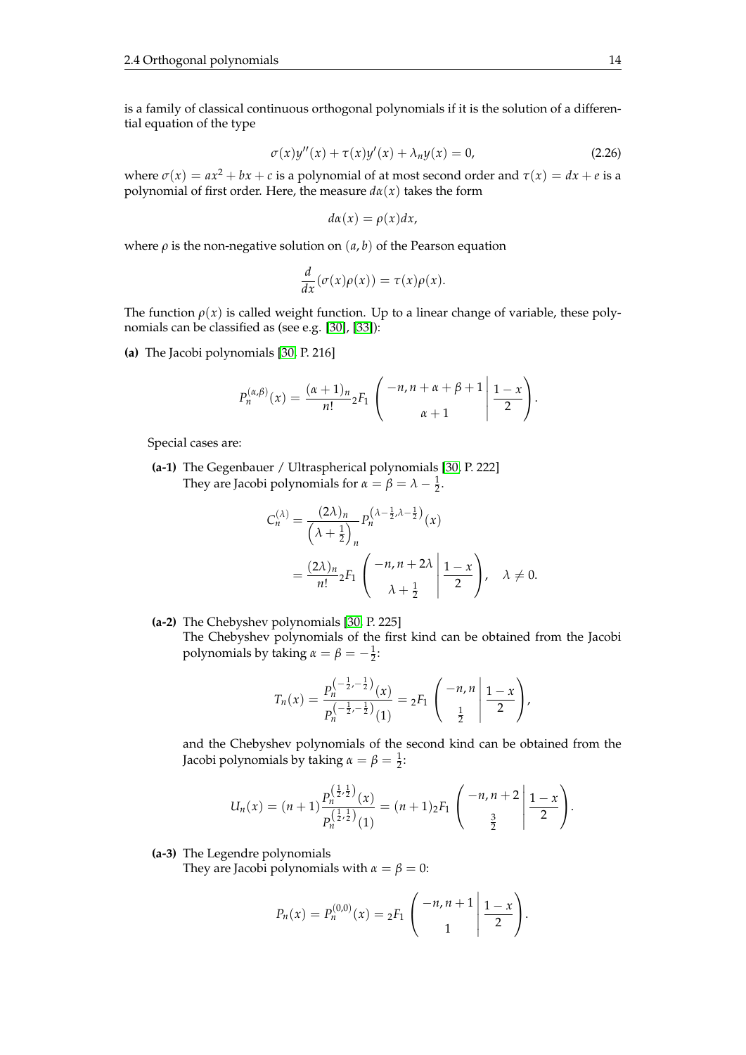is a family of classical continuous orthogonal polynomials if it is the solution of a differential equation of the type

$$\sigma(x)y''(x) + \tau(x)y'(x) + \lambda_n y(x) = 0, \tag{2.26}$$

where $\sigma(x) = ax^2 + bx + c$ is a polynomial of at most second order and $\tau(x) = dx + e$ is a polynomial of first order. Here, the measure $d\alpha(x)$ takes the form

$$d\alpha(x) = \rho(x)dx,$$

where $\rho$ is the non-negative solution on $(a, b)$ of the Pearson equation

$$\frac{d}{dx}(\sigma(x)\rho(x)) = \tau(x)\rho(x).$$

The function $\rho(x)$ is called weight function. Up to a linear change of variable, these polynomials can be classified as (see e.g. [30], [33]):

**(a)** The Jacobi polynomials [30, P. 216]

$$P_n^{(\alpha,\beta)}(x) = \frac{(\alpha+1)_n}{n!} {}_2F_1\left(\left.\begin{matrix} -n, n+\alpha+\beta+1 \\ \alpha+1 \end{matrix}\right| \frac{1-x}{2}\right).$$

Special cases are:

**(a-1)** The Gegenbauer / Ultraspherical polynomials [30, P. 222]
They are Jacobi polynomials for $\alpha = \beta = \lambda - \frac{1}{2}$.

$$\begin{aligned} C_n^{(\lambda)} &= \frac{(2\lambda)_n}{\left(\lambda + \frac{1}{2}\right)_n} P_n^{\left(\lambda-\frac{1}{2},\lambda-\frac{1}{2}\right)}(x) \\ &= \frac{(2\lambda)_n}{n!} {}_2F_1\left(\left.\begin{matrix} -n, n+2\lambda \\ \lambda+\frac{1}{2} \end{matrix}\right| \frac{1-x}{2}\right), \quad \lambda \neq 0. \end{aligned}$$

**(a-2)** The Chebyshev polynomials [30, P. 225]
The Chebyshev polynomials of the first kind can be obtained from the Jacobi polynomials by taking $\alpha = \beta = -\frac{1}{2}$:

$$T_n(x) = \frac{P_n^{\left(-\frac{1}{2},-\frac{1}{2}\right)}(x)}{P_n^{\left(-\frac{1}{2},-\frac{1}{2}\right)}(1)} = {}_2F_1\left(\left.\begin{matrix} -n, n \\ \frac{1}{2} \end{matrix}\right| \frac{1-x}{2}\right),$$

and the Chebyshev polynomials of the second kind can be obtained from the Jacobi polynomials by taking $\alpha = \beta = \frac{1}{2}$:

$$U_n(x) = (n+1)\frac{P_n^{\left(\frac{1}{2},\frac{1}{2}\right)}(x)}{P_n^{\left(\frac{1}{2},\frac{1}{2}\right)}(1)} = (n+1){}_2F_1\left(\left.\begin{matrix} -n, n+2 \\ \frac{3}{2} \end{matrix}\right| \frac{1-x}{2}\right).$$

**(a-3)** The Legendre polynomials
They are Jacobi polynomials with $\alpha = \beta = 0$:

$$P_n(x) = P_n^{(0,0)}(x) = {}_2F_1\left(\left.\begin{matrix} -n, n+1 \\ 1 \end{matrix}\right| \frac{1-x}{2}\right).$$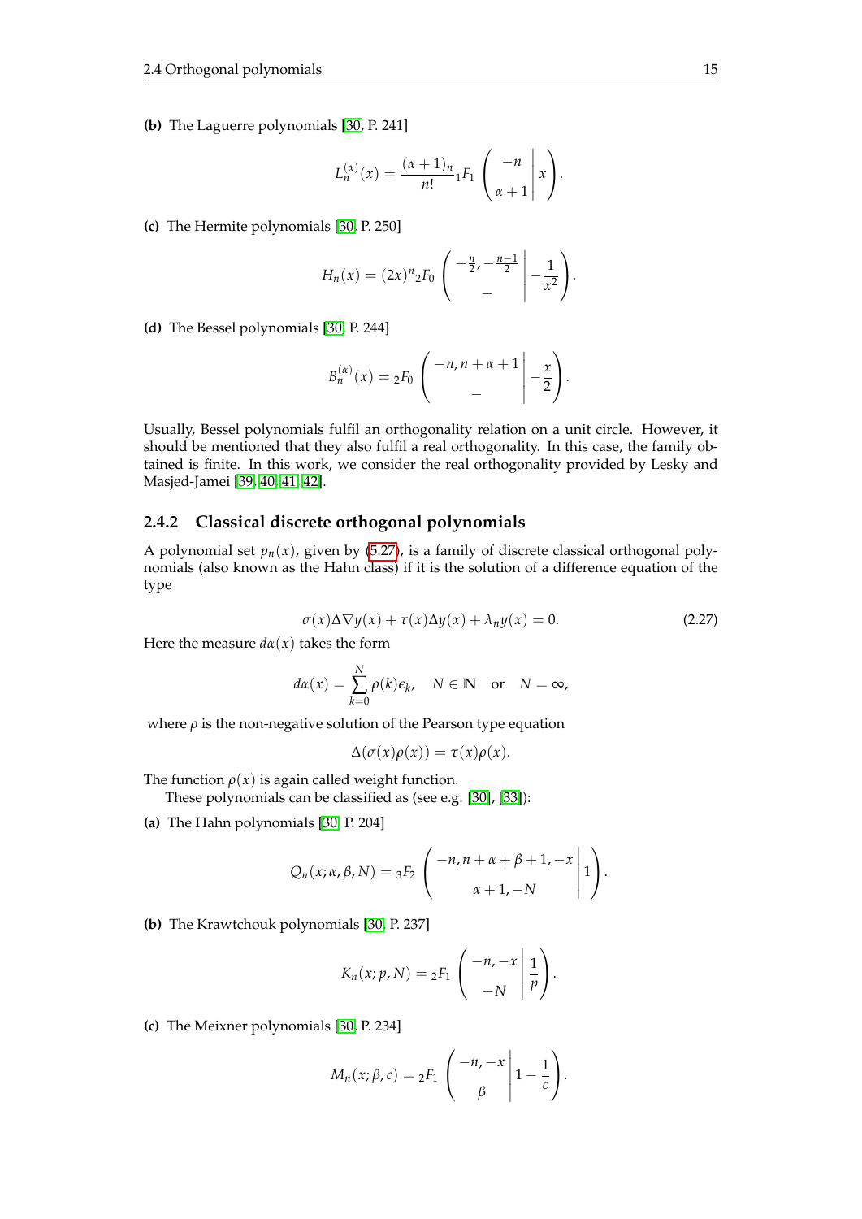**(b)** The Laguerre polynomials [30, P. 241]

$$L_n^{(\alpha)}(x) = \frac{(\alpha+1)_n}{n!} {}_1F_1 \left( \begin{array}{c} -n \\ \alpha+1 \end{array} \middle| \, x \right).$$

**(c)** The Hermite polynomials [30, P. 250]

$$H_n(x) = (2x)^n {}_2F_0 \left( \begin{array}{c} -\frac{n}{2}, -\frac{n-1}{2} \\ - \end{array} \middle| \, -\frac{1}{x^2} \right).$$

**(d)** The Bessel polynomials [30, P. 244]

$$B_n^{(\alpha)}(x) = {}_2F_0 \left( \begin{array}{c} -n, n+\alpha+1 \\ - \end{array} \middle| \, -\frac{x}{2} \right).$$

Usually, Bessel polynomials fulfil an orthogonality relation on a unit circle. However, it should be mentioned that they also fulfil a real orthogonality. In this case, the family obtained is finite. In this work, we consider the real orthogonality provided by Lesky and Masjed-Jamei [39, 40, 41, 42].

### 2.4.2 Classical discrete orthogonal polynomials

A polynomial set $p_n(x)$, given by (5.27), is a family of discrete classical orthogonal polynomials (also known as the Hahn class) if it is the solution of a difference equation of the type

$$\sigma(x)\Delta\nabla y(x) + \tau(x)\Delta y(x) + \lambda_n y(x) = 0. \tag{2.27}$$

Here the measure $d\alpha(x)$ takes the form

$$d\alpha(x) = \sum_{k=0}^{N} \rho(k)\epsilon_k, \quad N \in \mathbb{N} \quad \text{or} \quad N = \infty,$$

where $\rho$ is the non-negative solution of the Pearson type equation

$$\Delta(\sigma(x)\rho(x)) = \tau(x)\rho(x).$$

The function $\rho(x)$ is again called weight function.

These polynomials can be classified as (see e.g. [30], [33]):

**(a)** The Hahn polynomials [30, P. 204]

$$Q_n(x;\alpha,\beta,N) = {}_3F_2 \left( \begin{array}{c} -n, n+\alpha+\beta+1, -x \\ \alpha+1, -N \end{array} \middle| \, 1 \right).$$

**(b)** The Krawtchouk polynomials [30, P. 237]

$$K_n(x;p,N) = {}_2F_1 \left( \begin{array}{c} -n, -x \\ -N \end{array} \middle| \, \frac{1}{p} \right).$$

**(c)** The Meixner polynomials [30, P. 234]

$$M_n(x;\beta,c) = {}_2F_1 \left( \begin{array}{c} -n, -x \\ \beta \end{array} \middle| \, 1-\frac{1}{c} \right).$$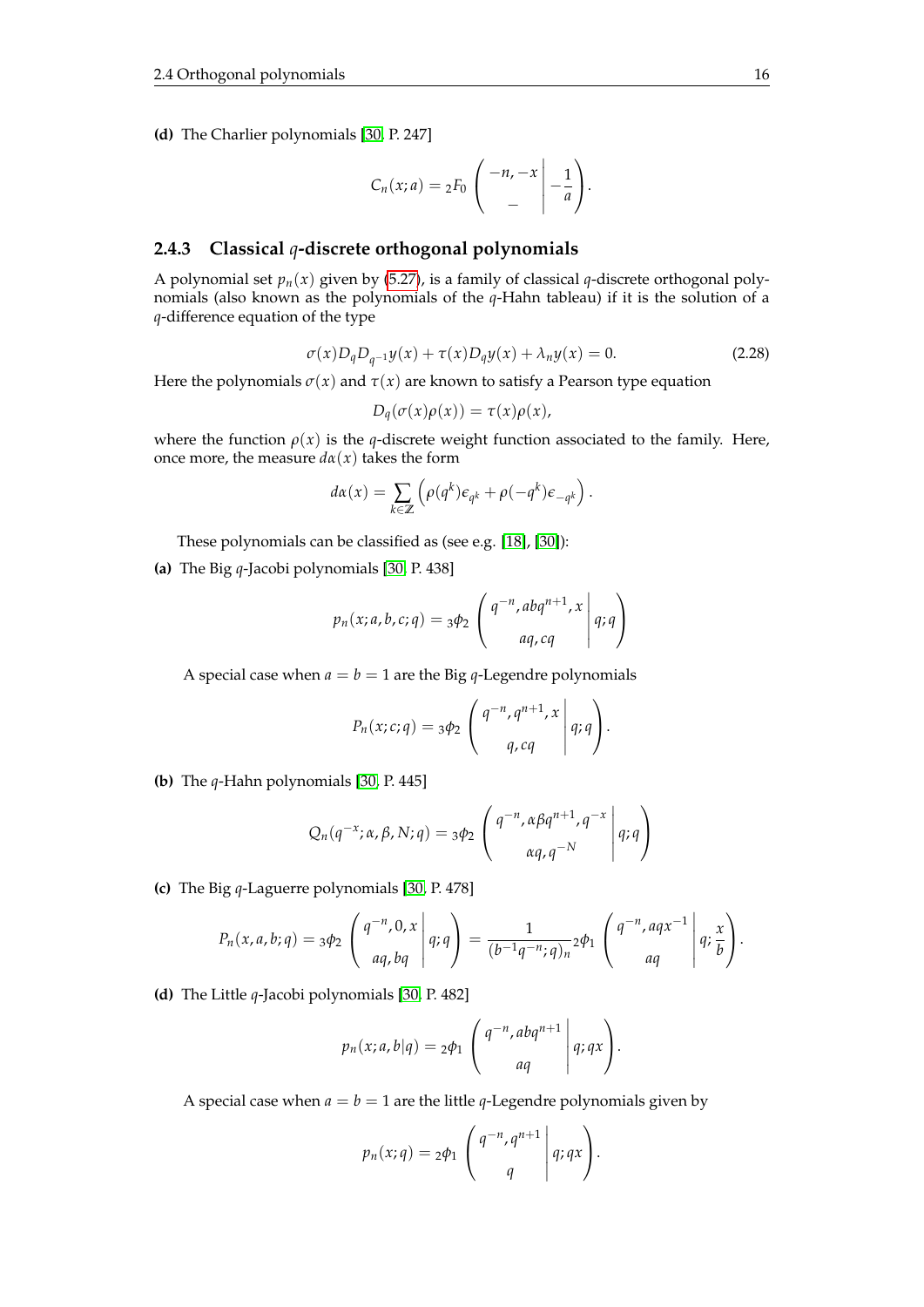**(d)** The Charlier polynomials [30, P. 247]

$$C_n(x;a) = {}_2F_0\left(\begin{matrix}-n, -x\\ -\end{matrix}\,\middle|\, -\frac{1}{a}\right).$$

### 2.4.3 Classical $q$-discrete orthogonal polynomials

A polynomial set $p_n(x)$ given by (5.27), is a family of classical $q$-discrete orthogonal polynomials (also known as the polynomials of the $q$-Hahn tableau) if it is the solution of a $q$-difference equation of the type

$$\sigma(x)D_q D_{q^{-1}}y(x) + \tau(x)D_q y(x) + \lambda_n y(x) = 0. \tag{2.28}$$

Here the polynomials $\sigma(x)$ and $\tau(x)$ are known to satisfy a Pearson type equation

$$D_q(\sigma(x)\rho(x)) = \tau(x)\rho(x),$$

where the function $\rho(x)$ is the $q$-discrete weight function associated to the family. Here, once more, the measure $d\alpha(x)$ takes the form

$$d\alpha(x) = \sum_{k\in\mathbb{Z}}\left(\rho(q^k)\epsilon_{q^k} + \rho(-q^k)\epsilon_{-q^k}\right).$$

These polynomials can be classified as (see e.g. [18], [30]):

**(a)** The Big $q$-Jacobi polynomials [30, P. 438]

$$p_n(x;a,b,c;q) = {}_3\phi_2\left(\begin{matrix}q^{-n}, abq^{n+1}, x\\ aq, cq\end{matrix}\,\middle|\, q;q\right)$$

A special case when $a = b = 1$ are the Big $q$-Legendre polynomials

$$P_n(x;c;q) = {}_3\phi_2\left(\begin{matrix}q^{-n}, q^{n+1}, x\\ q, cq\end{matrix}\,\middle|\, q;q\right).$$

**(b)** The $q$-Hahn polynomials [30, P. 445]

$$Q_n(q^{-x};\alpha,\beta,N;q) = {}_3\phi_2\left(\begin{matrix}q^{-n}, \alpha\beta q^{n+1}, q^{-x}\\ \alpha q, q^{-N}\end{matrix}\,\middle|\, q;q\right)$$

**(c)** The Big $q$-Laguerre polynomials [30, P. 478]

$$P_n(x,a,b;q) = {}_3\phi_2\left(\begin{matrix}q^{-n}, 0, x\\ aq, bq\end{matrix}\,\middle|\, q;q\right) = \frac{1}{(b^{-1}q^{-n};q)_n}\,{}_2\phi_1\left(\begin{matrix}q^{-n}, aqx^{-1}\\ aq\end{matrix}\,\middle|\, q;\frac{x}{b}\right).$$

**(d)** The Little $q$-Jacobi polynomials [30, P. 482]

$$p_n(x;a,b|q) = {}_2\phi_1\left(\begin{matrix}q^{-n}, abq^{n+1}\\ aq\end{matrix}\,\middle|\, q;qx\right).$$

A special case when $a = b = 1$ are the little $q$-Legendre polynomials given by

$$p_n(x;q) = {}_2\phi_1\left(\begin{matrix}q^{-n}, q^{n+1}\\ q\end{matrix}\,\middle|\, q;qx\right).$$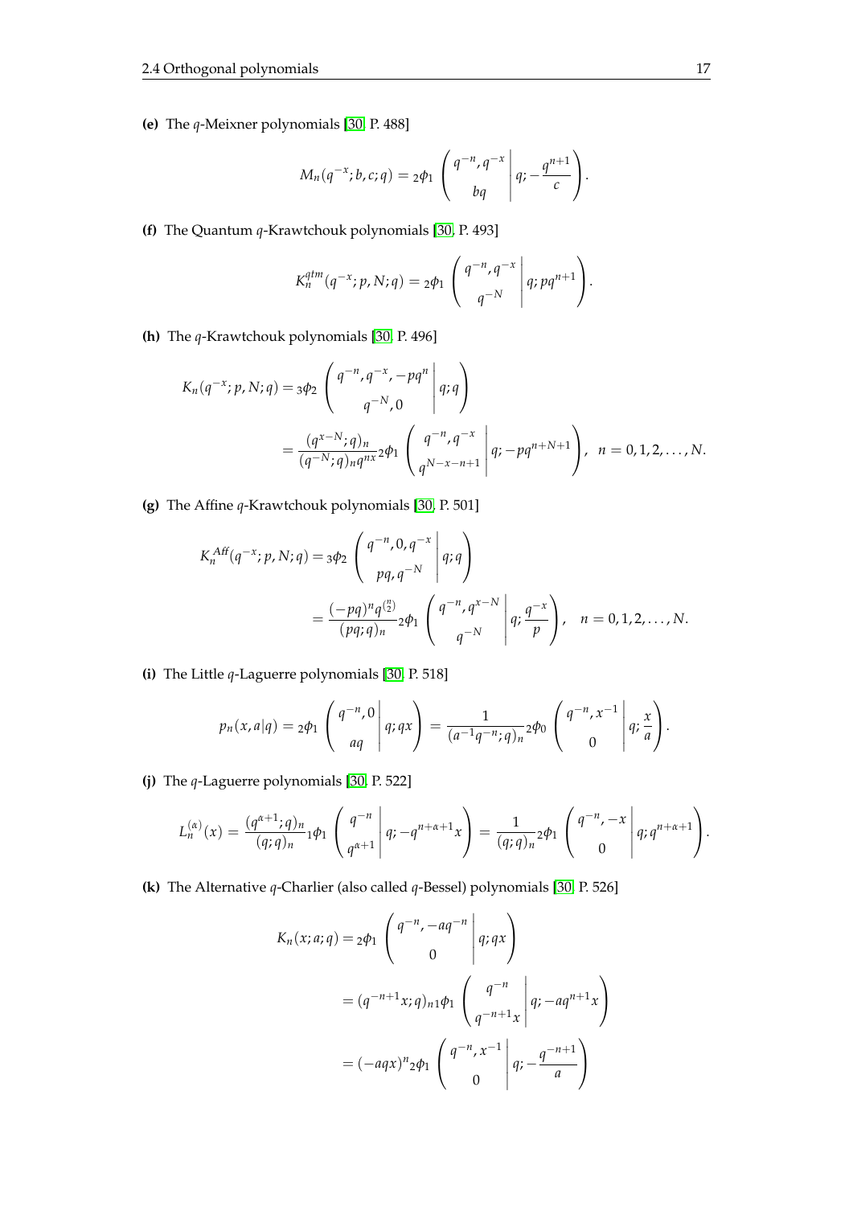**(e)** The $q$-Meixner polynomials [30, P. 488]

$$M_n(q^{-x};b,c;q) = {}_2\phi_1\left(\begin{array}{c} q^{-n}, q^{-x} \\ bq \end{array}\middle|\, q; -\frac{q^{n+1}}{c}\right).$$

**(f)** The Quantum $q$-Krawtchouk polynomials [30, P. 493]

$$K_n^{qtm}(q^{-x};p,N;q) = {}_2\phi_1\left(\begin{array}{c} q^{-n}, q^{-x} \\ q^{-N} \end{array}\middle|\, q; pq^{n+1}\right).$$

**(h)** The $q$-Krawtchouk polynomials [30, P. 496]

$$\begin{aligned} K_n(q^{-x};p,N;q) &= {}_3\phi_2\left(\begin{array}{c} q^{-n}, q^{-x}, -pq^n \\ q^{-N}, 0 \end{array}\middle|\, q; q\right) \\ &= \frac{(q^{x-N};q)_n}{(q^{-N};q)_n q^{nx}} {}_2\phi_1\left(\begin{array}{c} q^{-n}, q^{-x} \\ q^{N-x-n+1} \end{array}\middle|\, q; -pq^{n+N+1}\right), \quad n = 0,1,2,\ldots,N. \end{aligned}$$

**(g)** The Affine $q$-Krawtchouk polynomials [30, P. 501]

$$\begin{aligned} K_n^{Aff}(q^{-x};p,N;q) &= {}_3\phi_2\left(\begin{array}{c} q^{-n}, 0, q^{-x} \\ pq, q^{-N} \end{array}\middle|\, q; q\right) \\ &= \frac{(-pq)^n q^{\binom{n}{2}}}{(pq;q)_n} {}_2\phi_1\left(\begin{array}{c} q^{-n}, q^{x-N} \\ q^{-N} \end{array}\middle|\, q; \frac{q^{-x}}{p}\right), \quad n = 0,1,2,\ldots,N. \end{aligned}$$

**(i)** The Little $q$-Laguerre polynomials [30, P. 518]

$$p_n(x,a|q) = {}_2\phi_1\left(\begin{array}{c} q^{-n}, 0 \\ aq \end{array}\middle|\, q; qx\right) = \frac{1}{(a^{-1}q^{-n};q)_n} {}_2\phi_0\left(\begin{array}{c} q^{-n}, x^{-1} \\ 0 \end{array}\middle|\, q; \frac{x}{a}\right).$$

**(j)** The $q$-Laguerre polynomials [30, P. 522]

$$L_n^{(\alpha)}(x) = \frac{(q^{\alpha+1};q)_n}{(q;q)_n} {}_1\phi_1\left(\begin{array}{c} q^{-n} \\ q^{\alpha+1} \end{array}\middle|\, q; -q^{n+\alpha+1}x\right) = \frac{1}{(q;q)_n} {}_2\phi_1\left(\begin{array}{c} q^{-n}, -x \\ 0 \end{array}\middle|\, q; q^{n+\alpha+1}\right).$$

**(k)** The Alternative $q$-Charlier (also called $q$-Bessel) polynomials [30, P. 526]

$$\begin{aligned} K_n(x;a;q) &= {}_2\phi_1\left(\begin{array}{c} q^{-n}, -aq^{-n} \\ 0 \end{array}\middle|\, q; qx\right) \\ &= (q^{-n+1}x;q)_n {}_1\phi_1\left(\begin{array}{c} q^{-n} \\ q^{-n+1}x \end{array}\middle|\, q; -aq^{n+1}x\right) \\ &= (-aqx)^n {}_2\phi_1\left(\begin{array}{c} q^{-n}, x^{-1} \\ 0 \end{array}\middle|\, q; -\frac{q^{-n+1}}{a}\right) \end{aligned}$$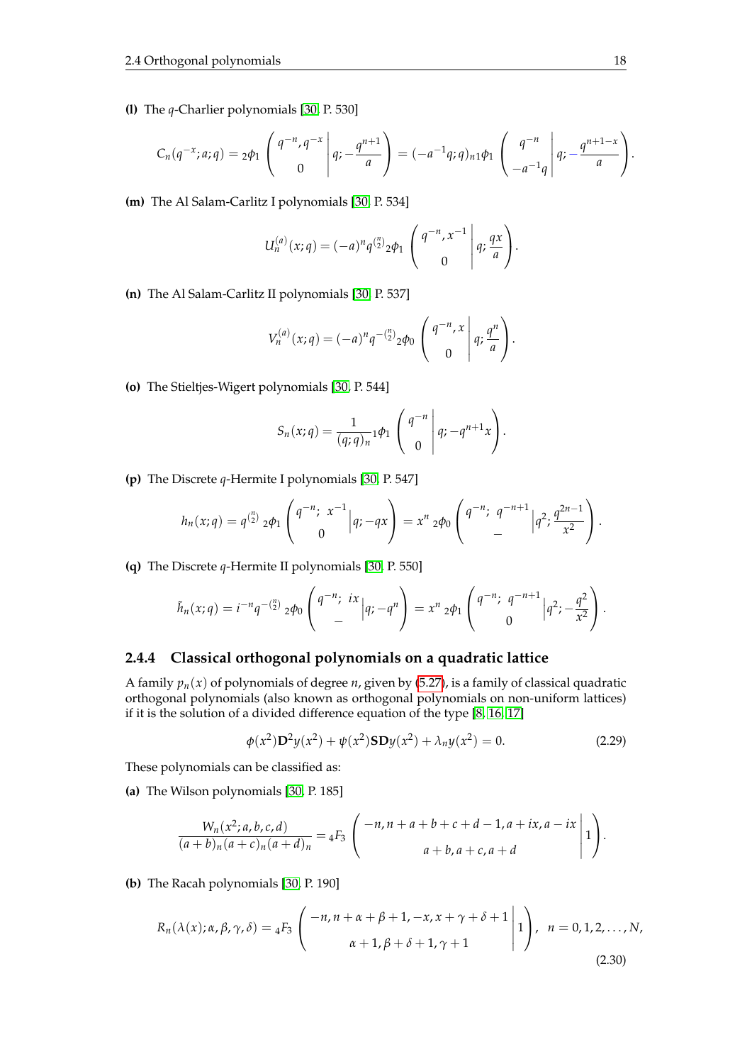**(l)** The $q$-Charlier polynomials [30, P. 530]

$$C_n(q^{-x};a;q) = {}_2\phi_1\left(\begin{matrix} q^{-n}, q^{-x} \\ 0 \end{matrix}\middle|\, q; -\frac{q^{n+1}}{a}\right) = (-a^{-1}q;q)_n {}_1\phi_1\left(\begin{matrix} q^{-n} \\ -a^{-1}q \end{matrix}\middle|\, q; -\frac{q^{n+1-x}}{a}\right).$$

**(m)** The Al Salam-Carlitz I polynomials [30, P. 534]

$$U_n^{(a)}(x;q) = (-a)^n q^{\binom{n}{2}} {}_2\phi_1\left(\begin{matrix} q^{-n}, x^{-1} \\ 0 \end{matrix}\middle|\, q; \frac{qx}{a}\right).$$

**(n)** The Al Salam-Carlitz II polynomials [30, P. 537]

$$V_n^{(a)}(x;q) = (-a)^n q^{-\binom{n}{2}} {}_2\phi_0\left(\begin{matrix} q^{-n}, x \\ 0 \end{matrix}\middle|\, q; \frac{q^n}{a}\right).$$

**(o)** The Stieltjes-Wigert polynomials [30, P. 544]

$$S_n(x;q) = \frac{1}{(q;q)_n} {}_1\phi_1\left(\begin{matrix} q^{-n} \\ 0 \end{matrix}\middle|\, q; -q^{n+1}x\right).$$

**(p)** The Discrete $q$-Hermite I polynomials [30, P. 547]

$$h_n(x;q) = q^{\binom{n}{2}}\ {}_2\phi_1\left(\begin{matrix} q^{-n};\ x^{-1} \\ 0 \end{matrix}\middle|\, q; -qx\right) = x^n\ {}_2\phi_0\left(\begin{matrix} q^{-n};\ q^{-n+1} \\ - \end{matrix}\middle|\, q^2; \frac{q^{2n-1}}{x^2}\right).$$

**(q)** The Discrete $q$-Hermite II polynomials [30, P. 550]

$$\tilde{h}_n(x;q) = i^{-n} q^{-\binom{n}{2}}\ {}_2\phi_0\left(\begin{matrix} q^{-n};\ ix \\ - \end{matrix}\middle|\, q; -q^n\right) = x^n\ {}_2\phi_1\left(\begin{matrix} q^{-n};\ q^{-n+1} \\ 0 \end{matrix}\middle|\, q^2; -\frac{q^2}{x^2}\right).$$

### 2.4.4 Classical orthogonal polynomials on a quadratic lattice

A family $p_n(x)$ of polynomials of degree $n$, given by (5.27), is a family of classical quadratic orthogonal polynomials (also known as orthogonal polynomials on non-uniform lattices) if it is the solution of a divided difference equation of the type [8, 16, 17]

$$\phi(x^2)\mathbf{D}^2 y(x^2) + \psi(x^2)\mathbf{S}\mathbf{D}y(x^2) + \lambda_n y(x^2) = 0. \tag{2.29}$$

These polynomials can be classified as:

**(a)** The Wilson polynomials [30, P. 185]

$$\frac{W_n(x^2;a,b,c,d)}{(a+b)_n(a+c)_n(a+d)_n} = {}_4F_3\left(\begin{matrix} -n, n+a+b+c+d-1, a+ix, a-ix \\ a+b, a+c, a+d \end{matrix}\middle|\, 1\right).$$

**(b)** The Racah polynomials [30, P. 190]

$$R_n(\lambda(x);\alpha,\beta,\gamma,\delta) = {}_4F_3\left(\begin{matrix} -n, n+\alpha+\beta+1, -x, x+\gamma+\delta+1 \\ \alpha+1, \beta+\delta+1, \gamma+1 \end{matrix}\middle|\, 1\right),\quad n = 0,1,2,\ldots,N, \tag{2.30}$$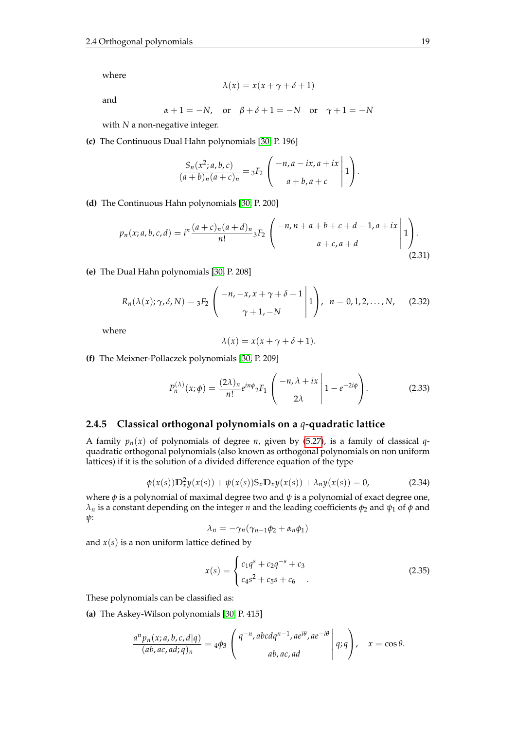where

$$\lambda(x) = x(x + \gamma + \delta + 1)$$

and

$$\alpha + 1 = -N, \quad \text{or} \quad \beta + \delta + 1 = -N \quad \text{or} \quad \gamma + 1 = -N$$

with $N$ a non-negative integer.

**(c)** The Continuous Dual Hahn polynomials [30, P. 196]

$$\frac{S_n(x^2; a, b, c)}{(a+b)_n(a+c)_n} = {}_3F_2\left(\begin{array}{c} -n, a - ix, a + ix \\ a+b, a+c \end{array}\middle| 1\right).$$

**(d)** The Continuous Hahn polynomials [30, P. 200]

$$p_n(x; a, b, c, d) = i^n \frac{(a+c)_n(a+d)_n}{n!} {}_3F_2\left(\begin{array}{c} -n, n+a+b+c+d-1, a+ix \\ a+c, a+d \end{array}\middle| 1\right). \tag{2.31}$$

**(e)** The Dual Hahn polynomials [30, P. 208]

$$R_n(\lambda(x); \gamma, \delta, N) = {}_3F_2\left(\begin{array}{c} -n, -x, x+\gamma+\delta+1 \\ \gamma+1, -N \end{array}\middle| 1\right), \quad n = 0, 1, 2, \ldots, N, \tag{2.32}$$

where

$$\lambda(x) = x(x + \gamma + \delta + 1).$$

**(f)** The Meixner-Pollaczek polynomials [30, P. 209]

$$P_n^{(\lambda)}(x; \phi) = \frac{(2\lambda)_n}{n!} e^{in\phi} {}_2F_1\left(\begin{array}{c} -n, \lambda + ix \\ 2\lambda \end{array}\middle| 1 - e^{-2i\phi}\right). \tag{2.33}$$

### 2.4.5 Classical orthogonal polynomials on a $q$-quadratic lattice

A family $p_n(x)$ of polynomials of degree $n$, given by (5.27), is a family of classical $q$-quadratic orthogonal polynomials (also known as orthogonal polynomials on non uniform lattices) if it is the solution of a divided difference equation of the type

$$\phi(x(s))\mathbb{D}_x^2 y(x(s)) + \psi(x(s))\mathbb{S}_x\mathbb{D}_x y(x(s)) + \lambda_n y(x(s)) = 0, \tag{2.34}$$

where $\phi$ is a polynomial of maximal degree two and $\psi$ is a polynomial of exact degree one, $\lambda_n$ is a constant depending on the integer $n$ and the leading coefficients $\phi_2$ and $\psi_1$ of $\phi$ and $\psi$:

$$\lambda_n = -\gamma_n(\gamma_{n-1}\phi_2 + \alpha_n\phi_1)$$

and $x(s)$ is a non uniform lattice defined by

$$x(s) = \begin{cases} c_1 q^s + c_2 q^{-s} + c_3 \\ c_4 s^2 + c_5 s + c_6 \end{cases}. \tag{2.35}$$

These polynomials can be classified as:

**(a)** The Askey-Wilson polynomials [30, P. 415]

$$\frac{a^n p_n(x; a, b, c, d|q)}{(ab, ac, ad; q)_n} = {}_4\phi_3\left(\begin{array}{c} q^{-n}, abcdq^{n-1}, ae^{i\theta}, ae^{-i\theta} \\ ab, ac, ad \end{array}\middle| q; q\right), \quad x = \cos\theta.$$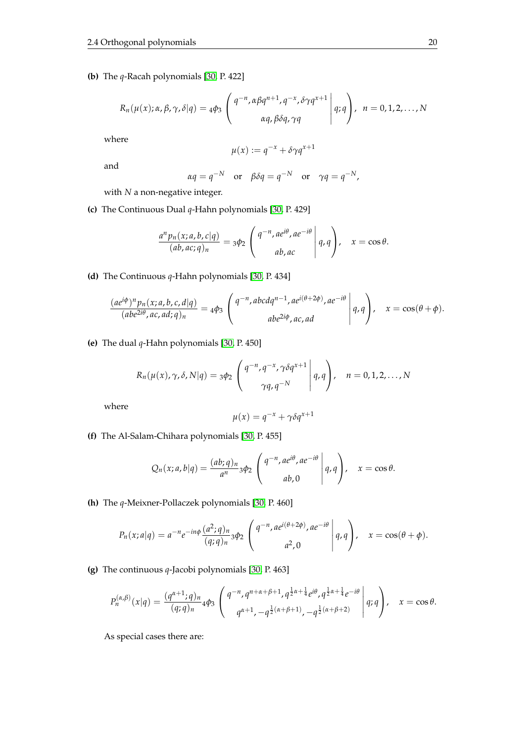**(b)** The $q$-Racah polynomials [30, P. 422]

$$R_n(\mu(x);\alpha,\beta,\gamma,\delta|q) = {}_4\phi_3\left(\left.\begin{matrix} q^{-n}, \alpha\beta q^{n+1}, q^{-x}, \delta\gamma q^{x+1} \\ \alpha q, \beta\delta q, \gamma q \end{matrix}\right| q;q\right), \quad n = 0,1,2,\ldots,N$$

where

$$\mu(x) := q^{-x} + \delta\gamma q^{x+1}$$

and

$$\alpha q = q^{-N} \quad \text{or} \quad \beta\delta q = q^{-N} \quad \text{or} \quad \gamma q = q^{-N},$$

with $N$ a non-negative integer.

**(c)** The Continuous Dual $q$-Hahn polynomials [30, P. 429]

$$\frac{a^n p_n(x;a,b,c|q)}{(ab,ac;q)_n} = {}_3\phi_2\left(\left.\begin{matrix} q^{-n}, ae^{i\theta}, ae^{-i\theta} \\ ab, ac \end{matrix}\right| q,q\right), \quad x = \cos\theta.$$

**(d)** The Continuous $q$-Hahn polynomials [30, P. 434]

$$\frac{(ae^{i\phi})^n p_n(x;a,b,c,d|q)}{(abe^{2i\theta},ac,ad;q)_n} = {}_4\phi_3\left(\left.\begin{matrix} q^{-n}, abcdq^{n-1}, ae^{i(\theta+2\phi)}, ae^{-i\theta} \\ abe^{2i\phi}, ac, ad \end{matrix}\right| q,q\right), \quad x = \cos(\theta+\phi).$$

**(e)** The dual $q$-Hahn polynomials [30, P. 450]

$$R_n(\mu(x),\gamma,\delta,N|q) = {}_3\phi_2\left(\left.\begin{matrix} q^{-n}, q^{-x}, \gamma\delta q^{x+1} \\ \gamma q, q^{-N} \end{matrix}\right| q,q\right), \quad n = 0,1,2,\ldots,N$$

where

$$\mu(x) = q^{-x} + \gamma\delta q^{x+1}$$

**(f)** The Al-Salam-Chihara polynomials [30, P. 455]

$$Q_n(x;a,b|q) = \frac{(ab;q)_n}{a^n}{}_3\phi_2\left(\left.\begin{matrix} q^{-n}, ae^{i\theta}, ae^{-i\theta} \\ ab, 0 \end{matrix}\right| q,q\right), \quad x = \cos\theta.$$

**(h)** The $q$-Meixner-Pollaczek polynomials [30, P. 460]

$$P_n(x;a|q) = a^{-n}e^{-in\phi}\frac{(a^2;q)_n}{(q;q)_n}{}_3\phi_2\left(\left.\begin{matrix} q^{-n}, ae^{i(\theta+2\phi)}, ae^{-i\theta} \\ a^2, 0 \end{matrix}\right| q,q\right), \quad x = \cos(\theta+\phi).$$

**(g)** The continuous $q$-Jacobi polynomials [30, P. 463]

$$P_n^{(\alpha,\beta)}(x|q) = \frac{(q^{\alpha+1};q)_n}{(q;q)_n}{}_4\phi_3\left(\left.\begin{matrix} q^{-n}, q^{n+\alpha+\beta+1}, q^{\frac{1}{2}\alpha+\frac{1}{4}}e^{i\theta}, q^{\frac{1}{2}\alpha+\frac{1}{4}}e^{-i\theta} \\ q^{\alpha+1}, -q^{\frac{1}{2}(\alpha+\beta+1)}, -q^{\frac{1}{2}(\alpha+\beta+2)} \end{matrix}\right| q;q\right), \quad x = \cos\theta.$$

As special cases there are: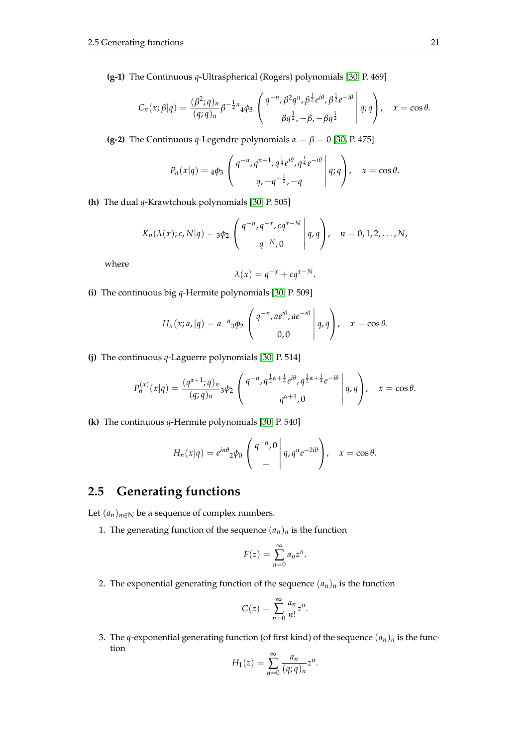**(g-1)** The Continuous $q$-Ultraspherical (Rogers) polynomials [30, P. 469]

$$C_n(x;\beta|q) = \frac{(\beta^2;q)_n}{(q;q)_n}\beta^{-\frac{1}{2}n}{}_4\phi_3\left(\begin{array}{c} q^{-n}, \beta^2 q^n, \beta^{\frac{1}{2}}e^{i\theta}, \beta^{\frac{1}{2}}e^{-i\theta} \\ \beta q^{\frac{1}{2}}, -\beta, -\beta q^{\frac{1}{2}} \end{array}\middle| q;q\right), \quad x = \cos\theta.$$

**(g-2)** The Continuous $q$-Legendre polynomials $\alpha = \beta = 0$ [30, P. 475]

$$P_n(x|q) = {}_4\phi_3\left(\begin{array}{c} q^{-n}, q^{n+1}, q^{\frac{1}{4}}e^{i\theta}, q^{\frac{1}{4}}e^{-i\theta} \\ q, -q^{-\frac{1}{2}}, -q \end{array}\middle| q;q\right), \quad x = \cos\theta.$$

**(h)** The dual $q$-Krawtchouk polynomials [30, P. 505]

$$K_n(\lambda(x);c,N|q) = {}_3\phi_2\left(\begin{array}{c} q^{-n}, q^{-x}, cq^{x-N} \\ q^{-N}, 0 \end{array}\middle| q,q\right), \quad n = 0,1,2,\ldots,N,$$

where

$$\lambda(x) = q^{-x} + cq^{x-N}.$$

**(i)** The continuous big $q$-Hermite polynomials [30, P. 509]

$$H_n(x;a,|q) = a^{-n}{}_3\phi_2\left(\begin{array}{c} q^{-n}, ae^{i\theta}, ae^{-i\theta} \\ 0, 0 \end{array}\middle| q,q\right), \quad x = \cos\theta.$$

**(j)** The continuous $q$-Laguerre polynomials [30, P. 514]

$$P_n^{(\alpha)}(x|q) = \frac{(q^{\alpha+1};q)_n}{(q;q)_n}{}_3\phi_2\left(\begin{array}{c} q^{-n}, q^{\frac{1}{2}\alpha+\frac{1}{4}}e^{i\theta}, q^{\frac{1}{2}\alpha+\frac{1}{4}}e^{-i\theta} \\ q^{\alpha+1}, 0 \end{array}\middle| q,q\right), \quad x = \cos\theta.$$

**(k)** The continuous $q$-Hermite polynomials [30, P. 540]

$$H_n(x|q) = e^{in\theta}{}_2\phi_0\left(\begin{array}{c} q^{-n}, 0 \\ - \end{array}\middle| q, q^n e^{-2i\theta}\right), \quad x = \cos\theta.$$

## 2.5 Generating functions

Let $(a_n)_{n\in\mathbb{N}}$ be a sequence of complex numbers.

1. The generating function of the sequence $(a_n)_n$ is the function

$$F(z) = \sum_{n=0}^{\infty} a_n z^n.$$

2. The exponential generating function of the sequence $(a_n)_n$ is the function

$$G(z) = \sum_{n=0}^{\infty} \frac{a_n}{n!} z^n.$$

3. The $q$-exponential generating function (of first kind) of the sequence $(a_n)_n$ is the function

$$H_1(z) = \sum_{n=0}^{\infty} \frac{a_n}{(q;q)_n} z^n.$$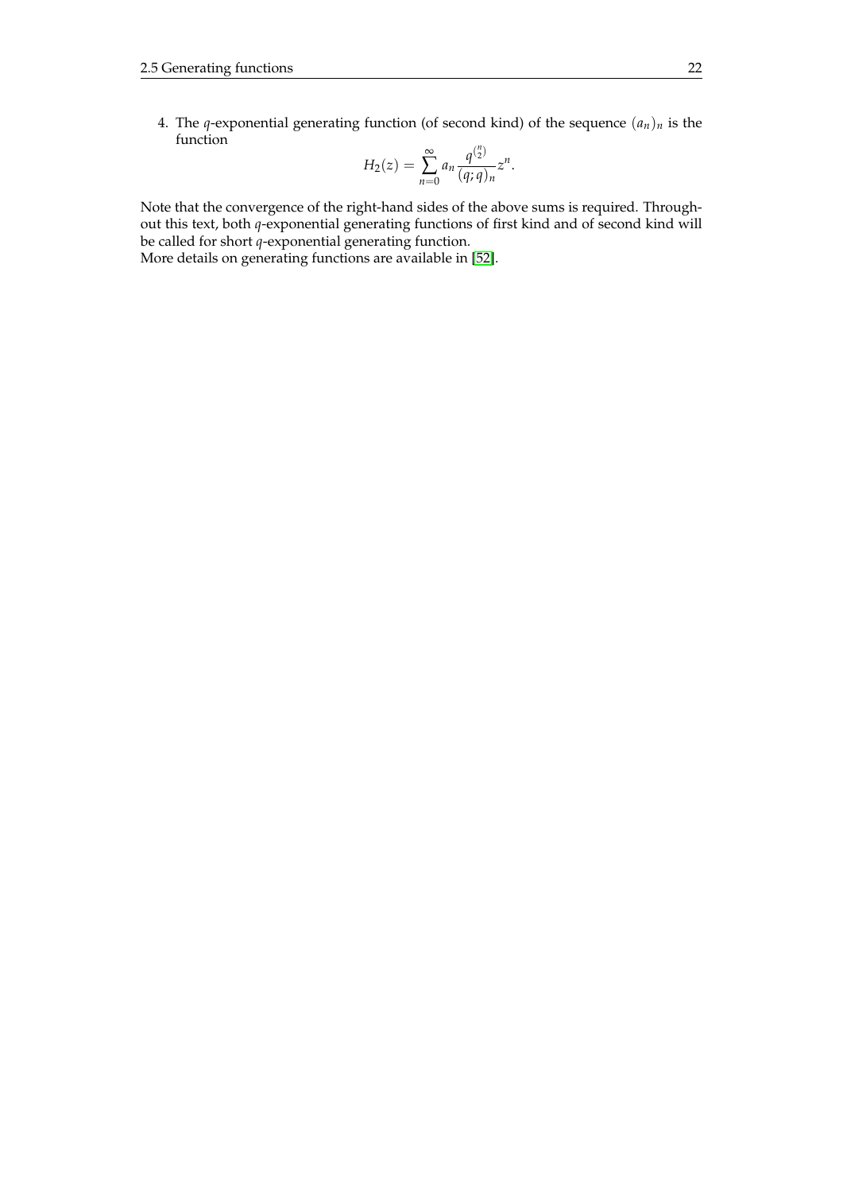4. The $q$-exponential generating function (of second kind) of the sequence $(a_n)_n$ is the function

$$H_2(z) = \sum_{n=0}^{\infty} a_n \frac{q^{\binom{n}{2}}}{(q;q)_n} z^n.$$

Note that the convergence of the right-hand sides of the above sums is required. Throughout this text, both $q$-exponential generating functions of first kind and of second kind will be called for short $q$-exponential generating function.
More details on generating functions are available in [52].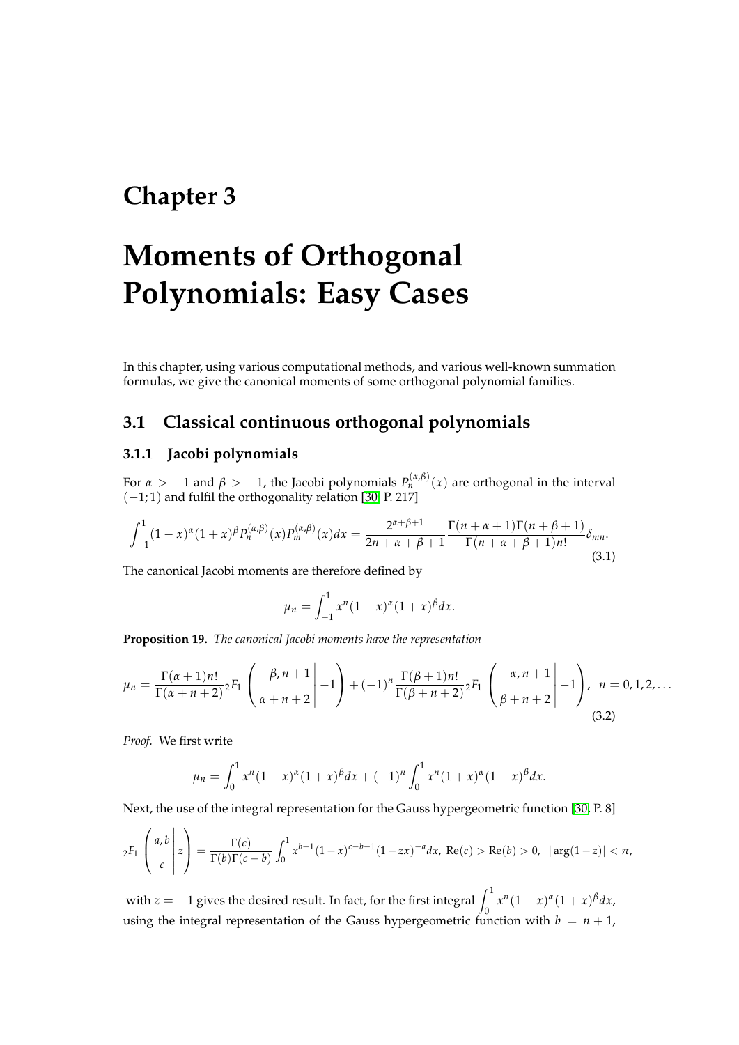# Chapter 3

# Moments of Orthogonal Polynomials: Easy Cases

In this chapter, using various computational methods, and various well-known summation formulas, we give the canonical moments of some orthogonal polynomial families.

## 3.1 Classical continuous orthogonal polynomials

### 3.1.1 Jacobi polynomials

For $\alpha > -1$ and $\beta > -1$, the Jacobi polynomials $P_n^{(\alpha,\beta)}(x)$ are orthogonal in the interval $(-1;1)$ and fulfil the orthogonality relation [30, P. 217]

$$\int_{-1}^{1}(1-x)^{\alpha}(1+x)^{\beta}P_n^{(\alpha,\beta)}(x)P_m^{(\alpha,\beta)}(x)dx = \frac{2^{\alpha+\beta+1}}{2n+\alpha+\beta+1}\frac{\Gamma(n+\alpha+1)\Gamma(n+\beta+1)}{\Gamma(n+\alpha+\beta+1)n!}\delta_{mn}. \tag{3.1}$$

The canonical Jacobi moments are therefore defined by

$$\mu_n = \int_{-1}^{1} x^n (1-x)^{\alpha}(1+x)^{\beta}dx.$$

**Proposition 19.** *The canonical Jacobi moments have the representation*

$$\mu_n = \frac{\Gamma(\alpha+1)n!}{\Gamma(\alpha+n+2)}{}_2F_1\left(\left.\begin{matrix}-\beta, n+1\\ \alpha+n+2\end{matrix}\right| -1\right) + (-1)^n\frac{\Gamma(\beta+1)n!}{\Gamma(\beta+n+2)}{}_2F_1\left(\left.\begin{matrix}-\alpha, n+1\\ \beta+n+2\end{matrix}\right| -1\right),\ \ n = 0,1,2,\ldots \tag{3.2}$$

*Proof.* We first write

$$\mu_n = \int_{0}^{1} x^n (1-x)^{\alpha}(1+x)^{\beta}dx + (-1)^n\int_{0}^{1} x^n (1+x)^{\alpha}(1-x)^{\beta}dx.$$

Next, the use of the integral representation for the Gauss hypergeometric function [30, P. 8]

$${}_2F_1\left(\left.\begin{matrix}a, b\\ c\end{matrix}\right| z\right) = \frac{\Gamma(c)}{\Gamma(b)\Gamma(c-b)}\int_0^1 x^{b-1}(1-x)^{c-b-1}(1-zx)^{-a}dx,\ \mathrm{Re}(c) > \mathrm{Re}(b) > 0,\ \ |\arg(1-z)| < \pi,$$

with $z = -1$ gives the desired result. In fact, for the first integral $\int_0^1 x^n(1-x)^{\alpha}(1+x)^{\beta}dx$, using the integral representation of the Gauss hypergeometric function with $b = n+1$,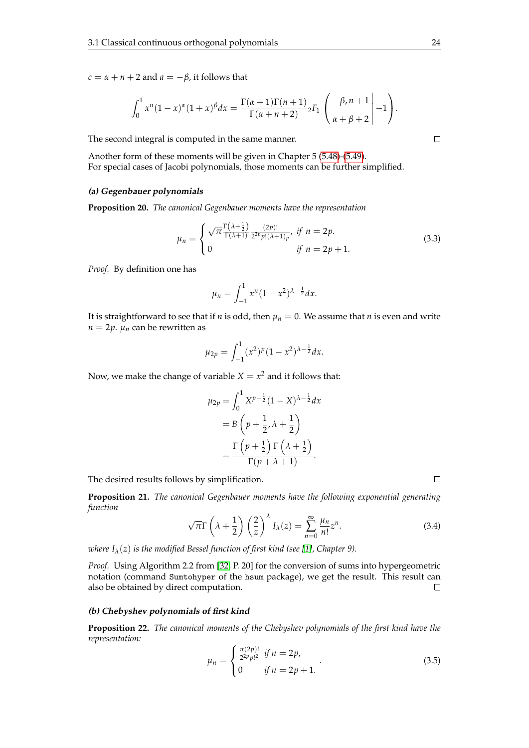$c = \alpha + n + 2$ and $a = -\beta$, it follows that

$$\int_0^1 x^n (1-x)^\alpha (1+x)^\beta dx = \frac{\Gamma(\alpha+1)\Gamma(n+1)}{\Gamma(\alpha+n+2)} {}_2F_1 \left( \left. \begin{matrix} -\beta, n+1 \\ \alpha+\beta+2 \end{matrix} \right| -1 \right).$$

The second integral is computed in the same manner. ☐

Another form of these moments will be given in Chapter 5 (5.48)-(5.49).
For special cases of Jacobi polynomials, those moments can be further simplified.

#### *(a) Gegenbauer polynomials*

**Proposition 20.** *The canonical Gegenbauer moments have the representation*

$$\mu_n = \begin{cases} \sqrt{\pi} \frac{\Gamma\left(\lambda+\frac{1}{2}\right)}{\Gamma(\lambda+1)} \frac{(2p)!}{2^{2p} p! (\lambda+1)_p}, & \text{if } n = 2p. \\ 0 & \text{if } n = 2p+1. \end{cases} \tag{3.3}$$

*Proof.* By definition one has

$$\mu_n = \int_{-1}^1 x^n (1-x^2)^{\lambda-\frac{1}{2}} dx.$$

It is straightforward to see that if $n$ is odd, then $\mu_n = 0$. We assume that $n$ is even and write $n = 2p$. $\mu_n$ can be rewritten as

$$\mu_{2p} = \int_{-1}^1 (x^2)^p (1-x^2)^{\lambda-\frac{1}{2}} dx.$$

Now, we make the change of variable $X = x^2$ and it follows that:

$$\begin{aligned} \mu_{2p} &= \int_0^1 X^{p-\frac{1}{2}} (1-X)^{\lambda-\frac{1}{2}} dx \\ &= B\left(p+\frac{1}{2}, \lambda+\frac{1}{2}\right) \\ &= \frac{\Gamma\left(p+\frac{1}{2}\right)\Gamma\left(\lambda+\frac{1}{2}\right)}{\Gamma(p+\lambda+1)}. \end{aligned}$$

The desired results follows by simplification. ☐

**Proposition 21.** *The canonical Gegenbauer moments have the following exponential generating function*

$$\sqrt{\pi}\Gamma\left(\lambda+\frac{1}{2}\right)\left(\frac{2}{z}\right)^\lambda I_\lambda(z) = \sum_{n=0}^\infty \frac{\mu_n}{n!} z^n. \tag{3.4}$$

*where $I_\lambda(z)$ is the modified Bessel function of first kind (see [1], Chapter 9).*

*Proof.* Using Algorithm 2.2 from [32, P. 20] for the conversion of sums into hypergeometric notation (command `Sumtohyper` of the `hsum` package), we get the result. This result can also be obtained by direct computation. ☐

#### *(b) Chebyshev polynomials of first kind*

**Proposition 22.** *The canonical moments of the Chebyshev polynomials of the first kind have the representation:*

$$\mu_n = \begin{cases} \frac{\pi (2p)!}{2^{2p} p!^2} & \text{if } n = 2p, \\ 0 & \text{if } n = 2p+1. \end{cases} \tag{3.5}$$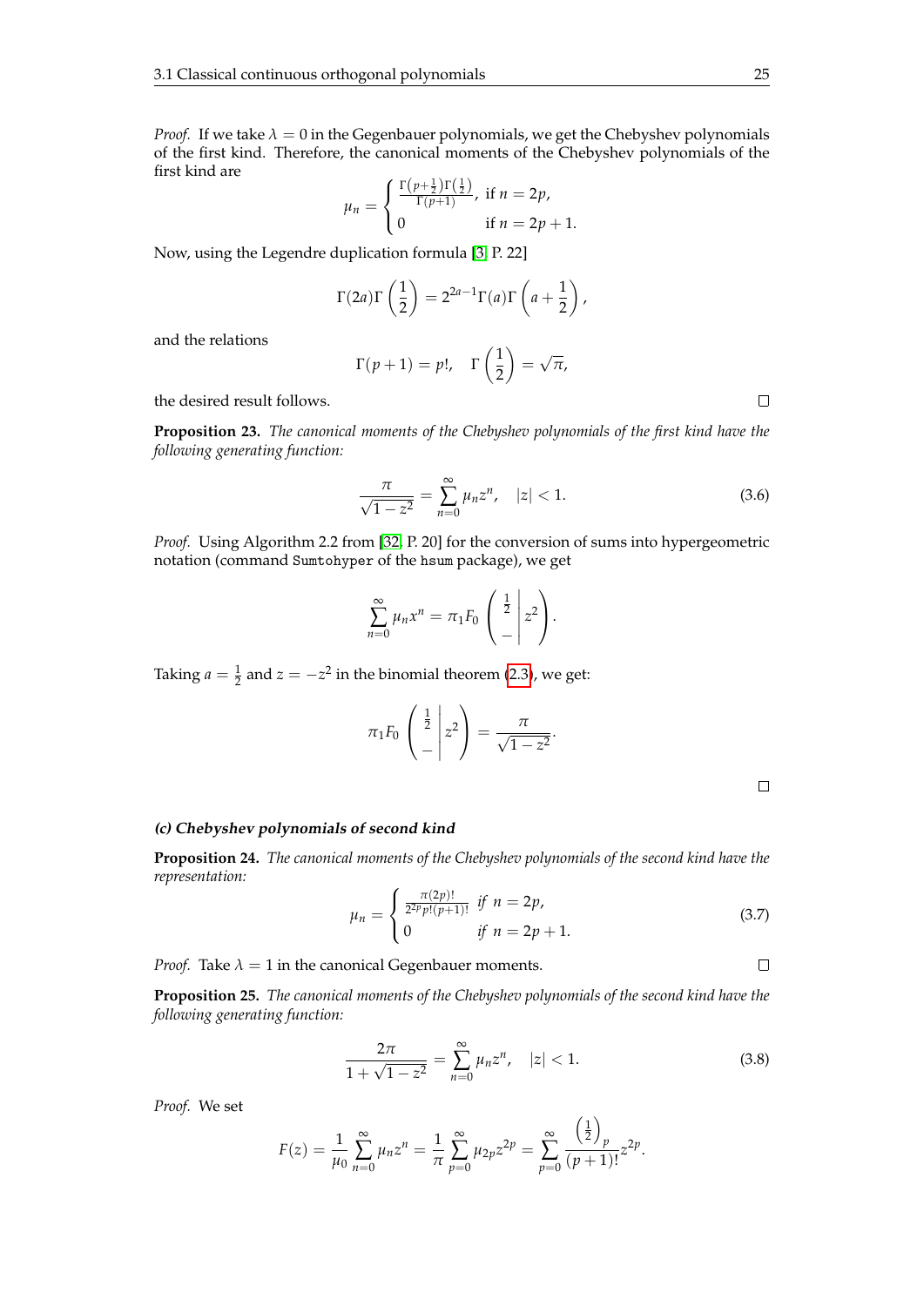*Proof.* If we take $\lambda = 0$ in the Gegenbauer polynomials, we get the Chebyshev polynomials of the first kind. Therefore, the canonical moments of the Chebyshev polynomials of the first kind are

$$\mu_n = \begin{cases} \frac{\Gamma\left(p+\frac{1}{2}\right)\Gamma\left(\frac{1}{2}\right)}{\Gamma(p+1)}, & \text{if } n = 2p, \\ 0 & \text{if } n = 2p+1. \end{cases}$$

Now, using the Legendre duplication formula [3, P. 22]

$$\Gamma(2a)\Gamma\left(\frac{1}{2}\right) = 2^{2a-1}\Gamma(a)\Gamma\left(a + \frac{1}{2}\right),$$

and the relations

$$\Gamma(p+1) = p!, \quad \Gamma\left(\frac{1}{2}\right) = \sqrt{\pi},$$

the desired result follows. □

**Proposition 23.** *The canonical moments of the Chebyshev polynomials of the first kind have the following generating function:*

$$\frac{\pi}{\sqrt{1-z^2}} = \sum_{n=0}^{\infty} \mu_n z^n, \quad |z| < 1. \tag{3.6}$$

*Proof.* Using Algorithm 2.2 from [32, P. 20] for the conversion of sums into hypergeometric notation (command `Sumtohyper` of the `hsum` package), we get

$$\sum_{n=0}^{\infty} \mu_n x^n = \pi {}_1F_0\left(\left.\begin{array}{c} \frac{1}{2} \\ - \end{array}\right| z^2\right).$$

Taking $a = \frac{1}{2}$ and $z = -z^2$ in the binomial theorem (2.3), we get:

$$\pi {}_1F_0\left(\left.\begin{array}{c} \frac{1}{2} \\ - \end{array}\right| z^2\right) = \frac{\pi}{\sqrt{1-z^2}}.$$

□

***(c) Chebyshev polynomials of second kind***

**Proposition 24.** *The canonical moments of the Chebyshev polynomials of the second kind have the representation:*

$$\mu_n = \begin{cases} \frac{\pi(2p)!}{2^{2p}p!(p+1)!} & \text{if } n = 2p, \\ 0 & \text{if } n = 2p+1. \end{cases} \tag{3.7}$$

*Proof.* Take $\lambda = 1$ in the canonical Gegenbauer moments. □

**Proposition 25.** *The canonical moments of the Chebyshev polynomials of the second kind have the following generating function:*

$$\frac{2\pi}{1+\sqrt{1-z^2}} = \sum_{n=0}^{\infty} \mu_n z^n, \quad |z| < 1. \tag{3.8}$$

*Proof.* We set

$$F(z) = \frac{1}{\mu_0}\sum_{n=0}^{\infty} \mu_n z^n = \frac{1}{\pi}\sum_{p=0}^{\infty} \mu_{2p} z^{2p} = \sum_{p=0}^{\infty} \frac{\left(\frac{1}{2}\right)_p}{(p+1)!} z^{2p}.$$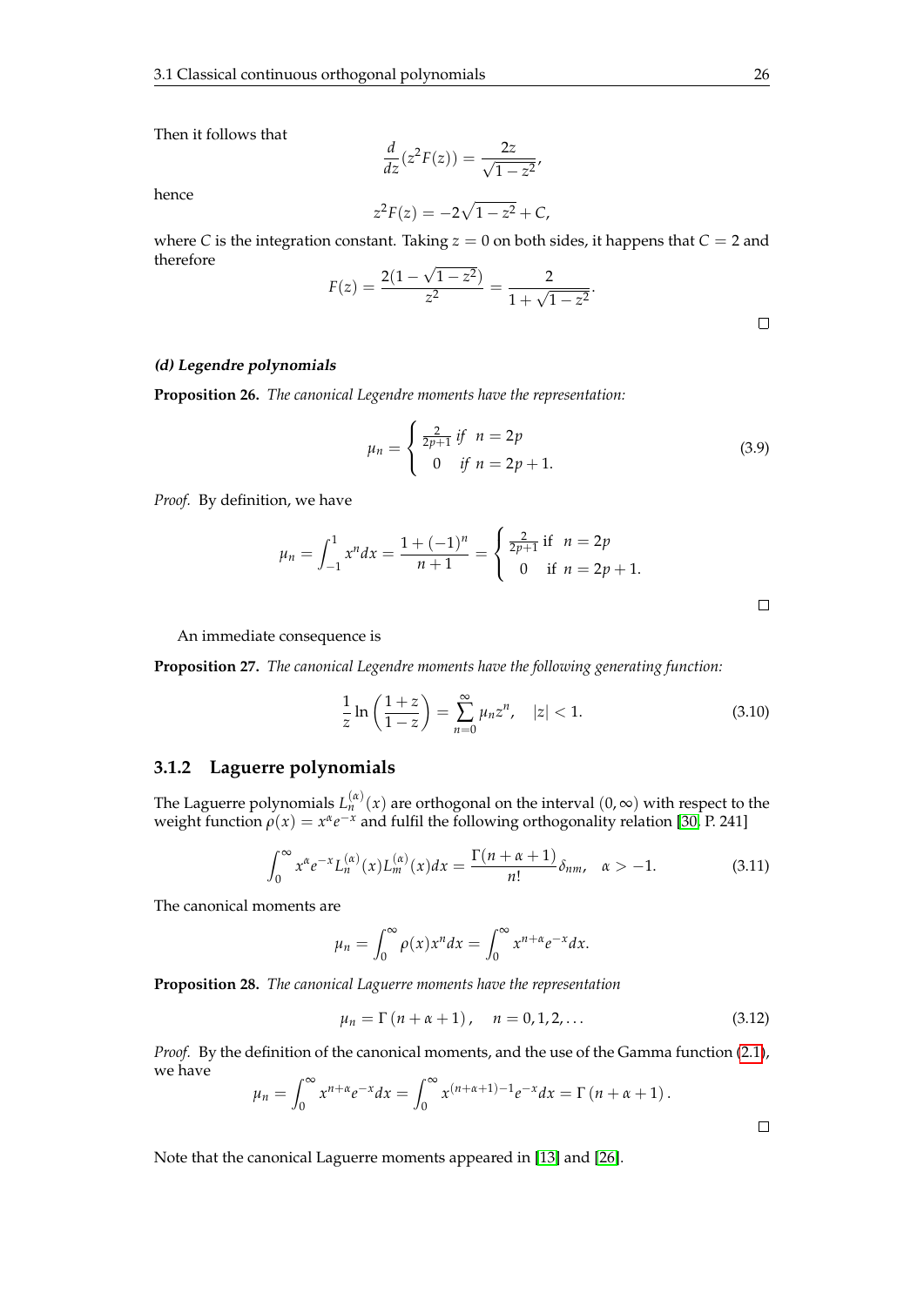Then it follows that

$$\frac{d}{dz}(z^2F(z)) = \frac{2z}{\sqrt{1-z^2}},$$

hence

$$z^2F(z) = -2\sqrt{1-z^2} + C,$$

where $C$ is the integration constant. Taking $z = 0$ on both sides, it happens that $C = 2$ and therefore

$$F(z) = \frac{2(1-\sqrt{1-z^2})}{z^2} = \frac{2}{1+\sqrt{1-z^2}}.$$

□

#### *(d) Legendre polynomials*

**Proposition 26.** *The canonical Legendre moments have the representation:*

$$\mu_n = \begin{cases} \frac{2}{2p+1} \text{ if } & n = 2p \\ 0 & \text{if } n = 2p+1. \end{cases} \tag{3.9}$$

*Proof.* By definition, we have

$$\mu_n = \int_{-1}^{1} x^n dx = \frac{1+(-1)^n}{n+1} = \begin{cases} \frac{2}{2p+1} \text{ if } & n = 2p \\ 0 & \text{if } n = 2p+1. \end{cases}$$

□

An immediate consequence is

**Proposition 27.** *The canonical Legendre moments have the following generating function:*

$$\frac{1}{z}\ln\left(\frac{1+z}{1-z}\right) = \sum_{n=0}^{\infty} \mu_n z^n, \quad |z| < 1. \tag{3.10}$$

### 3.1.2 Laguerre polynomials

The Laguerre polynomials $L_n^{(\alpha)}(x)$ are orthogonal on the interval $(0, \infty)$ with respect to the weight function $\rho(x) = x^{\alpha}e^{-x}$ and fulfil the following orthogonality relation [30, P. 241]

$$\int_0^{\infty} x^{\alpha}e^{-x}L_n^{(\alpha)}(x)L_m^{(\alpha)}(x)dx = \frac{\Gamma(n+\alpha+1)}{n!}\delta_{nm}, \quad \alpha > -1. \tag{3.11}$$

The canonical moments are

$$\mu_n = \int_0^{\infty} \rho(x)x^n dx = \int_0^{\infty} x^{n+\alpha}e^{-x}dx.$$

**Proposition 28.** *The canonical Laguerre moments have the representation*

$$\mu_n = \Gamma(n+\alpha+1), \quad n = 0, 1, 2, \ldots \tag{3.12}$$

*Proof.* By the definition of the canonical moments, and the use of the Gamma function (2.1), we have

$$\mu_n = \int_0^{\infty} x^{n+\alpha}e^{-x}dx = \int_0^{\infty} x^{(n+\alpha+1)-1}e^{-x}dx = \Gamma(n+\alpha+1).$$

□

Note that the canonical Laguerre moments appeared in [13] and [26].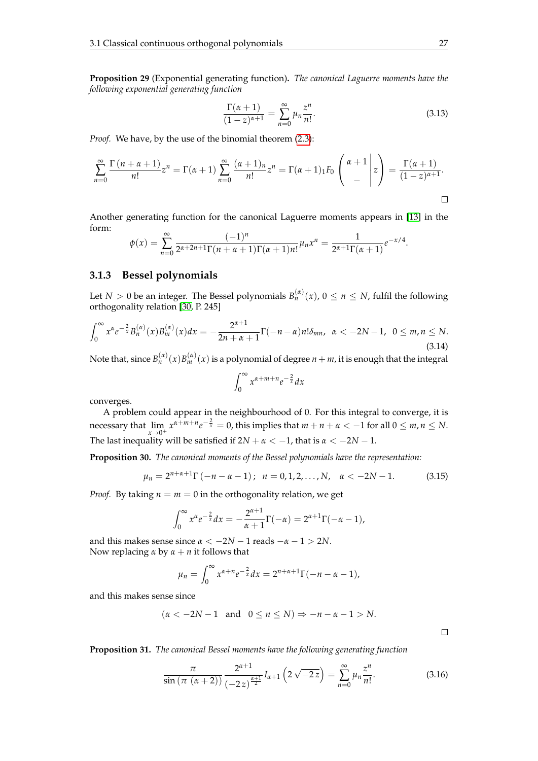**Proposition 29** (Exponential generating function)**.** *The canonical Laguerre moments have the following exponential generating function*

$$\frac{\Gamma(\alpha+1)}{(1-z)^{\alpha+1}} = \sum_{n=0}^{\infty} \mu_n \frac{z^n}{n!}. \tag{3.13}$$

*Proof.* We have, by the use of the binomial theorem (2.3):

$$\sum_{n=0}^{\infty} \frac{\Gamma(n+\alpha+1)}{n!} z^n = \Gamma(\alpha+1) \sum_{n=0}^{\infty} \frac{(\alpha+1)_n}{n!} z^n = \Gamma(\alpha+1)\,{}_1F_0\left( \begin{array}{c} \alpha+1 \\ - \end{array} \middle| z \right) = \frac{\Gamma(\alpha+1)}{(1-z)^{\alpha+1}}.$$

□

Another generating function for the canonical Laguerre moments appears in [13] in the form:

$$\phi(x) = \sum_{n=0}^{\infty} \frac{(-1)^n}{2^{\alpha+2n+1}\Gamma(n+\alpha+1)\Gamma(\alpha+1)n!} \mu_n x^n = \frac{1}{2^{\alpha+1}\Gamma(\alpha+1)} e^{-x/4}.$$

### 3.1.3 Bessel polynomials

Let $N > 0$ be an integer. The Bessel polynomials $B_n^{(\alpha)}(x)$, $0 \leq n \leq N$, fulfil the following orthogonality relation [30, P. 245]

$$\int_0^{\infty} x^{\alpha} e^{-\frac{2}{x}} B_n^{(\alpha)}(x) B_m^{(\alpha)}(x) dx = -\frac{2^{\alpha+1}}{2n+\alpha+1} \Gamma(-n-\alpha) n! \delta_{mn}, \quad \alpha < -2N-1, \quad 0 \leq m, n \leq N. \tag{3.14}$$

Note that, since $B_n^{(\alpha)}(x) B_m^{(\alpha)}(x)$ is a polynomial of degree $n+m$, it is enough that the integral

$$\int_0^{\infty} x^{\alpha+m+n} e^{-\frac{2}{x}} dx$$

converges.

A problem could appear in the neighbourhood of 0. For this integral to converge, it is necessary that $\lim_{x\to 0^+} x^{\alpha+m+n} e^{-\frac{2}{x}} = 0$, this implies that $m+n+\alpha < -1$ for all $0 \leq m, n \leq N$. The last inequality will be satisfied if $2N + \alpha < -1$, that is $\alpha < -2N-1$.

**Proposition 30.** *The canonical moments of the Bessel polynomials have the representation:*

$$\mu_n = 2^{n+\alpha+1} \Gamma(-n-\alpha-1)\,; \quad n = 0, 1, 2, \ldots, N, \quad \alpha < -2N-1. \tag{3.15}$$

*Proof.* By taking $n = m = 0$ in the orthogonality relation, we get

$$\int_0^{\infty} x^{\alpha} e^{-\frac{2}{x}} dx = -\frac{2^{\alpha+1}}{\alpha+1} \Gamma(-\alpha) = 2^{\alpha+1} \Gamma(-\alpha-1),$$

and this makes sense since $\alpha < -2N-1$ reads $-\alpha-1 > 2N$.
Now replacing $\alpha$ by $\alpha+n$ it follows that

$$\mu_n = \int_0^{\infty} x^{\alpha+n} e^{-\frac{2}{x}} dx = 2^{n+\alpha+1} \Gamma(-n-\alpha-1),$$

and this makes sense since

$$(\alpha < -2N-1 \quad \text{and} \quad 0 \leq n \leq N) \Rightarrow -n-\alpha-1 > N.$$

□

**Proposition 31.** *The canonical Bessel moments have the following generating function*

$$\frac{\pi}{\sin(\pi\,(\alpha+2))} \frac{2^{\alpha+1}}{(-2z)^{\frac{\alpha+1}{2}}} I_{\alpha+1}\left(2\sqrt{-2z}\right) = \sum_{n=0}^{\infty} \mu_n \frac{z^n}{n!}. \tag{3.16}$$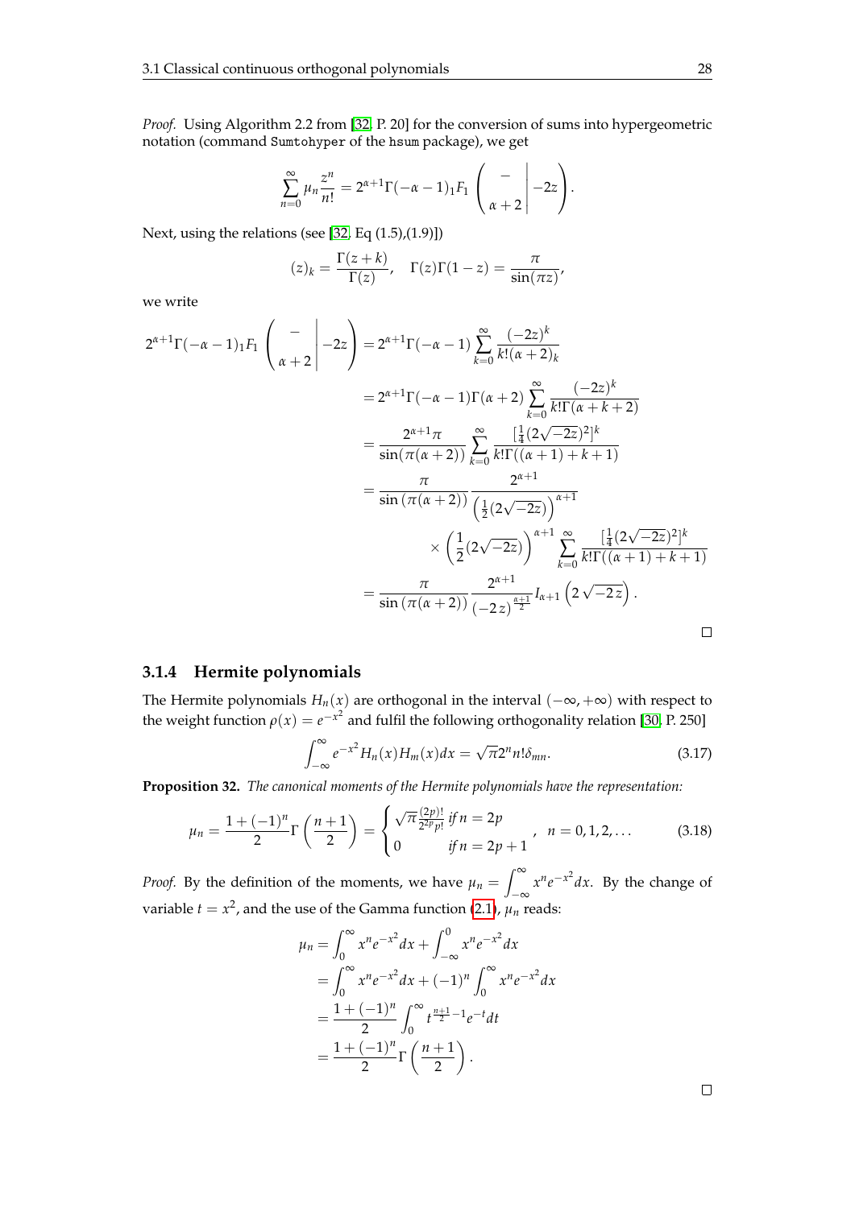*Proof.* Using Algorithm 2.2 from [32, P. 20] for the conversion of sums into hypergeometric notation (command `Sumtohyper` of the `hsum` package), we get

$$\sum_{n=0}^{\infty} \mu_n \frac{z^n}{n!} = 2^{\alpha+1}\Gamma(-\alpha-1)\, {}_1F_1\left(\left.\begin{array}{c} - \\ \alpha+2 \end{array}\right| -2z\right).$$

Next, using the relations (see [32, Eq (1.5),(1.9)])

$$(z)_k = \frac{\Gamma(z+k)}{\Gamma(z)}, \quad \Gamma(z)\Gamma(1-z) = \frac{\pi}{\sin(\pi z)},$$

we write

$$\begin{aligned}
2^{\alpha+1}\Gamma(-\alpha-1)\, {}_1F_1\left(\left.\begin{array}{c} - \\ \alpha+2 \end{array}\right| -2z\right) &= 2^{\alpha+1}\Gamma(-\alpha-1)\sum_{k=0}^{\infty} \frac{(-2z)^k}{k!(\alpha+2)_k} \\
&= 2^{\alpha+1}\Gamma(-\alpha-1)\Gamma(\alpha+2)\sum_{k=0}^{\infty} \frac{(-2z)^k}{k!\Gamma(\alpha+k+2)} \\
&= \frac{2^{\alpha+1}\pi}{\sin(\pi(\alpha+2))}\sum_{k=0}^{\infty} \frac{[\frac{1}{4}(2\sqrt{-2z})^2]^k}{k!\Gamma((\alpha+1)+k+1)} \\
&= \frac{\pi}{\sin\left(\pi(\alpha+2)\right)} \frac{2^{\alpha+1}}{\left(\frac{1}{2}(2\sqrt{-2z})\right)^{\alpha+1}} \\
&\quad \times \left(\frac{1}{2}(2\sqrt{-2z})\right)^{\alpha+1} \sum_{k=0}^{\infty} \frac{[\frac{1}{4}(2\sqrt{-2z})^2]^k}{k!\Gamma((\alpha+1)+k+1)} \\
&= \frac{\pi}{\sin\left(\pi(\alpha+2)\right)} \frac{2^{\alpha+1}}{(-2z)^{\frac{\alpha+1}{2}}} I_{\alpha+1}\left(2\sqrt{-2z}\right).
\end{aligned}$$

□

### 3.1.4 Hermite polynomials

The Hermite polynomials $H_n(x)$ are orthogonal in the interval $(-\infty, +\infty)$ with respect to the weight function $\rho(x) = e^{-x^2}$ and fulfil the following orthogonality relation [30, P. 250]

$$\int_{-\infty}^{\infty} e^{-x^2} H_n(x) H_m(x) dx = \sqrt{\pi} 2^n n! \delta_{mn}. \tag{3.17}$$

**Proposition 32.** *The canonical moments of the Hermite polynomials have the representation:*

$$\mu_n = \frac{1+(-1)^n}{2}\Gamma\left(\frac{n+1}{2}\right) = \begin{cases} \sqrt{\pi}\frac{(2p)!}{2^{2p}p!} & \text{if } n = 2p \\ 0 & \text{if } n = 2p+1 \end{cases}, \quad n = 0, 1, 2, \ldots \tag{3.18}$$

*Proof.* By the definition of the moments, we have $\mu_n = \int_{-\infty}^{\infty} x^n e^{-x^2} dx$. By the change of variable $t = x^2$, and the use of the Gamma function (2.1), $\mu_n$ reads:

$$\begin{aligned}
\mu_n &= \int_0^{\infty} x^n e^{-x^2} dx + \int_{-\infty}^{0} x^n e^{-x^2} dx \\
&= \int_0^{\infty} x^n e^{-x^2} dx + (-1)^n \int_0^{\infty} x^n e^{-x^2} dx \\
&= \frac{1+(-1)^n}{2} \int_0^{\infty} t^{\frac{n+1}{2}-1} e^{-t} dt \\
&= \frac{1+(-1)^n}{2} \Gamma\left(\frac{n+1}{2}\right).
\end{aligned}$$

□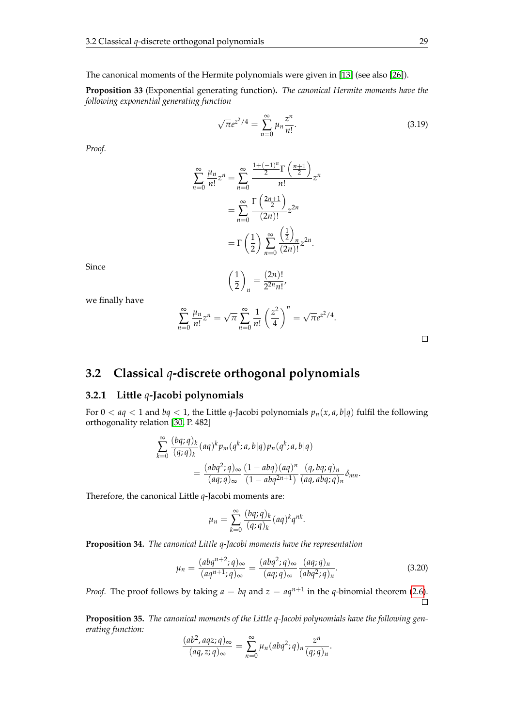The canonical moments of the Hermite polynomials were given in [13] (see also [26]).

**Proposition 33** (Exponential generating function)**.** *The canonical Hermite moments have the following exponential generating function*

$$\sqrt{\pi}e^{z^2/4} = \sum_{n=0}^{\infty} \mu_n \frac{z^n}{n!}. \tag{3.19}$$

*Proof.*

$$\begin{aligned}
\sum_{n=0}^{\infty} \frac{\mu_n}{n!} z^n &= \sum_{n=0}^{\infty} \frac{\frac{1+(-1)^n}{2}\Gamma\left(\frac{n+1}{2}\right)}{n!} z^n \\
&= \sum_{n=0}^{\infty} \frac{\Gamma\left(\frac{2n+1}{2}\right)}{(2n)!} z^{2n} \\
&= \Gamma\left(\frac{1}{2}\right) \sum_{n=0}^{\infty} \frac{\left(\frac{1}{2}\right)_n}{(2n)!} z^{2n}.
\end{aligned}$$

Since

$$\left(\frac{1}{2}\right)_n = \frac{(2n)!}{2^{2n} n!},$$

we finally have

$$\sum_{n=0}^{\infty} \frac{\mu_n}{n!} z^n = \sqrt{\pi} \sum_{n=0}^{\infty} \frac{1}{n!} \left(\frac{z^2}{4}\right)^n = \sqrt{\pi} e^{z^2/4}.$$

□

## 3.2 Classical $q$-discrete orthogonal polynomials

### 3.2.1 Little $q$-Jacobi polynomials

For $0 < aq < 1$ and $bq < 1$, the Little $q$-Jacobi polynomials $p_n(x, a, b|q)$ fulfil the following orthogonality relation [30, P. 482]

$$\begin{aligned}
\sum_{k=0}^{\infty} \frac{(bq;q)_k}{(q;q)_k} (aq)^k p_m(q^k; a, b|q) p_n(q^k; a, b|q) \\
= \frac{(abq^2;q)_\infty}{(aq;q)_\infty} \frac{(1-abq)(aq)^n}{(1-abq^{2n+1})} \frac{(q, bq;q)_n}{(aq, abq;q)_n} \delta_{mn}.
\end{aligned}$$

Therefore, the canonical Little $q$-Jacobi moments are:

$$\mu_n = \sum_{k=0}^{\infty} \frac{(bq;q)_k}{(q;q)_k} (aq)^k q^{nk}.$$

**Proposition 34.** *The canonical Little q-Jacobi moments have the representation*

$$\mu_n = \frac{(abq^{n+2};q)_\infty}{(aq^{n+1};q)_\infty} = \frac{(abq^2;q)_\infty}{(aq;q)_\infty} \frac{(aq;q)_n}{(abq^2;q)_n}. \tag{3.20}$$

*Proof.* The proof follows by taking $a = bq$ and $z = aq^{n+1}$ in the $q$-binomial theorem (2.6). □

**Proposition 35.** *The canonical moments of the Little q-Jacobi polynomials have the following generating function:*

$$\frac{(ab^2, aqz;q)_\infty}{(aq, z;q)_\infty} = \sum_{n=0}^{\infty} \mu_n (abq^2;q)_n \frac{z^n}{(q;q)_n}.$$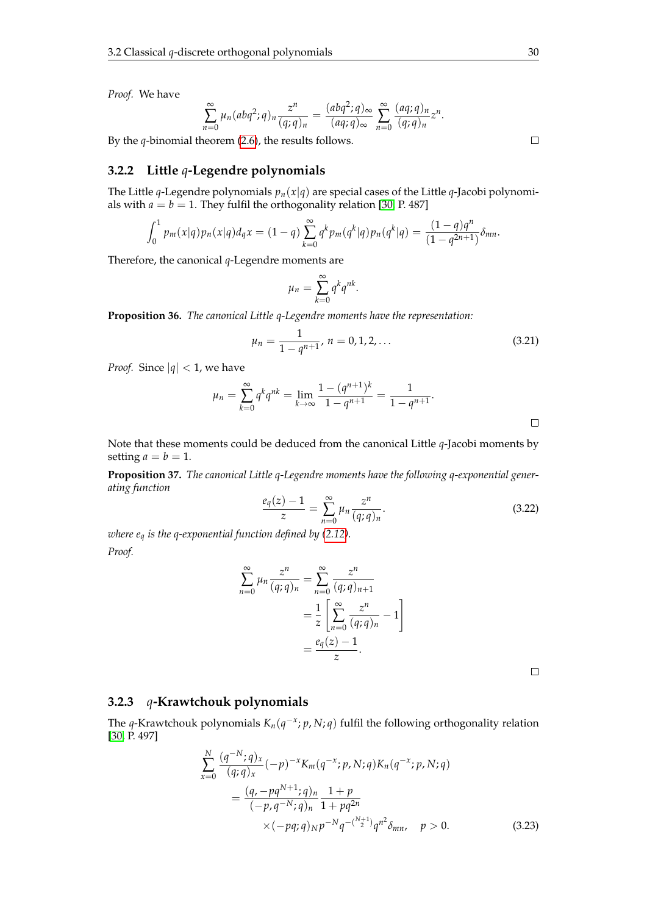*Proof.* We have

$$\sum_{n=0}^{\infty} \mu_n (abq^2;q)_n \frac{z^n}{(q;q)_n} = \frac{(abq^2;q)_\infty}{(aq;q)_\infty} \sum_{n=0}^{\infty} \frac{(aq;q)_n}{(q;q)_n} z^n.$$

By the $q$-binomial theorem (2.6), the results follows. □

### 3.2.2 Little $q$-Legendre polynomials

The Little $q$-Legendre polynomials $p_n(x|q)$ are special cases of the Little $q$-Jacobi polynomials with $a = b = 1$. They fulfil the orthogonality relation [30, P. 487]

$$\int_0^1 p_m(x|q) p_n(x|q) d_q x = (1-q) \sum_{k=0}^{\infty} q^k p_m(q^k|q) p_n(q^k|q) = \frac{(1-q)q^n}{(1-q^{2n+1})} \delta_{mn}.$$

Therefore, the canonical $q$-Legendre moments are

$$\mu_n = \sum_{k=0}^{\infty} q^k q^{nk}.$$

**Proposition 36.** *The canonical Little q-Legendre moments have the representation:*

$$\mu_n = \frac{1}{1-q^{n+1}},\ n = 0, 1, 2, \ldots \tag{3.21}$$

*Proof.* Since $|q| < 1$, we have

$$\mu_n = \sum_{k=0}^{\infty} q^k q^{nk} = \lim_{k \to \infty} \frac{1-(q^{n+1})^k}{1-q^{n+1}} = \frac{1}{1-q^{n+1}}.$$

□

Note that these moments could be deduced from the canonical Little $q$-Jacobi moments by setting $a = b = 1$.

**Proposition 37.** *The canonical Little q-Legendre moments have the following q-exponential generating function*

$$\frac{e_q(z)-1}{z} = \sum_{n=0}^{\infty} \mu_n \frac{z^n}{(q;q)_n}. \tag{3.22}$$

*where $e_q$ is the q-exponential function defined by (2.12).*

*Proof.*

$$\begin{aligned}
\sum_{n=0}^{\infty} \mu_n \frac{z^n}{(q;q)_n} &= \sum_{n=0}^{\infty} \frac{z^n}{(q;q)_{n+1}} \\
&= \frac{1}{z} \left[ \sum_{n=0}^{\infty} \frac{z^n}{(q;q)_n} - 1 \right] \\
&= \frac{e_q(z)-1}{z}.
\end{aligned}$$

□

### 3.2.3 $q$-Krawtchouk polynomials

The $q$-Krawtchouk polynomials $K_n(q^{-x}; p, N; q)$ fulfil the following orthogonality relation [30, P. 497]

$$\begin{aligned}
\sum_{x=0}^{N} & \frac{(q^{-N};q)_x}{(q;q)_x} (-p)^{-x} K_m(q^{-x}; p, N; q) K_n(q^{-x}; p, N; q) \\
&= \frac{(q, -pq^{N+1};q)_n}{(-p, q^{-N};q)_n} \frac{1+p}{1+pq^{2n}} \\
&\quad \times (-pq;q)_N p^{-N} q^{-\binom{N+1}{2}} q^{n^2} \delta_{mn}, \quad p > 0.
\end{aligned} \tag{3.23}$$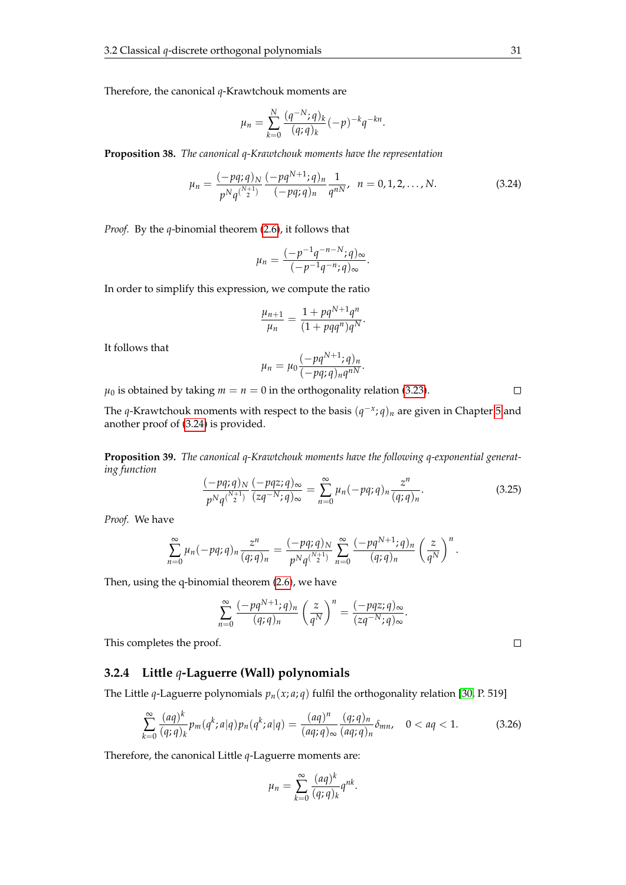Therefore, the canonical $q$-Krawtchouk moments are

$$\mu_n = \sum_{k=0}^{N} \frac{(q^{-N};q)_k}{(q;q)_k}(-p)^{-k}q^{-kn}.$$

**Proposition 38.** *The canonical q-Krawtchouk moments have the representation*

$$\mu_n = \frac{(-pq;q)_N}{p^N q^{\binom{N+1}{2}}} \frac{(-pq^{N+1};q)_n}{(-pq;q)_n} \frac{1}{q^{nN}}, \quad n = 0,1,2,\ldots,N. \tag{3.24}$$

*Proof.* By the $q$-binomial theorem (2.6), it follows that

$$\mu_n = \frac{(-p^{-1}q^{-n-N};q)_\infty}{(-p^{-1}q^{-n};q)_\infty}.$$

In order to simplify this expression, we compute the ratio

$$\frac{\mu_{n+1}}{\mu_n} = \frac{1+pq^{N+1}q^n}{(1+pqq^n)q^N}.$$

It follows that

$$\mu_n = \mu_0 \frac{(-pq^{N+1};q)_n}{(-pq;q)_n q^{nN}}.$$

$\mu_0$ is obtained by taking $m = n = 0$ in the orthogonality relation (3.23). □

The $q$-Krawtchouk moments with respect to the basis $(q^{-x};q)_n$ are given in Chapter 5 and another proof of (3.24) is provided.

**Proposition 39.** *The canonical q-Krawtchouk moments have the following q-exponential generating function*

$$\frac{(-pq;q)_N}{p^N q^{\binom{N+1}{2}}} \frac{(-pqz;q)_\infty}{(zq^{-N};q)_\infty} = \sum_{n=0}^{\infty} \mu_n (-pq;q)_n \frac{z^n}{(q;q)_n}. \tag{3.25}$$

*Proof.* We have

$$\sum_{n=0}^{\infty} \mu_n (-pq;q)_n \frac{z^n}{(q;q)_n} = \frac{(-pq;q)_N}{p^N q^{\binom{N+1}{2}}} \sum_{n=0}^{\infty} \frac{(-pq^{N+1};q)_n}{(q;q)_n} \left(\frac{z}{q^N}\right)^n.$$

Then, using the q-binomial theorem (2.6), we have

$$\sum_{n=0}^{\infty} \frac{(-pq^{N+1};q)_n}{(q;q)_n} \left(\frac{z}{q^N}\right)^n = \frac{(-pqz;q)_\infty}{(zq^{-N};q)_\infty}.$$

This completes the proof. □

### 3.2.4 Little $q$-Laguerre (Wall) polynomials

The Little $q$-Laguerre polynomials $p_n(x;a;q)$ fulfil the orthogonality relation [30, P. 519]

$$\sum_{k=0}^{\infty} \frac{(aq)^k}{(q;q)_k} p_m(q^k;a|q)p_n(q^k;a|q) = \frac{(aq)^n}{(aq;q)_\infty} \frac{(q;q)_n}{(aq;q)_n} \delta_{mn}, \quad 0 < aq < 1. \tag{3.26}$$

Therefore, the canonical Little $q$-Laguerre moments are:

$$\mu_n = \sum_{k=0}^{\infty} \frac{(aq)^k}{(q;q)_k} q^{nk}.$$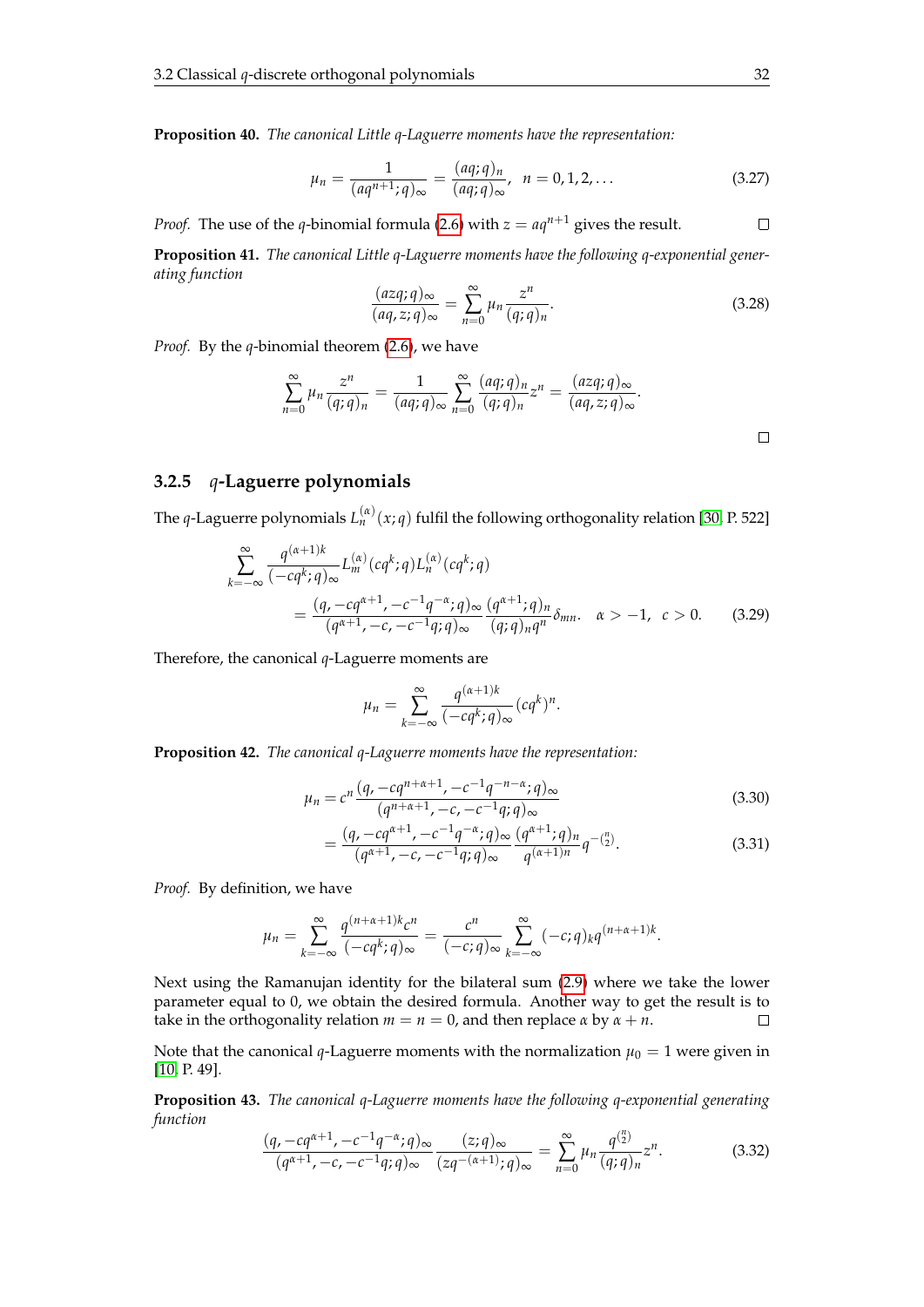**Proposition 40.** *The canonical Little q-Laguerre moments have the representation:*

$$\mu_n = \frac{1}{(aq^{n+1};q)_\infty} = \frac{(aq;q)_n}{(aq;q)_\infty}, \quad n = 0, 1, 2, \dots \tag{3.27}$$

*Proof.* The use of the $q$-binomial formula (2.6) with $z = aq^{n+1}$ gives the result. $\square$

**Proposition 41.** *The canonical Little q-Laguerre moments have the following q-exponential generating function*

$$\frac{(azq;q)_\infty}{(aq,z;q)_\infty} = \sum_{n=0}^{\infty} \mu_n \frac{z^n}{(q;q)_n}. \tag{3.28}$$

*Proof.* By the $q$-binomial theorem (2.6), we have

$$\sum_{n=0}^{\infty} \mu_n \frac{z^n}{(q;q)_n} = \frac{1}{(aq;q)_\infty} \sum_{n=0}^{\infty} \frac{(aq;q)_n}{(q;q)_n} z^n = \frac{(azq;q)_\infty}{(aq,z;q)_\infty}.$$

$\square$

### 3.2.5 $q$-Laguerre polynomials

The $q$-Laguerre polynomials $L_n^{(\alpha)}(x;q)$ fulfil the following orthogonality relation [30, P. 522]

$$\begin{aligned}
&\sum_{k=-\infty}^{\infty} \frac{q^{(\alpha+1)k}}{(-cq^k;q)_\infty} L_m^{(\alpha)}(cq^k;q) L_n^{(\alpha)}(cq^k;q) \\
&\quad = \frac{(q, -cq^{\alpha+1}, -c^{-1}q^{-\alpha};q)_\infty}{(q^{\alpha+1}, -c, -c^{-1}q;q)_\infty} \frac{(q^{\alpha+1};q)_n}{(q;q)_n q^n} \delta_{mn}. \quad \alpha > -1, \;\; c > 0. \qquad (3.29)
\end{aligned}$$

Therefore, the canonical $q$-Laguerre moments are

$$\mu_n = \sum_{k=-\infty}^{\infty} \frac{q^{(\alpha+1)k}}{(-cq^k;q)_\infty} (cq^k)^n.$$

**Proposition 42.** *The canonical q-Laguerre moments have the representation:*

$$\begin{aligned}
\mu_n &= c^n \frac{(q, -cq^{n+\alpha+1}, -c^{-1}q^{-n-\alpha};q)_\infty}{(q^{n+\alpha+1}, -c, -c^{-1}q;q)_\infty} && (3.30) \\
&= \frac{(q, -cq^{\alpha+1}, -c^{-1}q^{-\alpha};q)_\infty}{(q^{\alpha+1}, -c, -c^{-1}q;q)_\infty} \frac{(q^{\alpha+1};q)_n}{q^{(\alpha+1)n}} q^{-\binom{n}{2}}. && (3.31)
\end{aligned}$$

*Proof.* By definition, we have

$$\mu_n = \sum_{k=-\infty}^{\infty} \frac{q^{(n+\alpha+1)k} c^n}{(-cq^k;q)_\infty} = \frac{c^n}{(-c;q)_\infty} \sum_{k=-\infty}^{\infty} (-c;q)_k q^{(n+\alpha+1)k}.$$

Next using the Ramanujan identity for the bilateral sum (2.9) where we take the lower parameter equal to 0, we obtain the desired formula. Another way to get the result is to take in the orthogonality relation $m = n = 0$, and then replace $\alpha$ by $\alpha + n$. $\square$

Note that the canonical $q$-Laguerre moments with the normalization $\mu_0 = 1$ were given in [10, P. 49].

**Proposition 43.** *The canonical q-Laguerre moments have the following q-exponential generating function*

$$\frac{(q, -cq^{\alpha+1}, -c^{-1}q^{-\alpha};q)_\infty}{(q^{\alpha+1}, -c, -c^{-1}q;q)_\infty} \frac{(z;q)_\infty}{(zq^{-(\alpha+1)};q)_\infty} = \sum_{n=0}^{\infty} \mu_n \frac{q^{\binom{n}{2}}}{(q;q)_n} z^n. \tag{3.32}$$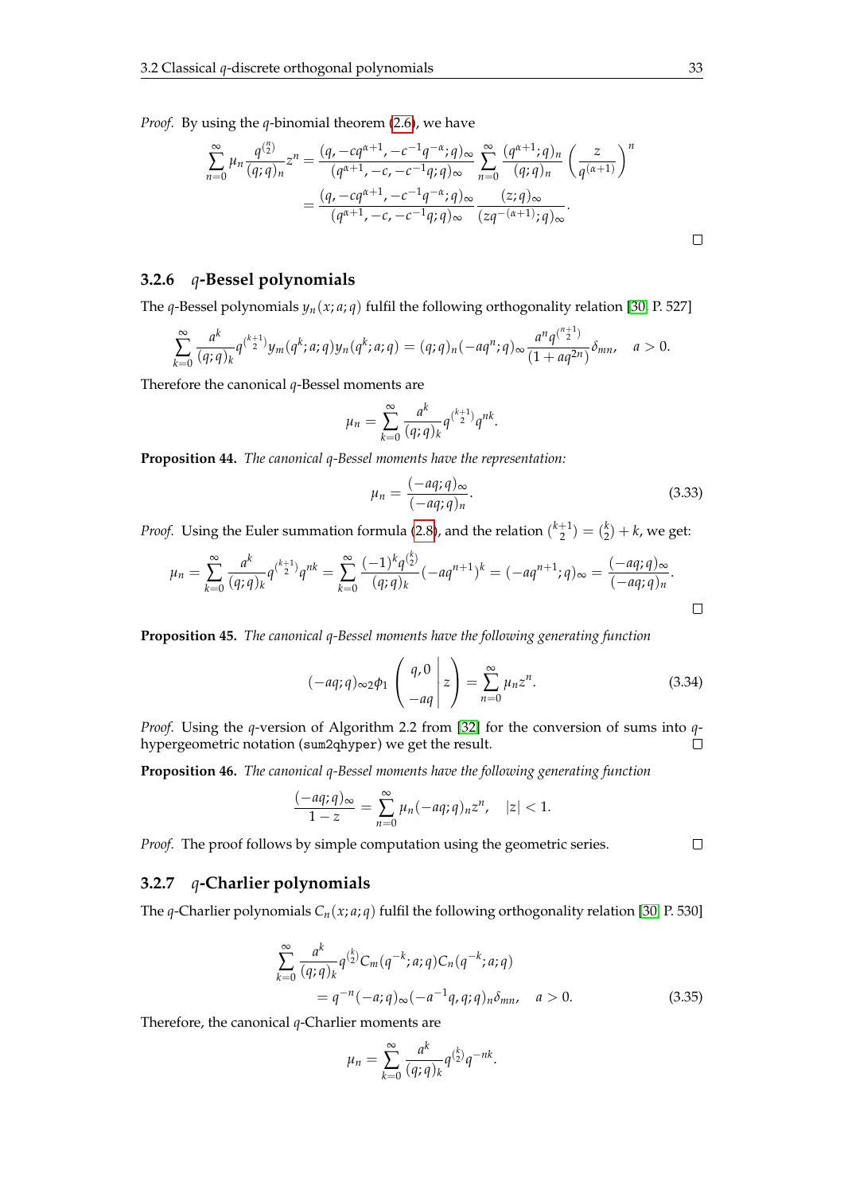*Proof.* By using the $q$-binomial theorem (2.6), we have

$$\sum_{n=0}^{\infty} \mu_n \frac{q^{\binom{n}{2}}}{(q;q)_n} z^n = \frac{(q, -cq^{\alpha+1}, -c^{-1}q^{-\alpha}; q)_\infty}{(q^{\alpha+1}, -c, -c^{-1}q; q)_\infty} \sum_{n=0}^{\infty} \frac{(q^{\alpha+1};q)_n}{(q;q)_n} \left(\frac{z}{q^{(\alpha+1)}}\right)^n$$
$$= \frac{(q, -cq^{\alpha+1}, -c^{-1}q^{-\alpha}; q)_\infty}{(q^{\alpha+1}, -c, -c^{-1}q; q)_\infty} \frac{(z;q)_\infty}{(zq^{-(\alpha+1)};q)_\infty}.$$

□

### 3.2.6 $q$-Bessel polynomials

The $q$-Bessel polynomials $y_n(x;a;q)$ fulfil the following orthogonality relation [30, P. 527]

$$\sum_{k=0}^{\infty} \frac{a^k}{(q;q)_k} q^{\binom{k+1}{2}} y_m(q^k;a;q) y_n(q^k;a;q) = (q;q)_n(-aq^n;q)_\infty \frac{a^n q^{\binom{n+1}{2}}}{(1+aq^{2n})} \delta_{mn}, \quad a > 0.$$

Therefore the canonical $q$-Bessel moments are

$$\mu_n = \sum_{k=0}^{\infty} \frac{a^k}{(q;q)_k} q^{\binom{k+1}{2}} q^{nk}.$$

**Proposition 44.** *The canonical $q$-Bessel moments have the representation:*

$$\mu_n = \frac{(-aq;q)_\infty}{(-aq;q)_n}. \tag{3.33}$$

*Proof.* Using the Euler summation formula (2.8), and the relation $\binom{k+1}{2} = \binom{k}{2} + k$, we get:

$$\mu_n = \sum_{k=0}^{\infty} \frac{a^k}{(q;q)_k} q^{\binom{k+1}{2}} q^{nk} = \sum_{k=0}^{\infty} \frac{(-1)^k q^{\binom{k}{2}}}{(q;q)_k} (-aq^{n+1})^k = (-aq^{n+1};q)_\infty = \frac{(-aq;q)_\infty}{(-aq;q)_n}.$$

□

**Proposition 45.** *The canonical $q$-Bessel moments have the following generating function*

$$(-aq;q)_\infty {}_2\phi_1\left(\begin{matrix} q, 0 \\ -aq \end{matrix} \middle| z\right) = \sum_{n=0}^{\infty} \mu_n z^n. \tag{3.34}$$

*Proof.* Using the $q$-version of Algorithm 2.2 from [32] for the conversion of sums into $q$-hypergeometric notation (`sum2qhyper`) we get the result. □

**Proposition 46.** *The canonical $q$-Bessel moments have the following generating function*

$$\frac{(-aq;q)_\infty}{1-z} = \sum_{n=0}^{\infty} \mu_n(-aq;q)_n z^n, \quad |z| < 1.$$

*Proof.* The proof follows by simple computation using the geometric series. □

### 3.2.7 $q$-Charlier polynomials

The $q$-Charlier polynomials $C_n(x;a;q)$ fulfil the following orthogonality relation [30, P. 530]

$$\sum_{k=0}^{\infty} \frac{a^k}{(q;q)_k} q^{\binom{k}{2}} C_m(q^{-k};a;q) C_n(q^{-k};a;q)$$
$$= q^{-n}(-a;q)_\infty(-a^{-1}q, q;q)_n \delta_{mn}, \quad a > 0. \tag{3.35}$$

Therefore, the canonical $q$-Charlier moments are

$$\mu_n = \sum_{k=0}^{\infty} \frac{a^k}{(q;q)_k} q^{\binom{k}{2}} q^{-nk}.$$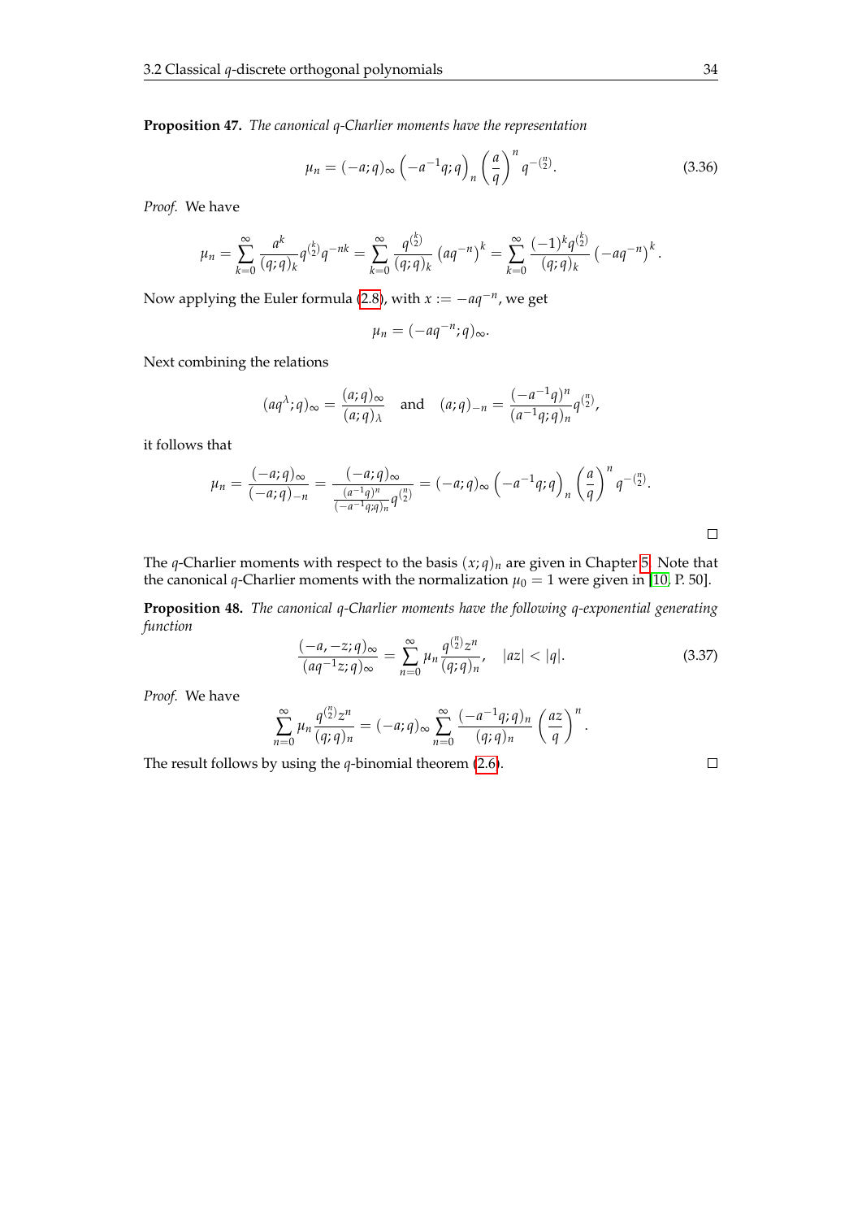**Proposition 47.** *The canonical $q$-Charlier moments have the representation*

$$\mu_n = (-a;q)_\infty \left(-a^{-1}q;q\right)_n \left(\frac{a}{q}\right)^n q^{-\binom{n}{2}}. \tag{3.36}$$

*Proof.* We have

$$\mu_n = \sum_{k=0}^{\infty} \frac{a^k}{(q;q)_k} q^{\binom{k}{2}} q^{-nk} = \sum_{k=0}^{\infty} \frac{q^{\binom{k}{2}}}{(q;q)_k} \left(aq^{-n}\right)^k = \sum_{k=0}^{\infty} \frac{(-1)^k q^{\binom{k}{2}}}{(q;q)_k} \left(-aq^{-n}\right)^k.$$

Now applying the Euler formula (2.8), with $x := -aq^{-n}$, we get

$$\mu_n = (-aq^{-n};q)_\infty.$$

Next combining the relations

$$(aq^\lambda;q)_\infty = \frac{(a;q)_\infty}{(a;q)_\lambda} \quad \text{and} \quad (a;q)_{-n} = \frac{(-a^{-1}q)^n}{(a^{-1}q;q)_n} q^{\binom{n}{2}},$$

it follows that

$$\mu_n = \frac{(-a;q)_\infty}{(-a;q)_{-n}} = \frac{(-a;q)_\infty}{\frac{(a^{-1}q)^n}{(-a^{-1}q;q)_n} q^{\binom{n}{2}}} = (-a;q)_\infty \left(-a^{-1}q;q\right)_n \left(\frac{a}{q}\right)^n q^{-\binom{n}{2}}.$$

□

The $q$-Charlier moments with respect to the basis $(x;q)_n$ are given in Chapter 5. Note that the canonical $q$-Charlier moments with the normalization $\mu_0 = 1$ were given in [10, P. 50].

**Proposition 48.** *The canonical $q$-Charlier moments have the following $q$-exponential generating function*

$$\frac{(-a,-z;q)_\infty}{(aq^{-1}z;q)_\infty} = \sum_{n=0}^{\infty} \mu_n \frac{q^{\binom{n}{2}} z^n}{(q;q)_n}, \quad |az| < |q|. \tag{3.37}$$

*Proof.* We have

$$\sum_{n=0}^{\infty} \mu_n \frac{q^{\binom{n}{2}} z^n}{(q;q)_n} = (-a;q)_\infty \sum_{n=0}^{\infty} \frac{(-a^{-1}q;q)_n}{(q;q)_n} \left(\frac{az}{q}\right)^n.$$

The result follows by using the $q$-binomial theorem (2.6). □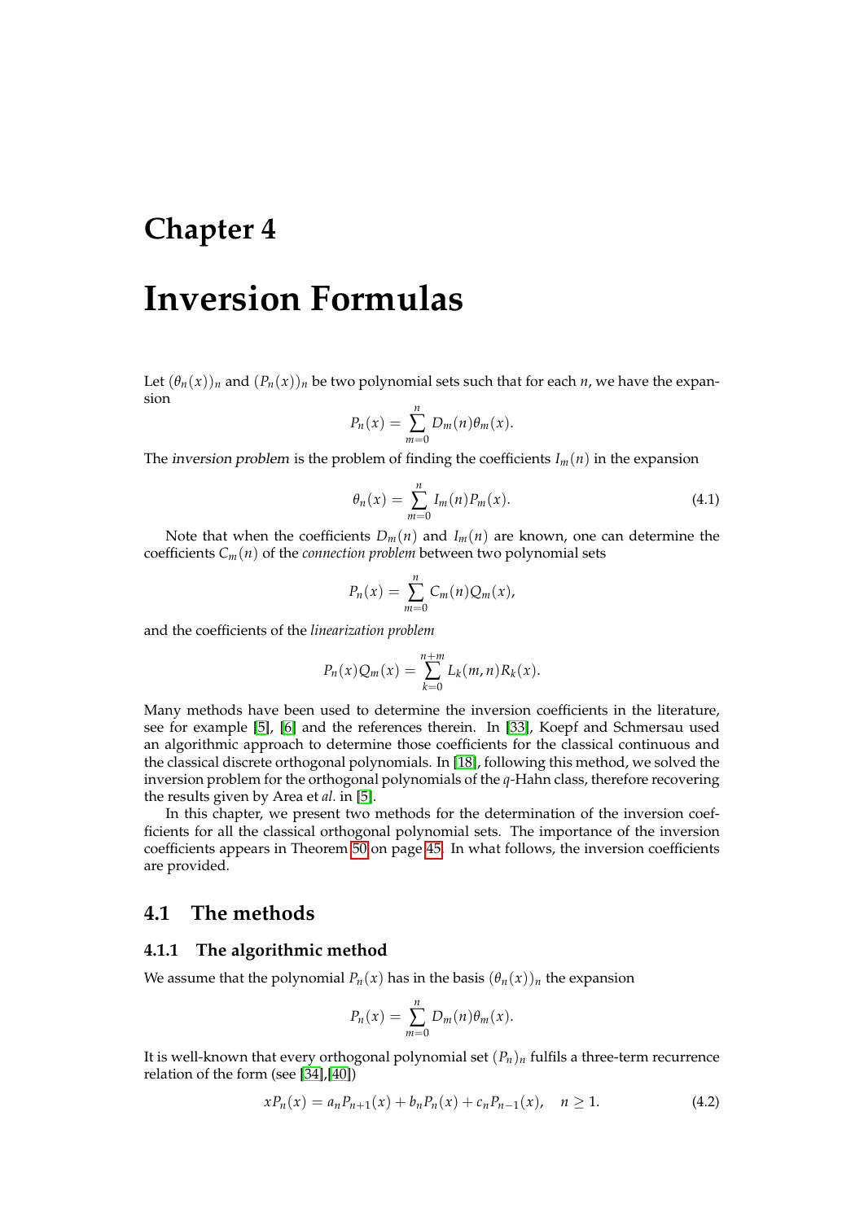# Chapter 4

# Inversion Formulas

Let $(\theta_n(x))_n$ and $(P_n(x))_n$ be two polynomial sets such that for each $n$, we have the expansion

$$P_n(x) = \sum_{m=0}^{n} D_m(n)\theta_m(x).$$

The *inversion problem* is the problem of finding the coefficients $I_m(n)$ in the expansion

$$\theta_n(x) = \sum_{m=0}^{n} I_m(n)P_m(x). \tag{4.1}$$

Note that when the coefficients $D_m(n)$ and $I_m(n)$ are known, one can determine the coefficients $C_m(n)$ of the *connection problem* between two polynomial sets

$$P_n(x) = \sum_{m=0}^{n} C_m(n)Q_m(x),$$

and the coefficients of the *linearization problem*

$$P_n(x)Q_m(x) = \sum_{k=0}^{n+m} L_k(m,n)R_k(x).$$

Many methods have been used to determine the inversion coefficients in the literature, see for example [5], [6] and the references therein. In [33], Koepf and Schmersau used an algorithmic approach to determine those coefficients for the classical continuous and the classical discrete orthogonal polynomials. In [18], following this method, we solved the inversion problem for the orthogonal polynomials of the $q$-Hahn class, therefore recovering the results given by Area et *al*. in [5].

In this chapter, we present two methods for the determination of the inversion coefficients for all the classical orthogonal polynomial sets. The importance of the inversion coefficients appears in Theorem 50 on page 45. In what follows, the inversion coefficients are provided.

## 4.1 The methods

### 4.1.1 The algorithmic method

We assume that the polynomial $P_n(x)$ has in the basis $(\theta_n(x))_n$ the expansion

$$P_n(x) = \sum_{m=0}^{n} D_m(n)\theta_m(x).$$

It is well-known that every orthogonal polynomial set $(P_n)_n$ fulfils a three-term recurrence relation of the form (see [34],[40])

$$xP_n(x) = a_nP_{n+1}(x) + b_nP_n(x) + c_nP_{n-1}(x), \quad n \geq 1. \tag{4.2}$$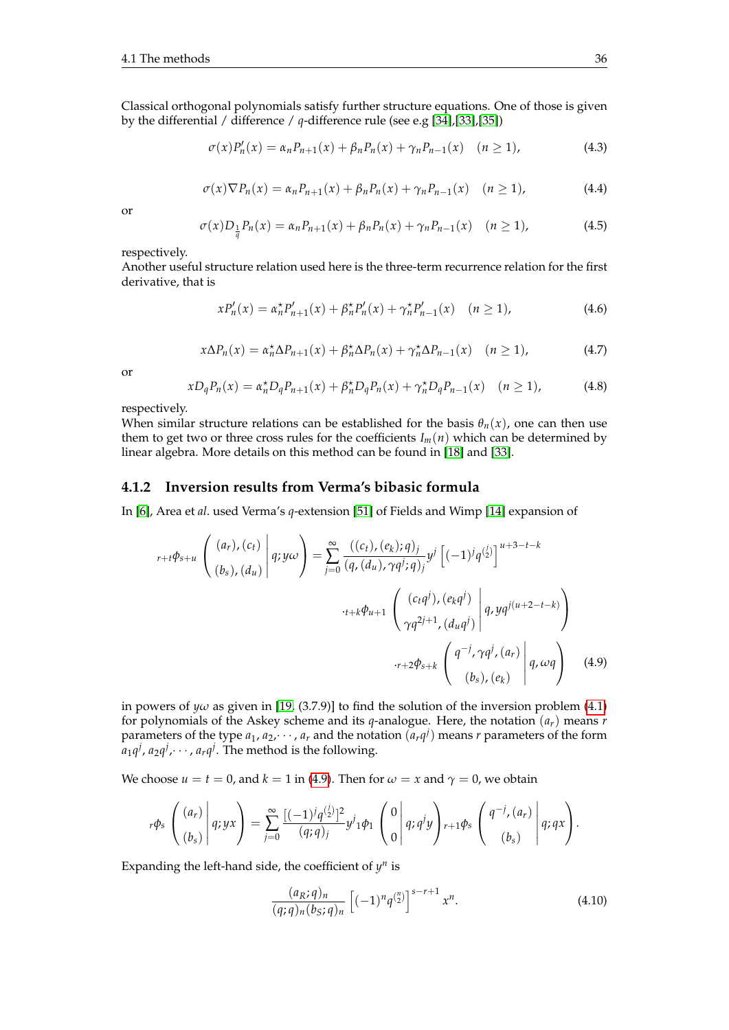Classical orthogonal polynomials satisfy further structure equations. One of those is given by the differential / difference / $q$-difference rule (see e.g [34],[33],[35])

$$\sigma(x)P_n'(x) = \alpha_n P_{n+1}(x) + \beta_n P_n(x) + \gamma_n P_{n-1}(x) \quad (n \geq 1), \tag{4.3}$$

$$\sigma(x)\nabla P_n(x) = \alpha_n P_{n+1}(x) + \beta_n P_n(x) + \gamma_n P_{n-1}(x) \quad (n \geq 1), \tag{4.4}$$

or

$$\sigma(x)D_{\frac{1}{q}} P_n(x) = \alpha_n P_{n+1}(x) + \beta_n P_n(x) + \gamma_n P_{n-1}(x) \quad (n \geq 1), \tag{4.5}$$

respectively.
Another useful structure relation used here is the three-term recurrence relation for the first derivative, that is

$$xP_n'(x) = \alpha_n^\star P_{n+1}'(x) + \beta_n^\star P_n'(x) + \gamma_n^\star P_{n-1}'(x) \quad (n \geq 1), \tag{4.6}$$

$$x\Delta P_n(x) = \alpha_n^\star \Delta P_{n+1}(x) + \beta_n^\star \Delta P_n(x) + \gamma_n^\star \Delta P_{n-1}(x) \quad (n \geq 1), \tag{4.7}$$

or

$$xD_q P_n(x) = \alpha_n^\star D_q P_{n+1}(x) + \beta_n^\star D_q P_n(x) + \gamma_n^\star D_q P_{n-1}(x) \quad (n \geq 1), \tag{4.8}$$

respectively.
When similar structure relations can be established for the basis $\theta_n(x)$, one can then use them to get two or three cross rules for the coefficients $I_m(n)$ which can be determined by linear algebra. More details on this method can be found in [18] and [33].

### 4.1.2 Inversion results from Verma's bibasic formula

In [6], Area et *al.* used Verma's $q$-extension [51] of Fields and Wimp [14] expansion of

$$\begin{aligned}
{}_{r+t}\phi_{s+u}\left(\begin{matrix}(a_r),(c_t)\\(b_s),(d_u)\end{matrix}\middle|\, q; y\omega\right) &= \sum_{j=0}^{\infty} \frac{((c_t),(e_k);q)_j}{(q,(d_u),\gamma q^j;q)_j} y^j \left[(-1)^j q^{\binom{j}{2}}\right]^{u+3-t-k} \\
&\quad \cdot {}_{t+k}\phi_{u+1}\left(\begin{matrix}(c_t q^j),(e_k q^j)\\ \gamma q^{2j+1},(d_u q^j)\end{matrix}\middle|\, q, yq^{j(u+2-t-k)}\right) \\
&\quad \cdot {}_{r+2}\phi_{s+k}\left(\begin{matrix}q^{-j},\gamma q^j,(a_r)\\(b_s),(e_k)\end{matrix}\middle|\, q, \omega q\right)
\end{aligned} \tag{4.9}$$

in powers of $y\omega$ as given in [19, (3.7.9)] to find the solution of the inversion problem (4.1) for polynomials of the Askey scheme and its $q$-analogue. Here, the notation $(a_r)$ means $r$ parameters of the type $a_1, a_2, \cdots, a_r$ and the notation $(a_r q^j)$ means $r$ parameters of the form $a_1 q^j, a_2 q^j, \cdots, a_r q^j$. The method is the following.

We choose $u = t = 0$, and $k = 1$ in (4.9). Then for $\omega = x$ and $\gamma = 0$, we obtain

$${}_r\phi_s\left(\begin{matrix}(a_r)\\(b_s)\end{matrix}\middle|\, q; yx\right) = \sum_{j=0}^{\infty} \frac{[(-1)^j q^{\binom{j}{2}}]^2}{(q;q)_j} y^j \, {}_1\phi_1\left(\begin{matrix}0\\0\end{matrix}\middle|\, q; q^j y\right) {}_{r+1}\phi_s\left(\begin{matrix}q^{-j},(a_r)\\(b_s)\end{matrix}\middle|\, q; qx\right).$$

Expanding the left-hand side, the coefficient of $y^n$ is

$$\frac{(a_R;q)_n}{(q;q)_n (b_S;q)_n} \left[(-1)^n q^{\binom{n}{2}}\right]^{s-r+1} x^n. \tag{4.10}$$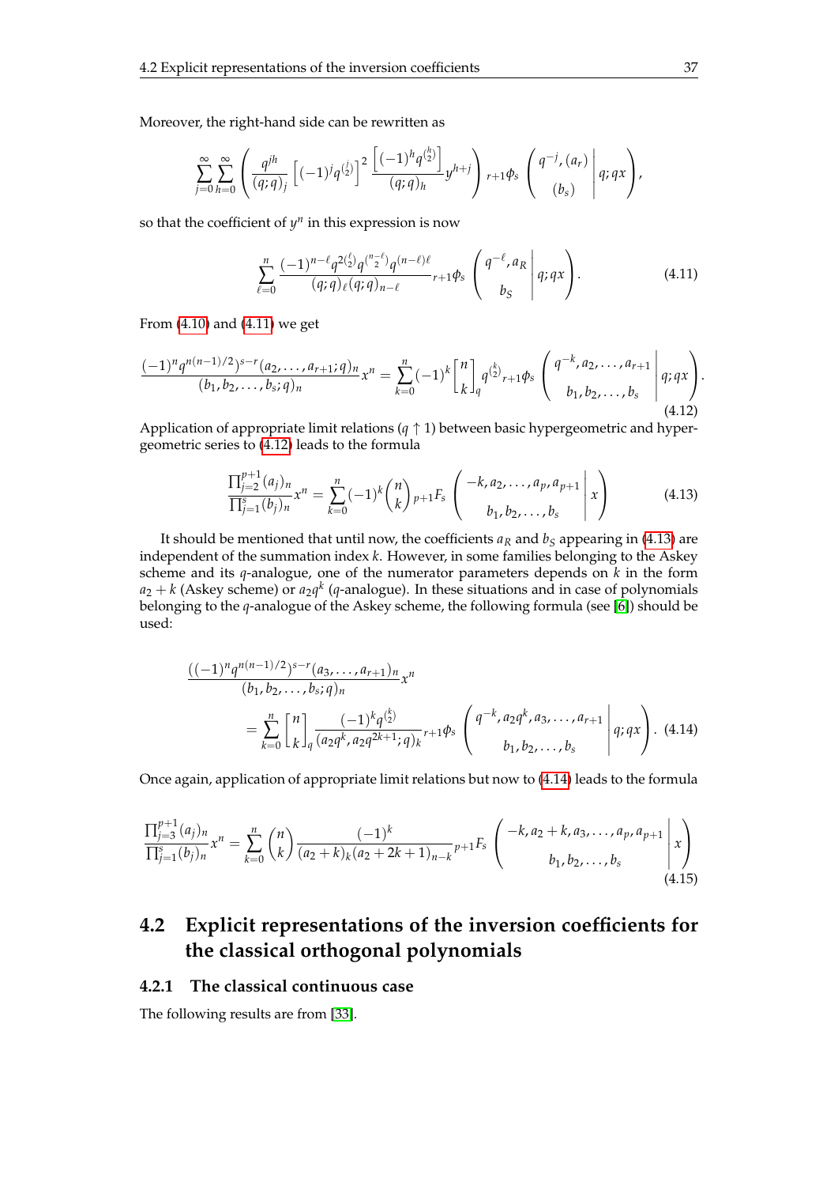Moreover, the right-hand side can be rewritten as

$$\sum_{j=0}^{\infty}\sum_{h=0}^{\infty}\left(\frac{q^{jh}}{(q;q)_j}\left[(-1)^j q^{\binom{j}{2}}\right]^2 \frac{\left[(-1)^h q^{\binom{h}{2}}\right]}{(q;q)_h} y^{h+j}\right) {}_{r+1}\phi_s\left(\left.\begin{array}{c} q^{-j}, (a_r) \\ (b_s) \end{array}\right| q; qx\right),$$

so that the coefficient of $y^n$ in this expression is now

$$\sum_{\ell=0}^{n} \frac{(-1)^{n-\ell} q^{2\binom{\ell}{2}} q^{\binom{n-\ell}{2}} q^{(n-\ell)\ell}}{(q;q)_\ell (q;q)_{n-\ell}} {}_{r+1}\phi_s\left(\left.\begin{array}{c} q^{-\ell}, a_R \\ b_S \end{array}\right| q; qx\right). \tag{4.11}$$

From (4.10) and (4.11) we get

$$\frac{(-1)^n q^{n(n-1)/2})^{s-r}(a_2,\ldots,a_{r+1};q)_n}{(b_1,b_2,\ldots,b_s;q)_n} x^n = \sum_{k=0}^{n}(-1)^k \begin{bmatrix} n \\ k \end{bmatrix}_q q^{\binom{k}{2}} {}_{r+1}\phi_s\left(\left.\begin{array}{c} q^{-k}, a_2,\ldots,a_{r+1} \\ b_1,b_2,\ldots,b_s \end{array}\right| q; qx\right). \tag{4.12}$$

Application of appropriate limit relations ($q \uparrow 1$) between basic hypergeometric and hypergeometric series to (4.12) leads to the formula

$$\frac{\prod_{j=2}^{p+1}(a_j)_n}{\prod_{j=1}^{s}(b_j)_n} x^n = \sum_{k=0}^{n}(-1)^k \binom{n}{k} {}_{p+1}F_s\left(\left.\begin{array}{c} -k, a_2,\ldots,a_p,a_{p+1} \\ b_1,b_2,\ldots,b_s \end{array}\right| x\right) \tag{4.13}$$

It should be mentioned that until now, the coefficients $a_R$ and $b_S$ appearing in (4.13) are independent of the summation index $k$. However, in some families belonging to the Askey scheme and its $q$-analogue, one of the numerator parameters depends on $k$ in the form $a_2+k$ (Askey scheme) or $a_2q^k$ ($q$-analogue). In these situations and in case of polynomials belonging to the $q$-analogue of the Askey scheme, the following formula (see [6]) should be used:

$$\begin{aligned}
&\frac{((-1)^n q^{n(n-1)/2})^{s-r}(a_3,\ldots,a_{r+1})_n}{(b_1,b_2,\ldots,b_s;q)_n} x^n \\
&\quad = \sum_{k=0}^{n} \begin{bmatrix} n \\ k \end{bmatrix}_q \frac{(-1)^k q^{\binom{k}{2}}}{(a_2q^k, a_2q^{2k+1};q)_k} {}_{r+1}\phi_s\left(\left.\begin{array}{c} q^{-k}, a_2q^k, a_3,\ldots,a_{r+1} \\ b_1,b_2,\ldots,b_s \end{array}\right| q; qx\right).
\end{aligned} \tag{4.14}$$

Once again, application of appropriate limit relations but now to (4.14) leads to the formula

$$\frac{\prod_{j=3}^{p+1}(a_j)_n}{\prod_{j=1}^{s}(b_j)_n} x^n = \sum_{k=0}^{n}\binom{n}{k}\frac{(-1)^k}{(a_2+k)_k(a_2+2k+1)_{n-k}} {}_{p+1}F_s\left(\left.\begin{array}{c} -k, a_2+k, a_3,\ldots,a_p,a_{p+1} \\ b_1,b_2,\ldots,b_s \end{array}\right| x\right) \tag{4.15}$$

## 4.2 Explicit representations of the inversion coefficients for the classical orthogonal polynomials

### 4.2.1 The classical continuous case

The following results are from [33].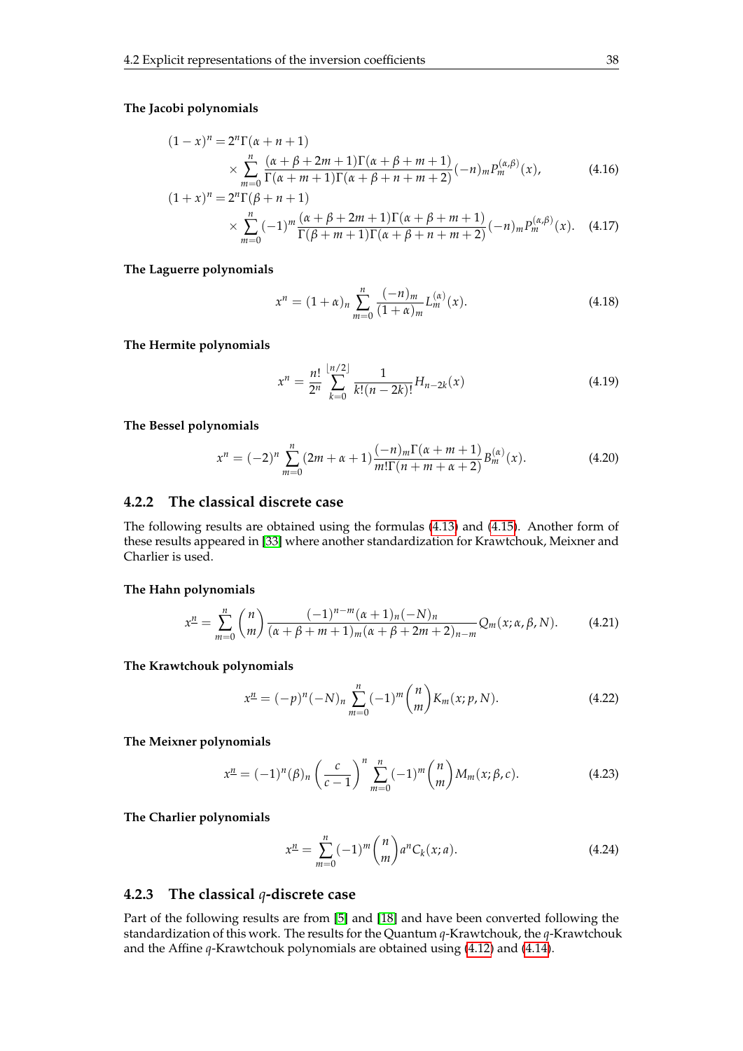**The Jacobi polynomials**

$$
\begin{aligned}
(1-x)^n &= 2^n\Gamma(\alpha+n+1) \\
&\quad\times \sum_{m=0}^{n} \frac{(\alpha+\beta+2m+1)\Gamma(\alpha+\beta+m+1)}{\Gamma(\alpha+m+1)\Gamma(\alpha+\beta+n+m+2)}(-n)_m P_m^{(\alpha,\beta)}(x), \qquad (4.16)\\
(1+x)^n &= 2^n\Gamma(\beta+n+1) \\
&\quad\times \sum_{m=0}^{n} (-1)^m \frac{(\alpha+\beta+2m+1)\Gamma(\alpha+\beta+m+1)}{\Gamma(\beta+m+1)\Gamma(\alpha+\beta+n+m+2)}(-n)_m P_m^{(\alpha,\beta)}(x). \qquad (4.17)
\end{aligned}
$$

**The Laguerre polynomials**

$$
x^n = (1+\alpha)_n \sum_{m=0}^{n} \frac{(-n)_m}{(1+\alpha)_m} L_m^{(\alpha)}(x). \tag{4.18}
$$

**The Hermite polynomials**

$$
x^n = \frac{n!}{2^n} \sum_{k=0}^{\lfloor n/2 \rfloor} \frac{1}{k!(n-2k)!} H_{n-2k}(x) \tag{4.19}
$$

**The Bessel polynomials**

$$
x^n = (-2)^n \sum_{m=0}^{n} (2m+\alpha+1) \frac{(-n)_m \Gamma(\alpha+m+1)}{m!\Gamma(n+m+\alpha+2)} B_m^{(\alpha)}(x). \tag{4.20}
$$

### 4.2.2 The classical discrete case

The following results are obtained using the formulas (4.13) and (4.15). Another form of these results appeared in [33] where another standardization for Krawtchouk, Meixner and Charlier is used.

**The Hahn polynomials**

$$
x^{\underline{n}} = \sum_{m=0}^{n} \binom{n}{m} \frac{(-1)^{n-m}(\alpha+1)_n(-N)_n}{(\alpha+\beta+m+1)_m(\alpha+\beta+2m+2)_{n-m}} Q_m(x;\alpha,\beta,N). \tag{4.21}
$$

**The Krawtchouk polynomials**

$$
x^{\underline{n}} = (-p)^n(-N)_n \sum_{m=0}^{n} (-1)^m \binom{n}{m} K_m(x;p,N). \tag{4.22}
$$

**The Meixner polynomials**

$$
x^{\underline{n}} = (-1)^n(\beta)_n \left(\frac{c}{c-1}\right)^n \sum_{m=0}^{n} (-1)^m \binom{n}{m} M_m(x;\beta,c). \tag{4.23}
$$

**The Charlier polynomials**

$$
x^{\underline{n}} = \sum_{m=0}^{n} (-1)^m \binom{n}{m} a^n C_k(x;a). \tag{4.24}
$$

### 4.2.3 The classical $q$-discrete case

Part of the following results are from [5] and [18] and have been converted following the standardization of this work. The results for the Quantum $q$-Krawtchouk, the $q$-Krawtchouk and the Affine $q$-Krawtchouk polynomials are obtained using (4.12) and (4.14).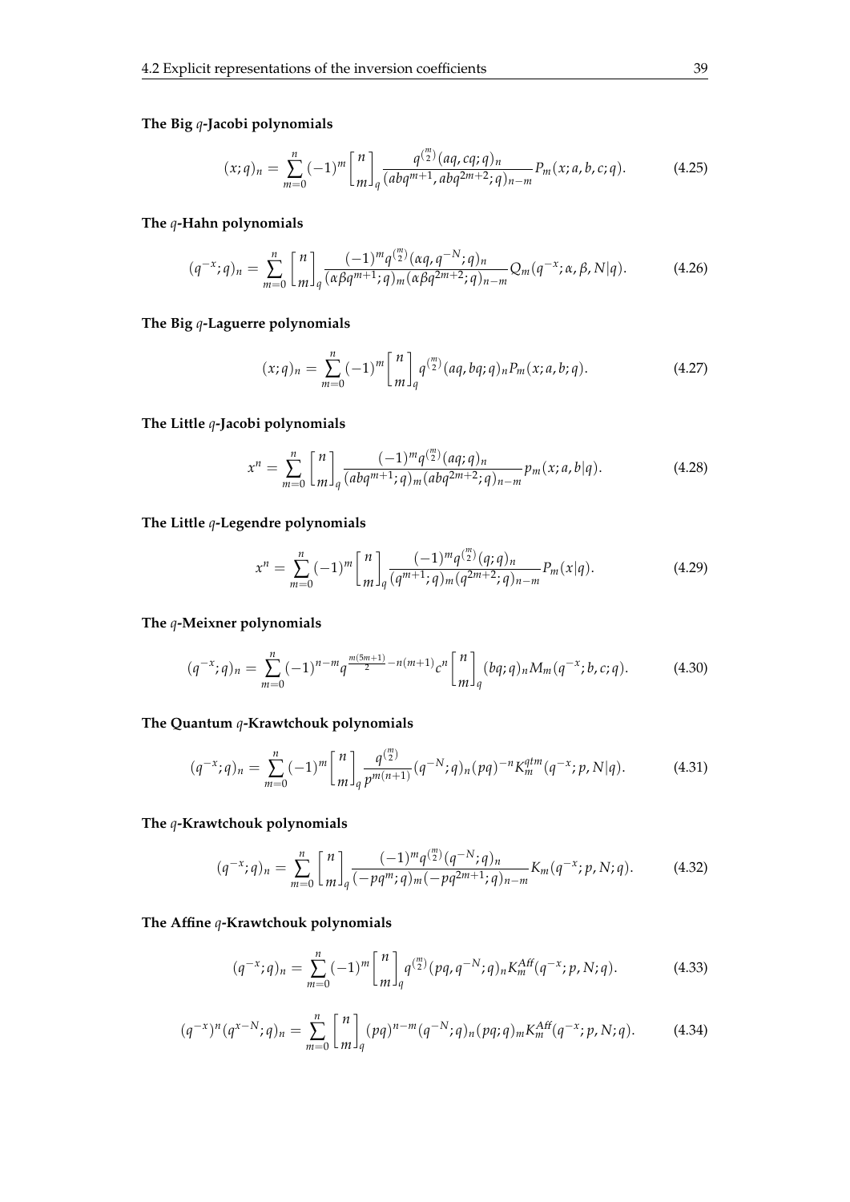**The Big $q$-Jacobi polynomials**

$$(x;q)_n = \sum_{m=0}^{n} (-1)^m \begin{bmatrix} n \\ m \end{bmatrix}_q \frac{q^{\binom{m}{2}}(aq, cq; q)_n}{(abq^{m+1}, abq^{2m+2}; q)_{n-m}} P_m(x; a, b, c; q). \tag{4.25}$$

**The $q$-Hahn polynomials**

$$(q^{-x};q)_n = \sum_{m=0}^{n} \begin{bmatrix} n \\ m \end{bmatrix}_q \frac{(-1)^m q^{\binom{m}{2}}(\alpha q, q^{-N}; q)_n}{(\alpha\beta q^{m+1}; q)_m (\alpha\beta q^{2m+2}; q)_{n-m}} Q_m(q^{-x}; \alpha, \beta, N|q). \tag{4.26}$$

**The Big $q$-Laguerre polynomials**

$$(x;q)_n = \sum_{m=0}^{n} (-1)^m \begin{bmatrix} n \\ m \end{bmatrix}_q q^{\binom{m}{2}}(aq, bq; q)_n P_m(x; a, b; q). \tag{4.27}$$

**The Little $q$-Jacobi polynomials**

$$x^n = \sum_{m=0}^{n} \begin{bmatrix} n \\ m \end{bmatrix}_q \frac{(-1)^m q^{\binom{m}{2}}(aq; q)_n}{(abq^{m+1}; q)_m (abq^{2m+2}; q)_{n-m}} p_m(x; a, b|q). \tag{4.28}$$

**The Little $q$-Legendre polynomials**

$$x^n = \sum_{m=0}^{n} (-1)^m \begin{bmatrix} n \\ m \end{bmatrix}_q \frac{(-1)^m q^{\binom{m}{2}}(q; q)_n}{(q^{m+1}; q)_m (q^{2m+2}; q)_{n-m}} P_m(x|q). \tag{4.29}$$

**The $q$-Meixner polynomials**

$$(q^{-x};q)_n = \sum_{m=0}^{n} (-1)^{n-m} q^{\frac{m(5m+1)}{2} - n(m+1)} c^n \begin{bmatrix} n \\ m \end{bmatrix}_q (bq; q)_n M_m(q^{-x}; b, c; q). \tag{4.30}$$

**The Quantum $q$-Krawtchouk polynomials**

$$(q^{-x};q)_n = \sum_{m=0}^{n} (-1)^m \begin{bmatrix} n \\ m \end{bmatrix}_q \frac{q^{\binom{m}{2}}}{p^{m(n+1)}} (q^{-N}; q)_n (pq)^{-n} K_m^{qtm}(q^{-x}; p, N|q). \tag{4.31}$$

**The $q$-Krawtchouk polynomials**

$$(q^{-x};q)_n = \sum_{m=0}^{n} \begin{bmatrix} n \\ m \end{bmatrix}_q \frac{(-1)^m q^{\binom{m}{2}}(q^{-N}; q)_n}{(-pq^m; q)_m (-pq^{2m+1}; q)_{n-m}} K_m(q^{-x}; p, N; q). \tag{4.32}$$

**The Affine $q$-Krawtchouk polynomials**

$$(q^{-x};q)_n = \sum_{m=0}^{n} (-1)^m \begin{bmatrix} n \\ m \end{bmatrix}_q q^{\binom{m}{2}}(pq, q^{-N}; q)_n K_m^{Aff}(q^{-x}; p, N; q). \tag{4.33}$$

$$(q^{-x})^n (q^{x-N}; q)_n = \sum_{m=0}^{n} \begin{bmatrix} n \\ m \end{bmatrix}_q (pq)^{n-m} (q^{-N}; q)_n (pq; q)_m K_m^{Aff}(q^{-x}; p, N; q). \tag{4.34}$$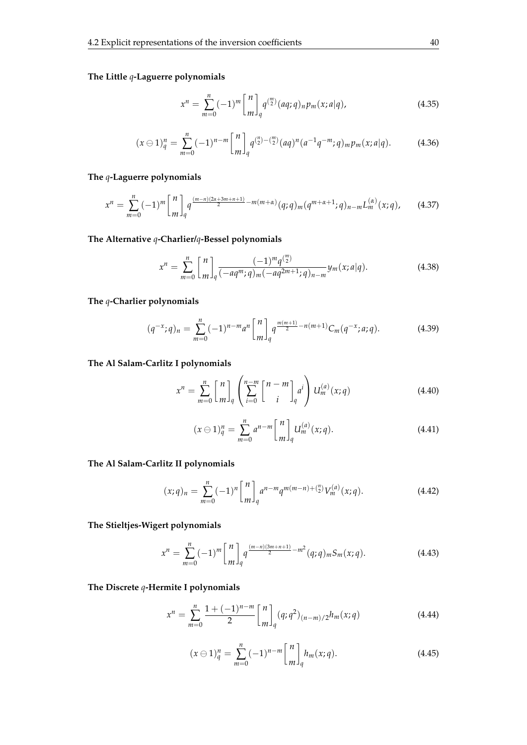**The Little $q$-Laguerre polynomials**

$$x^n = \sum_{m=0}^{n} (-1)^m \begin{bmatrix} n \\ m \end{bmatrix}_q q^{\binom{m}{2}} (aq;q)_n p_m(x;a|q), \tag{4.35}$$

$$(x \ominus 1)_q^n = \sum_{m=0}^{n} (-1)^{n-m} \begin{bmatrix} n \\ m \end{bmatrix}_q q^{\binom{n}{2}-\binom{m}{2}} (aq)^n (a^{-1}q^{-m};q)_m p_m(x;a|q). \tag{4.36}$$

**The $q$-Laguerre polynomials**

$$x^n = \sum_{m=0}^{n} (-1)^m \begin{bmatrix} n \\ m \end{bmatrix}_q q^{\frac{(m-n)(2\alpha+3m+n+1)}{2} - m(m+\alpha)} (q;q)_m (q^{m+\alpha+1};q)_{n-m} L_m^{(\alpha)}(x;q), \tag{4.37}$$

**The Alternative $q$-Charlier/$q$-Bessel polynomials**

$$x^n = \sum_{m=0}^{n} \begin{bmatrix} n \\ m \end{bmatrix}_q \frac{(-1)^m q^{\binom{m}{2}}}{(-aq^m;q)_m (-aq^{2m+1};q)_{n-m}} y_m(x;a|q). \tag{4.38}$$

**The $q$-Charlier polynomials**

$$(q^{-x};q)_n = \sum_{m=0}^{n} (-1)^{n-m} a^n \begin{bmatrix} n \\ m \end{bmatrix}_q q^{\frac{m(m+1)}{2} - n(m+1)} C_m(q^{-x};a;q). \tag{4.39}$$

**The Al Salam-Carlitz I polynomials**

$$x^n = \sum_{m=0}^{n} \begin{bmatrix} n \\ m \end{bmatrix}_q \left( \sum_{i=0}^{n-m} \begin{bmatrix} n-m \\ i \end{bmatrix}_q a^i \right) U_m^{(a)}(x;q) \tag{4.40}$$

$$(x \ominus 1)_q^n = \sum_{m=0}^{n} a^{n-m} \begin{bmatrix} n \\ m \end{bmatrix}_q U_m^{(a)}(x;q). \tag{4.41}$$

**The Al Salam-Carlitz II polynomials**

$$(x;q)_n = \sum_{m=0}^{n} (-1)^n \begin{bmatrix} n \\ m \end{bmatrix}_q a^{n-m} q^{m(m-n)+\binom{n}{2}} V_m^{(a)}(x;q). \tag{4.42}$$

**The Stieltjes-Wigert polynomials**

$$x^n = \sum_{m=0}^{n} (-1)^m \begin{bmatrix} n \\ m \end{bmatrix}_q q^{\frac{(m-n)(3m+n+1)}{2} - m^2} (q;q)_m S_m(x;q). \tag{4.43}$$

**The Discrete $q$-Hermite I polynomials**

$$x^n = \sum_{m=0}^{n} \frac{1+(-1)^{n-m}}{2} \begin{bmatrix} n \\ m \end{bmatrix}_q (q;q^2)_{(n-m)/2} h_m(x;q) \tag{4.44}$$

$$(x \ominus 1)_q^n = \sum_{m=0}^{n} (-1)^{n-m} \begin{bmatrix} n \\ m \end{bmatrix}_q h_m(x;q). \tag{4.45}$$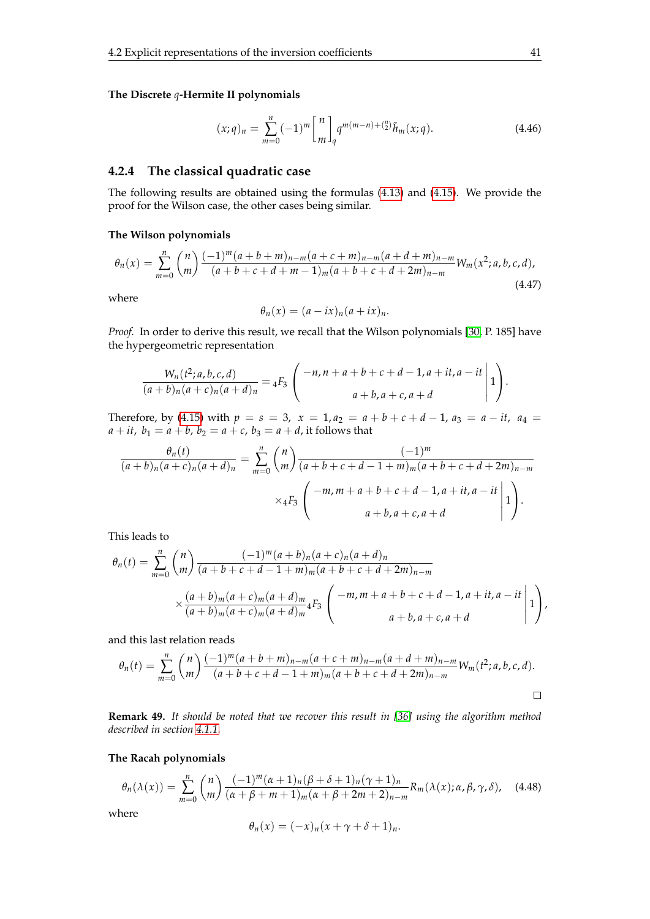**The Discrete $q$-Hermite II polynomials**

$$(x;q)_n = \sum_{m=0}^{n} (-1)^m \begin{bmatrix} n \\ m \end{bmatrix}_q q^{m(m-n)+\binom{n}{2}} \tilde{h}_m(x;q). \tag{4.46}$$

### 4.2.4 The classical quadratic case

The following results are obtained using the formulas (4.13) and (4.15). We provide the proof for the Wilson case, the other cases being similar.

**The Wilson polynomials**

$$\theta_n(x) = \sum_{m=0}^{n} \binom{n}{m} \frac{(-1)^m (a+b+m)_{n-m}(a+c+m)_{n-m}(a+d+m)_{n-m}}{(a+b+c+d+m-1)_m (a+b+c+d+2m)_{n-m}} W_m(x^2;a,b,c,d), \tag{4.47}$$

where

$$\theta_n(x) = (a-ix)_n (a+ix)_n.$$

*Proof.* In order to derive this result, we recall that the Wilson polynomials [30, P. 185] have the hypergeometric representation

$$\frac{W_n(t^2;a,b,c,d)}{(a+b)_n(a+c)_n(a+d)_n} = {}_4F_3\left( \left. \begin{array}{c} -n, n+a+b+c+d-1, a+it, a-it \\ a+b, a+c, a+d \end{array} \right| 1 \right).$$

Therefore, by (4.15) with $p = s = 3$, $x = 1, a_2 = a+b+c+d-1$, $a_3 = a-it$, $a_4 = a+it$, $b_1 = a+b$, $b_2 = a+c$, $b_3 = a+d$, it follows that

$$\frac{\theta_n(t)}{(a+b)_n(a+c)_n(a+d)_n} = \sum_{m=0}^{n} \binom{n}{m} \frac{(-1)^m}{(a+b+c+d-1+m)_m (a+b+c+d+2m)_{n-m}} \times {}_4F_3\left( \left. \begin{array}{c} -m, m+a+b+c+d-1, a+it, a-it \\ a+b, a+c, a+d \end{array} \right| 1 \right).$$

This leads to

$$\theta_n(t) = \sum_{m=0}^{n} \binom{n}{m} \frac{(-1)^m (a+b)_n(a+c)_n(a+d)_n}{(a+b+c+d-1+m)_m (a+b+c+d+2m)_{n-m}} \times \frac{(a+b)_m(a+c)_m(a+d)_m}{(a+b)_m(a+c)_m(a+d)_m} {}_4F_3\left( \left. \begin{array}{c} -m, m+a+b+c+d-1, a+it, a-it \\ a+b, a+c, a+d \end{array} \right| 1 \right),$$

and this last relation reads

$$\theta_n(t) = \sum_{m=0}^{n} \binom{n}{m} \frac{(-1)^m (a+b+m)_{n-m}(a+c+m)_{n-m}(a+d+m)_{n-m}}{(a+b+c+d-1+m)_m (a+b+c+d+2m)_{n-m}} W_m(t^2;a,b,c,d).$$

□

**Remark 49.** *It should be noted that we recover this result in [36] using the algorithm method described in section 4.1.1.*

**The Racah polynomials**

$$\theta_n(\lambda(x)) = \sum_{m=0}^{n} \binom{n}{m} \frac{(-1)^m (\alpha+1)_n(\beta+\delta+1)_n(\gamma+1)_n}{(\alpha+\beta+m+1)_m (\alpha+\beta+2m+2)_{n-m}} R_m(\lambda(x);\alpha,\beta,\gamma,\delta), \tag{4.48}$$

where

$$\theta_n(x) = (-x)_n (x+\gamma+\delta+1)_n.$$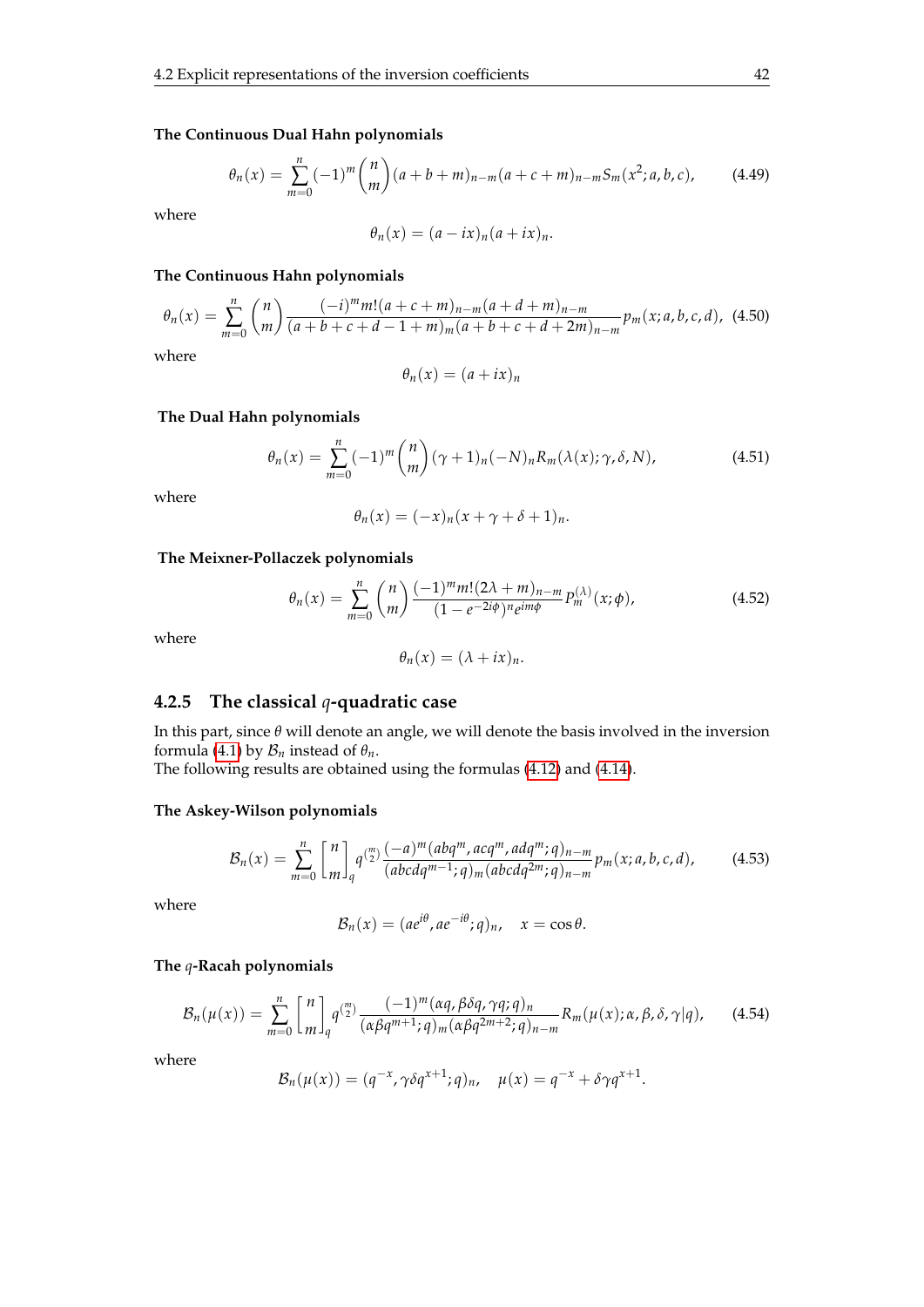**The Continuous Dual Hahn polynomials**

$$\theta_n(x) = \sum_{m=0}^{n} (-1)^m \binom{n}{m} (a+b+m)_{n-m}(a+c+m)_{n-m} S_m(x^2; a, b, c), \tag{4.49}$$

where

$$\theta_n(x) = (a - ix)_n (a + ix)_n.$$

**The Continuous Hahn polynomials**

$$\theta_n(x) = \sum_{m=0}^{n} \binom{n}{m} \frac{(-i)^m m! (a+c+m)_{n-m}(a+d+m)_{n-m}}{(a+b+c+d-1+m)_m (a+b+c+d+2m)_{n-m}} p_m(x; a, b, c, d), \tag{4.50}$$

where

$$\theta_n(x) = (a + ix)_n$$

**The Dual Hahn polynomials**

$$\theta_n(x) = \sum_{m=0}^{n} (-1)^m \binom{n}{m} (\gamma+1)_n (-N)_n R_m(\lambda(x); \gamma, \delta, N), \tag{4.51}$$

where

$$\theta_n(x) = (-x)_n (x + \gamma + \delta + 1)_n.$$

**The Meixner-Pollaczek polynomials**

$$\theta_n(x) = \sum_{m=0}^{n} \binom{n}{m} \frac{(-1)^m m! (2\lambda + m)_{n-m}}{(1 - e^{-2i\phi})^n e^{im\phi}} P_m^{(\lambda)}(x; \phi), \tag{4.52}$$

where

$$\theta_n(x) = (\lambda + ix)_n.$$

### 4.2.5 The classical $q$-quadratic case

In this part, since $\theta$ will denote an angle, we will denote the basis involved in the inversion formula (4.1) by $\mathcal{B}_n$ instead of $\theta_n$.
The following results are obtained using the formulas (4.12) and (4.14).

**The Askey-Wilson polynomials**

$$\mathcal{B}_n(x) = \sum_{m=0}^{n} \begin{bmatrix} n \\ m \end{bmatrix}_q q^{\binom{m}{2}} \frac{(-a)^m (abq^m, acq^m, adq^m; q)_{n-m}}{(abcdq^{m-1}; q)_m (abcdq^{2m}; q)_{n-m}} p_m(x; a, b, c, d), \tag{4.53}$$

where

$$\mathcal{B}_n(x) = (ae^{i\theta}, ae^{-i\theta}; q)_n, \quad x = \cos\theta.$$

**The $q$-Racah polynomials**

$$\mathcal{B}_n(\mu(x)) = \sum_{m=0}^{n} \begin{bmatrix} n \\ m \end{bmatrix}_q q^{\binom{m}{2}} \frac{(-1)^m (\alpha q, \beta\delta q, \gamma q; q)_n}{(\alpha\beta q^{m+1}; q)_m (\alpha\beta q^{2m+2}; q)_{n-m}} R_m(\mu(x); \alpha, \beta, \delta, \gamma | q), \tag{4.54}$$

where

$$\mathcal{B}_n(\mu(x)) = (q^{-x}, \gamma\delta q^{x+1}; q)_n, \quad \mu(x) = q^{-x} + \delta\gamma q^{x+1}.$$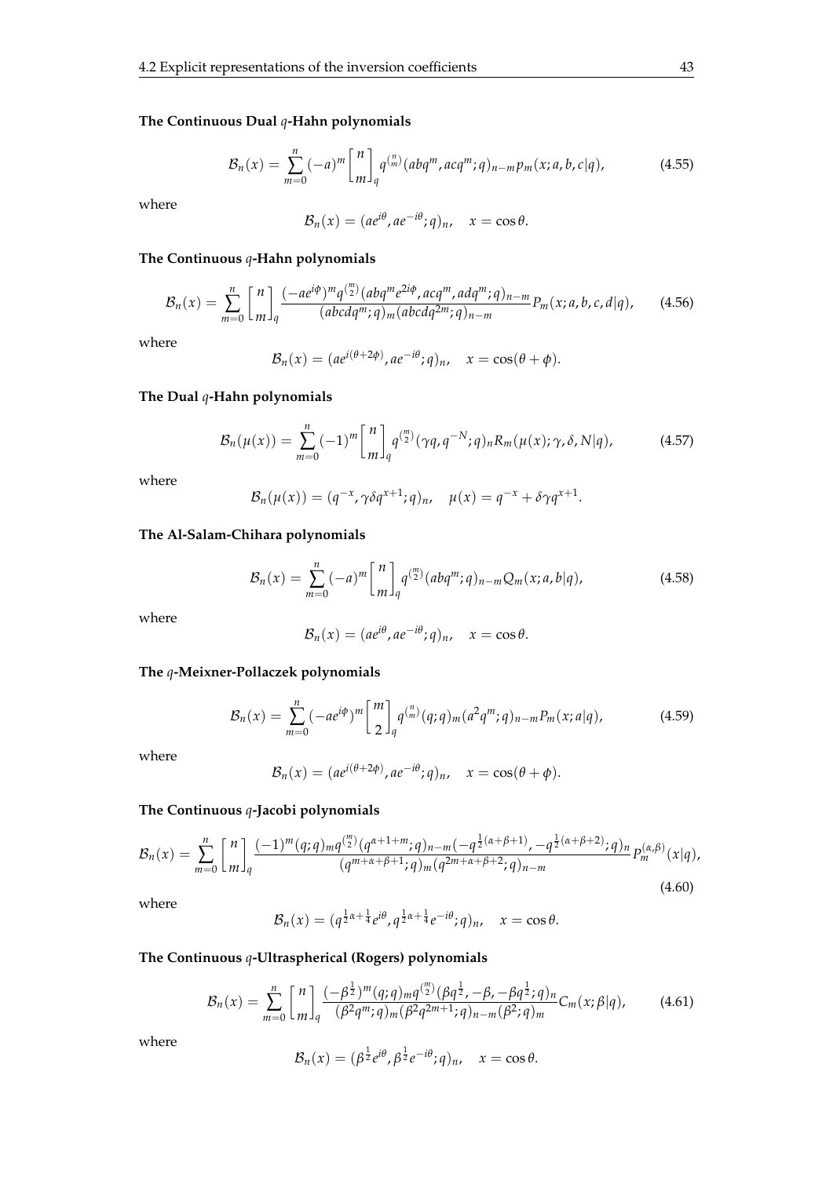**The Continuous Dual $q$-Hahn polynomials**

$$\mathcal{B}_n(x) = \sum_{m=0}^{n} (-a)^m \begin{bmatrix} n \\ m \end{bmatrix}_q q^{\binom{n}{m}} (abq^m, acq^m; q)_{n-m} p_m(x; a, b, c|q), \tag{4.55}$$

where

$$\mathcal{B}_n(x) = (ae^{i\theta}, ae^{-i\theta}; q)_n, \quad x = \cos\theta.$$

**The Continuous $q$-Hahn polynomials**

$$\mathcal{B}_n(x) = \sum_{m=0}^{n} \begin{bmatrix} n \\ m \end{bmatrix}_q \frac{(-ae^{i\phi})^m q^{\binom{m}{2}} (abq^m e^{2i\phi}, acq^m, adq^m; q)_{n-m}}{(abcdq^m; q)_m (abcdq^{2m}; q)_{n-m}} P_m(x; a, b, c, d|q), \tag{4.56}$$

where

$$\mathcal{B}_n(x) = (ae^{i(\theta+2\phi)}, ae^{-i\theta}; q)_n, \quad x = \cos(\theta + \phi).$$

**The Dual $q$-Hahn polynomials**

$$\mathcal{B}_n(\mu(x)) = \sum_{m=0}^{n} (-1)^m \begin{bmatrix} n \\ m \end{bmatrix}_q q^{\binom{m}{2}} (\gamma q, q^{-N}; q)_n R_m(\mu(x); \gamma, \delta, N|q), \tag{4.57}$$

where

$$\mathcal{B}_n(\mu(x)) = (q^{-x}, \gamma\delta q^{x+1}; q)_n, \quad \mu(x) = q^{-x} + \delta\gamma q^{x+1}.$$

**The Al-Salam-Chihara polynomials**

$$\mathcal{B}_n(x) = \sum_{m=0}^{n} (-a)^m \begin{bmatrix} n \\ m \end{bmatrix}_q q^{\binom{m}{2}} (abq^m; q)_{n-m} Q_m(x; a, b|q), \tag{4.58}$$

where

$$\mathcal{B}_n(x) = (ae^{i\theta}, ae^{-i\theta}; q)_n, \quad x = \cos\theta.$$

**The $q$-Meixner-Pollaczek polynomials**

$$\mathcal{B}_n(x) = \sum_{m=0}^{n} (-ae^{i\phi})^m \begin{bmatrix} m \\ 2 \end{bmatrix}_q q^{\binom{n}{m}} (q; q)_m (a^2 q^m; q)_{n-m} P_m(x; a|q), \tag{4.59}$$

where

$$\mathcal{B}_n(x) = (ae^{i(\theta+2\phi)}, ae^{-i\theta}; q)_n, \quad x = \cos(\theta + \phi).$$

**The Continuous $q$-Jacobi polynomials**

$$\mathcal{B}_n(x) = \sum_{m=0}^{n} \begin{bmatrix} n \\ m \end{bmatrix}_q \frac{(-1)^m (q; q)_m q^{\binom{m}{2}} (q^{\alpha+1+m}; q)_{n-m} (-q^{\frac{1}{2}(\alpha+\beta+1)}, -q^{\frac{1}{2}(\alpha+\beta+2)}; q)_n}{(q^{m+\alpha+\beta+1}; q)_m (q^{2m+\alpha+\beta+2}; q)_{n-m}} P_m^{(\alpha,\beta)}(x|q), \tag{4.60}$$

where

$$\mathcal{B}_n(x) = (q^{\frac{1}{2}\alpha+\frac{1}{4}} e^{i\theta}, q^{\frac{1}{2}\alpha+\frac{1}{4}} e^{-i\theta}; q)_n, \quad x = \cos\theta.$$

**The Continuous $q$-Ultraspherical (Rogers) polynomials**

$$\mathcal{B}_n(x) = \sum_{m=0}^{n} \begin{bmatrix} n \\ m \end{bmatrix}_q \frac{(-\beta^{\frac{1}{2}})^m (q; q)_m q^{\binom{m}{2}} (\beta q^{\frac{1}{2}}, -\beta, -\beta q^{\frac{1}{2}}; q)_n}{(\beta^2 q^m; q)_m (\beta^2 q^{2m+1}; q)_{n-m} (\beta^2; q)_m} C_m(x; \beta|q), \tag{4.61}$$

where

$$\mathcal{B}_n(x) = (\beta^{\frac{1}{2}} e^{i\theta}, \beta^{\frac{1}{2}} e^{-i\theta}; q)_n, \quad x = \cos\theta.$$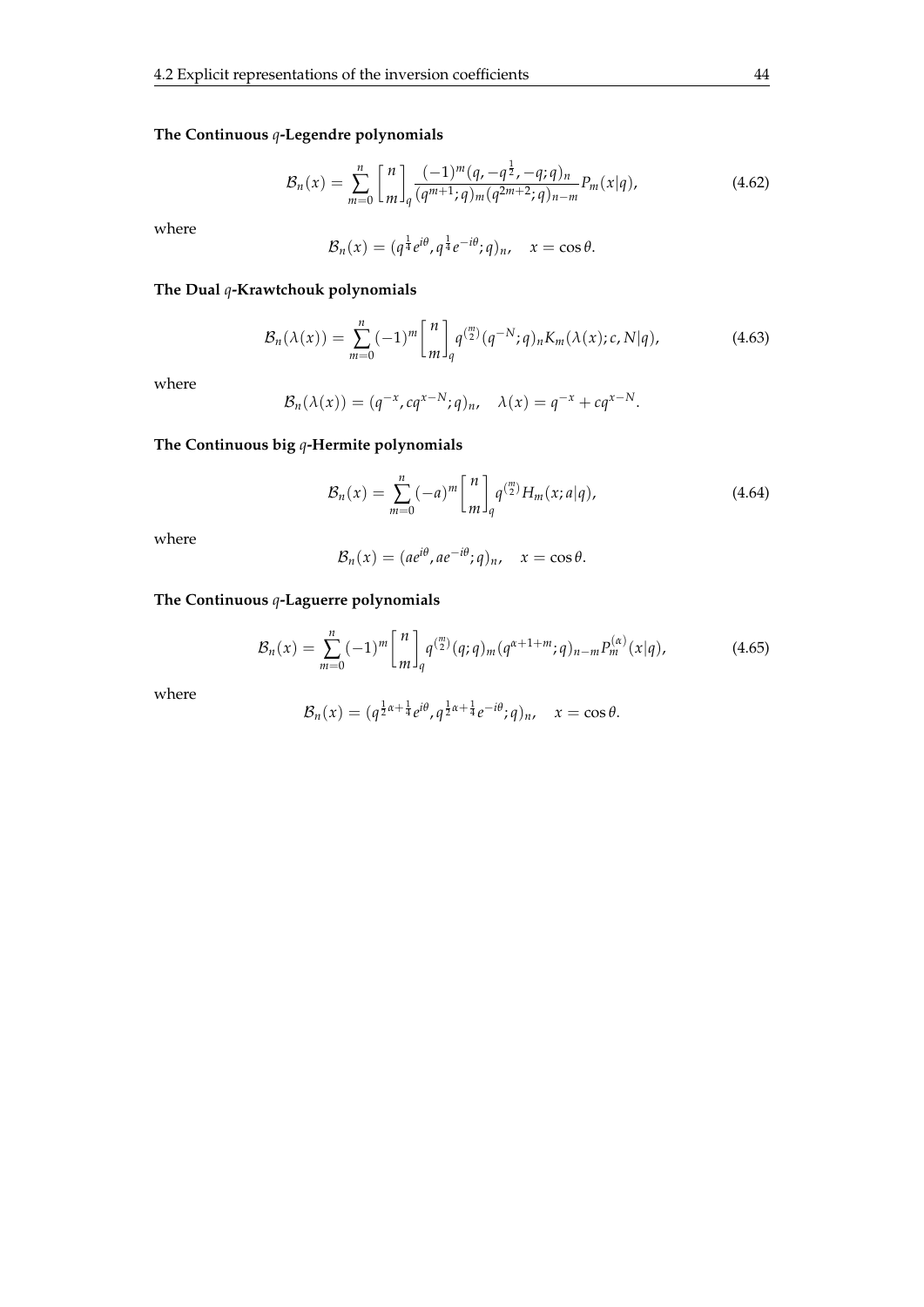**The Continuous $q$-Legendre polynomials**

$$\mathcal{B}_n(x) = \sum_{m=0}^{n} \begin{bmatrix} n \\ m \end{bmatrix}_q \frac{(-1)^m (q, -q^{\frac{1}{2}}, -q; q)_n}{(q^{m+1}; q)_m (q^{2m+2}; q)_{n-m}} P_m(x|q), \tag{4.62}$$

where

$$\mathcal{B}_n(x) = (q^{\frac{1}{4}} e^{i\theta}, q^{\frac{1}{4}} e^{-i\theta}; q)_n, \quad x = \cos\theta.$$

**The Dual $q$-Krawtchouk polynomials**

$$\mathcal{B}_n(\lambda(x)) = \sum_{m=0}^{n} (-1)^m \begin{bmatrix} n \\ m \end{bmatrix}_q q^{\binom{m}{2}} (q^{-N}; q)_n K_m(\lambda(x); c, N|q), \tag{4.63}$$

where

$$\mathcal{B}_n(\lambda(x)) = (q^{-x}, cq^{x-N}; q)_n, \quad \lambda(x) = q^{-x} + cq^{x-N}.$$

**The Continuous big $q$-Hermite polynomials**

$$\mathcal{B}_n(x) = \sum_{m=0}^{n} (-a)^m \begin{bmatrix} n \\ m \end{bmatrix}_q q^{\binom{m}{2}} H_m(x; a|q), \tag{4.64}$$

where

$$\mathcal{B}_n(x) = (ae^{i\theta}, ae^{-i\theta}; q)_n, \quad x = \cos\theta.$$

**The Continuous $q$-Laguerre polynomials**

$$\mathcal{B}_n(x) = \sum_{m=0}^{n} (-1)^m \begin{bmatrix} n \\ m \end{bmatrix}_q q^{\binom{m}{2}} (q; q)_m (q^{\alpha+1+m}; q)_{n-m} P_m^{(\alpha)}(x|q), \tag{4.65}$$

where

$$\mathcal{B}_n(x) = (q^{\frac{1}{2}\alpha + \frac{1}{4}} e^{i\theta}, q^{\frac{1}{2}\alpha + \frac{1}{4}} e^{-i\theta}; q)_n, \quad x = \cos\theta.$$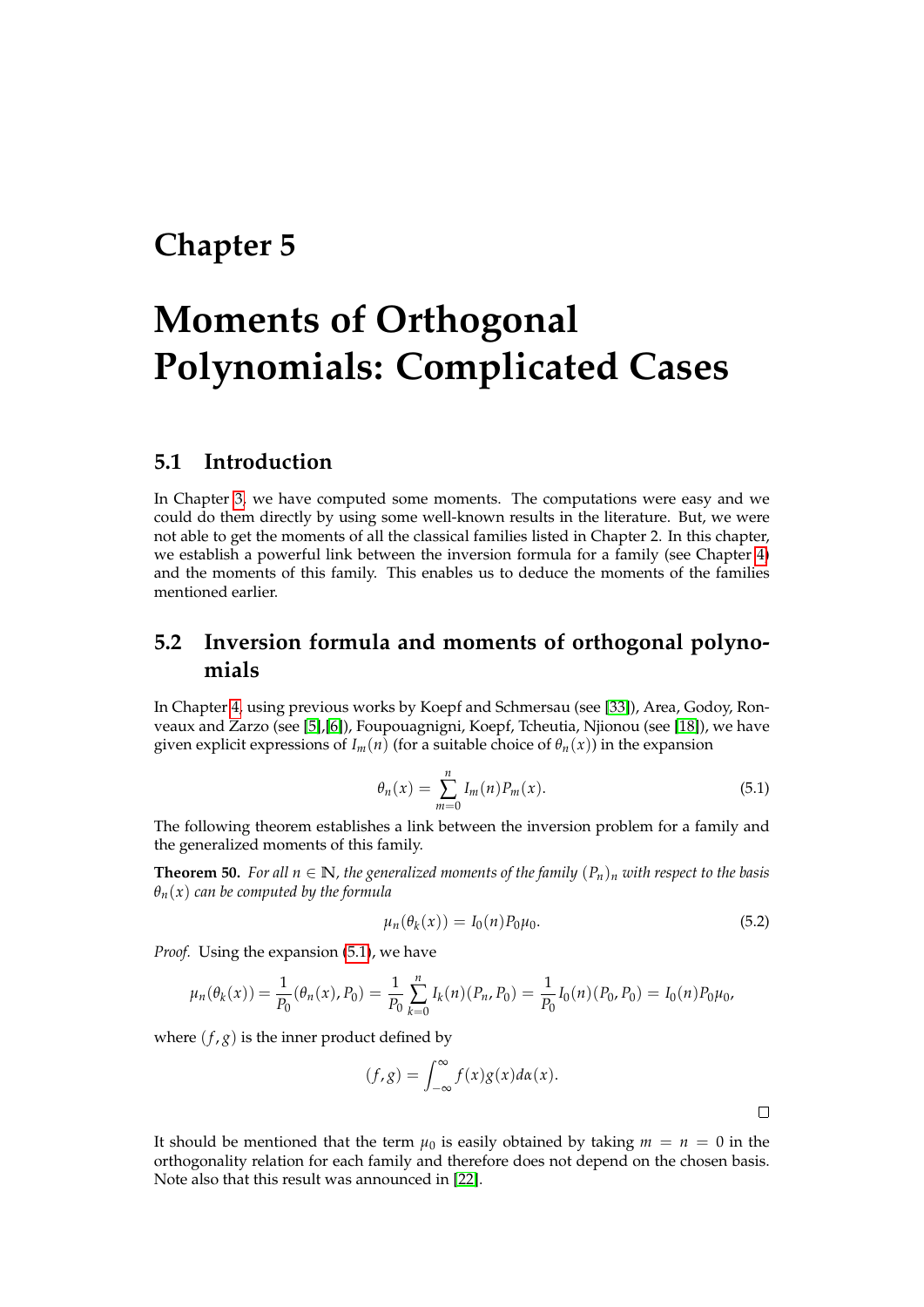# Chapter 5

# Moments of Orthogonal Polynomials: Complicated Cases

## 5.1 Introduction

In Chapter 3, we have computed some moments. The computations were easy and we could do them directly by using some well-known results in the literature. But, we were not able to get the moments of all the classical families listed in Chapter 2. In this chapter, we establish a powerful link between the inversion formula for a family (see Chapter 4) and the moments of this family. This enables us to deduce the moments of the families mentioned earlier.

## 5.2 Inversion formula and moments of orthogonal polynomials

In Chapter 4, using previous works by Koepf and Schmersau (see [33]), Area, Godoy, Ronveaux and Zarzo (see [5],[6]), Foupouagnigni, Koepf, Tcheutia, Njionou (see [18]), we have given explicit expressions of $I_m(n)$ (for a suitable choice of $\theta_n(x)$) in the expansion

$$\theta_n(x) = \sum_{m=0}^{n} I_m(n) P_m(x). \tag{5.1}$$

The following theorem establishes a link between the inversion problem for a family and the generalized moments of this family.

**Theorem 50.** *For all $n \in \mathbb{N}$, the generalized moments of the family $(P_n)_n$ with respect to the basis $\theta_n(x)$ can be computed by the formula*

$$\mu_n(\theta_k(x)) = I_0(n) P_0 \mu_0. \tag{5.2}$$

*Proof.* Using the expansion (5.1), we have

$$\mu_n(\theta_k(x)) = \frac{1}{P_0}(\theta_n(x), P_0) = \frac{1}{P_0}\sum_{k=0}^{n} I_k(n)(P_n, P_0) = \frac{1}{P_0} I_0(n)(P_0, P_0) = I_0(n) P_0 \mu_0,$$

where $(f, g)$ is the inner product defined by

$$(f, g) = \int_{-\infty}^{\infty} f(x) g(x) d\alpha(x).$$

□

It should be mentioned that the term $\mu_0$ is easily obtained by taking $m = n = 0$ in the orthogonality relation for each family and therefore does not depend on the chosen basis. Note also that this result was announced in [22].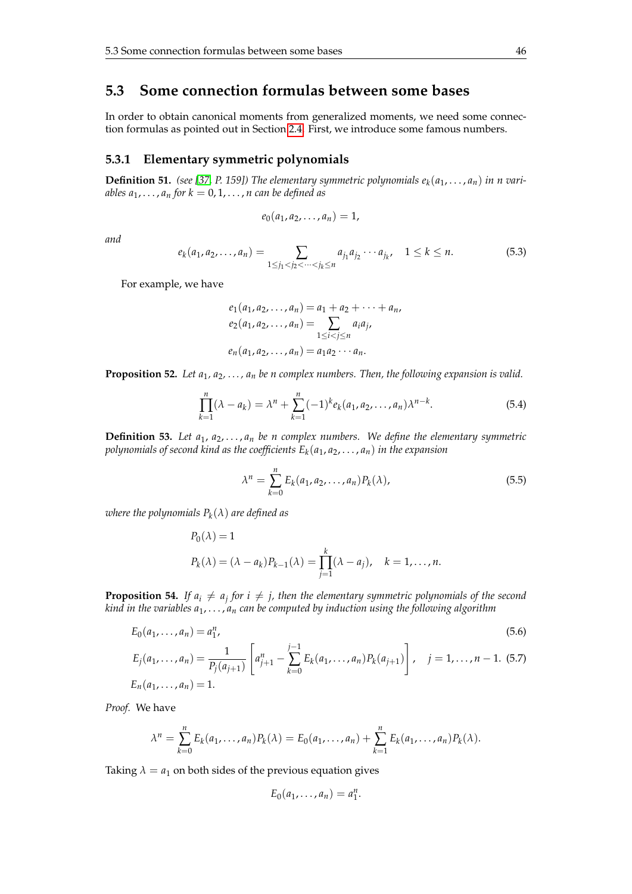## 5.3 Some connection formulas between some bases

In order to obtain canonical moments from generalized moments, we need some connection formulas as pointed out in Section 2.4. First, we introduce some famous numbers.

### 5.3.1 Elementary symmetric polynomials

**Definition 51.** *(see [37, P. 159]) The elementary symmetric polynomials $e_k(a_1, \ldots, a_n)$ in $n$ variables $a_1, \ldots, a_n$ for $k = 0, 1, \ldots, n$ can be defined as*

$$e_0(a_1, a_2, \ldots, a_n) = 1,$$

*and*

$$e_k(a_1, a_2, \ldots, a_n) = \sum_{1 \le j_1 < j_2 < \cdots < j_k \le n} a_{j_1} a_{j_2} \cdots a_{j_k}, \quad 1 \le k \le n. \tag{5.3}$$

For example, we have

$$\begin{aligned}
e_1(a_1, a_2, \ldots, a_n) &= a_1 + a_2 + \cdots + a_n, \\
e_2(a_1, a_2, \ldots, a_n) &= \sum_{1 \le i < j \le n} a_i a_j, \\
e_n(a_1, a_2, \ldots, a_n) &= a_1 a_2 \cdots a_n.
\end{aligned}$$

**Proposition 52.** *Let $a_1, a_2, \ldots, a_n$ be $n$ complex numbers. Then, the following expansion is valid.*

$$\prod_{k=1}^{n} (\lambda - a_k) = \lambda^n + \sum_{k=1}^{n} (-1)^k e_k(a_1, a_2, \ldots, a_n) \lambda^{n-k}. \tag{5.4}$$

**Definition 53.** *Let $a_1, a_2, \ldots, a_n$ be $n$ complex numbers. We define the elementary symmetric polynomials of second kind as the coefficients $E_k(a_1, a_2, \ldots, a_n)$ in the expansion*

$$\lambda^n = \sum_{k=0}^{n} E_k(a_1, a_2, \ldots, a_n) P_k(\lambda), \tag{5.5}$$

*where the polynomials $P_k(\lambda)$ are defined as*

$$\begin{aligned}
P_0(\lambda) &= 1 \\
P_k(\lambda) &= (\lambda - a_k) P_{k-1}(\lambda) = \prod_{j=1}^{k} (\lambda - a_j), \quad k = 1, \ldots, n.
\end{aligned}$$

**Proposition 54.** *If $a_i \neq a_j$ for $i \neq j$, then the elementary symmetric polynomials of the second kind in the variables $a_1, \ldots, a_n$ can be computed by induction using the following algorithm*

$$E_0(a_1, \ldots, a_n) = a_1^n, \tag{5.6}$$

$$E_j(a_1, \ldots, a_n) = \frac{1}{P_j(a_{j+1})} \left[ a_{j+1}^n - \sum_{k=0}^{j-1} E_k(a_1, \ldots, a_n) P_k(a_{j+1}) \right], \quad j = 1, \ldots, n-1. \tag{5.7}$$

$$E_n(a_1, \ldots, a_n) = 1.$$

*Proof.* We have

$$\lambda^n = \sum_{k=0}^{n} E_k(a_1, \ldots, a_n) P_k(\lambda) = E_0(a_1, \ldots, a_n) + \sum_{k=1}^{n} E_k(a_1, \ldots, a_n) P_k(\lambda).$$

Taking $\lambda = a_1$ on both sides of the previous equation gives

$$E_0(a_1, \ldots, a_n) = a_1^n.$$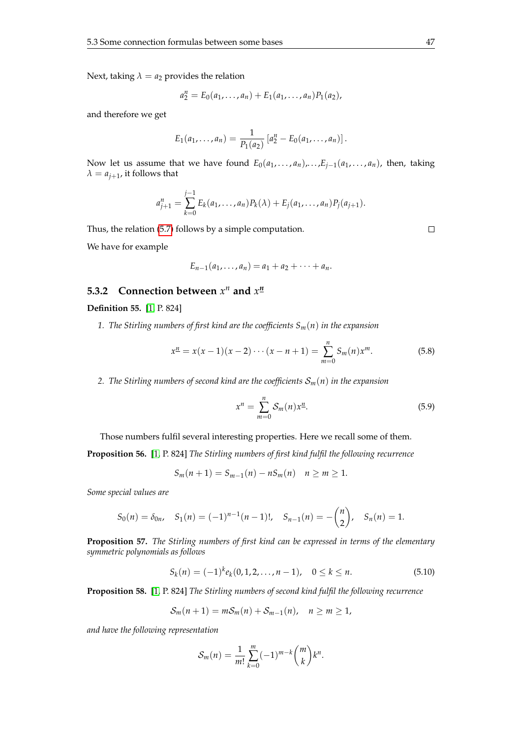Next, taking $\lambda = a_2$ provides the relation

$$a_2^n = E_0(a_1, \dots, a_n) + E_1(a_1, \dots, a_n)P_1(a_2),$$

and therefore we get

$$E_1(a_1, \dots, a_n) = \frac{1}{P_1(a_2)} \left[a_2^n - E_0(a_1, \dots, a_n)\right].$$

Now let us assume that we have found $E_0(a_1, \dots, a_n)$,...,$E_{j-1}(a_1, \dots, a_n)$, then, taking $\lambda = a_{j+1}$, it follows that

$$a_{j+1}^n = \sum_{k=0}^{j-1} E_k(a_1, \dots, a_n)P_k(\lambda) + E_j(a_1, \dots, a_n)P_j(a_{j+1}).$$

Thus, the relation (5.7) follows by a simple computation. □

We have for example

$$E_{n-1}(a_1, \dots, a_n) = a_1 + a_2 + \cdots + a_n.$$

### 5.3.2 Connection between $x^n$ and $x^{\underline{n}}$

**Definition 55.** [1, P. 824]

1. *The Stirling numbers of first kind are the coefficients $S_m(n)$ in the expansion*

$$x^{\underline{n}} = x(x-1)(x-2)\cdots(x-n+1) = \sum_{m=0}^{n} S_m(n)x^m. \tag{5.8}$$

2. *The Stirling numbers of second kind are the coefficients $\mathcal{S}_m(n)$ in the expansion*

$$x^n = \sum_{m=0}^{n} \mathcal{S}_m(n)x^{\underline{m}}. \tag{5.9}$$

Those numbers fulfil several interesting properties. Here we recall some of them.

**Proposition 56.** [1, P. 824] *The Stirling numbers of first kind fulfil the following recurrence*

$$S_m(n+1) = S_{m-1}(n) - nS_m(n) \quad n \geq m \geq 1.$$

*Some special values are*

$$S_0(n) = \delta_{0n}, \quad S_1(n) = (-1)^{n-1}(n-1)!, \quad S_{n-1}(n) = -\binom{n}{2}, \quad S_n(n) = 1.$$

**Proposition 57.** *The Stirling numbers of first kind can be expressed in terms of the elementary symmetric polynomials as follows*

$$S_k(n) = (-1)^k e_k(0, 1, 2, \dots, n-1), \quad 0 \leq k \leq n. \tag{5.10}$$

**Proposition 58.** [1, P. 824] *The Stirling numbers of second kind fulfil the following recurrence*

$$\mathcal{S}_m(n+1) = m\mathcal{S}_m(n) + \mathcal{S}_{m-1}(n), \quad n \geq m \geq 1,$$

*and have the following representation*

$$\mathcal{S}_m(n) = \frac{1}{m!} \sum_{k=0}^{m} (-1)^{m-k} \binom{m}{k} k^n.$$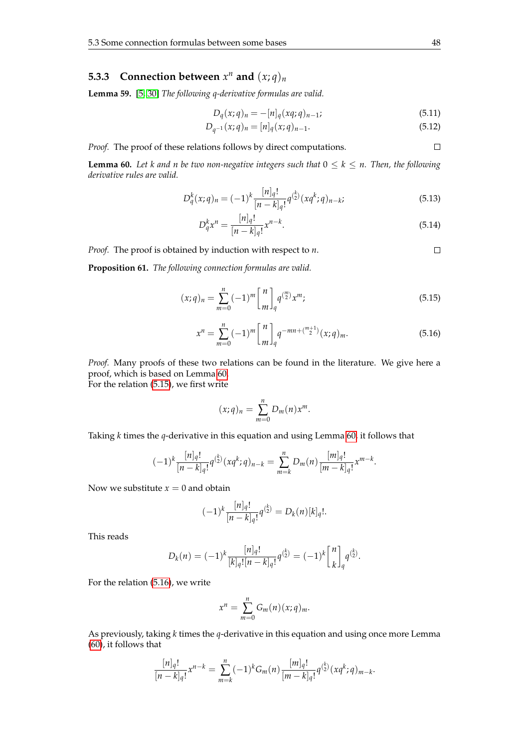### 5.3.3 Connection between $x^n$ and $(x;q)_n$

**Lemma 59.** [5, 30] *The following q-derivative formulas are valid.*

$$D_q(x;q)_n = -[n]_q(xq;q)_{n-1}; \tag{5.11}$$

$$D_{q^{-1}}(x;q)_n = [n]_q(x;q)_{n-1}. \tag{5.12}$$

*Proof.* The proof of these relations follows by direct computations. □

**Lemma 60.** *Let $k$ and $n$ be two non-negative integers such that $0 \le k \le n$. Then, the following derivative rules are valid.*

$$D_q^k(x;q)_n = (-1)^k \frac{[n]_q!}{[n-k]_q!} q^{\binom{k}{2}} (xq^k;q)_{n-k}; \tag{5.13}$$

$$D_q^k x^n = \frac{[n]_q!}{[n-k]_q!} x^{n-k}. \tag{5.14}$$

*Proof.* The proof is obtained by induction with respect to $n$. □

**Proposition 61.** *The following connection formulas are valid.*

$$(x;q)_n = \sum_{m=0}^{n} (-1)^m \begin{bmatrix} n \\ m \end{bmatrix}_q q^{\binom{m}{2}} x^m; \tag{5.15}$$

$$x^n = \sum_{m=0}^{n} (-1)^m \begin{bmatrix} n \\ m \end{bmatrix}_q q^{-mn+\binom{m+1}{2}} (x;q)_m. \tag{5.16}$$

*Proof.* Many proofs of these two relations can be found in the literature. We give here a proof, which is based on Lemma 60.
For the relation (5.15), we first write

$$(x;q)_n = \sum_{m=0}^{n} D_m(n) x^m.$$

Taking $k$ times the $q$-derivative in this equation and using Lemma 60, it follows that

$$(-1)^k \frac{[n]_q!}{[n-k]_q!} q^{\binom{k}{2}} (xq^k;q)_{n-k} = \sum_{m=k}^{n} D_m(n) \frac{[m]_q!}{[m-k]_q!} x^{m-k}.$$

Now we substitute $x = 0$ and obtain

$$(-1)^k \frac{[n]_q!}{[n-k]_q!} q^{\binom{k}{2}} = D_k(n)[k]_q!.$$

This reads

$$D_k(n) = (-1)^k \frac{[n]_q!}{[k]_q![n-k]_q!} q^{\binom{k}{2}} = (-1)^k \begin{bmatrix} n \\ k \end{bmatrix}_q q^{\binom{k}{2}}.$$

For the relation (5.16), we write

$$x^n = \sum_{m=0}^{n} G_m(n)(x;q)_m.$$

As previously, taking $k$ times the $q$-derivative in this equation and using once more Lemma (60), it follows that

$$\frac{[n]_q!}{[n-k]_q!} x^{n-k} = \sum_{m=k}^{n} (-1)^k G_m(n) \frac{[m]_q!}{[m-k]_q!} q^{\binom{k}{2}} (xq^k;q)_{m-k}.$$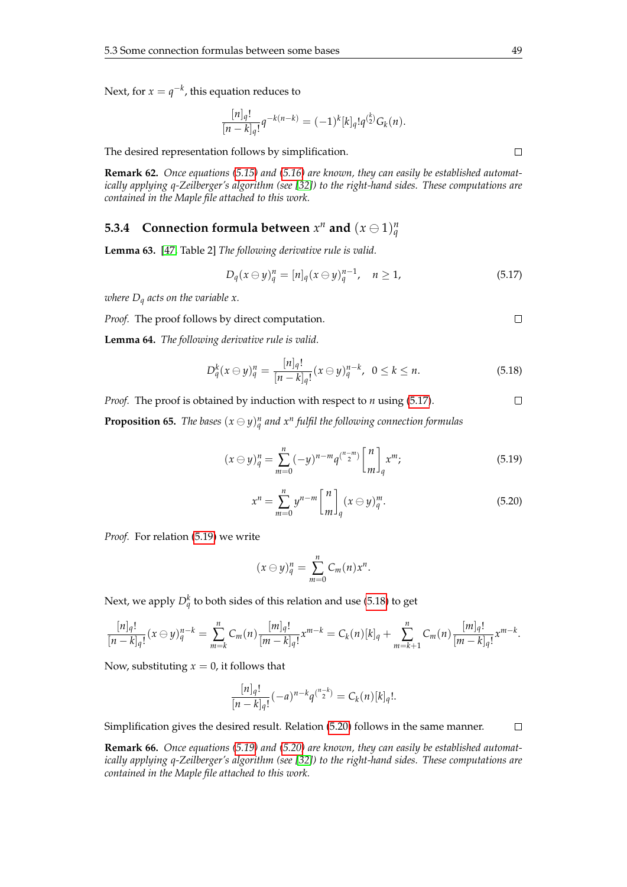Next, for $x = q^{-k}$, this equation reduces to

$$\frac{[n]_q!}{[n-k]_q!}q^{-k(n-k)} = (-1)^k [k]_q! q^{\binom{k}{2}} G_k(n).$$

The desired representation follows by simplification. □

**Remark 62.** *Once equations (5.15) and (5.16) are known, they can easily be established automatically applying q-Zeilberger's algorithm (see [32]) to the right-hand sides. These computations are contained in the Maple file attached to this work.*

### 5.3.4 Connection formula between $x^n$ and $(x \ominus 1)_q^n$

**Lemma 63.** [47, Table 2] *The following derivative rule is valid.*

$$D_q(x \ominus y)_q^n = [n]_q (x \ominus y)_q^{n-1}, \quad n \geq 1, \tag{5.17}$$

*where $D_q$ acts on the variable $x$.*

*Proof.* The proof follows by direct computation. □

**Lemma 64.** *The following derivative rule is valid.*

$$D_q^k (x \ominus y)_q^n = \frac{[n]_q!}{[n-k]_q!}(x \ominus y)_q^{n-k}, \quad 0 \leq k \leq n. \tag{5.18}$$

*Proof.* The proof is obtained by induction with respect to $n$ using (5.17). □

**Proposition 65.** *The bases $(x \ominus y)_q^n$ and $x^n$ fulfil the following connection formulas*

$$(x \ominus y)_q^n = \sum_{m=0}^{n} (-y)^{n-m} q^{\binom{n-m}{2}} \begin{bmatrix} n \\ m \end{bmatrix}_q x^m; \tag{5.19}$$

$$x^n = \sum_{m=0}^{n} y^{n-m} \begin{bmatrix} n \\ m \end{bmatrix}_q (x \ominus y)_q^m. \tag{5.20}$$

*Proof.* For relation (5.19) we write

$$(x \ominus y)_q^n = \sum_{m=0}^{n} C_m(n) x^n.$$

Next, we apply $D_q^k$ to both sides of this relation and use (5.18) to get

$$\frac{[n]_q!}{[n-k]_q!}(x \ominus y)_q^{n-k} = \sum_{m=k}^{n} C_m(n) \frac{[m]_q!}{[m-k]_q!} x^{m-k} = C_k(n)[k]_q + \sum_{m=k+1}^{n} C_m(n) \frac{[m]_q!}{[m-k]_q!} x^{m-k}.$$

Now, substituting $x = 0$, it follows that

$$\frac{[n]_q!}{[n-k]_q!}(-a)^{n-k} q^{\binom{n-k}{2}} = C_k(n)[k]_q!.$$

Simplification gives the desired result. Relation (5.20) follows in the same manner. □

**Remark 66.** *Once equations (5.19) and (5.20) are known, they can easily be established automatically applying q-Zeilberger's algorithm (see [32]) to the right-hand sides. These computations are contained in the Maple file attached to this work.*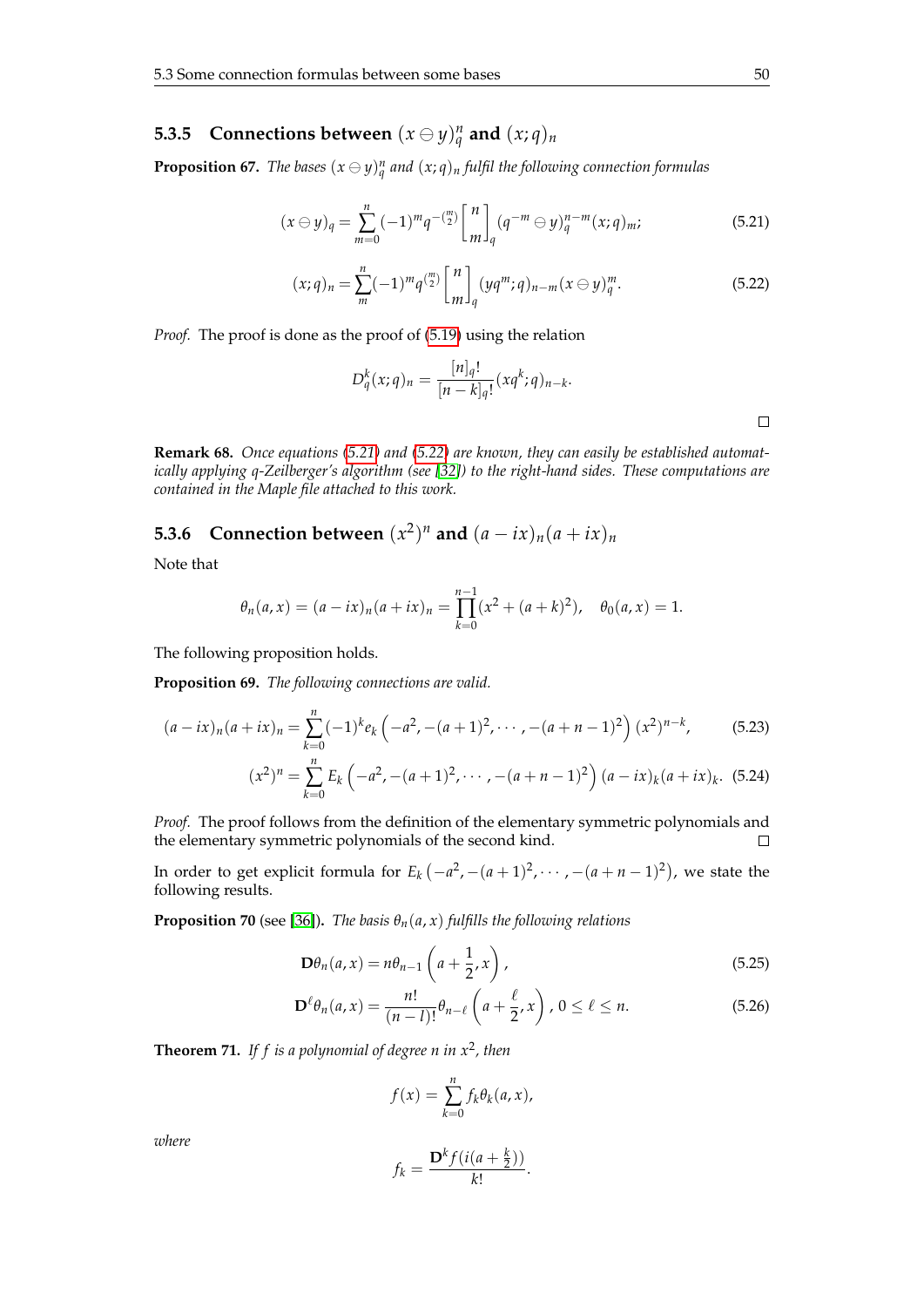### 5.3.5 Connections between $(x \ominus y)_q^n$ and $(x;q)_n$

**Proposition 67.** *The bases $(x \ominus y)_q^n$ and $(x;q)_n$ fulfil the following connection formulas*

$$(x \ominus y)_q = \sum_{m=0}^{n} (-1)^m q^{-\binom{m}{2}} \begin{bmatrix} n \\ m \end{bmatrix}_q (q^{-m} \ominus y)_q^{n-m} (x;q)_m; \tag{5.21}$$

$$(x;q)_n = \sum_{m}^{n} (-1)^m q^{\binom{m}{2}} \begin{bmatrix} n \\ m \end{bmatrix}_q (yq^m;q)_{n-m} (x \ominus y)_q^m. \tag{5.22}$$

*Proof.* The proof is done as the proof of (5.19) using the relation

$$D_q^k (x;q)_n = \frac{[n]_q!}{[n-k]_q!} (xq^k;q)_{n-k}.$$

□

**Remark 68.** *Once equations (5.21) and (5.22) are known, they can easily be established automatically applying q-Zeilberger's algorithm (see [32]) to the right-hand sides. These computations are contained in the Maple file attached to this work.*

### 5.3.6 Connection between $(x^2)^n$ and $(a-ix)_n(a+ix)_n$

Note that

$$\theta_n(a,x) = (a-ix)_n(a+ix)_n = \prod_{k=0}^{n-1} (x^2 + (a+k)^2), \quad \theta_0(a,x) = 1.$$

The following proposition holds.

**Proposition 69.** *The following connections are valid.*

$$(a-ix)_n(a+ix)_n = \sum_{k=0}^{n} (-1)^k e_k \left(-a^2, -(a+1)^2, \cdots, -(a+n-1)^2\right) (x^2)^{n-k}, \tag{5.23}$$

$$(x^2)^n = \sum_{k=0}^{n} E_k \left(-a^2, -(a+1)^2, \cdots, -(a+n-1)^2\right) (a-ix)_k(a+ix)_k. \tag{5.24}$$

*Proof.* The proof follows from the definition of the elementary symmetric polynomials and the elementary symmetric polynomials of the second kind. □

In order to get explicit formula for $E_k\left(-a^2, -(a+1)^2, \cdots, -(a+n-1)^2\right)$, we state the following results.

**Proposition 70** (see [36])**.** *The basis $\theta_n(a,x)$ fulfills the following relations*

$$\mathbf{D}\theta_n(a,x) = n\theta_{n-1}\left(a + \frac{1}{2}, x\right), \tag{5.25}$$

$$\mathbf{D}^\ell \theta_n(a,x) = \frac{n!}{(n-l)!} \theta_{n-\ell}\left(a + \frac{\ell}{2}, x\right), \; 0 \le \ell \le n. \tag{5.26}$$

**Theorem 71.** *If $f$ is a polynomial of degree $n$ in $x^2$, then*

$$f(x) = \sum_{k=0}^{n} f_k \theta_k(a,x),$$

*where*

$$f_k = \frac{\mathbf{D}^k f(i(a+\frac{k}{2}))}{k!}.$$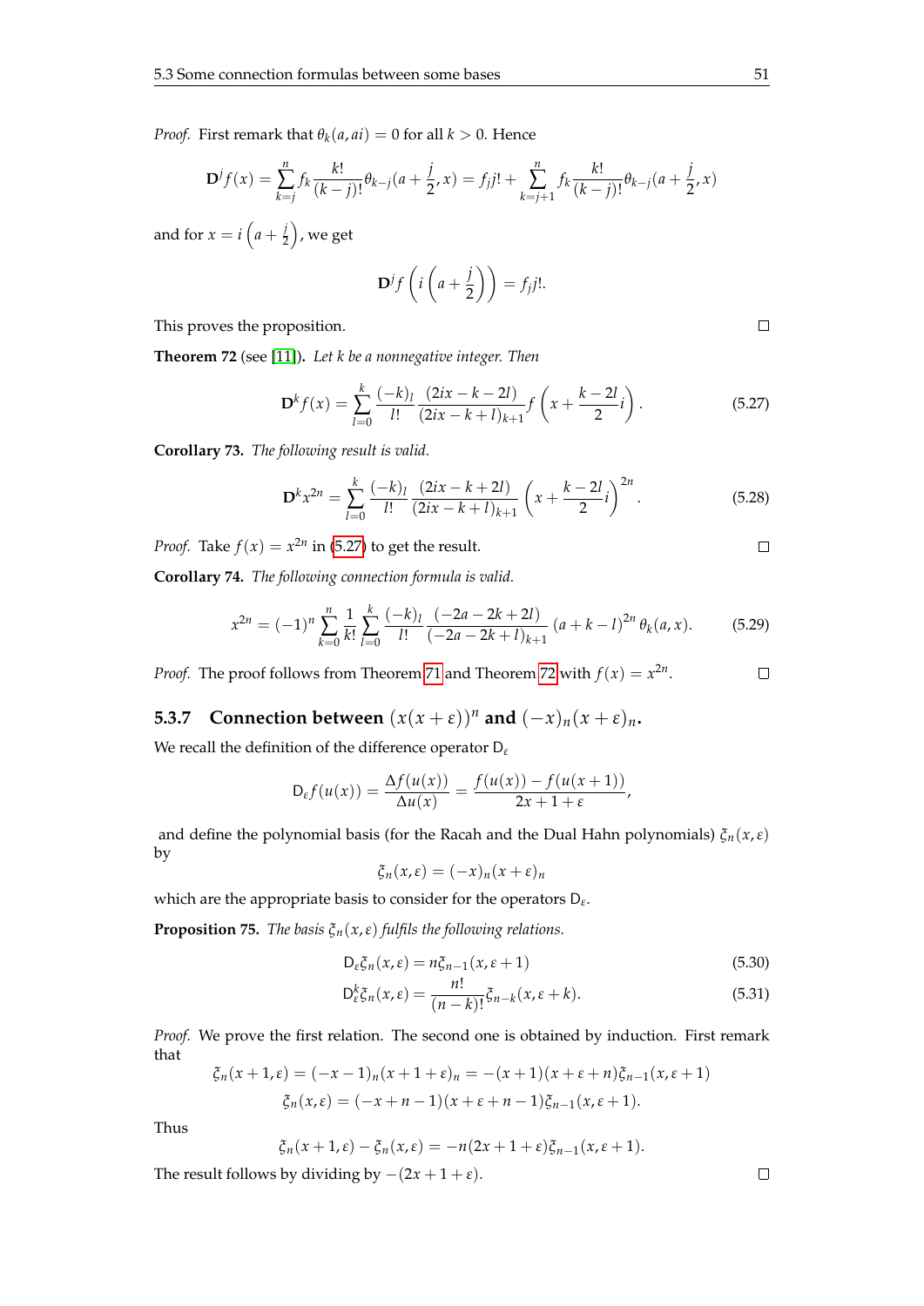*Proof.* First remark that $\theta_k(a, ai) = 0$ for all $k > 0$. Hence

$$\mathbf{D}^j f(x) = \sum_{k=j}^{n} f_k \frac{k!}{(k-j)!} \theta_{k-j}(a + \frac{j}{2}, x) = f_j j! + \sum_{k=j+1}^{n} f_k \frac{k!}{(k-j)!} \theta_{k-j}(a + \frac{j}{2}, x)$$

and for $x = i\left(a + \frac{j}{2}\right)$, we get

$$\mathbf{D}^j f\left(i\left(a + \frac{j}{2}\right)\right) = f_j j!.$$

This proves the proposition. □

**Theorem 72** (see [11]). *Let $k$ be a nonnegative integer. Then*

$$\mathbf{D}^k f(x) = \sum_{l=0}^{k} \frac{(-k)_l}{l!} \frac{(2ix - k - 2l)}{(2ix - k + l)_{k+1}} f\left(x + \frac{k-2l}{2} i\right). \tag{5.27}$$

**Corollary 73.** *The following result is valid.*

$$\mathbf{D}^k x^{2n} = \sum_{l=0}^{k} \frac{(-k)_l}{l!} \frac{(2ix - k + 2l)}{(2ix - k + l)_{k+1}} \left(x + \frac{k-2l}{2} i\right)^{2n}. \tag{5.28}$$

*Proof.* Take $f(x) = x^{2n}$ in (5.27) to get the result. □

**Corollary 74.** *The following connection formula is valid.*

$$x^{2n} = (-1)^n \sum_{k=0}^{n} \frac{1}{k!} \sum_{l=0}^{k} \frac{(-k)_l}{l!} \frac{(-2a - 2k + 2l)}{(-2a - 2k + l)_{k+1}} (a + k - l)^{2n} \theta_k(a, x). \tag{5.29}$$

*Proof.* The proof follows from Theorem 71 and Theorem 72 with $f(x) = x^{2n}$. □

### 5.3.7 Connection between $(x(x+\varepsilon))^n$ and $(-x)_n(x+\varepsilon)_n$.

We recall the definition of the difference operator $\mathsf{D}_\varepsilon$

$$\mathsf{D}_\varepsilon f(u(x)) = \frac{\Delta f(u(x))}{\Delta u(x)} = \frac{f(u(x)) - f(u(x+1))}{2x + 1 + \varepsilon},$$

and define the polynomial basis (for the Racah and the Dual Hahn polynomials) $\xi_n(x, \varepsilon)$ by

$$\xi_n(x, \varepsilon) = (-x)_n (x + \varepsilon)_n$$

which are the appropriate basis to consider for the operators $\mathsf{D}_\varepsilon$.

**Proposition 75.** *The basis $\xi_n(x, \varepsilon)$ fulfils the following relations.*

$$\mathsf{D}_\varepsilon \xi_n(x, \varepsilon) = n \xi_{n-1}(x, \varepsilon + 1) \tag{5.30}$$

$$\mathsf{D}_\varepsilon^k \xi_n(x, \varepsilon) = \frac{n!}{(n-k)!} \xi_{n-k}(x, \varepsilon + k). \tag{5.31}$$

*Proof.* We prove the first relation. The second one is obtained by induction. First remark that

$$\xi_n(x+1, \varepsilon) = (-x-1)_n (x + 1 + \varepsilon)_n = -(x+1)(x + \varepsilon + n) \xi_{n-1}(x, \varepsilon + 1)$$

$$\xi_n(x, \varepsilon) = (-x + n - 1)(x + \varepsilon + n - 1) \xi_{n-1}(x, \varepsilon + 1).$$

Thus

$$\xi_n(x+1, \varepsilon) - \xi_n(x, \varepsilon) = -n(2x + 1 + \varepsilon) \xi_{n-1}(x, \varepsilon + 1).$$

The result follows by dividing by $-(2x + 1 + \varepsilon)$. □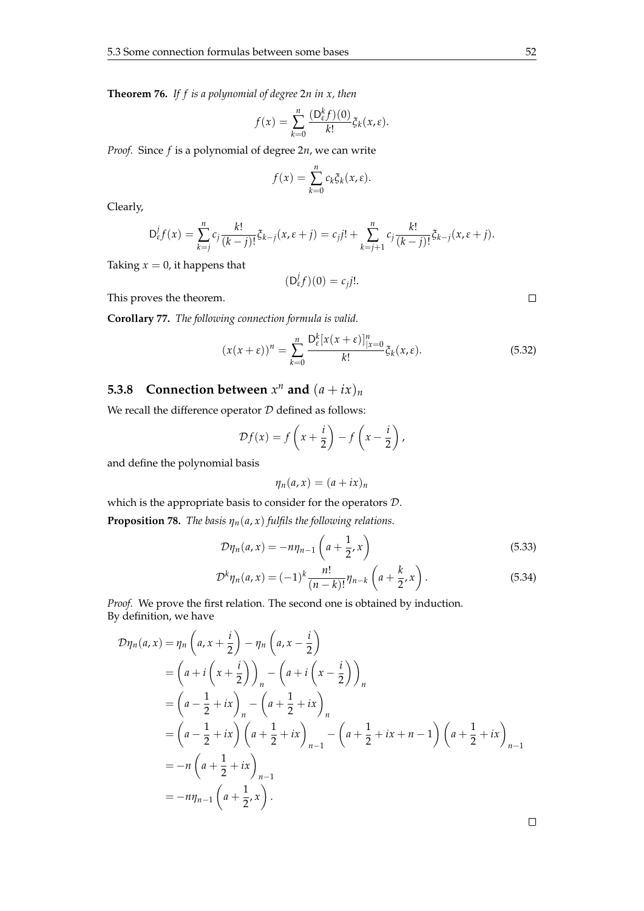**Theorem 76.** *If $f$ is a polynomial of degree $2n$ in $x$, then*

$$f(x) = \sum_{k=0}^{n} \frac{(\mathsf{D}_\varepsilon^k f)(0)}{k!} \xi_k(x, \varepsilon).$$

*Proof.* Since $f$ is a polynomial of degree $2n$, we can write

$$f(x) = \sum_{k=0}^{n} c_k \xi_k(x, \varepsilon).$$

Clearly,

$$\mathsf{D}_\varepsilon^j f(x) = \sum_{k=j}^{n} c_j \frac{k!}{(k-j)!} \xi_{k-j}(x, \varepsilon + j) = c_j j! + \sum_{k=j+1}^{n} c_j \frac{k!}{(k-j)!} \xi_{k-j}(x, \varepsilon + j).$$

Taking $x = 0$, it happens that

$$(\mathsf{D}_\varepsilon^j f)(0) = c_j j!.$$

This proves the theorem. $\square$

**Corollary 77.** *The following connection formula is valid.*

$$(x(x+\varepsilon))^n = \sum_{k=0}^{n} \frac{\mathsf{D}_\varepsilon^k [x(x+\varepsilon)]^n_{|x=0}}{k!} \xi_k(x, \varepsilon). \tag{5.32}$$

### 5.3.8 Connection between $x^n$ and $(a + ix)_n$

We recall the difference operator $\mathcal{D}$ defined as follows:

$$\mathcal{D} f(x) = f\left(x + \frac{i}{2}\right) - f\left(x - \frac{i}{2}\right),$$

and define the polynomial basis

$$\eta_n(a, x) = (a + ix)_n$$

which is the appropriate basis to consider for the operators $\mathcal{D}$.

**Proposition 78.** *The basis $\eta_n(a, x)$ fulfils the following relations.*

$$\mathcal{D} \eta_n(a, x) = -n \eta_{n-1}\left(a + \frac{1}{2}, x\right) \tag{5.33}$$

$$\mathcal{D}^k \eta_n(a, x) = (-1)^k \frac{n!}{(n-k)!} \eta_{n-k}\left(a + \frac{k}{2}, x\right). \tag{5.34}$$

*Proof.* We prove the first relation. The second one is obtained by induction.
By definition, we have

$$\begin{aligned}
\mathcal{D} \eta_n(a, x) &= \eta_n\left(a, x + \frac{i}{2}\right) - \eta_n\left(a, x - \frac{i}{2}\right) \\
&= \left(a + i\left(x + \frac{i}{2}\right)\right)_n - \left(a + i\left(x - \frac{i}{2}\right)\right)_n \\
&= \left(a - \frac{1}{2} + ix\right)_n - \left(a + \frac{1}{2} + ix\right)_n \\
&= \left(a - \frac{1}{2} + ix\right)\left(a + \frac{1}{2} + ix\right)_{n-1} - \left(a + \frac{1}{2} + ix + n - 1\right)\left(a + \frac{1}{2} + ix\right)_{n-1} \\
&= -n\left(a + \frac{1}{2} + ix\right)_{n-1} \\
&= -n \eta_{n-1}\left(a + \frac{1}{2}, x\right).
\end{aligned}$$

$\square$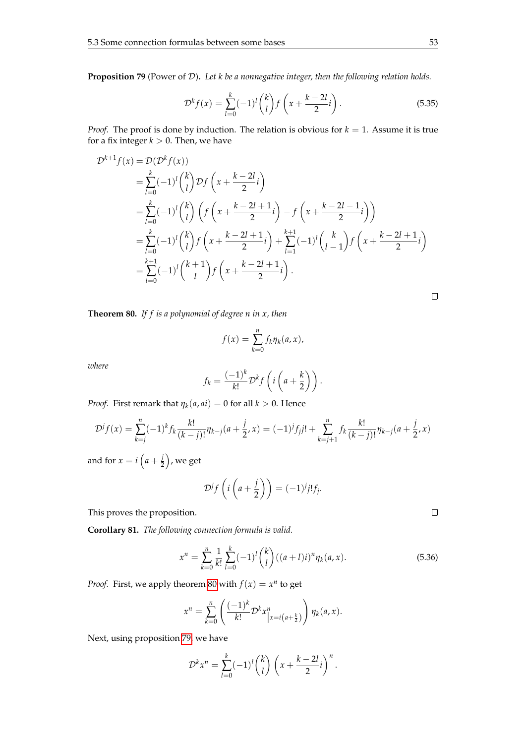**Proposition 79** (Power of $\mathcal{D}$)**.** *Let $k$ be a nonnegative integer, then the following relation holds.*

$$\mathcal{D}^k f(x) = \sum_{l=0}^{k} (-1)^l \binom{k}{l} f\left(x + \frac{k-2l}{2} i\right). \tag{5.35}$$

*Proof.* The proof is done by induction. The relation is obvious for $k = 1$. Assume it is true for a fix integer $k > 0$. Then, we have

$$\begin{aligned}
\mathcal{D}^{k+1} f(x) &= \mathcal{D}(\mathcal{D}^k f(x)) \\
&= \sum_{l=0}^{k} (-1)^l \binom{k}{l} \mathcal{D} f\left(x + \frac{k-2l}{2} i\right) \\
&= \sum_{l=0}^{k} (-1)^l \binom{k}{l} \left( f\left(x + \frac{k-2l+1}{2} i\right) - f\left(x + \frac{k-2l-1}{2} i\right)\right) \\
&= \sum_{l=0}^{k} (-1)^l \binom{k}{l} f\left(x + \frac{k-2l+1}{2} i\right) + \sum_{l=1}^{k+1} (-1)^l \binom{k}{l-1} f\left(x + \frac{k-2l+1}{2} i\right) \\
&= \sum_{l=0}^{k+1} (-1)^l \binom{k+1}{l} f\left(x + \frac{k-2l+1}{2} i\right).
\end{aligned}$$

□

**Theorem 80.** *If $f$ is a polynomial of degree $n$ in $x$, then*

$$f(x) = \sum_{k=0}^{n} f_k \eta_k(a, x),$$

*where*

$$f_k = \frac{(-1)^k}{k!} \mathcal{D}^k f\left(i\left(a + \frac{k}{2}\right)\right).$$

*Proof.* First remark that $\eta_k(a, ai) = 0$ for all $k > 0$. Hence

$$\mathcal{D}^j f(x) = \sum_{k=j}^{n} (-1)^k f_k \frac{k!}{(k-j)!} \eta_{k-j}(a + \frac{j}{2}, x) = (-1)^j f_j j! + \sum_{k=j+1}^{n} f_k \frac{k!}{(k-j)!} \eta_{k-j}(a + \frac{j}{2}, x)$$

and for $x = i\left(a + \frac{j}{2}\right)$, we get

$$\mathcal{D}^j f\left(i\left(a + \frac{j}{2}\right)\right) = (-1)^j j! f_j.$$

This proves the proposition. □

**Corollary 81.** *The following connection formula is valid.*

$$x^n = \sum_{k=0}^{n} \frac{1}{k!} \sum_{l=0}^{k} (-1)^l \binom{k}{l} ((a+l)i)^n \eta_k(a, x). \tag{5.36}$$

*Proof.* First, we apply theorem 80 with $f(x) = x^n$ to get

$$x^n = \sum_{k=0}^{n} \left( \frac{(-1)^k}{k!} \mathcal{D}^k x^n_{\big| x = i\left(a + \frac{k}{2}\right)} \right) \eta_k(a, x).$$

Next, using proposition 79, we have

$$\mathcal{D}^k x^n = \sum_{l=0}^{k} (-1)^l \binom{k}{l} \left(x + \frac{k-2l}{2} i\right)^n.$$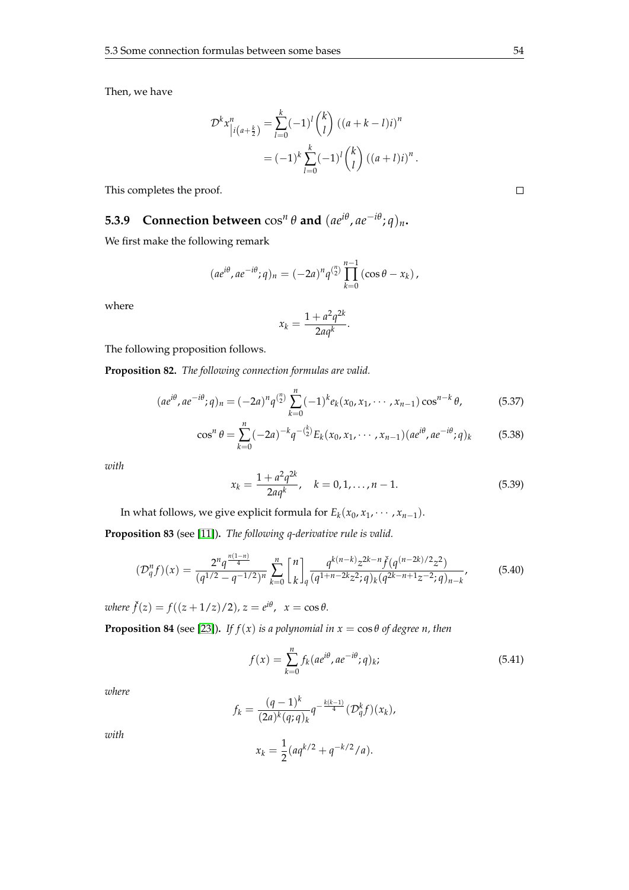Then, we have

$$\mathcal{D}^k x^n_{\big|i\left(a+\frac{k}{2}\right)} = \sum_{l=0}^{k} (-1)^l \binom{k}{l} \left((a+k-l)i\right)^n$$
$$= (-1)^k \sum_{l=0}^{k} (-1)^l \binom{k}{l} \left((a+l)i\right)^n .$$

This completes the proof. □

### 5.3.9 Connection between $\cos^n \theta$ and $(ae^{i\theta}, ae^{-i\theta}; q)_n$.

We first make the following remark

$$(ae^{i\theta}, ae^{-i\theta}; q)_n = (-2a)^n q^{\binom{n}{2}} \prod_{k=0}^{n-1} (\cos\theta - x_k),$$

where

$$x_k = \frac{1+a^2q^{2k}}{2aq^k}.$$

The following proposition follows.

**Proposition 82.** *The following connection formulas are valid.*

$$(ae^{i\theta}, ae^{-i\theta}; q)_n = (-2a)^n q^{\binom{n}{2}} \sum_{k=0}^{n} (-1)^k e_k(x_0, x_1, \cdots, x_{n-1}) \cos^{n-k}\theta, \tag{5.37}$$

$$\cos^n\theta = \sum_{k=0}^{n} (-2a)^{-k} q^{-\binom{k}{2}} E_k(x_0, x_1, \cdots, x_{n-1}) (ae^{i\theta}, ae^{-i\theta}; q)_k \tag{5.38}$$

*with*

$$x_k = \frac{1+a^2q^{2k}}{2aq^k}, \quad k = 0, 1, \ldots, n-1. \tag{5.39}$$

In what follows, we give explicit formula for $E_k(x_0, x_1, \cdots, x_{n-1})$.

**Proposition 83** (see [11])**.** *The following q-derivative rule is valid.*

$$(\mathcal{D}_q^n f)(x) = \frac{2^n q^{\frac{n(1-n)}{4}}}{(q^{1/2}-q^{-1/2})^n} \sum_{k=0}^{n} \begin{bmatrix} n \\ k \end{bmatrix}_q \frac{q^{k(n-k)} z^{2k-n} \check{f}(q^{(n-2k)/2} z^2)}{(q^{1+n-2k}z^2; q)_k (q^{2k-n+1}z^{-2}; q)_{n-k}}, \tag{5.40}$$

*where* $\check{f}(z) = f((z+1/z)/2)$, $z = e^{i\theta}$, $x = \cos\theta$.

**Proposition 84** (see [23])**.** *If $f(x)$ is a polynomial in $x = \cos\theta$ of degree n, then*

$$f(x) = \sum_{k=0}^{n} f_k (ae^{i\theta}, ae^{-i\theta}; q)_k; \tag{5.41}$$

*where*

$$f_k = \frac{(q-1)^k}{(2a)^k (q;q)_k} q^{-\frac{k(k-1)}{4}} (\mathcal{D}_q^k f)(x_k),$$

*with*

$$x_k = \frac{1}{2}(aq^{k/2} + q^{-k/2}/a).$$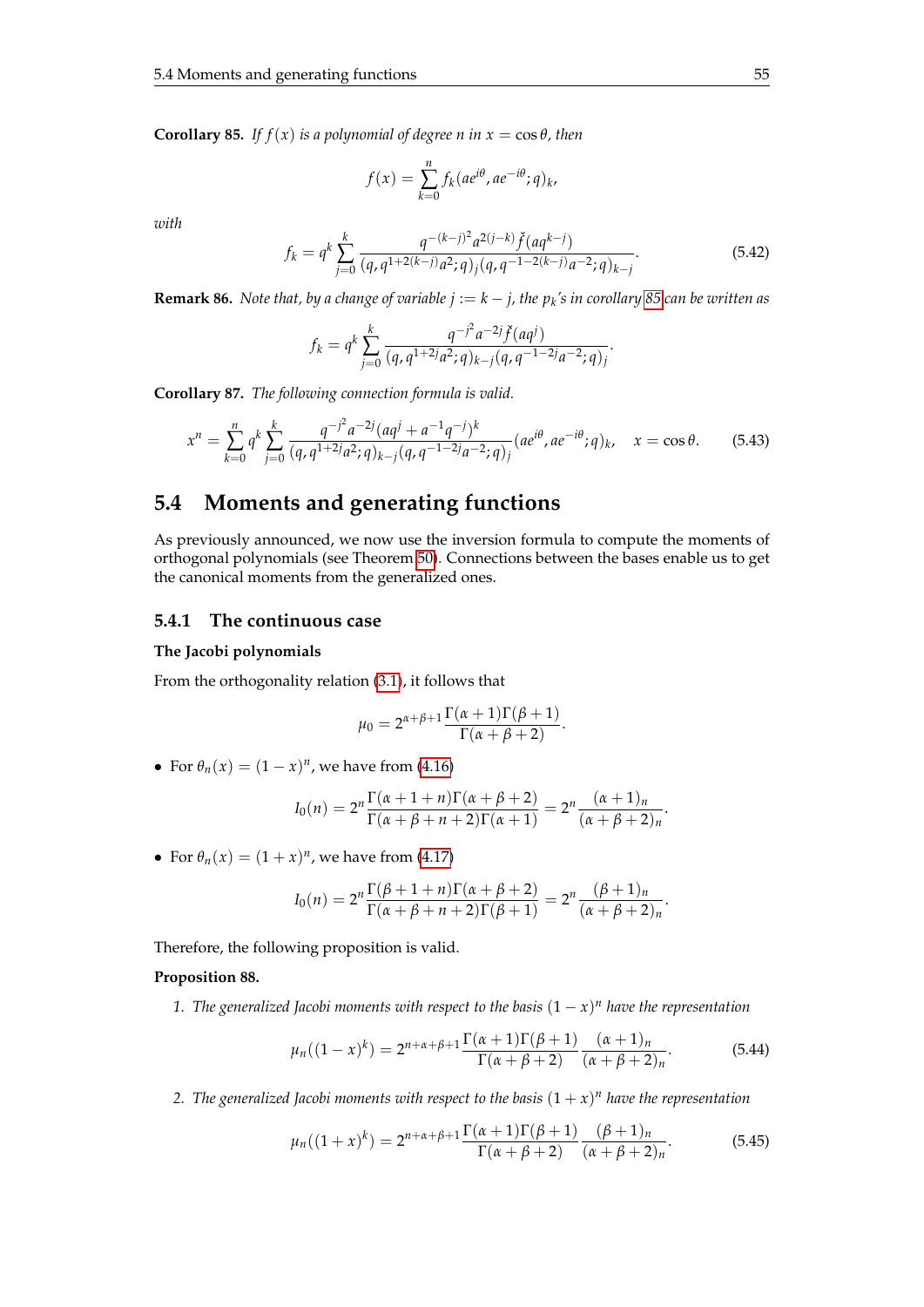**Corollary 85.** *If $f(x)$ is a polynomial of degree $n$ in $x = \cos\theta$, then*

$$f(x) = \sum_{k=0}^{n} f_k (ae^{i\theta}, ae^{-i\theta}; q)_k,$$

*with*

$$f_k = q^k \sum_{j=0}^{k} \frac{q^{-(k-j)^2} a^{2(j-k)} \breve{f}(aq^{k-j})}{(q, q^{1+2(k-j)}a^2; q)_j (q, q^{-1-2(k-j)}a^{-2}; q)_{k-j}}. \tag{5.42}$$

**Remark 86.** *Note that, by a change of variable $j := k - j$, the $p_k$'s in corollary 85 can be written as*

$$f_k = q^k \sum_{j=0}^{k} \frac{q^{-j^2} a^{-2j} \breve{f}(aq^j)}{(q, q^{1+2j}a^2; q)_{k-j} (q, q^{-1-2j}a^{-2}; q)_j}.$$

**Corollary 87.** *The following connection formula is valid.*

$$x^n = \sum_{k=0}^{n} q^k \sum_{j=0}^{k} \frac{q^{-j^2} a^{-2j} (aq^j + a^{-1}q^{-j})^k}{(q, q^{1+2j}a^2; q)_{k-j} (q, q^{-1-2j}a^{-2}; q)_j} (ae^{i\theta}, ae^{-i\theta}; q)_k, \quad x = \cos\theta. \tag{5.43}$$

## 5.4 Moments and generating functions

As previously announced, we now use the inversion formula to compute the moments of orthogonal polynomials (see Theorem 50). Connections between the bases enable us to get the canonical moments from the generalized ones.

### 5.4.1 The continuous case

**The Jacobi polynomials**

From the orthogonality relation (3.1), it follows that

$$\mu_0 = 2^{\alpha+\beta+1} \frac{\Gamma(\alpha+1)\Gamma(\beta+1)}{\Gamma(\alpha+\beta+2)}.$$

- For $\theta_n(x) = (1-x)^n$, we have from (4.16)

$$I_0(n) = 2^n \frac{\Gamma(\alpha+1+n)\Gamma(\alpha+\beta+2)}{\Gamma(\alpha+\beta+n+2)\Gamma(\alpha+1)} = 2^n \frac{(\alpha+1)_n}{(\alpha+\beta+2)_n}.$$

- For $\theta_n(x) = (1+x)^n$, we have from (4.17)

$$I_0(n) = 2^n \frac{\Gamma(\beta+1+n)\Gamma(\alpha+\beta+2)}{\Gamma(\alpha+\beta+n+2)\Gamma(\beta+1)} = 2^n \frac{(\beta+1)_n}{(\alpha+\beta+2)_n}.$$

Therefore, the following proposition is valid.

**Proposition 88.**

1. *The generalized Jacobi moments with respect to the basis $(1-x)^n$ have the representation*

$$\mu_n((1-x)^k) = 2^{n+\alpha+\beta+1} \frac{\Gamma(\alpha+1)\Gamma(\beta+1)}{\Gamma(\alpha+\beta+2)} \frac{(\alpha+1)_n}{(\alpha+\beta+2)_n}. \tag{5.44}$$

2. *The generalized Jacobi moments with respect to the basis $(1+x)^n$ have the representation*

$$\mu_n((1+x)^k) = 2^{n+\alpha+\beta+1} \frac{\Gamma(\alpha+1)\Gamma(\beta+1)}{\Gamma(\alpha+\beta+2)} \frac{(\beta+1)_n}{(\alpha+\beta+2)_n}. \tag{5.45}$$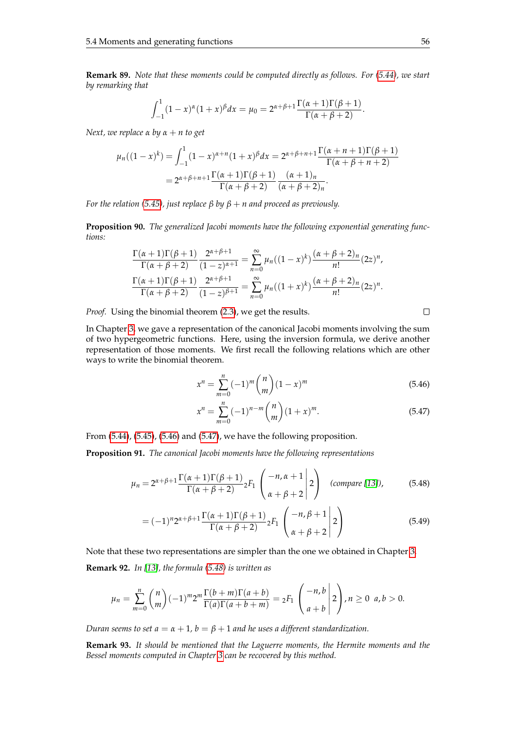**Remark 89.** *Note that these moments could be computed directly as follows. For (5.44), we start by remarking that*

$$\int_{-1}^{1}(1-x)^{\alpha}(1+x)^{\beta}dx = \mu_0 = 2^{\alpha+\beta+1}\frac{\Gamma(\alpha+1)\Gamma(\beta+1)}{\Gamma(\alpha+\beta+2)}.$$

*Next, we replace $\alpha$ by $\alpha+n$ to get*

$$\mu_n((1-x)^k) = \int_{-1}^{1}(1-x)^{\alpha+n}(1+x)^{\beta}dx = 2^{\alpha+\beta+n+1}\frac{\Gamma(\alpha+n+1)\Gamma(\beta+1)}{\Gamma(\alpha+\beta+n+2)}$$
$$= 2^{\alpha+\beta+n+1}\frac{\Gamma(\alpha+1)\Gamma(\beta+1)}{\Gamma(\alpha+\beta+2)}\frac{(\alpha+1)_n}{(\alpha+\beta+2)_n}.$$

*For the relation (5.45), just replace $\beta$ by $\beta+n$ and proceed as previously.*

**Proposition 90.** *The generalized Jacobi moments have the following exponential generating functions:*

$$\frac{\Gamma(\alpha+1)\Gamma(\beta+1)}{\Gamma(\alpha+\beta+2)}\frac{2^{\alpha+\beta+1}}{(1-z)^{\alpha+1}} = \sum_{n=0}^{\infty}\mu_n((1-x)^k)\frac{(\alpha+\beta+2)_n}{n!}(2z)^n,$$
$$\frac{\Gamma(\alpha+1)\Gamma(\beta+1)}{\Gamma(\alpha+\beta+2)}\frac{2^{\alpha+\beta+1}}{(1-z)^{\beta+1}} = \sum_{n=0}^{\infty}\mu_n((1+x)^k)\frac{(\alpha+\beta+2)_n}{n!}(2z)^n.$$

*Proof.* Using the binomial theorem (2.3), we get the results. □

In Chapter 3, we gave a representation of the canonical Jacobi moments involving the sum of two hypergeometric functions. Here, using the inversion formula, we derive another representation of those moments. We first recall the following relations which are other ways to write the binomial theorem.

$$x^n = \sum_{m=0}^{n}(-1)^m\binom{n}{m}(1-x)^m \tag{5.46}$$

$$x^n = \sum_{m=0}^{n}(-1)^{n-m}\binom{n}{m}(1+x)^m. \tag{5.47}$$

From (5.44), (5.45), (5.46) and (5.47), we have the following proposition.

**Proposition 91.** *The canonical Jacobi moments have the following representations*

$$\mu_n = 2^{\alpha+\beta+1}\frac{\Gamma(\alpha+1)\Gamma(\beta+1)}{\Gamma(\alpha+\beta+2)}\,{}_2F_1\left(\left.\begin{matrix}-n,\alpha+1\\ \alpha+\beta+2\end{matrix}\right|2\right) \quad \textit{(compare [13])}, \tag{5.48}$$

$$= (-1)^n 2^{\alpha+\beta+1}\frac{\Gamma(\alpha+1)\Gamma(\beta+1)}{\Gamma(\alpha+\beta+2)}\,{}_2F_1\left(\left.\begin{matrix}-n,\beta+1\\ \alpha+\beta+2\end{matrix}\right|2\right) \tag{5.49}$$

Note that these two representations are simpler than the one we obtained in Chapter 3.

**Remark 92.** *In [13], the formula (5.48) is written as*

$$\mu_n = \sum_{m=0}^{n}\binom{n}{m}(-1)^m 2^m\frac{\Gamma(b+m)\Gamma(a+b)}{\Gamma(a)\Gamma(a+b+m)} = {}_2F_1\left(\left.\begin{matrix}-n,b\\ a+b\end{matrix}\right|2\right), n\geq 0 \;\; a,b>0.$$

*Duran seems to set $a=\alpha+1$, $b=\beta+1$ and he uses a different standardization.*

**Remark 93.** *It should be mentioned that the Laguerre moments, the Hermite moments and the Bessel moments computed in Chapter 3 can be recovered by this method.*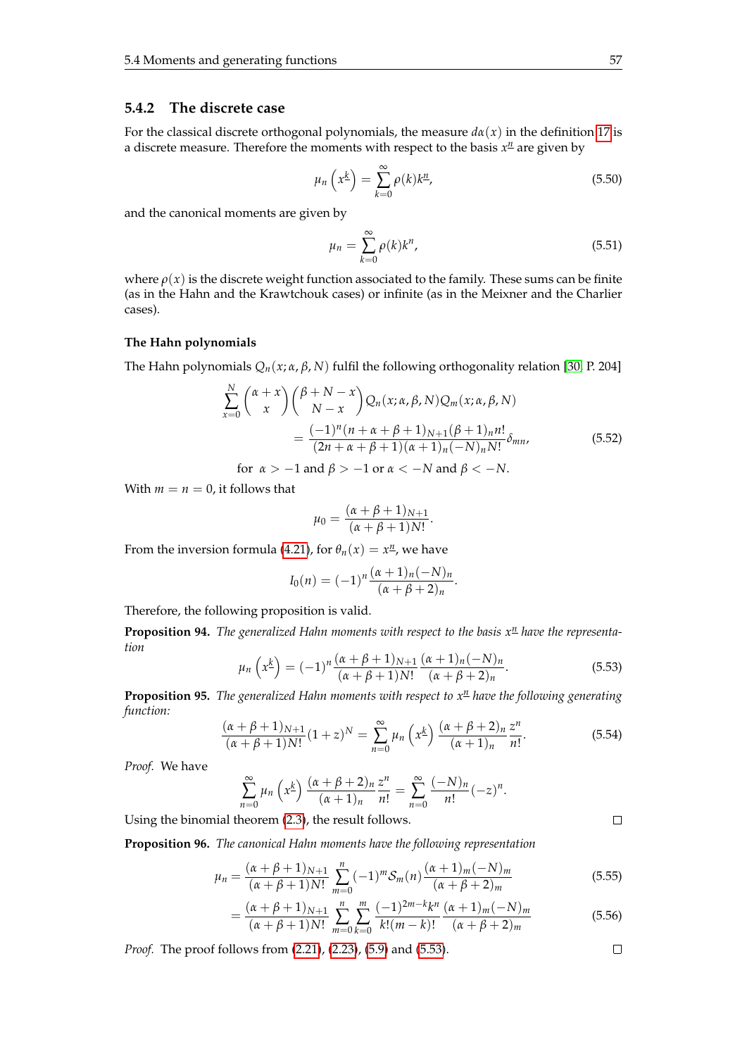### 5.4.2 The discrete case

For the classical discrete orthogonal polynomials, the measure $d\alpha(x)$ in the definition 17 is a discrete measure. Therefore the moments with respect to the basis $x^{\underline{n}}$ are given by

$$\mu_n\left(x^{\underline{k}}\right) = \sum_{k=0}^{\infty} \rho(k) k^{\underline{n}}, \tag{5.50}$$

and the canonical moments are given by

$$\mu_n = \sum_{k=0}^{\infty} \rho(k) k^n, \tag{5.51}$$

where $\rho(x)$ is the discrete weight function associated to the family. These sums can be finite (as in the Hahn and the Krawtchouk cases) or infinite (as in the Meixner and the Charlier cases).

#### The Hahn polynomials

The Hahn polynomials $Q_n(x;\alpha,\beta,N)$ fulfil the following orthogonality relation [30, P. 204]

$$\begin{aligned}
\sum_{x=0}^{N} \binom{\alpha+x}{x}\binom{\beta+N-x}{N-x} Q_n(x;\alpha,\beta,N) Q_m(x;\alpha,\beta,N) \\
= \frac{(-1)^n (n+\alpha+\beta+1)_{N+1} (\beta+1)_n n!}{(2n+\alpha+\beta+1)(\alpha+1)_n (-N)_n N!} \delta_{mn},
\end{aligned} \tag{5.52}$$

for $\alpha > -1$ and $\beta > -1$ or $\alpha < -N$ and $\beta < -N$.

With $m = n = 0$, it follows that

$$\mu_0 = \frac{(\alpha+\beta+1)_{N+1}}{(\alpha+\beta+1)N!}.$$

From the inversion formula (4.21), for $\theta_n(x) = x^{\underline{n}}$, we have

$$I_0(n) = (-1)^n \frac{(\alpha+1)_n(-N)_n}{(\alpha+\beta+2)_n}.$$

Therefore, the following proposition is valid.

**Proposition 94.** *The generalized Hahn moments with respect to the basis $x^{\underline{n}}$ have the representation*

$$\mu_n\left(x^{\underline{k}}\right) = (-1)^n \frac{(\alpha+\beta+1)_{N+1}}{(\alpha+\beta+1)N!} \frac{(\alpha+1)_n(-N)_n}{(\alpha+\beta+2)_n}. \tag{5.53}$$

**Proposition 95.** *The generalized Hahn moments with respect to $x^{\underline{n}}$ have the following generating function:*

$$\frac{(\alpha+\beta+1)_{N+1}}{(\alpha+\beta+1)N!}(1+z)^N = \sum_{n=0}^{\infty} \mu_n\left(x^{\underline{k}}\right) \frac{(\alpha+\beta+2)_n}{(\alpha+1)_n} \frac{z^n}{n!}. \tag{5.54}$$

*Proof.* We have

$$\sum_{n=0}^{\infty} \mu_n\left(x^{\underline{k}}\right) \frac{(\alpha+\beta+2)_n}{(\alpha+1)_n} \frac{z^n}{n!} = \sum_{n=0}^{\infty} \frac{(-N)_n}{n!}(-z)^n.$$

Using the binomial theorem (2.3), the result follows. □

**Proposition 96.** *The canonical Hahn moments have the following representation*

$$\begin{aligned}
\mu_n &= \frac{(\alpha+\beta+1)_{N+1}}{(\alpha+\beta+1)N!} \sum_{m=0}^{n} (-1)^m \mathcal{S}_m(n) \frac{(\alpha+1)_m(-N)_m}{(\alpha+\beta+2)_m} &(5.55)\\
&= \frac{(\alpha+\beta+1)_{N+1}}{(\alpha+\beta+1)N!} \sum_{m=0}^{n}\sum_{k=0}^{m} \frac{(-1)^{2m-k} k^n}{k!(m-k)!} \frac{(\alpha+1)_m(-N)_m}{(\alpha+\beta+2)_m} &(5.56)
\end{aligned}$$

*Proof.* The proof follows from (2.21), (2.23), (5.9) and (5.53). □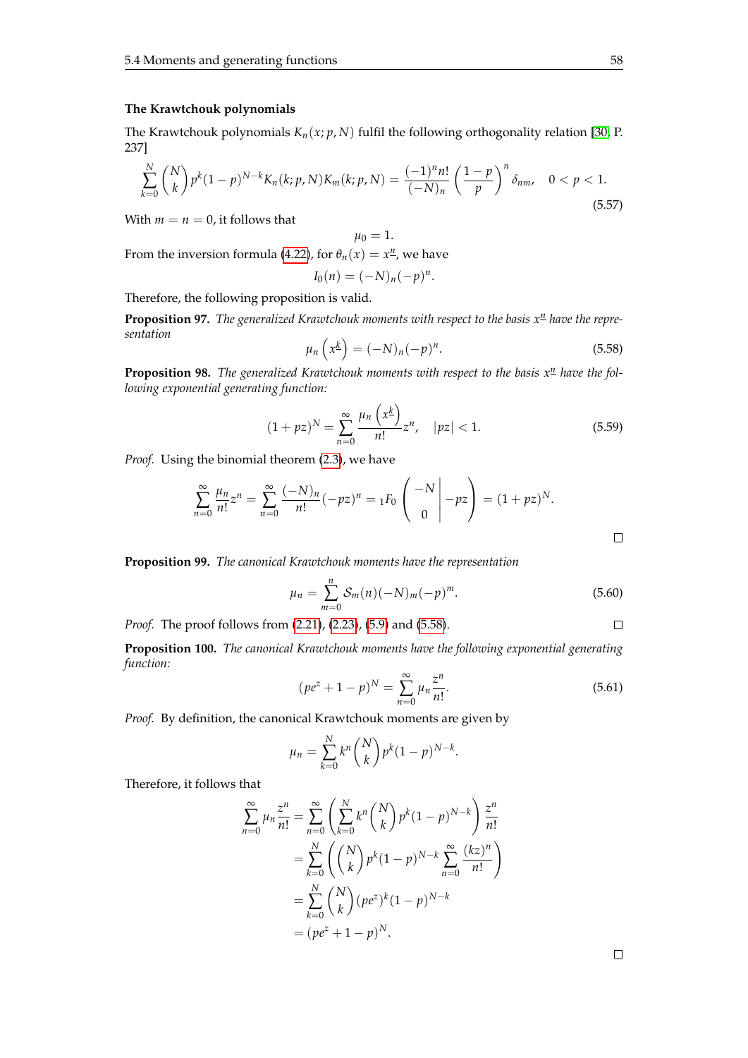### The Krawtchouk polynomials

The Krawtchouk polynomials $K_n(x; p, N)$ fulfil the following orthogonality relation [30, P. 237]

$$\sum_{k=0}^{N} \binom{N}{k} p^k (1-p)^{N-k} K_n(k; p, N) K_m(k; p, N) = \frac{(-1)^n n!}{(-N)_n} \left( \frac{1-p}{p} \right)^n \delta_{nm}, \quad 0 < p < 1. \tag{5.57}$$

With $m = n = 0$, it follows that

$$\mu_0 = 1.$$

From the inversion formula (4.22), for $\theta_n(x) = x^{\underline{n}}$, we have

$$I_0(n) = (-N)_n (-p)^n.$$

Therefore, the following proposition is valid.

**Proposition 97.** *The generalized Krawtchouk moments with respect to the basis $x^{\underline{n}}$ have the representation*

$$\mu_n\left(x^{\underline{k}}\right) = (-N)_n (-p)^n. \tag{5.58}$$

**Proposition 98.** *The generalized Krawtchouk moments with respect to the basis $x^{\underline{n}}$ have the following exponential generating function:*

$$(1 + pz)^N = \sum_{n=0}^{\infty} \frac{\mu_n\left(x^{\underline{k}}\right)}{n!} z^n, \quad |pz| < 1. \tag{5.59}$$

*Proof.* Using the binomial theorem (2.3), we have

$$\sum_{n=0}^{\infty} \frac{\mu_n}{n!} z^n = \sum_{n=0}^{\infty} \frac{(-N)_n}{n!} (-pz)^n = {}_1F_0 \left( \left. \begin{matrix} -N \\ 0 \end{matrix} \right| -pz \right) = (1 + pz)^N.$$

□

**Proposition 99.** *The canonical Krawtchouk moments have the representation*

$$\mu_n = \sum_{m=0}^{n} \mathcal{S}_m(n) (-N)_m (-p)^m. \tag{5.60}$$

*Proof.* The proof follows from (2.21), (2.23), (5.9) and (5.58). □

**Proposition 100.** *The canonical Krawtchouk moments have the following exponential generating function:*

$$(pe^z + 1 - p)^N = \sum_{n=0}^{\infty} \mu_n \frac{z^n}{n!}. \tag{5.61}$$

*Proof.* By definition, the canonical Krawtchouk moments are given by

$$\mu_n = \sum_{k=0}^{N} k^n \binom{N}{k} p^k (1-p)^{N-k}.$$

Therefore, it follows that

$$\begin{aligned}
\sum_{n=0}^{\infty} \mu_n \frac{z^n}{n!} &= \sum_{n=0}^{\infty} \left( \sum_{k=0}^{N} k^n \binom{N}{k} p^k (1-p)^{N-k} \right) \frac{z^n}{n!} \\
&= \sum_{k=0}^{N} \left( \binom{N}{k} p^k (1-p)^{N-k} \sum_{n=0}^{\infty} \frac{(kz)^n}{n!} \right) \\
&= \sum_{k=0}^{N} \binom{N}{k} (pe^z)^k (1-p)^{N-k} \\
&= (pe^z + 1 - p)^N.
\end{aligned}$$

□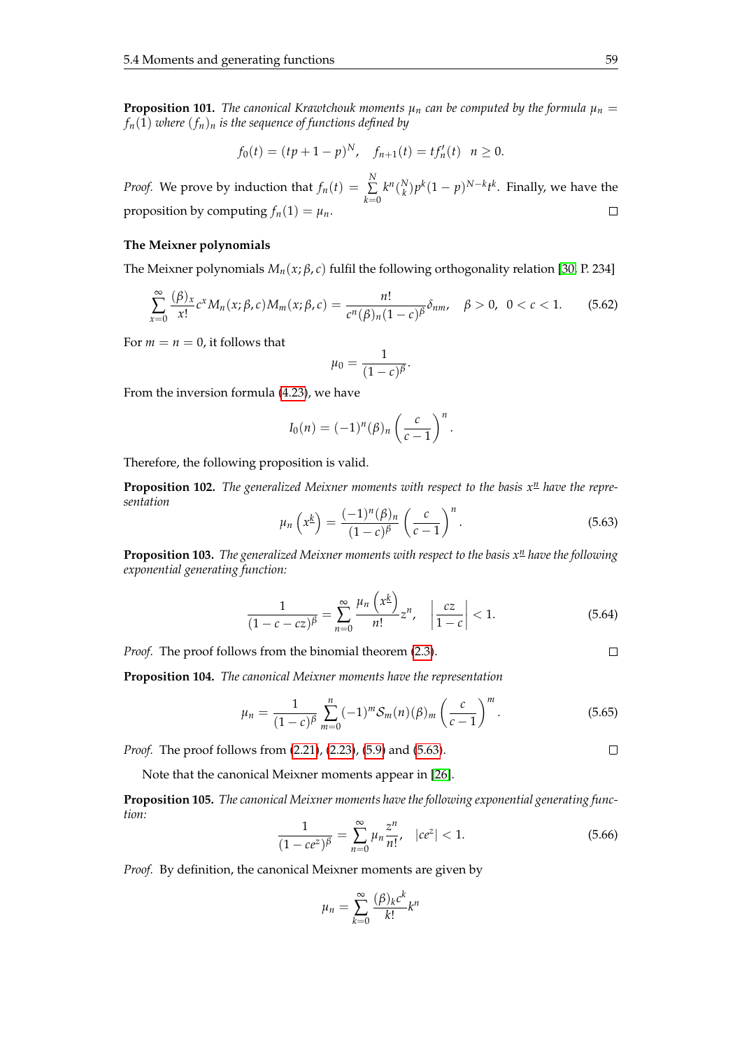**Proposition 101.** *The canonical Krawtchouk moments $\mu_n$ can be computed by the formula $\mu_n = f_n(1)$ where $(f_n)_n$ is the sequence of functions defined by*

$$f_0(t) = (tp + 1 - p)^N, \quad f_{n+1}(t) = t f_n'(t) \quad n \geq 0.$$

*Proof.* We prove by induction that $f_n(t) = \sum_{k=0}^{N} k^n \binom{N}{k} p^k (1-p)^{N-k} t^k$. Finally, we have the proposition by computing $f_n(1) = \mu_n$. □

### The Meixner polynomials

The Meixner polynomials $M_n(x; \beta, c)$ fulfil the following orthogonality relation [30, P. 234]

$$\sum_{x=0}^{\infty} \frac{(\beta)_x}{x!} c^x M_n(x; \beta, c) M_m(x; \beta, c) = \frac{n!}{c^n (\beta)_n (1-c)^\beta} \delta_{nm}, \quad \beta > 0, \ 0 < c < 1. \tag{5.62}$$

For $m = n = 0$, it follows that

$$\mu_0 = \frac{1}{(1-c)^\beta}.$$

From the inversion formula (4.23), we have

$$I_0(n) = (-1)^n (\beta)_n \left( \frac{c}{c-1} \right)^n.$$

Therefore, the following proposition is valid.

**Proposition 102.** *The generalized Meixner moments with respect to the basis $x^{\underline{n}}$ have the representation*

$$\mu_n \left( x^{\underline{k}} \right) = \frac{(-1)^n (\beta)_n}{(1-c)^\beta} \left( \frac{c}{c-1} \right)^n. \tag{5.63}$$

**Proposition 103.** *The generalized Meixner moments with respect to the basis $x^{\underline{n}}$ have the following exponential generating function:*

$$\frac{1}{(1-c-cz)^\beta} = \sum_{n=0}^{\infty} \frac{\mu_n \left( x^{\underline{k}} \right)}{n!} z^n, \quad \left| \frac{cz}{1-c} \right| < 1. \tag{5.64}$$

*Proof.* The proof follows from the binomial theorem (2.3). □

**Proposition 104.** *The canonical Meixner moments have the representation*

$$\mu_n = \frac{1}{(1-c)^\beta} \sum_{m=0}^{n} (-1)^m \mathcal{S}_m(n) (\beta)_m \left( \frac{c}{c-1} \right)^m. \tag{5.65}$$

*Proof.* The proof follows from (2.21), (2.23), (5.9) and (5.63). □

Note that the canonical Meixner moments appear in [26].

**Proposition 105.** *The canonical Meixner moments have the following exponential generating function:*

$$\frac{1}{(1-ce^z)^\beta} = \sum_{n=0}^{\infty} \mu_n \frac{z^n}{n!}, \quad |ce^z| < 1. \tag{5.66}$$

*Proof.* By definition, the canonical Meixner moments are given by

$$\mu_n = \sum_{k=0}^{\infty} \frac{(\beta)_k c^k}{k!} k^n$$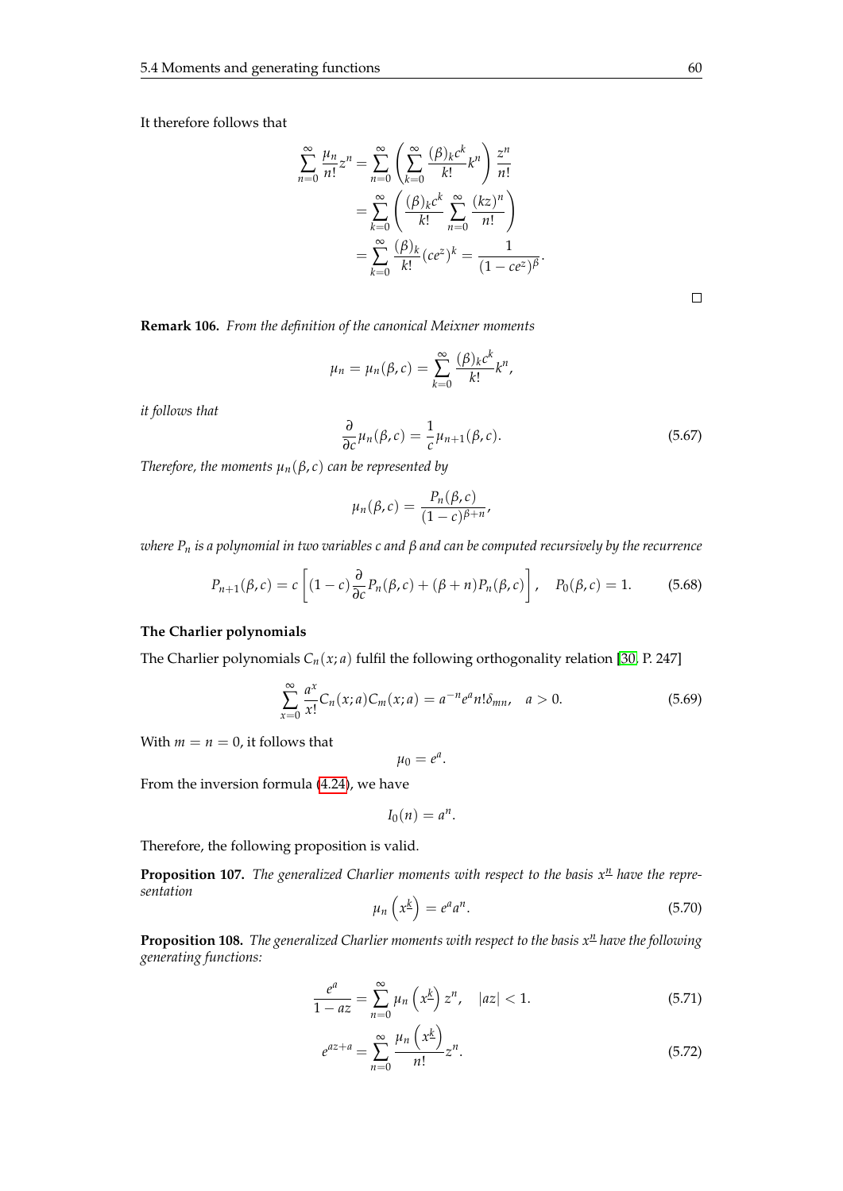It therefore follows that

$$\begin{aligned}
\sum_{n=0}^{\infty} \frac{\mu_n}{n!} z^n &= \sum_{n=0}^{\infty} \left( \sum_{k=0}^{\infty} \frac{(\beta)_k c^k}{k!} k^n \right) \frac{z^n}{n!} \\
&= \sum_{k=0}^{\infty} \left( \frac{(\beta)_k c^k}{k!} \sum_{n=0}^{\infty} \frac{(kz)^n}{n!} \right) \\
&= \sum_{k=0}^{\infty} \frac{(\beta)_k}{k!} (ce^z)^k = \frac{1}{(1-ce^z)^\beta}.
\end{aligned}$$

□

**Remark 106.** *From the definition of the canonical Meixner moments*

$$\mu_n = \mu_n(\beta, c) = \sum_{k=0}^{\infty} \frac{(\beta)_k c^k}{k!} k^n,$$

*it follows that*

$$\frac{\partial}{\partial c} \mu_n(\beta, c) = \frac{1}{c} \mu_{n+1}(\beta, c). \tag{5.67}$$

*Therefore, the moments $\mu_n(\beta, c)$ can be represented by*

$$\mu_n(\beta, c) = \frac{P_n(\beta, c)}{(1-c)^{\beta+n}},$$

*where $P_n$ is a polynomial in two variables $c$ and $\beta$ and can be computed recursively by the recurrence*

$$P_{n+1}(\beta, c) = c \left[ (1-c) \frac{\partial}{\partial c} P_n(\beta, c) + (\beta + n) P_n(\beta, c) \right], \quad P_0(\beta, c) = 1. \tag{5.68}$$

**The Charlier polynomials**

The Charlier polynomials $C_n(x; a)$ fulfil the following orthogonality relation [30, P. 247]

$$\sum_{x=0}^{\infty} \frac{a^x}{x!} C_n(x; a) C_m(x; a) = a^{-n} e^a n! \delta_{mn}, \quad a > 0. \tag{5.69}$$

With $m = n = 0$, it follows that

$$\mu_0 = e^a.$$

From the inversion formula (4.24), we have

$$I_0(n) = a^n.$$

Therefore, the following proposition is valid.

**Proposition 107.** *The generalized Charlier moments with respect to the basis $x^{\underline{n}}$ have the representation*

$$\mu_n \left( x^{\underline{k}} \right) = e^a a^n. \tag{5.70}$$

**Proposition 108.** *The generalized Charlier moments with respect to the basis $x^{\underline{n}}$ have the following generating functions:*

$$\frac{e^a}{1 - az} = \sum_{n=0}^{\infty} \mu_n \left( x^{\underline{k}} \right) z^n, \quad |az| < 1. \tag{5.71}$$

$$e^{az+a} = \sum_{n=0}^{\infty} \frac{\mu_n \left( x^{\underline{k}} \right)}{n!} z^n. \tag{5.72}$$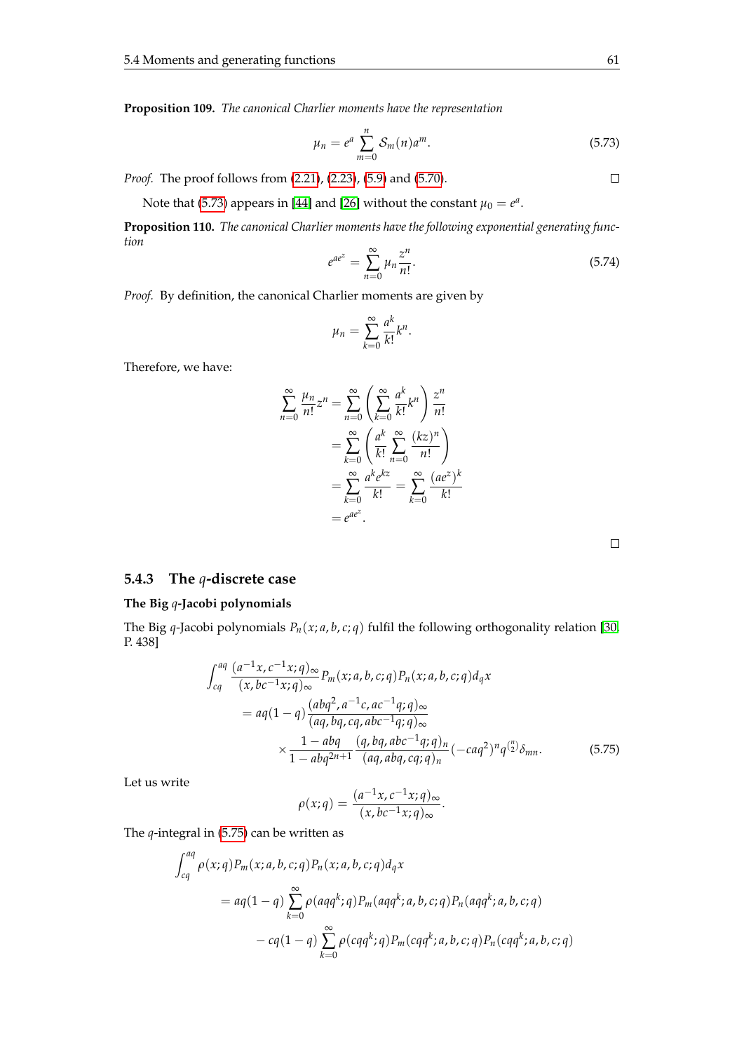**Proposition 109.** *The canonical Charlier moments have the representation*

$$\mu_n = e^a \sum_{m=0}^{n} \mathcal{S}_m(n) a^m. \tag{5.73}$$

*Proof.* The proof follows from (2.21), (2.23), (5.9) and (5.70). $\square$

Note that (5.73) appears in [44] and [26] without the constant $\mu_0 = e^a$.

**Proposition 110.** *The canonical Charlier moments have the following exponential generating function*

$$e^{ae^z} = \sum_{n=0}^{\infty} \mu_n \frac{z^n}{n!}. \tag{5.74}$$

*Proof.* By definition, the canonical Charlier moments are given by

$$\mu_n = \sum_{k=0}^{\infty} \frac{a^k}{k!} k^n.$$

Therefore, we have:

$$\begin{aligned}
\sum_{n=0}^{\infty} \frac{\mu_n}{n!} z^n &= \sum_{n=0}^{\infty} \left( \sum_{k=0}^{\infty} \frac{a^k}{k!} k^n \right) \frac{z^n}{n!} \\
&= \sum_{k=0}^{\infty} \left( \frac{a^k}{k!} \sum_{n=0}^{\infty} \frac{(kz)^n}{n!} \right) \\
&= \sum_{k=0}^{\infty} \frac{a^k e^{kz}}{k!} = \sum_{k=0}^{\infty} \frac{(ae^z)^k}{k!} \\
&= e^{ae^z}.
\end{aligned}$$

$\square$

### 5.4.3 The $q$-discrete case

**The Big $q$-Jacobi polynomials**

The Big $q$-Jacobi polynomials $P_n(x; a, b, c; q)$ fulfil the following orthogonality relation [30, P. 438]

$$\begin{aligned}
\int_{cq}^{aq} & \frac{(a^{-1}x, c^{-1}x; q)_\infty}{(x, bc^{-1}x; q)_\infty} P_m(x; a, b, c; q) P_n(x; a, b, c; q) d_q x \\
&= aq(1-q) \frac{(abq^2, a^{-1}c, ac^{-1}q; q)_\infty}{(aq, bq, cq, abc^{-1}q; q)_\infty} \\
&\quad \times \frac{1-abq}{1-abq^{2n+1}} \frac{(q, bq, abc^{-1}q; q)_n}{(aq, abq, cq; q)_n} (-caq^2)^n q^{\binom{n}{2}} \delta_{mn}.
\end{aligned} \tag{5.75}$$

Let us write

$$\rho(x; q) = \frac{(a^{-1}x, c^{-1}x; q)_\infty}{(x, bc^{-1}x; q)_\infty}.$$

The $q$-integral in (5.75) can be written as

$$\begin{aligned}
\int_{cq}^{aq} & \rho(x; q) P_m(x; a, b, c; q) P_n(x; a, b, c; q) d_q x \\
&= aq(1-q) \sum_{k=0}^{\infty} \rho(aqq^k; q) P_m(aqq^k; a, b, c; q) P_n(aqq^k; a, b, c; q) \\
&\quad - cq(1-q) \sum_{k=0}^{\infty} \rho(cqq^k; q) P_m(cqq^k; a, b, c; q) P_n(cqq^k; a, b, c; q)
\end{aligned}$$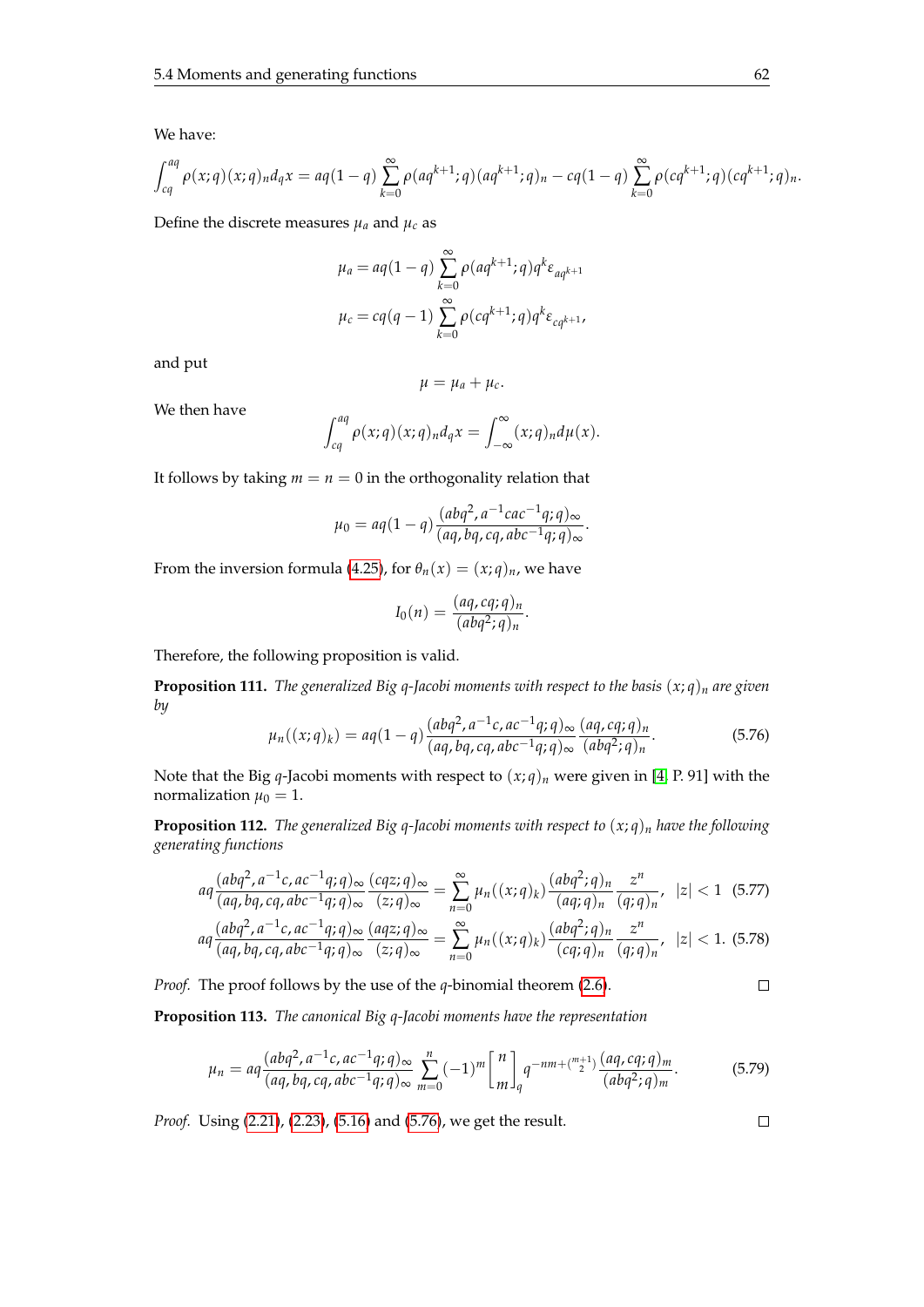We have:

$$\int_{cq}^{aq} \rho(x;q)(x;q)_n d_qx = aq(1-q)\sum_{k=0}^{\infty}\rho(aq^{k+1};q)(aq^{k+1};q)_n - cq(1-q)\sum_{k=0}^{\infty}\rho(cq^{k+1};q)(cq^{k+1};q)_n.$$

Define the discrete measures $\mu_a$ and $\mu_c$ as

$$\mu_a = aq(1-q)\sum_{k=0}^{\infty}\rho(aq^{k+1};q)q^k\varepsilon_{aq^{k+1}}$$
$$\mu_c = cq(q-1)\sum_{k=0}^{\infty}\rho(cq^{k+1};q)q^k\varepsilon_{cq^{k+1}},$$

and put

$$\mu = \mu_a + \mu_c.$$

We then have

$$\int_{cq}^{aq} \rho(x;q)(x;q)_n d_qx = \int_{-\infty}^{\infty}(x;q)_n d\mu(x).$$

It follows by taking $m = n = 0$ in the orthogonality relation that

$$\mu_0 = aq(1-q)\frac{(abq^2, a^{-1}cac^{-1}q;q)_\infty}{(aq, bq, cq, abc^{-1}q;q)_\infty}.$$

From the inversion formula (4.25), for $\theta_n(x) = (x;q)_n$, we have

$$I_0(n) = \frac{(aq, cq;q)_n}{(abq^2;q)_n}.$$

Therefore, the following proposition is valid.

**Proposition 111.** *The generalized Big q-Jacobi moments with respect to the basis $(x;q)_n$ are given by*

$$\mu_n((x;q)_k) = aq(1-q)\frac{(abq^2, a^{-1}c, ac^{-1}q;q)_\infty}{(aq, bq, cq, abc^{-1}q;q)_\infty}\frac{(aq, cq;q)_n}{(abq^2;q)_n}. \tag{5.76}$$

Note that the Big $q$-Jacobi moments with respect to $(x;q)_n$ were given in [4, P. 91] with the normalization $\mu_0 = 1$.

**Proposition 112.** *The generalized Big q-Jacobi moments with respect to $(x;q)_n$ have the following generating functions*

$$aq\frac{(abq^2, a^{-1}c, ac^{-1}q;q)_\infty}{(aq, bq, cq, abc^{-1}q;q)_\infty}\frac{(cqz;q)_\infty}{(z;q)_\infty} = \sum_{n=0}^{\infty}\mu_n((x;q)_k)\frac{(abq^2;q)_n}{(aq;q)_n}\frac{z^n}{(q;q)_n}, \quad |z|<1 \tag{5.77}$$

$$aq\frac{(abq^2, a^{-1}c, ac^{-1}q;q)_\infty}{(aq, bq, cq, abc^{-1}q;q)_\infty}\frac{(aqz;q)_\infty}{(z;q)_\infty} = \sum_{n=0}^{\infty}\mu_n((x;q)_k)\frac{(abq^2;q)_n}{(cq;q)_n}\frac{z^n}{(q;q)_n}, \quad |z|<1. \tag{5.78}$$

*Proof.* The proof follows by the use of the $q$-binomial theorem (2.6). □

**Proposition 113.** *The canonical Big q-Jacobi moments have the representation*

$$\mu_n = aq\frac{(abq^2, a^{-1}c, ac^{-1}q;q)_\infty}{(aq, bq, cq, abc^{-1}q;q)_\infty}\sum_{m=0}^{n}(-1)^m\begin{bmatrix} n \\ m \end{bmatrix}_q q^{-nm+\binom{m+1}{2}}\frac{(aq, cq;q)_m}{(abq^2;q)_m}. \tag{5.79}$$

*Proof.* Using (2.21), (2.23), (5.16) and (5.76), we get the result. □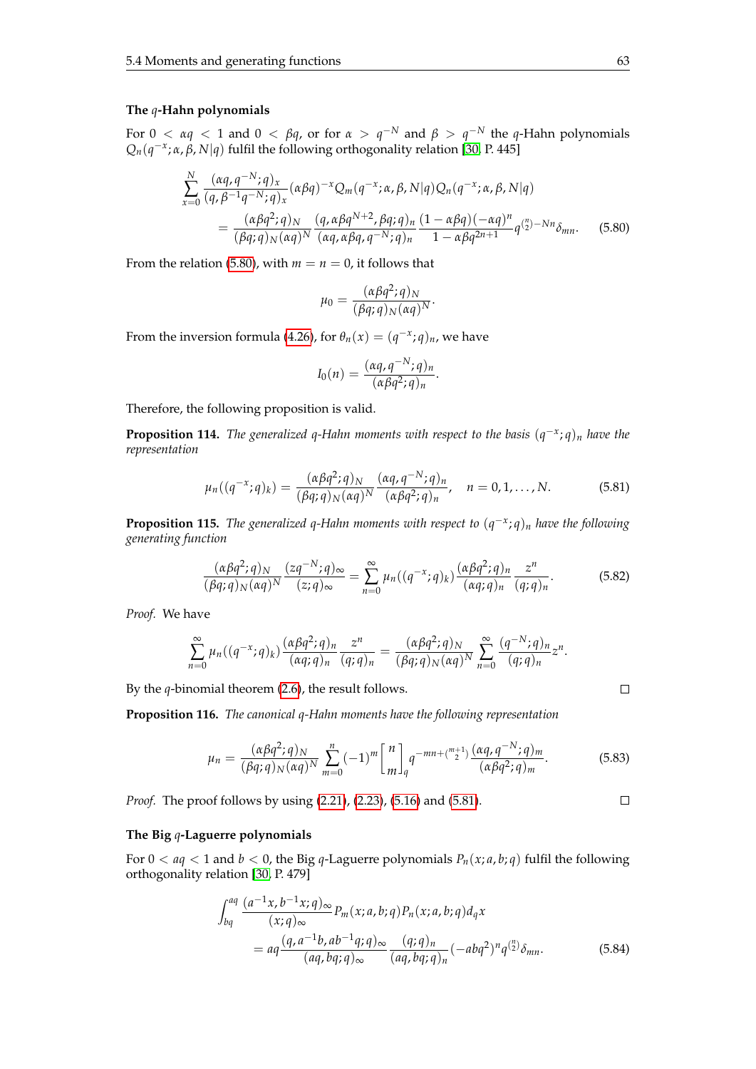### The $q$-Hahn polynomials

For $0 < \alpha q < 1$ and $0 < \beta q$, or for $\alpha > q^{-N}$ and $\beta > q^{-N}$ the $q$-Hahn polynomials $Q_n(q^{-x};\alpha,\beta,N|q)$ fulfil the following orthogonality relation [30, P. 445]

$$\sum_{x=0}^{N} \frac{(\alpha q, q^{-N};q)_x}{(q,\beta^{-1}q^{-N};q)_x}(\alpha\beta q)^{-x} Q_m(q^{-x};\alpha,\beta,N|q) Q_n(q^{-x};\alpha,\beta,N|q)$$
$$= \frac{(\alpha\beta q^2;q)_N}{(\beta q;q)_N(\alpha q)^N}\frac{(q,\alpha\beta q^{N+2},\beta q;q)_n}{(\alpha q,\alpha\beta q,q^{-N};q)_n}\frac{(1-\alpha\beta q)(-\alpha q)^n}{1-\alpha\beta q^{2n+1}} q^{\binom{n}{2}-Nn}\delta_{mn}. \tag{5.80}$$

From the relation (5.80), with $m = n = 0$, it follows that

$$\mu_0 = \frac{(\alpha\beta q^2;q)_N}{(\beta q;q)_N(\alpha q)^N}.$$

From the inversion formula (4.26), for $\theta_n(x) = (q^{-x};q)_n$, we have

$$I_0(n) = \frac{(\alpha q, q^{-N};q)_n}{(\alpha\beta q^2;q)_n}.$$

Therefore, the following proposition is valid.

**Proposition 114.** *The generalized $q$-Hahn moments with respect to the basis $(q^{-x};q)_n$ have the representation*

$$\mu_n((q^{-x};q)_k) = \frac{(\alpha\beta q^2;q)_N}{(\beta q;q)_N(\alpha q)^N}\frac{(\alpha q,q^{-N};q)_n}{(\alpha\beta q^2;q)_n}, \quad n = 0,1,\ldots,N. \tag{5.81}$$

**Proposition 115.** *The generalized $q$-Hahn moments with respect to $(q^{-x};q)_n$ have the following generating function*

$$\frac{(\alpha\beta q^2;q)_N}{(\beta q;q)_N(\alpha q)^N}\frac{(zq^{-N};q)_\infty}{(z;q)_\infty} = \sum_{n=0}^{\infty}\mu_n((q^{-x};q)_k)\frac{(\alpha\beta q^2;q)_n}{(\alpha q;q)_n}\frac{z^n}{(q;q)_n}. \tag{5.82}$$

*Proof.* We have

$$\sum_{n=0}^{\infty}\mu_n((q^{-x};q)_k)\frac{(\alpha\beta q^2;q)_n}{(\alpha q;q)_n}\frac{z^n}{(q;q)_n} = \frac{(\alpha\beta q^2;q)_N}{(\beta q;q)_N(\alpha q)^N}\sum_{n=0}^{\infty}\frac{(q^{-N};q)_n}{(q;q)_n}z^n.$$

By the $q$-binomial theorem (2.6), the result follows. □

**Proposition 116.** *The canonical $q$-Hahn moments have the following representation*

$$\mu_n = \frac{(\alpha\beta q^2;q)_N}{(\beta q;q)_N(\alpha q)^N}\sum_{m=0}^{n}(-1)^m \begin{bmatrix} n \\ m \end{bmatrix}_q q^{-mn+\binom{m+1}{2}}\frac{(\alpha q,q^{-N};q)_m}{(\alpha\beta q^2;q)_m}. \tag{5.83}$$

*Proof.* The proof follows by using (2.21), (2.23), (5.16) and (5.81). □

### The Big $q$-Laguerre polynomials

For $0 < aq < 1$ and $b < 0$, the Big $q$-Laguerre polynomials $P_n(x;a,b;q)$ fulfil the following orthogonality relation [30, P. 479]

$$\int_{bq}^{aq}\frac{(a^{-1}x,b^{-1}x;q)_\infty}{(x;q)_\infty}P_m(x;a,b;q)P_n(x;a,b;q)d_qx$$
$$= aq\frac{(q,a^{-1}b,ab^{-1}q;q)_\infty}{(aq,bq;q)_\infty}\frac{(q;q)_n}{(aq,bq;q)_n}(-abq^2)^n q^{\binom{n}{2}}\delta_{mn}. \tag{5.84}$$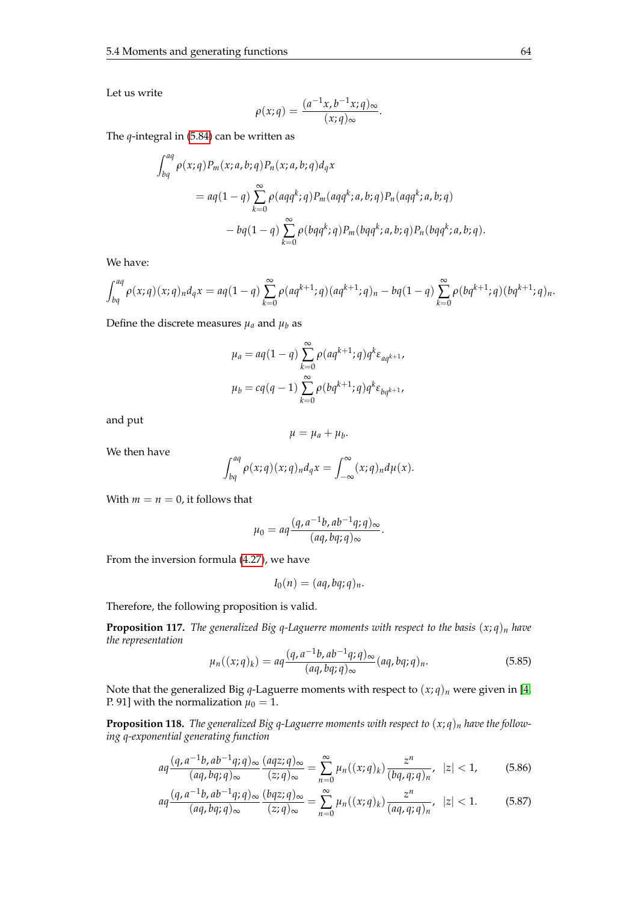Let us write

$$\rho(x;q) = \frac{(a^{-1}x, b^{-1}x;q)_\infty}{(x;q)_\infty}.$$

The $q$-integral in (5.84) can be written as

$$\begin{aligned}
\int_{bq}^{aq} & \rho(x;q)P_m(x;a,b;q)P_n(x;a,b;q)d_qx \\
&= aq(1-q)\sum_{k=0}^{\infty}\rho(aqq^k;q)P_m(aqq^k;a,b;q)P_n(aqq^k;a,b;q) \\
&\quad - bq(1-q)\sum_{k=0}^{\infty}\rho(bqq^k;q)P_m(bqq^k;a,b;q)P_n(bqq^k;a,b;q).
\end{aligned}$$

We have:

$$\int_{bq}^{aq}\rho(x;q)(x;q)_n d_qx = aq(1-q)\sum_{k=0}^{\infty}\rho(aq^{k+1};q)(aq^{k+1};q)_n - bq(1-q)\sum_{k=0}^{\infty}\rho(bq^{k+1};q)(bq^{k+1};q)_n.$$

Define the discrete measures $\mu_a$ and $\mu_b$ as

$$\begin{aligned}
\mu_a &= aq(1-q)\sum_{k=0}^{\infty}\rho(aq^{k+1};q)q^k\varepsilon_{aq^{k+1}}, \\
\mu_b &= cq(q-1)\sum_{k=0}^{\infty}\rho(bq^{k+1};q)q^k\varepsilon_{bq^{k+1}},
\end{aligned}$$

and put

$$\mu = \mu_a + \mu_b.$$

We then have

$$\int_{bq}^{aq}\rho(x;q)(x;q)_n d_qx = \int_{-\infty}^{\infty}(x;q)_n d\mu(x).$$

With $m = n = 0$, it follows that

$$\mu_0 = aq\frac{(q, a^{-1}b, ab^{-1}q;q)_\infty}{(aq, bq;q)_\infty}.$$

From the inversion formula (4.27), we have

$$I_0(n) = (aq, bq;q)_n.$$

Therefore, the following proposition is valid.

**Proposition 117.** *The generalized Big q-Laguerre moments with respect to the basis $(x;q)_n$ have the representation*

$$\mu_n((x;q)_k) = aq\frac{(q, a^{-1}b, ab^{-1}q;q)_\infty}{(aq, bq;q)_\infty}(aq, bq;q)_n. \tag{5.85}$$

Note that the generalized Big $q$-Laguerre moments with respect to $(x;q)_n$ were given in [4, P. 91] with the normalization $\mu_0 = 1$.

**Proposition 118.** *The generalized Big q-Laguerre moments with respect to $(x;q)_n$ have the following q-exponential generating function*

$$aq\frac{(q, a^{-1}b, ab^{-1}q;q)_\infty}{(aq, bq;q)_\infty}\frac{(aqz;q)_\infty}{(z;q)_\infty} = \sum_{n=0}^{\infty}\mu_n((x;q)_k)\frac{z^n}{(bq, q;q)_n}, \quad |z| < 1, \tag{5.86}$$

$$aq\frac{(q, a^{-1}b, ab^{-1}q;q)_\infty}{(aq, bq;q)_\infty}\frac{(bqz;q)_\infty}{(z;q)_\infty} = \sum_{n=0}^{\infty}\mu_n((x;q)_k)\frac{z^n}{(aq, q;q)_n}, \quad |z| < 1. \tag{5.87}$$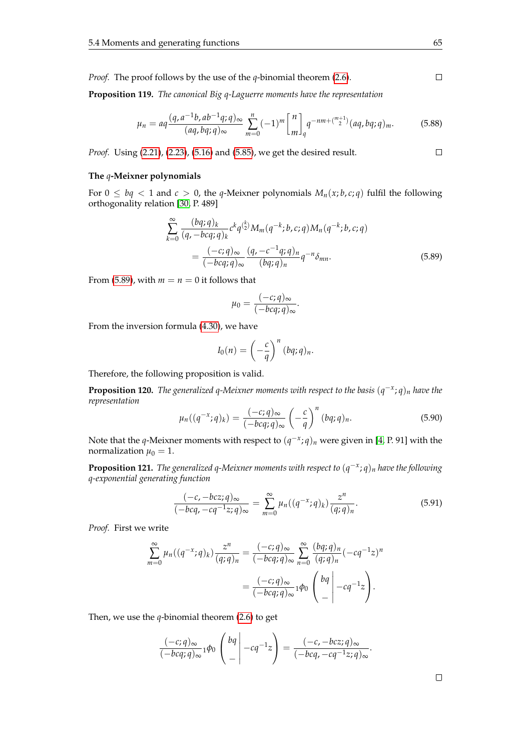*Proof.* The proof follows by the use of the $q$-binomial theorem (2.6). $\square$

**Proposition 119.** *The canonical Big $q$-Laguerre moments have the representation*

$$\mu_n = aq\frac{(q, a^{-1}b, ab^{-1}q; q)_\infty}{(aq, bq; q)_\infty}\sum_{m=0}^{n}(-1)^m \begin{bmatrix} n \\ m \end{bmatrix}_q q^{-nm+\binom{m+1}{2}}(aq, bq; q)_m. \tag{5.88}$$

*Proof.* Using (2.21), (2.23), (5.16) and (5.85), we get the desired result. $\square$

### The $q$-Meixner polynomials

For $0 \leq bq < 1$ and $c > 0$, the $q$-Meixner polynomials $M_n(x; b, c; q)$ fulfil the following orthogonality relation [30, P. 489]

$$\begin{aligned}
\sum_{k=0}^{\infty}\frac{(bq;q)_k}{(q,-bcq;q)_k}c^k q^{\binom{k}{2}} M_m(q^{-k}; b, c; q) M_n(q^{-k}; b, c; q) \\
= \frac{(-c;q)_\infty}{(-bcq;q)_\infty}\frac{(q, -c^{-1}q; q)_n}{(bq;q)_n} q^{-n}\delta_{mn}.
\end{aligned} \tag{5.89}$$

From (5.89), with $m = n = 0$ it follows that

$$\mu_0 = \frac{(-c;q)_\infty}{(-bcq;q)_\infty}.$$

From the inversion formula (4.30), we have

$$I_0(n) = \left(-\frac{c}{q}\right)^n (bq;q)_n.$$

Therefore, the following proposition is valid.

**Proposition 120.** *The generalized $q$-Meixner moments with respect to the basis $(q^{-x};q)_n$ have the representation*

$$\mu_n((q^{-x};q)_k) = \frac{(-c;q)_\infty}{(-bcq;q)_\infty}\left(-\frac{c}{q}\right)^n (bq;q)_n. \tag{5.90}$$

Note that the $q$-Meixner moments with respect to $(q^{-x};q)_n$ were given in [4, P. 91] with the normalization $\mu_0 = 1$.

**Proposition 121.** *The generalized $q$-Meixner moments with respect to $(q^{-x};q)_n$ have the following $q$-exponential generating function*

$$\frac{(-c, -bcz; q)_\infty}{(-bcq, -cq^{-1}z; q)_\infty} = \sum_{m=0}^{\infty}\mu_n((q^{-x};q)_k)\frac{z^n}{(q;q)_n}. \tag{5.91}$$

*Proof.* First we write

$$\begin{aligned}
\sum_{m=0}^{\infty}\mu_n((q^{-x};q)_k)\frac{z^n}{(q;q)_n} &= \frac{(-c;q)_\infty}{(-bcq;q)_\infty}\sum_{n=0}^{\infty}\frac{(bq;q)_n}{(q;q)_n}(-cq^{-1}z)^n \\
&= \frac{(-c;q)_\infty}{(-bcq;q)_\infty}\,{}_1\phi_0\left(\left.\begin{matrix} bq \\ - \end{matrix}\right| -cq^{-1}z\right).
\end{aligned}$$

Then, we use the $q$-binomial theorem (2.6) to get

$$\frac{(-c;q)_\infty}{(-bcq;q)_\infty}\,{}_1\phi_0\left(\left.\begin{matrix} bq \\ - \end{matrix}\right| -cq^{-1}z\right) = \frac{(-c, -bcz; q)_\infty}{(-bcq, -cq^{-1}z; q)_\infty}.$$

$\square$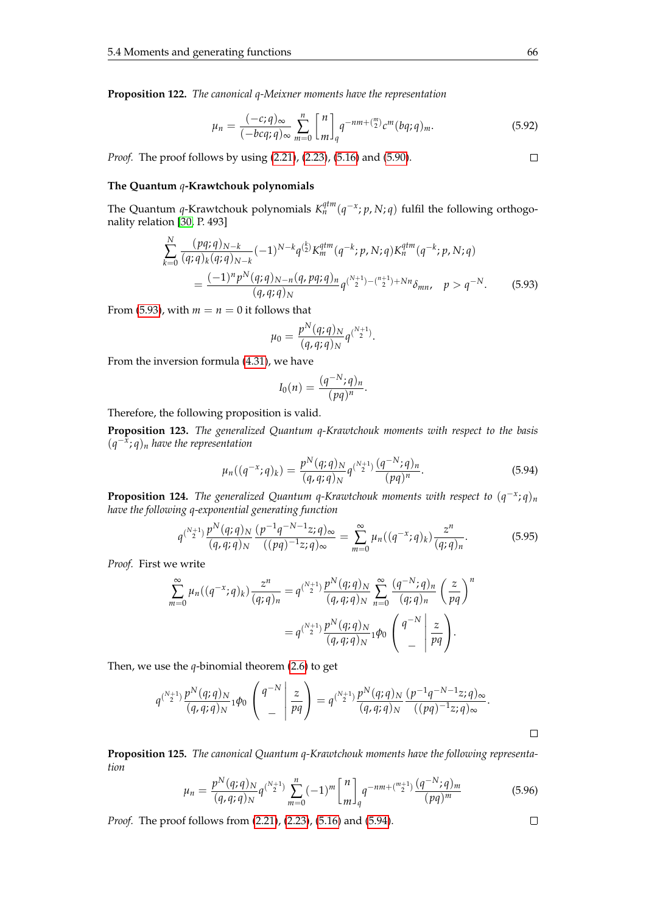**Proposition 122.** *The canonical q-Meixner moments have the representation*

$$\mu_n = \frac{(-c;q)_\infty}{(-bcq;q)_\infty} \sum_{m=0}^{n} \begin{bmatrix} n \\ m \end{bmatrix}_q q^{-nm+\binom{m}{2}} c^m (bq;q)_m. \tag{5.92}$$

*Proof.* The proof follows by using (2.21), (2.23), (5.16) and (5.90). □

### The Quantum $q$-Krawtchouk polynomials

The Quantum $q$-Krawtchouk polynomials $K_n^{qtm}(q^{-x};p,N;q)$ fulfil the following orthogonality relation [30, P. 493]

$$\begin{aligned}\sum_{k=0}^{N} \frac{(pq;q)_{N-k}}{(q;q)_k (q;q)_{N-k}} (-1)^{N-k} q^{\binom{k}{2}} K_m^{qtm}(q^{-k};p,N;q) K_n^{qtm}(q^{-k};p,N;q) \\ = \frac{(-1)^n p^N (q;q)_{N-n} (q,pq;q)_n}{(q,q;q)_N} q^{\binom{N+1}{2} - \binom{n+1}{2} + Nn} \delta_{mn}, \quad p > q^{-N}.\end{aligned} \tag{5.93}$$

From (5.93), with $m = n = 0$ it follows that

$$\mu_0 = \frac{p^N (q;q)_N}{(q,q;q)_N} q^{\binom{N+1}{2}}.$$

From the inversion formula (4.31), we have

$$I_0(n) = \frac{(q^{-N};q)_n}{(pq)^n}.$$

Therefore, the following proposition is valid.

**Proposition 123.** *The generalized Quantum q-Krawtchouk moments with respect to the basis* $(q^{-x};q)_n$ *have the representation*

$$\mu_n((q^{-x};q)_k) = \frac{p^N (q;q)_N}{(q,q;q)_N} q^{\binom{N+1}{2}} \frac{(q^{-N};q)_n}{(pq)^n}. \tag{5.94}$$

**Proposition 124.** *The generalized Quantum q-Krawtchouk moments with respect to* $(q^{-x};q)_n$ *have the following q-exponential generating function*

$$q^{\binom{N+1}{2}} \frac{p^N (q;q)_N}{(q,q;q)_N} \frac{(p^{-1}q^{-N-1}z;q)_\infty}{((pq)^{-1}z;q)_\infty} = \sum_{m=0}^{\infty} \mu_n((q^{-x};q)_k) \frac{z^n}{(q;q)_n}. \tag{5.95}$$

*Proof.* First we write

$$\begin{aligned}\sum_{m=0}^{\infty} \mu_n((q^{-x};q)_k) \frac{z^n}{(q;q)_n} &= q^{\binom{N+1}{2}} \frac{p^N (q;q)_N}{(q,q;q)_N} \sum_{n=0}^{\infty} \frac{(q^{-N};q)_n}{(q;q)_n} \left(\frac{z}{pq}\right)^n \\ &= q^{\binom{N+1}{2}} \frac{p^N (q;q)_N}{(q,q;q)_N} {}_1\phi_0 \left( \begin{matrix} q^{-N} \\ - \end{matrix} \middle| \frac{z}{pq} \right).\end{aligned}$$

Then, we use the $q$-binomial theorem (2.6) to get

$$q^{\binom{N+1}{2}} \frac{p^N (q;q)_N}{(q,q;q)_N} {}_1\phi_0 \left( \begin{matrix} q^{-N} \\ - \end{matrix} \middle| \frac{z}{pq} \right) = q^{\binom{N+1}{2}} \frac{p^N (q;q)_N}{(q,q;q)_N} \frac{(p^{-1}q^{-N-1}z;q)_\infty}{((pq)^{-1}z;q)_\infty}.$$

□

**Proposition 125.** *The canonical Quantum q-Krawtchouk moments have the following representation*

$$\mu_n = \frac{p^N (q;q)_N}{(q,q;q)_N} q^{\binom{N+1}{2}} \sum_{m=0}^{n} (-1)^m \begin{bmatrix} n \\ m \end{bmatrix}_q q^{-nm+\binom{m+1}{2}} \frac{(q^{-N};q)_m}{(pq)^m} \tag{5.96}$$

*Proof.* The proof follows from (2.21), (2.23), (5.16) and (5.94). □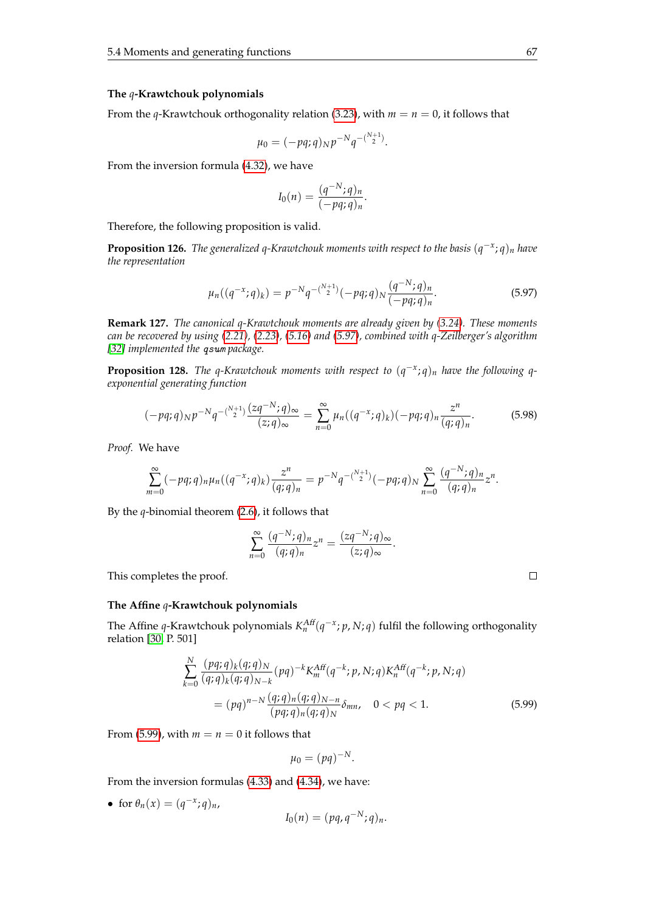### The $q$-Krawtchouk polynomials

From the $q$-Krawtchouk orthogonality relation (3.23), with $m = n = 0$, it follows that

$$\mu_0 = (-pq;q)_N p^{-N} q^{-\binom{N+1}{2}}.$$

From the inversion formula (4.32), we have

$$I_0(n) = \frac{(q^{-N};q)_n}{(-pq;q)_n}.$$

Therefore, the following proposition is valid.

**Proposition 126.** *The generalized $q$-Krawtchouk moments with respect to the basis $(q^{-x};q)_n$ have the representation*

$$\mu_n((q^{-x};q)_k) = p^{-N} q^{-\binom{N+1}{2}} (-pq;q)_N \frac{(q^{-N};q)_n}{(-pq;q)_n}. \tag{5.97}$$

**Remark 127.** *The canonical $q$-Krawtchouk moments are already given by (3.24). These moments can be recovered by using (2.21), (2.23), (5.16) and (5.97), combined with $q$-Zeilberger's algorithm [32] implemented the* `qsum` *package.*

**Proposition 128.** *The $q$-Krawtchouk moments with respect to $(q^{-x};q)_n$ have the following $q$-exponential generating function*

$$(-pq;q)_N p^{-N} q^{-\binom{N+1}{2}} \frac{(zq^{-N};q)_\infty}{(z;q)_\infty} = \sum_{n=0}^{\infty} \mu_n((q^{-x};q)_k)(-pq;q)_n \frac{z^n}{(q;q)_n}. \tag{5.98}$$

*Proof.* We have

$$\sum_{m=0}^{\infty} (-pq;q)_n \mu_n((q^{-x};q)_k) \frac{z^n}{(q;q)_n} = p^{-N} q^{-\binom{N+1}{2}} (-pq;q)_N \sum_{n=0}^{\infty} \frac{(q^{-N};q)_n}{(q;q)_n} z^n.$$

By the $q$-binomial theorem (2.6), it follows that

$$\sum_{n=0}^{\infty} \frac{(q^{-N};q)_n}{(q;q)_n} z^n = \frac{(zq^{-N};q)_\infty}{(z;q)_\infty}.$$

This completes the proof. □

### The Affine $q$-Krawtchouk polynomials

The Affine $q$-Krawtchouk polynomials $K_n^{Aff}(q^{-x};p,N;q)$ fulfil the following orthogonality relation [30, P. 501]

$$\begin{aligned}
\sum_{k=0}^{N} \frac{(pq;q)_k (q;q)_N}{(q;q)_k (q;q)_{N-k}} (pq)^{-k} K_m^{Aff}(q^{-k};p,N;q) K_n^{Aff}(q^{-k};p,N;q) \\
= (pq)^{n-N} \frac{(q;q)_n (q;q)_{N-n}}{(pq;q)_n (q;q)_N} \delta_{mn}, \quad 0 < pq < 1.
\end{aligned} \tag{5.99}$$

From (5.99), with $m = n = 0$ it follows that

$$\mu_0 = (pq)^{-N}.$$

From the inversion formulas (4.33) and (4.34), we have:

- for $\theta_n(x) = (q^{-x};q)_n$,

$$I_0(n) = (pq, q^{-N};q)_n.$$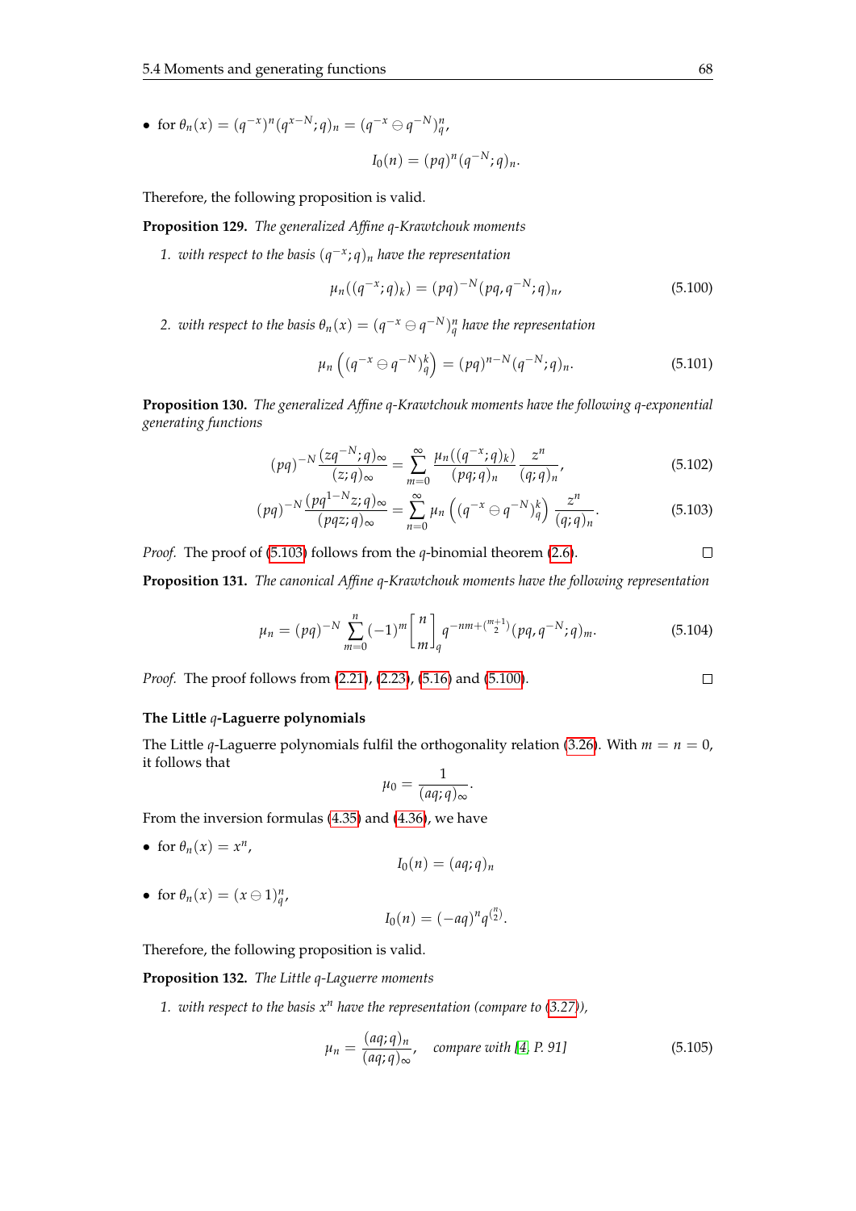- for $\theta_n(x) = (q^{-x})^n (q^{x-N};q)_n = (q^{-x} \ominus q^{-N})_q^n$,

$$I_0(n) = (pq)^n (q^{-N};q)_n.$$

Therefore, the following proposition is valid.

**Proposition 129.** *The generalized Affine q-Krawtchouk moments*

1. *with respect to the basis $(q^{-x};q)_n$ have the representation*

$$\mu_n((q^{-x};q)_k) = (pq)^{-N}(pq, q^{-N};q)_n, \tag{5.100}$$

2. *with respect to the basis $\theta_n(x) = (q^{-x} \ominus q^{-N})_q^n$ have the representation*

$$\mu_n\left((q^{-x} \ominus q^{-N})_q^k\right) = (pq)^{n-N}(q^{-N};q)_n. \tag{5.101}$$

**Proposition 130.** *The generalized Affine q-Krawtchouk moments have the following q-exponential generating functions*

$$(pq)^{-N}\frac{(zq^{-N};q)_\infty}{(z;q)_\infty} = \sum_{m=0}^{\infty} \frac{\mu_n((q^{-x};q)_k)}{(pq;q)_n}\frac{z^n}{(q;q)_n}, \tag{5.102}$$

$$(pq)^{-N}\frac{(pq^{1-N}z;q)_\infty}{(pqz;q)_\infty} = \sum_{n=0}^{\infty} \mu_n\left((q^{-x} \ominus q^{-N})_q^k\right)\frac{z^n}{(q;q)_n}. \tag{5.103}$$

*Proof.* The proof of (5.103) follows from the $q$-binomial theorem (2.6). □

**Proposition 131.** *The canonical Affine q-Krawtchouk moments have the following representation*

$$\mu_n = (pq)^{-N}\sum_{m=0}^{n}(-1)^m \begin{bmatrix} n \\ m \end{bmatrix}_q q^{-nm+\binom{m+1}{2}}(pq, q^{-N};q)_m. \tag{5.104}$$

*Proof.* The proof follows from (2.21), (2.23), (5.16) and (5.100). □

### The Little $q$-Laguerre polynomials

The Little $q$-Laguerre polynomials fulfil the orthogonality relation (3.26). With $m = n = 0$, it follows that

$$\mu_0 = \frac{1}{(aq;q)_\infty}.$$

From the inversion formulas (4.35) and (4.36), we have

- for $\theta_n(x) = x^n$,

$$I_0(n) = (aq;q)_n$$

- for $\theta_n(x) = (x \ominus 1)_q^n$,

$$I_0(n) = (-aq)^n q^{\binom{n}{2}}.$$

Therefore, the following proposition is valid.

**Proposition 132.** *The Little q-Laguerre moments*

1. *with respect to the basis $x^n$ have the representation (compare to (3.27)),*

$$\mu_n = \frac{(aq;q)_n}{(aq;q)_\infty}, \quad \textit{compare with [4, P. 91]} \tag{5.105}$$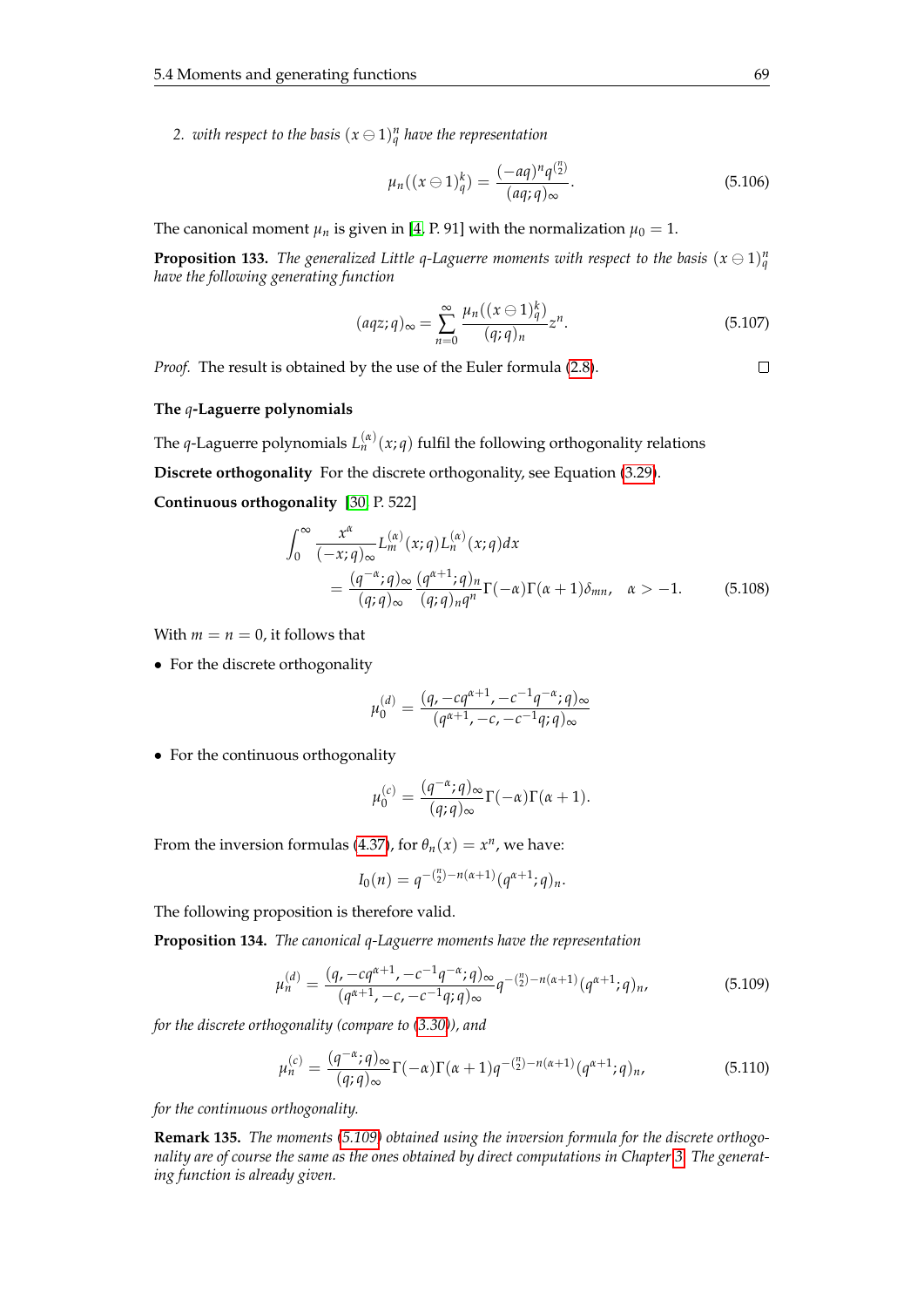2. *with respect to the basis $(x \ominus 1)_q^n$ have the representation*

$$\mu_n((x \ominus 1)_q^k) = \frac{(-aq)^n q^{\binom{n}{2}}}{(aq;q)_\infty}. \tag{5.106}$$

The canonical moment $\mu_n$ is given in [4, P. 91] with the normalization $\mu_0 = 1$.

**Proposition 133.** *The generalized Little q-Laguerre moments with respect to the basis $(x \ominus 1)_q^n$ have the following generating function*

$$(aqz;q)_\infty = \sum_{n=0}^{\infty} \frac{\mu_n((x \ominus 1)_q^k)}{(q;q)_n} z^n. \tag{5.107}$$

*Proof.* The result is obtained by the use of the Euler formula (2.8). □

**The $q$-Laguerre polynomials**

The $q$-Laguerre polynomials $L_n^{(\alpha)}(x;q)$ fulfil the following orthogonality relations

**Discrete orthogonality** For the discrete orthogonality, see Equation (3.29).

**Continuous orthogonality** [30, P. 522]

$$\begin{aligned}\int_0^\infty \frac{x^\alpha}{(-x;q)_\infty} L_m^{(\alpha)}(x;q) L_n^{(\alpha)}(x;q)dx \\ = \frac{(q^{-\alpha};q)_\infty}{(q;q)_\infty} \frac{(q^{\alpha+1};q)_n}{(q;q)_n q^n} \Gamma(-\alpha)\Gamma(\alpha+1)\delta_{mn}, \quad \alpha > -1.\end{aligned} \tag{5.108}$$

With $m = n = 0$, it follows that

- For the discrete orthogonality

$$\mu_0^{(d)} = \frac{(q, -cq^{\alpha+1}, -c^{-1}q^{-\alpha};q)_\infty}{(q^{\alpha+1}, -c, -c^{-1}q;q)_\infty}$$

- For the continuous orthogonality

$$\mu_0^{(c)} = \frac{(q^{-\alpha};q)_\infty}{(q;q)_\infty} \Gamma(-\alpha)\Gamma(\alpha+1).$$

From the inversion formulas (4.37), for $\theta_n(x) = x^n$, we have:

$$I_0(n) = q^{-\binom{n}{2} - n(\alpha+1)} (q^{\alpha+1};q)_n.$$

The following proposition is therefore valid.

**Proposition 134.** *The canonical q-Laguerre moments have the representation*

$$\mu_n^{(d)} = \frac{(q, -cq^{\alpha+1}, -c^{-1}q^{-\alpha};q)_\infty}{(q^{\alpha+1}, -c, -c^{-1}q;q)_\infty} q^{-\binom{n}{2} - n(\alpha+1)} (q^{\alpha+1};q)_n, \tag{5.109}$$

*for the discrete orthogonality (compare to (3.30)), and*

$$\mu_n^{(c)} = \frac{(q^{-\alpha};q)_\infty}{(q;q)_\infty} \Gamma(-\alpha)\Gamma(\alpha+1) q^{-\binom{n}{2} - n(\alpha+1)} (q^{\alpha+1};q)_n, \tag{5.110}$$

*for the continuous orthogonality.*

**Remark 135.** *The moments (5.109) obtained using the inversion formula for the discrete orthogonality are of course the same as the ones obtained by direct computations in Chapter 3. The generating function is already given.*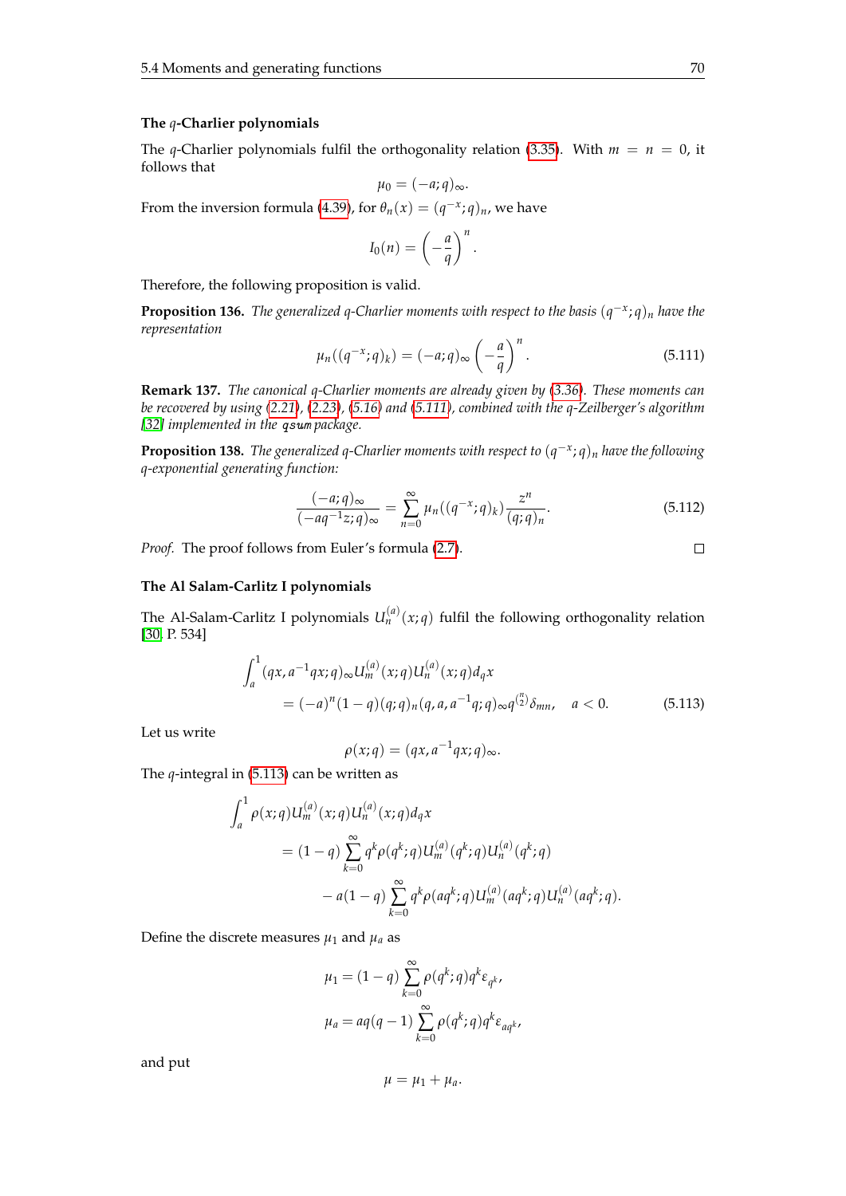### The $q$-Charlier polynomials

The $q$-Charlier polynomials fulfil the orthogonality relation (3.35). With $m = n = 0$, it follows that

$$\mu_0 = (-a;q)_\infty.$$

From the inversion formula (4.39), for $\theta_n(x) = (q^{-x};q)_n$, we have

$$I_0(n) = \left(-\frac{a}{q}\right)^n.$$

Therefore, the following proposition is valid.

**Proposition 136.** *The generalized $q$-Charlier moments with respect to the basis $(q^{-x};q)_n$ have the representation*

$$\mu_n((q^{-x};q)_k) = (-a;q)_\infty \left(-\frac{a}{q}\right)^n. \tag{5.111}$$

**Remark 137.** *The canonical $q$-Charlier moments are already given by (3.36). These moments can be recovered by using (2.21), (2.23), (5.16) and (5.111), combined with the $q$-Zeilberger's algorithm [32] implemented in the `qsum` package.*

**Proposition 138.** *The generalized $q$-Charlier moments with respect to $(q^{-x};q)_n$ have the following $q$-exponential generating function:*

$$\frac{(-a;q)_\infty}{(-aq^{-1}z;q)_\infty} = \sum_{n=0}^{\infty} \mu_n((q^{-x};q)_k) \frac{z^n}{(q;q)_n}. \tag{5.112}$$

*Proof.* The proof follows from Euler's formula (2.7). $\square$

### The Al Salam-Carlitz I polynomials

The Al-Salam-Carlitz I polynomials $U_n^{(a)}(x;q)$ fulfil the following orthogonality relation [30, P. 534]

$$\begin{aligned}
&\int_a^1 (qx, a^{-1}qx;q)_\infty U_m^{(a)}(x;q) U_n^{(a)}(x;q) d_q x \\
&\quad = (-a)^n (1-q)(q;q)_n (q, a, a^{-1}q;q)_\infty q^{\binom{n}{2}} \delta_{mn}, \quad a < 0.
\end{aligned} \tag{5.113}$$

Let us write

$$\rho(x;q) = (qx, a^{-1}qx;q)_\infty.$$

The $q$-integral in (5.113) can be written as

$$\begin{aligned}
&\int_a^1 \rho(x;q) U_m^{(a)}(x;q) U_n^{(a)}(x;q) d_q x \\
&\quad = (1-q) \sum_{k=0}^{\infty} q^k \rho(q^k;q) U_m^{(a)}(q^k;q) U_n^{(a)}(q^k;q) \\
&\quad\quad - a(1-q) \sum_{k=0}^{\infty} q^k \rho(aq^k;q) U_m^{(a)}(aq^k;q) U_n^{(a)}(aq^k;q).
\end{aligned}$$

Define the discrete measures $\mu_1$ and $\mu_a$ as

$$\begin{aligned}
\mu_1 &= (1-q) \sum_{k=0}^{\infty} \rho(q^k;q) q^k \varepsilon_{q^k}, \\
\mu_a &= aq(q-1) \sum_{k=0}^{\infty} \rho(q^k;q) q^k \varepsilon_{aq^k},
\end{aligned}$$

and put

$$\mu = \mu_1 + \mu_a.$$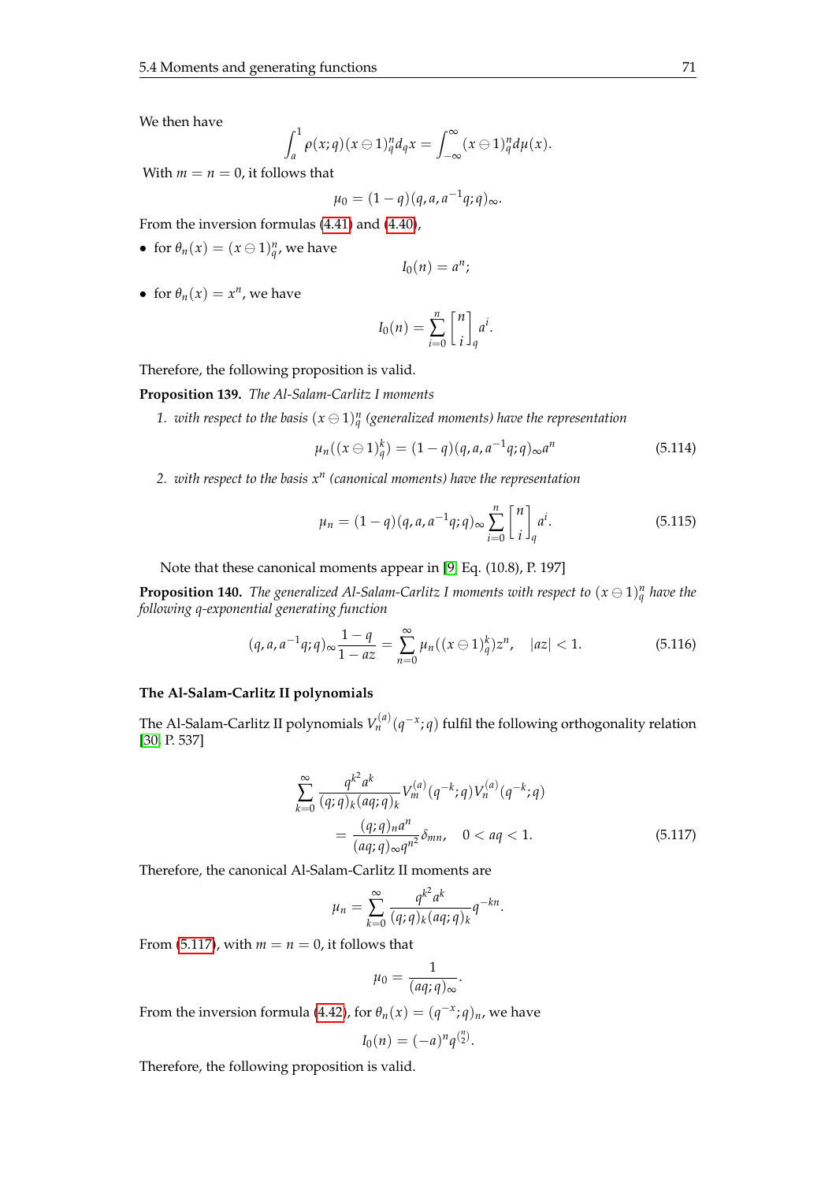We then have

$$\int_a^1 \rho(x;q)(x\ominus 1)_q^n d_q x = \int_{-\infty}^{\infty}(x\ominus 1)_q^n d\mu(x).$$

With $m=n=0$, it follows that

$$\mu_0 = (1-q)(q,a,a^{-1}q;q)_\infty.$$

From the inversion formulas (4.41) and (4.40),

- for $\theta_n(x)=(x\ominus 1)_q^n$, we have
$$I_0(n)=a^n;$$
- for $\theta_n(x)=x^n$, we have
$$I_0(n)=\sum_{i=0}^n \begin{bmatrix} n \\ i \end{bmatrix}_q a^i.$$

Therefore, the following proposition is valid.

**Proposition 139.** *The Al-Salam-Carlitz I moments*

1. *with respect to the basis $(x\ominus 1)_q^n$ (generalized moments) have the representation*
$$\mu_n((x\ominus 1)_q^k) = (1-q)(q,a,a^{-1}q;q)_\infty a^n \tag{5.114}$$
2. *with respect to the basis $x^n$ (canonical moments) have the representation*
$$\mu_n = (1-q)(q,a,a^{-1}q;q)_\infty \sum_{i=0}^n \begin{bmatrix} n \\ i \end{bmatrix}_q a^i. \tag{5.115}$$

Note that these canonical moments appear in [9, Eq. (10.8), P. 197]

**Proposition 140.** *The generalized Al-Salam-Carlitz I moments with respect to $(x\ominus 1)_q^n$ have the following q-exponential generating function*

$$(q,a,a^{-1}q;q)_\infty \frac{1-q}{1-az} = \sum_{n=0}^{\infty} \mu_n((x\ominus 1)_q^k) z^n, \quad |az|<1. \tag{5.116}$$

**The Al-Salam-Carlitz II polynomials**

The Al-Salam-Carlitz II polynomials $V_n^{(a)}(q^{-x};q)$ fulfil the following orthogonality relation [30, P. 537]

$$\begin{aligned}\sum_{k=0}^{\infty} \frac{q^{k^2}a^k}{(q;q)_k(aq;q)_k} V_m^{(a)}(q^{-k};q)V_n^{(a)}(q^{-k};q) \\ = \frac{(q;q)_n a^n}{(aq;q)_\infty q^{n^2}}\delta_{mn}, \quad 0<aq<1. \end{aligned} \tag{5.117}$$

Therefore, the canonical Al-Salam-Carlitz II moments are

$$\mu_n = \sum_{k=0}^{\infty} \frac{q^{k^2}a^k}{(q;q)_k(aq;q)_k} q^{-kn}.$$

From (5.117), with $m=n=0$, it follows that

$$\mu_0 = \frac{1}{(aq;q)_\infty}.$$

From the inversion formula (4.42), for $\theta_n(x)=(q^{-x};q)_n$, we have

$$I_0(n) = (-a)^n q^{\binom{n}{2}}.$$

Therefore, the following proposition is valid.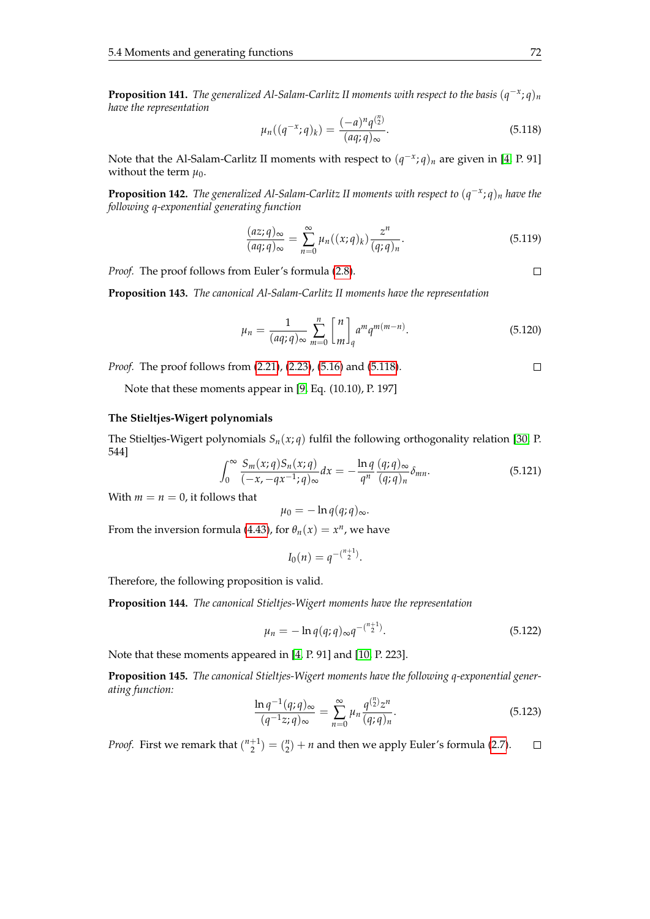**Proposition 141.** *The generalized Al-Salam-Carlitz II moments with respect to the basis $(q^{-x};q)_n$ have the representation*

$$\mu_n((q^{-x};q)_k) = \frac{(-a)^n q^{\binom{n}{2}}}{(aq;q)_\infty}. \tag{5.118}$$

Note that the Al-Salam-Carlitz II moments with respect to $(q^{-x};q)_n$ are given in [4, P. 91] without the term $\mu_0$.

**Proposition 142.** *The generalized Al-Salam-Carlitz II moments with respect to $(q^{-x};q)_n$ have the following q-exponential generating function*

$$\frac{(az;q)_\infty}{(aq;q)_\infty} = \sum_{n=0}^{\infty} \mu_n((x;q)_k) \frac{z^n}{(q;q)_n}. \tag{5.119}$$

*Proof.* The proof follows from Euler's formula (2.8). □

**Proposition 143.** *The canonical Al-Salam-Carlitz II moments have the representation*

$$\mu_n = \frac{1}{(aq;q)_\infty} \sum_{m=0}^{n} \begin{bmatrix} n \\ m \end{bmatrix}_q a^m q^{m(m-n)}. \tag{5.120}$$

*Proof.* The proof follows from (2.21), (2.23), (5.16) and (5.118). □

Note that these moments appear in [9, Eq. (10.10), P. 197]

### The Stieltjes-Wigert polynomials

The Stieltjes-Wigert polynomials $S_n(x;q)$ fulfil the following orthogonality relation [30, P. 544]

$$\int_0^\infty \frac{S_m(x;q)S_n(x;q)}{(-x,-qx^{-1};q)_\infty} dx = -\frac{\ln q}{q^n} \frac{(q;q)_\infty}{(q;q)_n} \delta_{mn}. \tag{5.121}$$

With $m = n = 0$, it follows that

$$\mu_0 = -\ln q(q;q)_\infty.$$

From the inversion formula (4.43), for $\theta_n(x) = x^n$, we have

$$I_0(n) = q^{-\binom{n+1}{2}}.$$

Therefore, the following proposition is valid.

**Proposition 144.** *The canonical Stieltjes-Wigert moments have the representation*

$$\mu_n = -\ln q(q;q)_\infty q^{-\binom{n+1}{2}}. \tag{5.122}$$

Note that these moments appeared in [4, P. 91] and [10, P. 223].

**Proposition 145.** *The canonical Stieltjes-Wigert moments have the following q-exponential generating function:*

$$\frac{\ln q^{-1}(q;q)_\infty}{(q^{-1}z;q)_\infty} = \sum_{n=0}^{\infty} \mu_n \frac{q^{\binom{n}{2}} z^n}{(q;q)_n}. \tag{5.123}$$

*Proof.* First we remark that $\binom{n+1}{2} = \binom{n}{2} + n$ and then we apply Euler's formula (2.7). □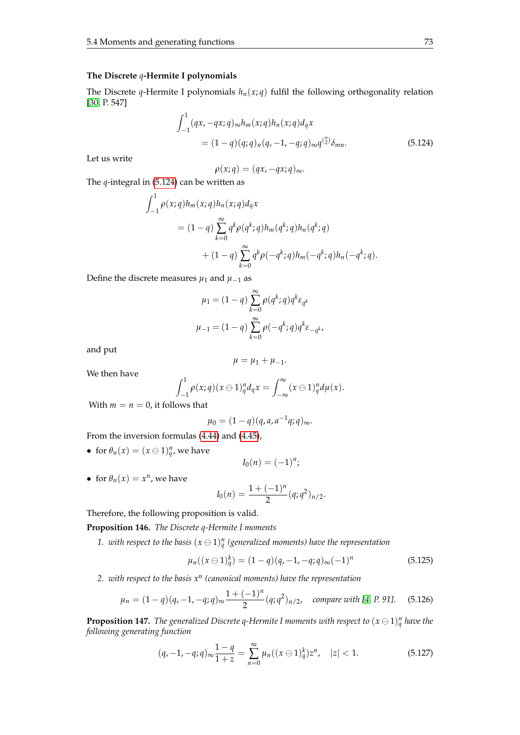### The Discrete $q$-Hermite I polynomials

The Discrete $q$-Hermite I polynomials $h_n(x;q)$ fulfil the following orthogonality relation [30, P. 547]

$$\int_{-1}^{1}(qx,-qx;q)_\infty h_m(x;q)h_n(x;q)d_qx$$
$$= (1-q)(q;q)_n(q,-1,-q;q)_\infty q^{\binom{n}{2}}\delta_{mn}. \tag{5.124}$$

Let us write

$$\rho(x;q) = (qx,-qx;q)_\infty.$$

The $q$-integral in (5.124) can be written as

$$\int_{-1}^{1}\rho(x;q)h_m(x;q)h_n(x;q)d_qx$$
$$= (1-q)\sum_{k=0}^{\infty}q^k\rho(q^k;q)h_m(q^k;q)h_n(q^k;q)$$
$$+ (1-q)\sum_{k=0}^{\infty}q^k\rho(-q^k;q)h_m(-q^k;q)h_n(-q^k;q).$$

Define the discrete measures $\mu_1$ and $\mu_{-1}$ as

$$\mu_1 = (1-q)\sum_{k=0}^{\infty}\rho(q^k;q)q^k\varepsilon_{q^k}$$
$$\mu_{-1} = (1-q)\sum_{k=0}^{\infty}\rho(-q^k;q)q^k\varepsilon_{-q^k},$$

and put

$$\mu = \mu_1 + \mu_{-1}.$$

We then have

$$\int_{-1}^{1}\rho(x;q)(x\ominus 1)_q^n d_qx = \int_{-\infty}^{\infty}(x\ominus 1)_q^n d\mu(x).$$

With $m = n = 0$, it follows that

$$\mu_0 = (1-q)(q,a,a^{-1}q;q)_\infty.$$

From the inversion formulas (4.44) and (4.45),

- for $\theta_n(x) = (x\ominus 1)_q^n$, we have
$$I_0(n) = (-1)^n;$$
- for $\theta_n(x) = x^n$, we have
$$I_0(n) = \frac{1+(-1)^n}{2}(q;q^2)_{n/2}.$$

Therefore, the following proposition is valid.

**Proposition 146.** *The Discrete q-Hermite I moments*

1. *with respect to the basis $(x\ominus 1)_q^n$ (generalized moments) have the representation*
$$\mu_n((x\ominus 1)_q^k) = (1-q)(q,-1,-q;q)_\infty(-1)^n \tag{5.125}$$
2. *with respect to the basis $x^n$ (canonical moments) have the representation*
$$\mu_n = (1-q)(q,-1,-q;q)_\infty\frac{1+(-1)^n}{2}(q;q^2)_{n/2}, \quad \text{compare with [4, P. 91].} \tag{5.126}$$

**Proposition 147.** *The generalized Discrete q-Hermite I moments with respect to $(x\ominus 1)_q^n$ have the following generating function*

$$(q,-1,-q;q)_\infty\frac{1-q}{1+z} = \sum_{n=0}^{\infty}\mu_n((x\ominus 1)_q^k)z^n, \quad |z|<1. \tag{5.127}$$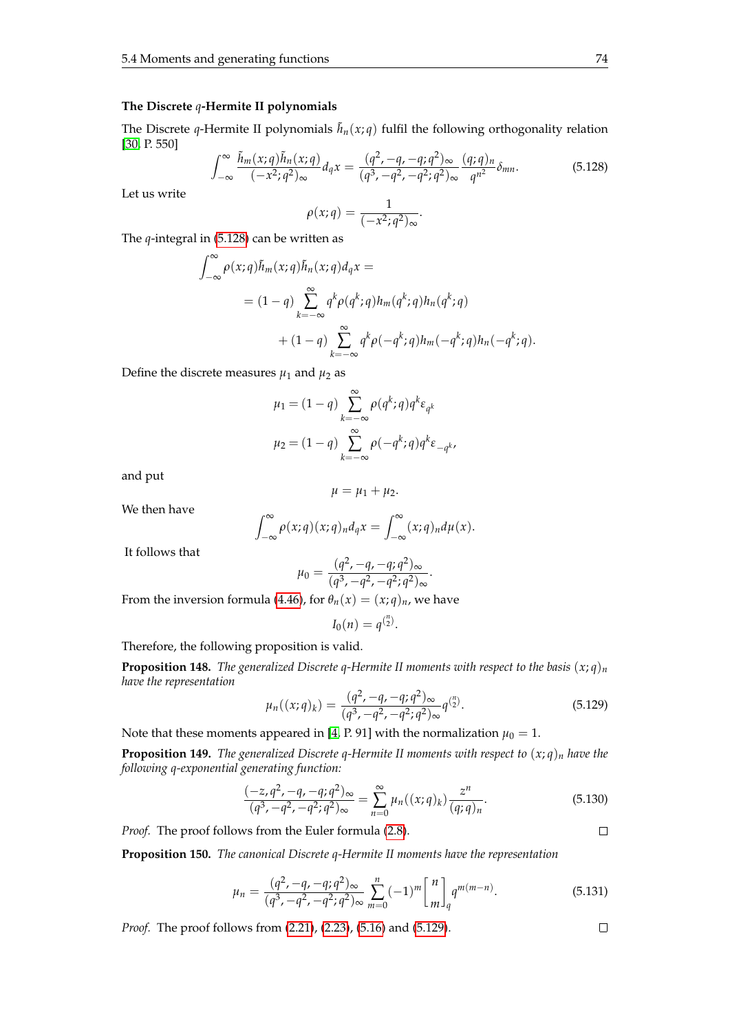### The Discrete $q$-Hermite II polynomials

The Discrete $q$-Hermite II polynomials $\tilde{h}_n(x;q)$ fulfil the following orthogonality relation [30, P. 550]

$$\int_{-\infty}^{\infty} \frac{\tilde{h}_m(x;q)\tilde{h}_n(x;q)}{(-x^2;q^2)_\infty} d_q x = \frac{(q^2,-q,-q;q^2)_\infty}{(q^3,-q^2,-q^2;q^2)_\infty} \frac{(q;q)_n}{q^{n^2}} \delta_{mn}. \tag{5.128}$$

Let us write

$$\rho(x;q) = \frac{1}{(-x^2;q^2)_\infty}.$$

The $q$-integral in (5.128) can be written as

$$\begin{aligned}
\int_{-\infty}^{\infty} \rho(x;q)\tilde{h}_m(x;q)\tilde{h}_n(x;q) d_q x = \\
&= (1-q) \sum_{k=-\infty}^{\infty} q^k \rho(q^k;q) h_m(q^k;q) h_n(q^k;q) \\
&\quad + (1-q) \sum_{k=-\infty}^{\infty} q^k \rho(-q^k;q) h_m(-q^k;q) h_n(-q^k;q).
\end{aligned}$$

Define the discrete measures $\mu_1$ and $\mu_2$ as

$$\mu_1 = (1-q) \sum_{k=-\infty}^{\infty} \rho(q^k;q) q^k \varepsilon_{q^k}$$

$$\mu_2 = (1-q) \sum_{k=-\infty}^{\infty} \rho(-q^k;q) q^k \varepsilon_{-q^k},$$

and put

$$\mu = \mu_1 + \mu_2.$$

We then have

$$\int_{-\infty}^{\infty} \rho(x;q)(x;q)_n d_q x = \int_{-\infty}^{\infty} (x;q)_n d\mu(x).$$

It follows that

$$\mu_0 = \frac{(q^2,-q,-q;q^2)_\infty}{(q^3,-q^2,-q^2;q^2)_\infty}.$$

From the inversion formula (4.46), for $\theta_n(x) = (x;q)_n$, we have

$$I_0(n) = q^{\binom{n}{2}}.$$

Therefore, the following proposition is valid.

**Proposition 148.** *The generalized Discrete $q$-Hermite II moments with respect to the basis $(x;q)_n$ have the representation*

$$\mu_n((x;q)_k) = \frac{(q^2,-q,-q;q^2)_\infty}{(q^3,-q^2,-q^2;q^2)_\infty} q^{\binom{n}{2}}. \tag{5.129}$$

Note that these moments appeared in [4, P. 91] with the normalization $\mu_0 = 1$.

**Proposition 149.** *The generalized Discrete $q$-Hermite II moments with respect to $(x;q)_n$ have the following $q$-exponential generating function:*

$$\frac{(-z,q^2,-q,-q;q^2)_\infty}{(q^3,-q^2,-q^2;q^2)_\infty} = \sum_{n=0}^{\infty} \mu_n((x;q)_k) \frac{z^n}{(q;q)_n}. \tag{5.130}$$

*Proof.* The proof follows from the Euler formula (2.8). $\square$

**Proposition 150.** *The canonical Discrete $q$-Hermite II moments have the representation*

$$\mu_n = \frac{(q^2,-q,-q;q^2)_\infty}{(q^3,-q^2,-q^2;q^2)_\infty} \sum_{m=0}^{n} (-1)^m \begin{bmatrix} n \\ m \end{bmatrix}_q q^{m(m-n)}. \tag{5.131}$$

*Proof.* The proof follows from (2.21), (2.23), (5.16) and (5.129). $\square$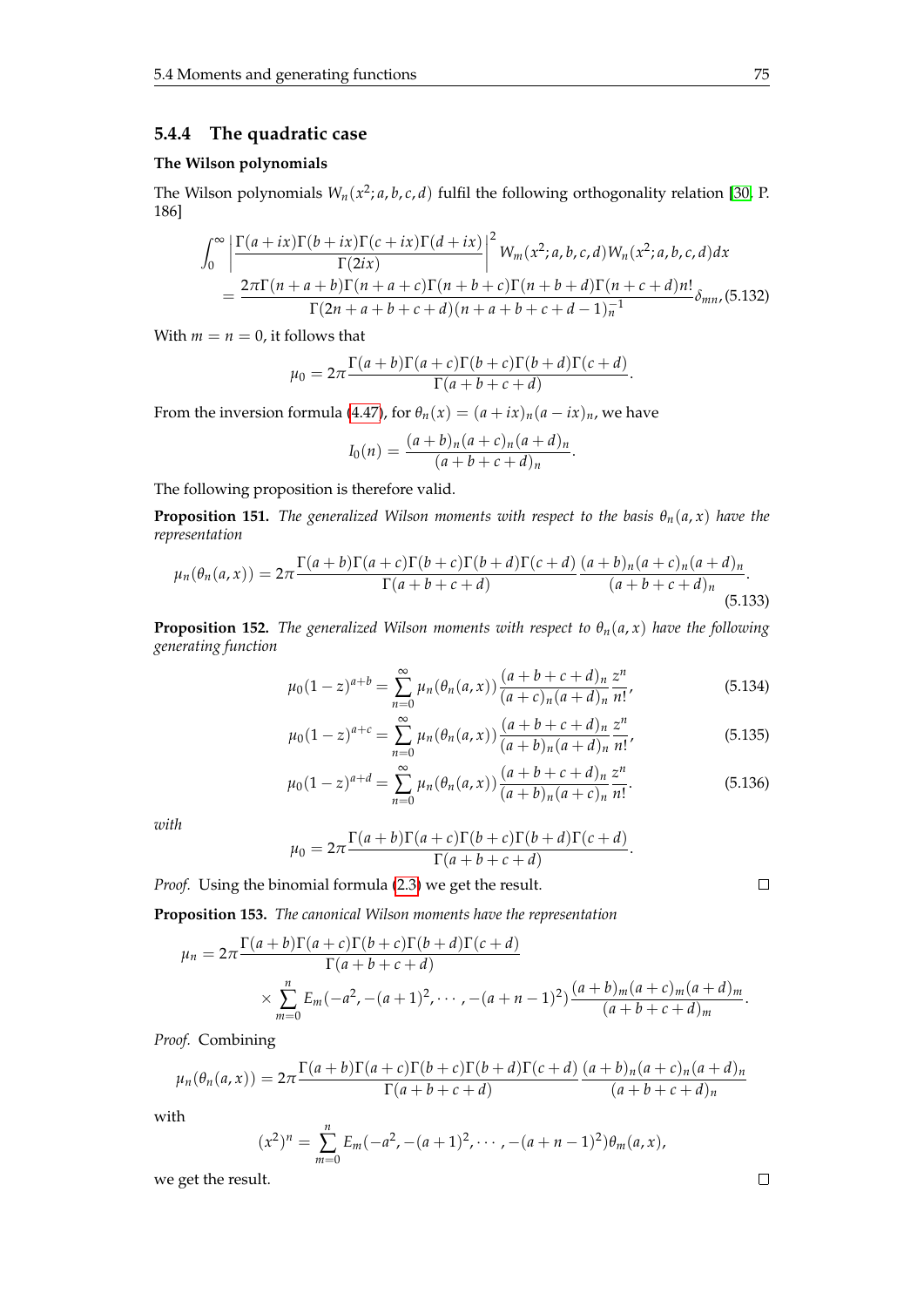### 5.4.4 The quadratic case

**The Wilson polynomials**

The Wilson polynomials $W_n(x^2;a,b,c,d)$ fulfil the following orthogonality relation [30, P. 186]

$$\int_0^\infty \left|\frac{\Gamma(a+ix)\Gamma(b+ix)\Gamma(c+ix)\Gamma(d+ix)}{\Gamma(2ix)}\right|^2 W_m(x^2;a,b,c,d)W_n(x^2;a,b,c,d)dx$$
$$= \frac{2\pi\Gamma(n+a+b)\Gamma(n+a+c)\Gamma(n+b+c)\Gamma(n+b+d)\Gamma(n+c+d)n!}{\Gamma(2n+a+b+c+d)(n+a+b+c+d-1)_n^{-1}}\delta_{mn}, \tag{5.132}$$

With $m=n=0$, it follows that

$$\mu_0 = 2\pi\frac{\Gamma(a+b)\Gamma(a+c)\Gamma(b+c)\Gamma(b+d)\Gamma(c+d)}{\Gamma(a+b+c+d)}.$$

From the inversion formula (4.47), for $\theta_n(x)=(a+ix)_n(a-ix)_n$, we have

$$I_0(n) = \frac{(a+b)_n(a+c)_n(a+d)_n}{(a+b+c+d)_n}.$$

The following proposition is therefore valid.

**Proposition 151.** *The generalized Wilson moments with respect to the basis $\theta_n(a,x)$ have the representation*

$$\mu_n(\theta_n(a,x)) = 2\pi\frac{\Gamma(a+b)\Gamma(a+c)\Gamma(b+c)\Gamma(b+d)\Gamma(c+d)}{\Gamma(a+b+c+d)}\frac{(a+b)_n(a+c)_n(a+d)_n}{(a+b+c+d)_n}. \tag{5.133}$$

**Proposition 152.** *The generalized Wilson moments with respect to $\theta_n(a,x)$ have the following generating function*

$$\mu_0(1-z)^{a+b} = \sum_{n=0}^\infty \mu_n(\theta_n(a,x))\frac{(a+b+c+d)_n}{(a+c)_n(a+d)_n}\frac{z^n}{n!}, \tag{5.134}$$

$$\mu_0(1-z)^{a+c} = \sum_{n=0}^\infty \mu_n(\theta_n(a,x))\frac{(a+b+c+d)_n}{(a+b)_n(a+d)_n}\frac{z^n}{n!}, \tag{5.135}$$

$$\mu_0(1-z)^{a+d} = \sum_{n=0}^\infty \mu_n(\theta_n(a,x))\frac{(a+b+c+d)_n}{(a+b)_n(a+c)_n}\frac{z^n}{n!}. \tag{5.136}$$

*with*

$$\mu_0 = 2\pi\frac{\Gamma(a+b)\Gamma(a+c)\Gamma(b+c)\Gamma(b+d)\Gamma(c+d)}{\Gamma(a+b+c+d)}.$$

*Proof.* Using the binomial formula (2.3) we get the result. □

**Proposition 153.** *The canonical Wilson moments have the representation*

$$\mu_n = 2\pi\frac{\Gamma(a+b)\Gamma(a+c)\Gamma(b+c)\Gamma(b+d)\Gamma(c+d)}{\Gamma(a+b+c+d)}$$
$$\times\sum_{m=0}^n E_m(-a^2,-(a+1)^2,\cdots,-(a+n-1)^2)\frac{(a+b)_m(a+c)_m(a+d)_m}{(a+b+c+d)_m}.$$

*Proof.* Combining

$$\mu_n(\theta_n(a,x)) = 2\pi\frac{\Gamma(a+b)\Gamma(a+c)\Gamma(b+c)\Gamma(b+d)\Gamma(c+d)}{\Gamma(a+b+c+d)}\frac{(a+b)_n(a+c)_n(a+d)_n}{(a+b+c+d)_n}$$

with

$$(x^2)^n = \sum_{m=0}^n E_m(-a^2,-(a+1)^2,\cdots,-(a+n-1)^2)\theta_m(a,x),$$

we get the result. □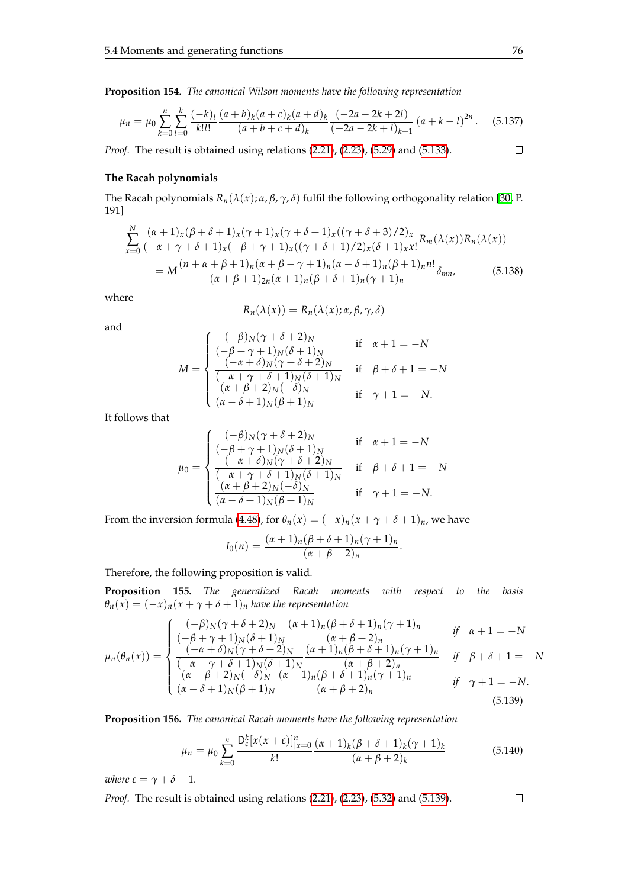**Proposition 154.** *The canonical Wilson moments have the following representation*

$$\mu_n = \mu_0 \sum_{k=0}^{n} \sum_{l=0}^{k} \frac{(-k)_l}{k!l!} \frac{(a+b)_k(a+c)_k(a+d)_k}{(a+b+c+d)_k} \frac{(-2a-2k+2l)}{(-2a-2k+l)_{k+1}} (a+k-l)^{2n}. \tag{5.137}$$

*Proof.* The result is obtained using relations (2.21), (2.23), (5.29) and (5.133). □

### The Racah polynomials

The Racah polynomials $R_n(\lambda(x); \alpha, \beta, \gamma, \delta)$ fulfil the following orthogonality relation [30, P. 191]

$$\begin{aligned}\sum_{x=0}^{N} & \frac{(\alpha+1)_x(\beta+\delta+1)_x(\gamma+1)_x(\gamma+\delta+1)_x((\gamma+\delta+3)/2)_x}{(-\alpha+\gamma+\delta+1)_x(-\beta+\gamma+1)_x((\gamma+\delta+1)/2)_x(\delta+1)_x x!} R_m(\lambda(x))R_n(\lambda(x)) \\ &= M \frac{(n+\alpha+\beta+1)_n(\alpha+\beta-\gamma+1)_n(\alpha-\delta+1)_n(\beta+1)_n n!}{(\alpha+\beta+1)_{2n}(\alpha+1)_n(\beta+\delta+1)_n(\gamma+1)_n} \delta_{mn},\end{aligned} \tag{5.138}$$

where

$$R_n(\lambda(x)) = R_n(\lambda(x); \alpha, \beta, \gamma, \delta)$$

and

$$M = \begin{cases} \dfrac{(-\beta)_N(\gamma+\delta+2)_N}{(-\beta+\gamma+1)_N(\delta+1)_N} & \text{if} \quad \alpha+1 = -N \\ \dfrac{(-\alpha+\delta)_N(\gamma+\delta+2)_N}{(-\alpha+\gamma+\delta+1)_N(\delta+1)_N} & \text{if} \quad \beta+\delta+1 = -N \\ \dfrac{(\alpha+\beta+2)_N(-\delta)_N}{(\alpha-\delta+1)_N(\beta+1)_N} & \text{if} \quad \gamma+1 = -N. \end{cases}$$

It follows that

$$\mu_0 = \begin{cases} \dfrac{(-\beta)_N(\gamma+\delta+2)_N}{(-\beta+\gamma+1)_N(\delta+1)_N} & \text{if} \quad \alpha+1 = -N \\ \dfrac{(-\alpha+\delta)_N(\gamma+\delta+2)_N}{(-\alpha+\gamma+\delta+1)_N(\delta+1)_N} & \text{if} \quad \beta+\delta+1 = -N \\ \dfrac{(\alpha+\beta+2)_N(-\delta)_N}{(\alpha-\delta+1)_N(\beta+1)_N} & \text{if} \quad \gamma+1 = -N. \end{cases}$$

From the inversion formula (4.48), for $\theta_n(x) = (-x)_n(x+\gamma+\delta+1)_n$, we have

$$I_0(n) = \frac{(\alpha+1)_n(\beta+\delta+1)_n(\gamma+1)_n}{(\alpha+\beta+2)_n}.$$

Therefore, the following proposition is valid.

**Proposition 155.** *The generalized Racah moments with respect to the basis $\theta_n(x) = (-x)_n(x+\gamma+\delta+1)_n$ have the representation*

$$\mu_n(\theta_n(x)) = \begin{cases} \dfrac{(-\beta)_N(\gamma+\delta+2)_N}{(-\beta+\gamma+1)_N(\delta+1)_N} \dfrac{(\alpha+1)_n(\beta+\delta+1)_n(\gamma+1)_n}{(\alpha+\beta+2)_n} & \text{if} \quad \alpha+1 = -N \\ \dfrac{(-\alpha+\delta)_N(\gamma+\delta+2)_N}{(-\alpha+\gamma+\delta+1)_N(\delta+1)_N} \dfrac{(\alpha+1)_n(\beta+\delta+1)_n(\gamma+1)_n}{(\alpha+\beta+2)_n} & \text{if} \quad \beta+\delta+1 = -N \\ \dfrac{(\alpha+\beta+2)_N(-\delta)_N}{(\alpha-\delta+1)_N(\beta+1)_N} \dfrac{(\alpha+1)_n(\beta+\delta+1)_n(\gamma+1)_n}{(\alpha+\beta+2)_n} & \text{if} \quad \gamma+1 = -N. \end{cases} \tag{5.139}$$

**Proposition 156.** *The canonical Racah moments have the following representation*

$$\mu_n = \mu_0 \sum_{k=0}^{n} \frac{\mathrm{D}_{\varepsilon}^k [x(x+\varepsilon)]^n_{|x=0}}{k!} \frac{(\alpha+1)_k(\beta+\delta+1)_k(\gamma+1)_k}{(\alpha+\beta+2)_k} \tag{5.140}$$

*where $\varepsilon = \gamma+\delta+1$.*

*Proof.* The result is obtained using relations (2.21), (2.23), (5.32) and (5.139). □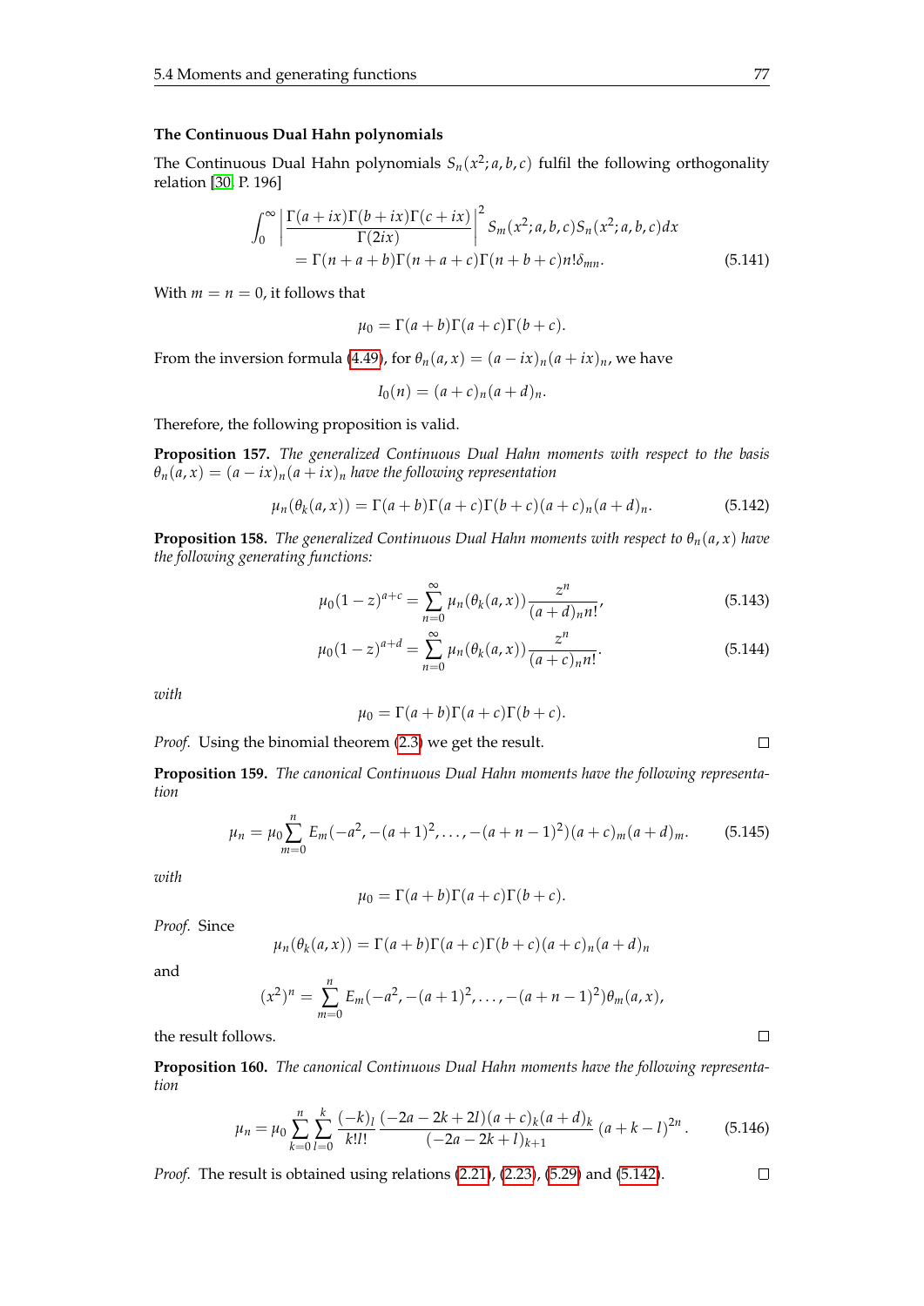### The Continuous Dual Hahn polynomials

The Continuous Dual Hahn polynomials $S_n(x^2;a,b,c)$ fulfil the following orthogonality relation [30, P. 196]

$$\int_0^\infty \left|\frac{\Gamma(a+ix)\Gamma(b+ix)\Gamma(c+ix)}{\Gamma(2ix)}\right|^2 S_m(x^2;a,b,c)S_n(x^2;a,b,c)dx$$
$$= \Gamma(n+a+b)\Gamma(n+a+c)\Gamma(n+b+c)n!\delta_{mn}. \tag{5.141}$$

With $m=n=0$, it follows that

$$\mu_0 = \Gamma(a+b)\Gamma(a+c)\Gamma(b+c).$$

From the inversion formula (4.49), for $\theta_n(a,x) = (a-ix)_n(a+ix)_n$, we have

$$I_0(n) = (a+c)_n(a+d)_n.$$

Therefore, the following proposition is valid.

**Proposition 157.** *The generalized Continuous Dual Hahn moments with respect to the basis $\theta_n(a,x) = (a-ix)_n(a+ix)_n$ have the following representation*

$$\mu_n(\theta_k(a,x)) = \Gamma(a+b)\Gamma(a+c)\Gamma(b+c)(a+c)_n(a+d)_n. \tag{5.142}$$

**Proposition 158.** *The generalized Continuous Dual Hahn moments with respect to $\theta_n(a,x)$ have the following generating functions:*

$$\mu_0(1-z)^{a+c} = \sum_{n=0}^{\infty} \mu_n(\theta_k(a,x))\frac{z^n}{(a+d)_n n!}, \tag{5.143}$$

$$\mu_0(1-z)^{a+d} = \sum_{n=0}^{\infty} \mu_n(\theta_k(a,x))\frac{z^n}{(a+c)_n n!}. \tag{5.144}$$

*with*

$$\mu_0 = \Gamma(a+b)\Gamma(a+c)\Gamma(b+c).$$

*Proof.* Using the binomial theorem (2.3) we get the result. □

**Proposition 159.** *The canonical Continuous Dual Hahn moments have the following representation*

$$\mu_n = \mu_0 \sum_{m=0}^{n} E_m(-a^2,-(a+1)^2,\ldots,-(a+n-1)^2)(a+c)_m(a+d)_m. \tag{5.145}$$

*with*

$$\mu_0 = \Gamma(a+b)\Gamma(a+c)\Gamma(b+c).$$

*Proof.* Since

$$\mu_n(\theta_k(a,x)) = \Gamma(a+b)\Gamma(a+c)\Gamma(b+c)(a+c)_n(a+d)_n$$

and

$$(x^2)^n = \sum_{m=0}^{n} E_m(-a^2,-(a+1)^2,\ldots,-(a+n-1)^2)\theta_m(a,x),$$

the result follows. □

**Proposition 160.** *The canonical Continuous Dual Hahn moments have the following representation*

$$\mu_n = \mu_0 \sum_{k=0}^{n}\sum_{l=0}^{k} \frac{(-k)_l}{k!l!}\frac{(-2a-2k+2l)(a+c)_k(a+d)_k}{(-2a-2k+l)_{k+1}}(a+k-l)^{2n}. \tag{5.146}$$

*Proof.* The result is obtained using relations (2.21), (2.23), (5.29) and (5.142). □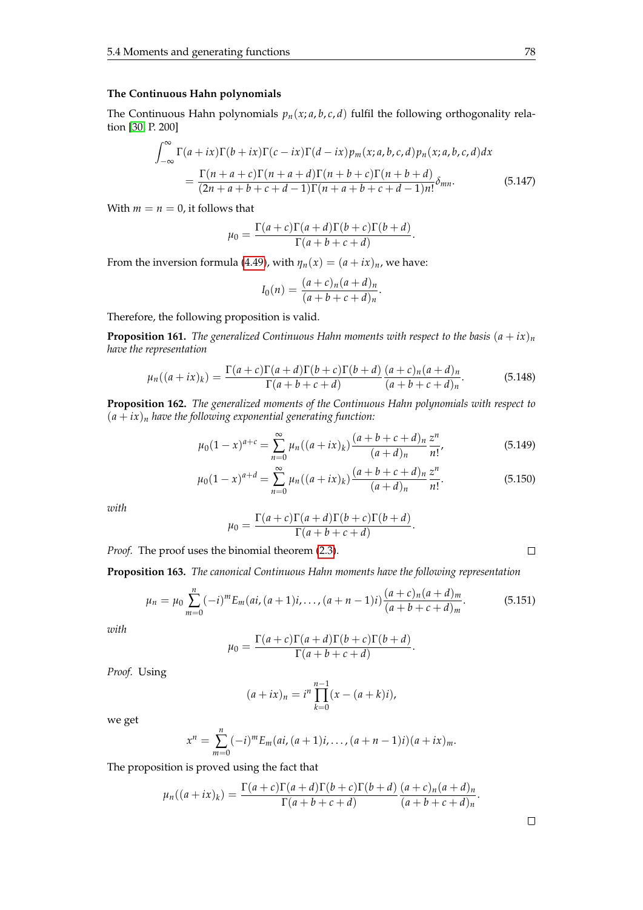### The Continuous Hahn polynomials

The Continuous Hahn polynomials $p_n(x; a, b, c, d)$ fulfil the following orthogonality relation [30, P. 200]

$$\int_{-\infty}^{\infty} \Gamma(a+ix)\Gamma(b+ix)\Gamma(c-ix)\Gamma(d-ix)p_m(x;a,b,c,d)p_n(x;a,b,c,d)dx$$
$$= \frac{\Gamma(n+a+c)\Gamma(n+a+d)\Gamma(n+b+c)\Gamma(n+b+d)}{(2n+a+b+c+d-1)\Gamma(n+a+b+c+d-1)n!}\delta_{mn}. \tag{5.147}$$

With $m = n = 0$, it follows that

$$\mu_0 = \frac{\Gamma(a+c)\Gamma(a+d)\Gamma(b+c)\Gamma(b+d)}{\Gamma(a+b+c+d)}.$$

From the inversion formula (4.49), with $\eta_n(x) = (a+ix)_n$, we have:

$$I_0(n) = \frac{(a+c)_n(a+d)_n}{(a+b+c+d)_n}.$$

Therefore, the following proposition is valid.

**Proposition 161.** *The generalized Continuous Hahn moments with respect to the basis $(a+ix)_n$ have the representation*

$$\mu_n((a+ix)_k) = \frac{\Gamma(a+c)\Gamma(a+d)\Gamma(b+c)\Gamma(b+d)}{\Gamma(a+b+c+d)} \frac{(a+c)_n(a+d)_n}{(a+b+c+d)_n}. \tag{5.148}$$

**Proposition 162.** *The generalized moments of the Continuous Hahn polynomials with respect to $(a+ix)_n$ have the following exponential generating function:*

$$\mu_0(1-x)^{a+c} = \sum_{n=0}^{\infty} \mu_n((a+ix)_k) \frac{(a+b+c+d)_n}{(a+d)_n} \frac{z^n}{n!}, \tag{5.149}$$

$$\mu_0(1-x)^{a+d} = \sum_{n=0}^{\infty} \mu_n((a+ix)_k) \frac{(a+b+c+d)_n}{(a+d)_n} \frac{z^n}{n!}. \tag{5.150}$$

*with*

$$\mu_0 = \frac{\Gamma(a+c)\Gamma(a+d)\Gamma(b+c)\Gamma(b+d)}{\Gamma(a+b+c+d)}.$$

*Proof.* The proof uses the binomial theorem (2.3). □

**Proposition 163.** *The canonical Continuous Hahn moments have the following representation*

$$\mu_n = \mu_0 \sum_{m=0}^{n} (-i)^m E_m(ai, (a+1)i, \ldots, (a+n-1)i) \frac{(a+c)_n(a+d)_m}{(a+b+c+d)_m}. \tag{5.151}$$

*with*

$$\mu_0 = \frac{\Gamma(a+c)\Gamma(a+d)\Gamma(b+c)\Gamma(b+d)}{\Gamma(a+b+c+d)}.$$

*Proof.* Using

$$(a+ix)_n = i^n \prod_{k=0}^{n-1} (x - (a+k)i),$$

we get

$$x^n = \sum_{m=0}^{n} (-i)^m E_m(ai, (a+1)i, \ldots, (a+n-1)i)(a+ix)_m.$$

The proposition is proved using the fact that

$$\mu_n((a+ix)_k) = \frac{\Gamma(a+c)\Gamma(a+d)\Gamma(b+c)\Gamma(b+d)}{\Gamma(a+b+c+d)} \frac{(a+c)_n(a+d)_n}{(a+b+c+d)_n}.$$

□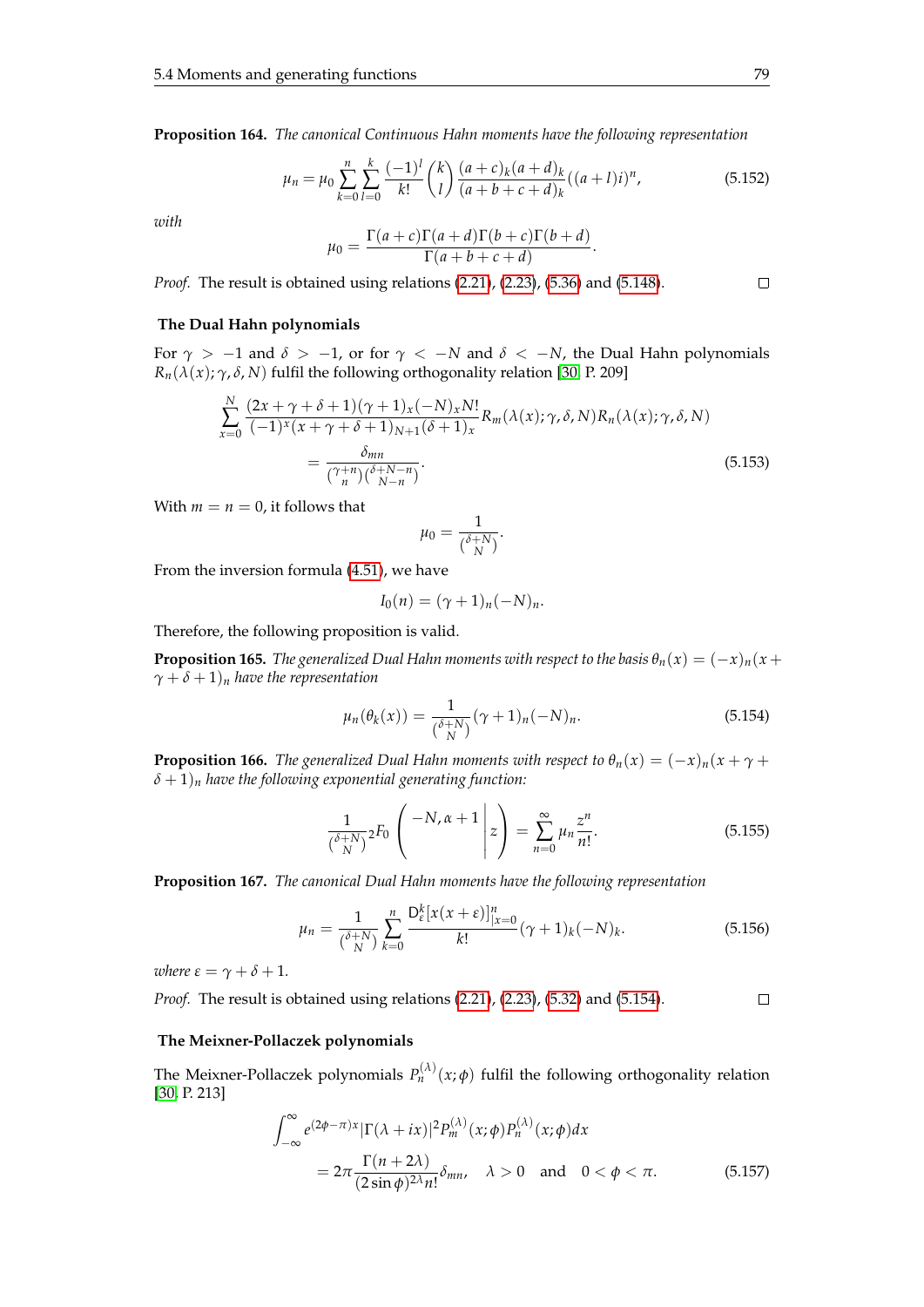**Proposition 164.** *The canonical Continuous Hahn moments have the following representation*

$$\mu_n = \mu_0 \sum_{k=0}^{n} \sum_{l=0}^{k} \frac{(-1)^l}{k!} \binom{k}{l} \frac{(a+c)_k (a+d)_k}{(a+b+c+d)_k} ((a+l)i)^n, \tag{5.152}$$

*with*

$$\mu_0 = \frac{\Gamma(a+c)\Gamma(a+d)\Gamma(b+c)\Gamma(b+d)}{\Gamma(a+b+c+d)}.$$

*Proof.* The result is obtained using relations (2.21), (2.23), (5.36) and (5.148). □

### The Dual Hahn polynomials

For $\gamma > -1$ and $\delta > -1$, or for $\gamma < -N$ and $\delta < -N$, the Dual Hahn polynomials $R_n(\lambda(x); \gamma, \delta, N)$ fulfil the following orthogonality relation [30, P. 209]

$$\sum_{x=0}^{N} \frac{(2x+\gamma+\delta+1)(\gamma+1)_x (-N)_x N!}{(-1)^x (x+\gamma+\delta+1)_{N+1} (\delta+1)_x} R_m(\lambda(x); \gamma, \delta, N) R_n(\lambda(x); \gamma, \delta, N)$$
$$= \frac{\delta_{mn}}{\binom{\gamma+n}{n}\binom{\delta+N-n}{N-n}}. \tag{5.153}$$

With $m = n = 0$, it follows that

$$\mu_0 = \frac{1}{\binom{\delta+N}{N}}.$$

From the inversion formula (4.51), we have

$$I_0(n) = (\gamma+1)_n (-N)_n.$$

Therefore, the following proposition is valid.

**Proposition 165.** *The generalized Dual Hahn moments with respect to the basis $\theta_n(x) = (-x)_n (x+\gamma+\delta+1)_n$ have the representation*

$$\mu_n(\theta_k(x)) = \frac{1}{\binom{\delta+N}{N}} (\gamma+1)_n (-N)_n. \tag{5.154}$$

**Proposition 166.** *The generalized Dual Hahn moments with respect to $\theta_n(x) = (-x)_n (x+\gamma+\delta+1)_n$ have the following exponential generating function:*

$$\frac{1}{\binom{\delta+N}{N}} {}_2F_0 \left( \left. \begin{matrix} -N, \alpha+1 \\ - \end{matrix} \right| z \right) = \sum_{n=0}^{\infty} \mu_n \frac{z^n}{n!}. \tag{5.155}$$

**Proposition 167.** *The canonical Dual Hahn moments have the following representation*

$$\mu_n = \frac{1}{\binom{\delta+N}{N}} \sum_{k=0}^{n} \frac{\mathrm{D}_{\varepsilon}^{k} [x(x+\varepsilon)]^n_{|x=0}}{k!} (\gamma+1)_k (-N)_k. \tag{5.156}$$

*where $\varepsilon = \gamma + \delta + 1$.*

*Proof.* The result is obtained using relations (2.21), (2.23), (5.32) and (5.154). □

### The Meixner-Pollaczek polynomials

The Meixner-Pollaczek polynomials $P_n^{(\lambda)}(x; \phi)$ fulfil the following orthogonality relation [30, P. 213]

$$\int_{-\infty}^{\infty} e^{(2\phi-\pi)x} |\Gamma(\lambda+ix)|^2 P_m^{(\lambda)}(x;\phi) P_n^{(\lambda)}(x;\phi) dx$$
$$= 2\pi \frac{\Gamma(n+2\lambda)}{(2\sin\phi)^{2\lambda} n!} \delta_{mn}, \quad \lambda > 0 \quad \text{and} \quad 0 < \phi < \pi. \tag{5.157}$$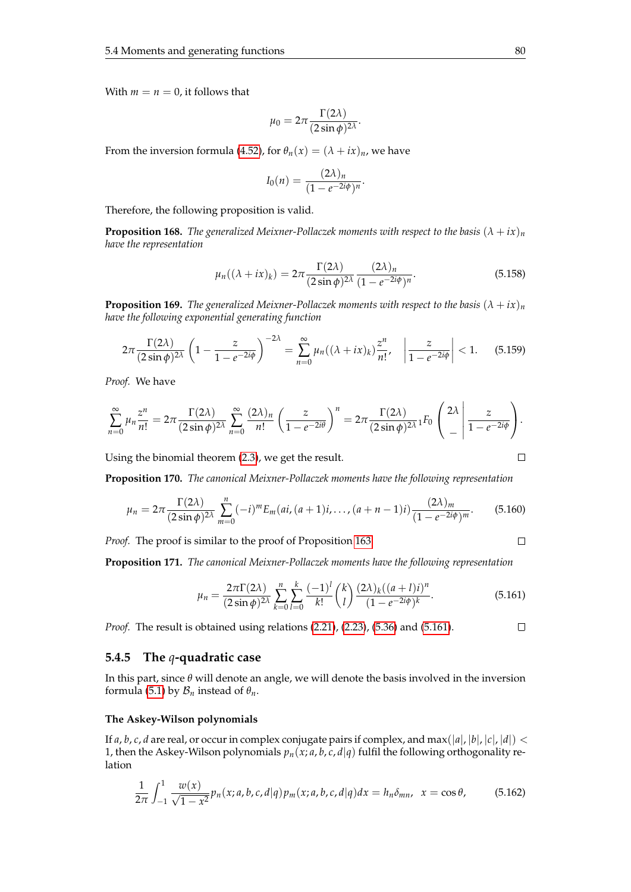With $m = n = 0$, it follows that

$$\mu_0 = 2\pi \frac{\Gamma(2\lambda)}{(2\sin\phi)^{2\lambda}}.$$

From the inversion formula (4.52), for $\theta_n(x) = (\lambda + ix)_n$, we have

$$I_0(n) = \frac{(2\lambda)_n}{(1 - e^{-2i\phi})^n}.$$

Therefore, the following proposition is valid.

**Proposition 168.** *The generalized Meixner-Pollaczek moments with respect to the basis $(\lambda + ix)_n$ have the representation*

$$\mu_n((\lambda + ix)_k) = 2\pi \frac{\Gamma(2\lambda)}{(2\sin\phi)^{2\lambda}} \frac{(2\lambda)_n}{(1 - e^{-2i\phi})^n}. \tag{5.158}$$

**Proposition 169.** *The generalized Meixner-Pollaczek moments with respect to the basis $(\lambda + ix)_n$ have the following exponential generating function*

$$2\pi \frac{\Gamma(2\lambda)}{(2\sin\phi)^{2\lambda}} \left(1 - \frac{z}{1 - e^{-2i\phi}}\right)^{-2\lambda} = \sum_{n=0}^{\infty} \mu_n((\lambda + ix)_k) \frac{z^n}{n!}, \quad \left|\frac{z}{1 - e^{-2i\phi}}\right| < 1. \tag{5.159}$$

*Proof.* We have

$$\sum_{n=0}^{\infty} \mu_n \frac{z^n}{n!} = 2\pi \frac{\Gamma(2\lambda)}{(2\sin\phi)^{2\lambda}} \sum_{n=0}^{\infty} \frac{(2\lambda)_n}{n!} \left(\frac{z}{1 - e^{-2i\theta}}\right)^n = 2\pi \frac{\Gamma(2\lambda)}{(2\sin\phi)^{2\lambda}} {}_1F_0\left(\left.\begin{matrix} 2\lambda \\ - \end{matrix}\right| \frac{z}{1 - e^{-2i\phi}}\right).$$

Using the binomial theorem (2.3), we get the result. ◻

**Proposition 170.** *The canonical Meixner-Pollaczek moments have the following representation*

$$\mu_n = 2\pi \frac{\Gamma(2\lambda)}{(2\sin\phi)^{2\lambda}} \sum_{m=0}^{n} (-i)^m E_m(ai, (a+1)i, \ldots, (a+n-1)i) \frac{(2\lambda)_m}{(1 - e^{-2i\phi})^m}. \tag{5.160}$$

*Proof.* The proof is similar to the proof of Proposition 163. ◻

**Proposition 171.** *The canonical Meixner-Pollaczek moments have the following representation*

$$\mu_n = \frac{2\pi\Gamma(2\lambda)}{(2\sin\phi)^{2\lambda}} \sum_{k=0}^{n} \sum_{l=0}^{k} \frac{(-1)^l}{k!} \binom{k}{l} \frac{(2\lambda)_k ((a+l)i)^n}{(1 - e^{-2i\phi})^k}. \tag{5.161}$$

*Proof.* The result is obtained using relations (2.21), (2.23), (5.36) and (5.161). ◻

### 5.4.5 The $q$-quadratic case

In this part, since $\theta$ will denote an angle, we will denote the basis involved in the inversion formula (5.1) by $\mathcal{B}_n$ instead of $\theta_n$.

#### The Askey-Wilson polynomials

If $a, b, c, d$ are real, or occur in complex conjugate pairs if complex, and $\max(|a|, |b|, |c|, |d|) < 1$, then the Askey-Wilson polynomials $p_n(x; a, b, c, d|q)$ fulfil the following orthogonality relation

$$\frac{1}{2\pi} \int_{-1}^{1} \frac{w(x)}{\sqrt{1 - x^2}} p_n(x; a, b, c, d|q) p_m(x; a, b, c, d|q) dx = h_n \delta_{mn}, \quad x = \cos\theta, \tag{5.162}$$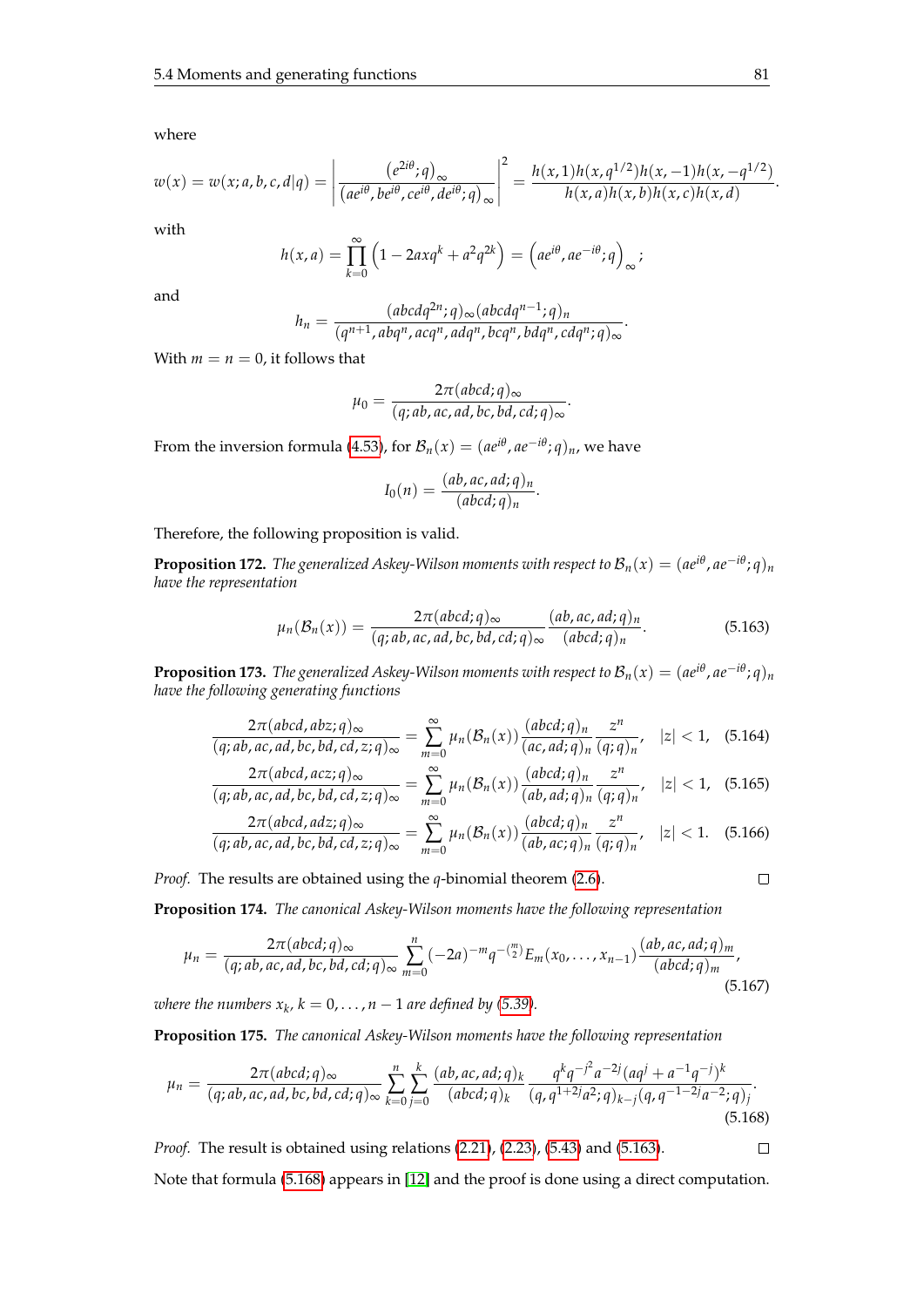where

$$w(x) = w(x;a,b,c,d|q) = \left| \frac{(e^{2i\theta};q)_\infty}{(ae^{i\theta}, be^{i\theta}, ce^{i\theta}, de^{i\theta};q)_\infty} \right|^2 = \frac{h(x,1)h(x,q^{1/2})h(x,-1)h(x,-q^{1/2})}{h(x,a)h(x,b)h(x,c)h(x,d)}.$$

with

$$h(x,a) = \prod_{k=0}^{\infty} \left(1 - 2axq^k + a^2q^{2k}\right) = \left(ae^{i\theta}, ae^{-i\theta};q\right)_\infty;$$

and

$$h_n = \frac{(abcdq^{2n};q)_\infty (abcdq^{n-1};q)_n}{(q^{n+1}, abq^n, acq^n, adq^n, bcq^n, bdq^n, cdq^n;q)_\infty}.$$

With $m = n = 0$, it follows that

$$\mu_0 = \frac{2\pi(abcd;q)_\infty}{(q;ab,ac,ad,bc,bd,cd;q)_\infty}.$$

From the inversion formula (4.53), for $\mathcal{B}_n(x) = (ae^{i\theta}, ae^{-i\theta};q)_n$, we have

$$I_0(n) = \frac{(ab,ac,ad;q)_n}{(abcd;q)_n}.$$

Therefore, the following proposition is valid.

**Proposition 172.** *The generalized Askey-Wilson moments with respect to $\mathcal{B}_n(x) = (ae^{i\theta}, ae^{-i\theta};q)_n$ have the representation*

$$\mu_n(\mathcal{B}_n(x)) = \frac{2\pi(abcd;q)_\infty}{(q;ab,ac,ad,bc,bd,cd;q)_\infty} \frac{(ab,ac,ad;q)_n}{(abcd;q)_n}. \tag{5.163}$$

**Proposition 173.** *The generalized Askey-Wilson moments with respect to $\mathcal{B}_n(x) = (ae^{i\theta}, ae^{-i\theta};q)_n$ have the following generating functions*

$$\frac{2\pi(abcd,abz;q)_\infty}{(q;ab,ac,ad,bc,bd,cd,z;q)_\infty} = \sum_{m=0}^{\infty} \mu_n(\mathcal{B}_n(x)) \frac{(abcd;q)_n}{(ac,ad;q)_n} \frac{z^n}{(q;q)_n}, \quad |z| < 1, \tag{5.164}$$

$$\frac{2\pi(abcd,acz;q)_\infty}{(q;ab,ac,ad,bc,bd,cd,z;q)_\infty} = \sum_{m=0}^{\infty} \mu_n(\mathcal{B}_n(x)) \frac{(abcd;q)_n}{(ab,ad;q)_n} \frac{z^n}{(q;q)_n}, \quad |z| < 1, \tag{5.165}$$

$$\frac{2\pi(abcd,adz;q)_\infty}{(q;ab,ac,ad,bc,bd,cd,z;q)_\infty} = \sum_{m=0}^{\infty} \mu_n(\mathcal{B}_n(x)) \frac{(abcd;q)_n}{(ab,ac;q)_n} \frac{z^n}{(q;q)_n}, \quad |z| < 1. \tag{5.166}$$

*Proof.* The results are obtained using the $q$-binomial theorem (2.6). □

**Proposition 174.** *The canonical Askey-Wilson moments have the following representation*

$$\mu_n = \frac{2\pi(abcd;q)_\infty}{(q;ab,ac,ad,bc,bd,cd;q)_\infty} \sum_{m=0}^{n} (-2a)^{-m} q^{-\binom{m}{2}} E_m(x_0,\ldots,x_{n-1}) \frac{(ab,ac,ad;q)_m}{(abcd;q)_m}, \tag{5.167}$$

*where the numbers $x_k$, $k = 0,\ldots,n-1$ are defined by (5.39).*

**Proposition 175.** *The canonical Askey-Wilson moments have the following representation*

$$\mu_n = \frac{2\pi(abcd;q)_\infty}{(q;ab,ac,ad,bc,bd,cd;q)_\infty} \sum_{k=0}^{n} \sum_{j=0}^{k} \frac{(ab,ac,ad;q)_k}{(abcd;q)_k} \frac{q^k q^{-j^2} a^{-2j} (aq^j + a^{-1}q^{-j})^k}{(q,q^{1+2j}a^2;q)_{k-j}(q,q^{-1-2j}a^{-2};q)_j}. \tag{5.168}$$

*Proof.* The result is obtained using relations (2.21), (2.23), (5.43) and (5.163). □

Note that formula (5.168) appears in [12] and the proof is done using a direct computation.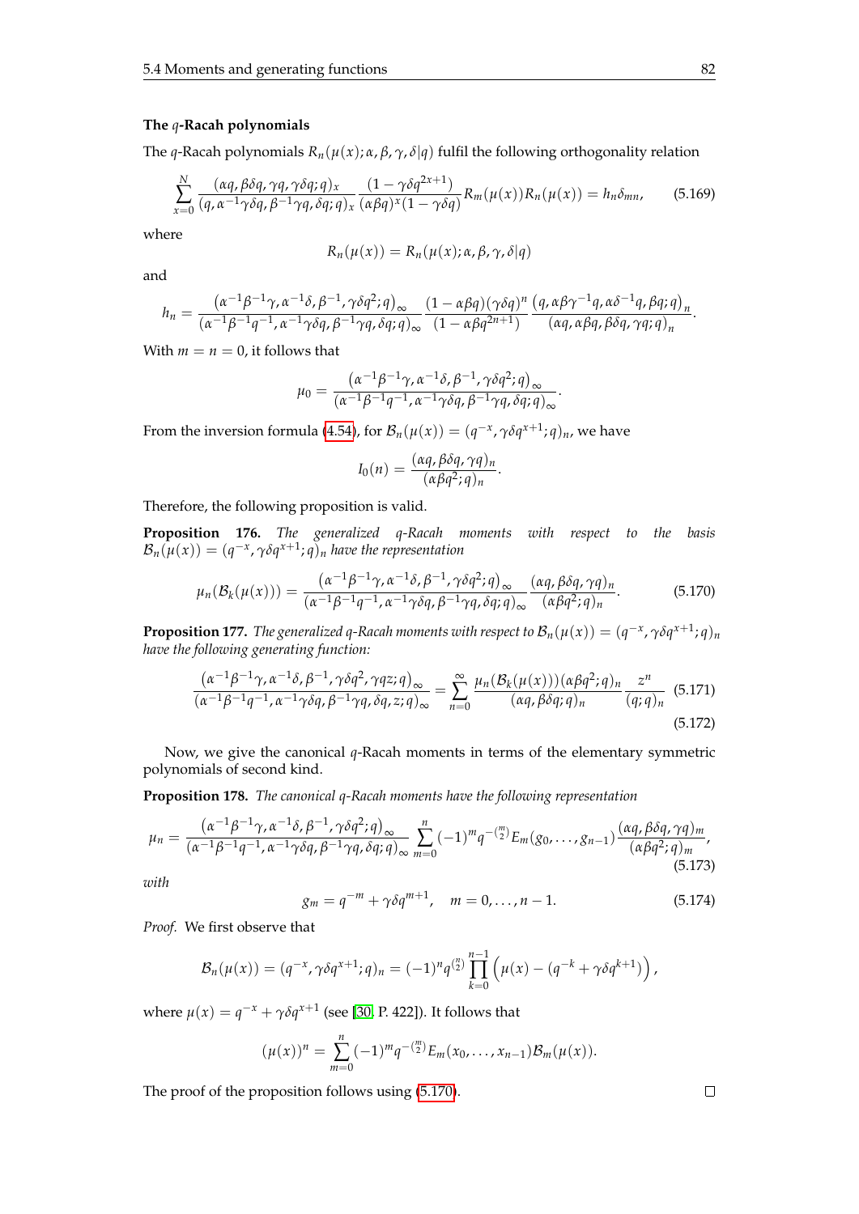### The $q$-Racah polynomials

The $q$-Racah polynomials $R_n(\mu(x);\alpha,\beta,\gamma,\delta|q)$ fulfil the following orthogonality relation

$$\sum_{x=0}^{N}\frac{(\alpha q,\beta\delta q,\gamma q,\gamma\delta q;q)_x}{(q,\alpha^{-1}\gamma\delta q,\beta^{-1}\gamma q,\delta q;q)_x}\frac{(1-\gamma\delta q^{2x+1})}{(\alpha\beta q)^x(1-\gamma\delta q)}R_m(\mu(x))R_n(\mu(x))=h_n\delta_{mn}, \tag{5.169}$$

where

$$R_n(\mu(x))=R_n(\mu(x);\alpha,\beta,\gamma,\delta|q)$$

and

$$h_n=\frac{\left(\alpha^{-1}\beta^{-1}\gamma,\alpha^{-1}\delta,\beta^{-1},\gamma\delta q^2;q\right)_\infty}{(\alpha^{-1}\beta^{-1}q^{-1},\alpha^{-1}\gamma\delta q,\beta^{-1}\gamma q,\delta q;q)_\infty}\frac{(1-\alpha\beta q)(\gamma\delta q)^n}{(1-\alpha\beta q^{2n+1})}\frac{\left(q,\alpha\beta\gamma^{-1}q,\alpha\delta^{-1}q,\beta q;q\right)_n}{(\alpha q,\alpha\beta q,\beta\delta q,\gamma q;q)_n}.$$

With $m=n=0$, it follows that

$$\mu_0=\frac{\left(\alpha^{-1}\beta^{-1}\gamma,\alpha^{-1}\delta,\beta^{-1},\gamma\delta q^2;q\right)_\infty}{(\alpha^{-1}\beta^{-1}q^{-1},\alpha^{-1}\gamma\delta q,\beta^{-1}\gamma q,\delta q;q)_\infty}.$$

From the inversion formula (4.54), for $\mathcal{B}_n(\mu(x))=(q^{-x},\gamma\delta q^{x+1};q)_n$, we have

$$I_0(n)=\frac{(\alpha q,\beta\delta q,\gamma q)_n}{(\alpha\beta q^2;q)_n}.$$

Therefore, the following proposition is valid.

**Proposition 176.** *The generalized $q$-Racah moments with respect to the basis $\mathcal{B}_n(\mu(x))=(q^{-x},\gamma\delta q^{x+1};q)_n$ have the representation*

$$\mu_n(\mathcal{B}_k(\mu(x)))=\frac{\left(\alpha^{-1}\beta^{-1}\gamma,\alpha^{-1}\delta,\beta^{-1},\gamma\delta q^2;q\right)_\infty}{(\alpha^{-1}\beta^{-1}q^{-1},\alpha^{-1}\gamma\delta q,\beta^{-1}\gamma q,\delta q;q)_\infty}\frac{(\alpha q,\beta\delta q,\gamma q)_n}{(\alpha\beta q^2;q)_n}. \tag{5.170}$$

**Proposition 177.** *The generalized $q$-Racah moments with respect to $\mathcal{B}_n(\mu(x))=(q^{-x},\gamma\delta q^{x+1};q)_n$ have the following generating function:*

$$\frac{\left(\alpha^{-1}\beta^{-1}\gamma,\alpha^{-1}\delta,\beta^{-1},\gamma\delta q^2,\gamma qz;q\right)_\infty}{(\alpha^{-1}\beta^{-1}q^{-1},\alpha^{-1}\gamma\delta q,\beta^{-1}\gamma q,\delta q,z;q)_\infty}=\sum_{n=0}^{\infty}\frac{\mu_n(\mathcal{B}_k(\mu(x)))(\alpha\beta q^2;q)_n}{(\alpha q,\beta\delta q;q)_n}\frac{z^n}{(q;q)_n} \tag{5.171}$$

$$\tag{5.172}$$

Now, we give the canonical $q$-Racah moments in terms of the elementary symmetric polynomials of second kind.

**Proposition 178.** *The canonical $q$-Racah moments have the following representation*

$$\mu_n=\frac{\left(\alpha^{-1}\beta^{-1}\gamma,\alpha^{-1}\delta,\beta^{-1},\gamma\delta q^2;q\right)_\infty}{(\alpha^{-1}\beta^{-1}q^{-1},\alpha^{-1}\gamma\delta q,\beta^{-1}\gamma q,\delta q;q)_\infty}\sum_{m=0}^{n}(-1)^m q^{-\binom{m}{2}}E_m(g_0,\ldots,g_{n-1})\frac{(\alpha q,\beta\delta q,\gamma q)_m}{(\alpha\beta q^2;q)_m}, \tag{5.173}$$

*with*

$$g_m=q^{-m}+\gamma\delta q^{m+1},\quad m=0,\ldots,n-1. \tag{5.174}$$

*Proof.* We first observe that

$$\mathcal{B}_n(\mu(x))=(q^{-x},\gamma\delta q^{x+1};q)_n=(-1)^n q^{\binom{n}{2}}\prod_{k=0}^{n-1}\left(\mu(x)-(q^{-k}+\gamma\delta q^{k+1})\right),$$

where $\mu(x)=q^{-x}+\gamma\delta q^{x+1}$ (see [30, P. 422]). It follows that

$$(\mu(x))^n=\sum_{m=0}^{n}(-1)^m q^{-\binom{m}{2}}E_m(x_0,\ldots,x_{n-1})\mathcal{B}_m(\mu(x)).$$

The proof of the proposition follows using (5.170). □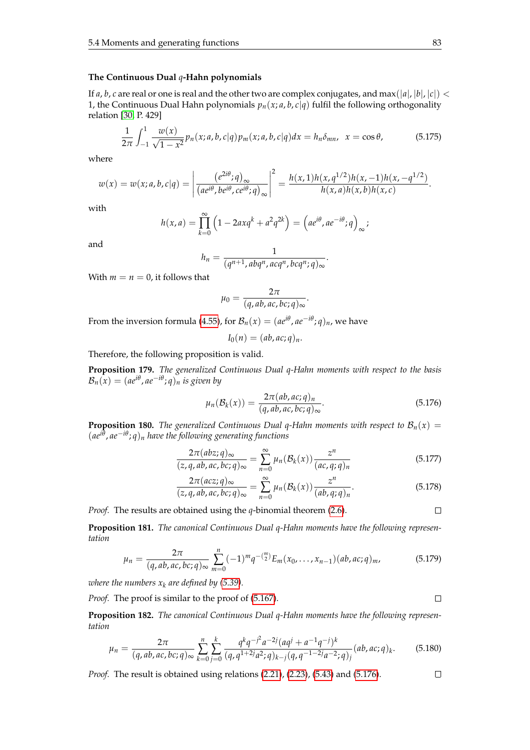### The Continuous Dual $q$-Hahn polynomials

If $a, b, c$ are real or one is real and the other two are complex conjugates, and $\max(|a|, |b|, |c|) < 1$, the Continuous Dual Hahn polynomials $p_n(x; a, b, c|q)$ fulfil the following orthogonality relation [30, P. 429]

$$\frac{1}{2\pi}\int_{-1}^{1} \frac{w(x)}{\sqrt{1-x^2}} p_n(x;a,b,c|q)p_m(x;a,b,c|q)dx = h_n\delta_{mn}, \quad x = \cos\theta, \tag{5.175}$$

where

$$w(x) = w(x;a,b,c|q) = \left|\frac{(e^{2i\theta};q)_\infty}{(ae^{i\theta}, be^{i\theta}, ce^{i\theta};q)_\infty}\right|^2 = \frac{h(x,1)h(x,q^{1/2})h(x,-1)h(x,-q^{1/2})}{h(x,a)h(x,b)h(x,c)}.$$

with

$$h(x,a) = \prod_{k=0}^{\infty}\left(1 - 2axq^k + a^2q^{2k}\right) = \left(ae^{i\theta}, ae^{-i\theta};q\right)_\infty;$$

and

$$h_n = \frac{1}{(q^{n+1}, abq^n, acq^n, bcq^n;q)_\infty}.$$

With $m = n = 0$, it follows that

$$\mu_0 = \frac{2\pi}{(q, ab, ac, bc;q)_\infty}.$$

From the inversion formula (4.55), for $\mathcal{B}_n(x) = (ae^{i\theta}, ae^{-i\theta};q)_n$, we have

$$I_0(n) = (ab, ac;q)_n.$$

Therefore, the following proposition is valid.

**Proposition 179.** *The generalized Continuous Dual q-Hahn moments with respect to the basis $\mathcal{B}_n(x) = (ae^{i\theta}, ae^{-i\theta};q)_n$ is given by*

$$\mu_n(\mathcal{B}_k(x)) = \frac{2\pi(ab, ac;q)_n}{(q, ab, ac, bc;q)_\infty}. \tag{5.176}$$

**Proposition 180.** *The generalized Continuous Dual q-Hahn moments with respect to $\mathcal{B}_n(x) = (ae^{i\theta}, ae^{-i\theta};q)_n$ have the following generating functions*

$$\frac{2\pi(abz;q)_\infty}{(z, q, ab, ac, bc;q)_\infty} = \sum_{n=0}^{\infty}\mu_n(\mathcal{B}_k(x))\frac{z^n}{(ac, q;q)_n} \tag{5.177}$$

$$\frac{2\pi(acz;q)_\infty}{(z, q, ab, ac, bc;q)_\infty} = \sum_{n=0}^{\infty}\mu_n(\mathcal{B}_k(x))\frac{z^n}{(ab, q;q)_n}. \tag{5.178}$$

*Proof.* The results are obtained using the $q$-binomial theorem (2.6). □

**Proposition 181.** *The canonical Continuous Dual q-Hahn moments have the following representation*

$$\mu_n = \frac{2\pi}{(q, ab, ac, bc;q)_\infty}\sum_{m=0}^{n}(-1)^m q^{-\binom{m}{2}}E_m(x_0, \ldots, x_{n-1})(ab, ac;q)_m, \tag{5.179}$$

*where the numbers $x_k$ are defined by (5.39).*

*Proof.* The proof is similar to the proof of (5.167). □

**Proposition 182.** *The canonical Continuous Dual q-Hahn moments have the following representation*

$$\mu_n = \frac{2\pi}{(q, ab, ac, bc;q)_\infty}\sum_{k=0}^{n}\sum_{j=0}^{k}\frac{q^k q^{-j^2}a^{-2j}(aq^j + a^{-1}q^{-j})^k}{(q, q^{1+2j}a^2;q)_{k-j}(q, q^{-1-2j}a^{-2};q)_j}(ab, ac;q)_k. \tag{5.180}$$

*Proof.* The result is obtained using relations (2.21), (2.23), (5.43) and (5.176). □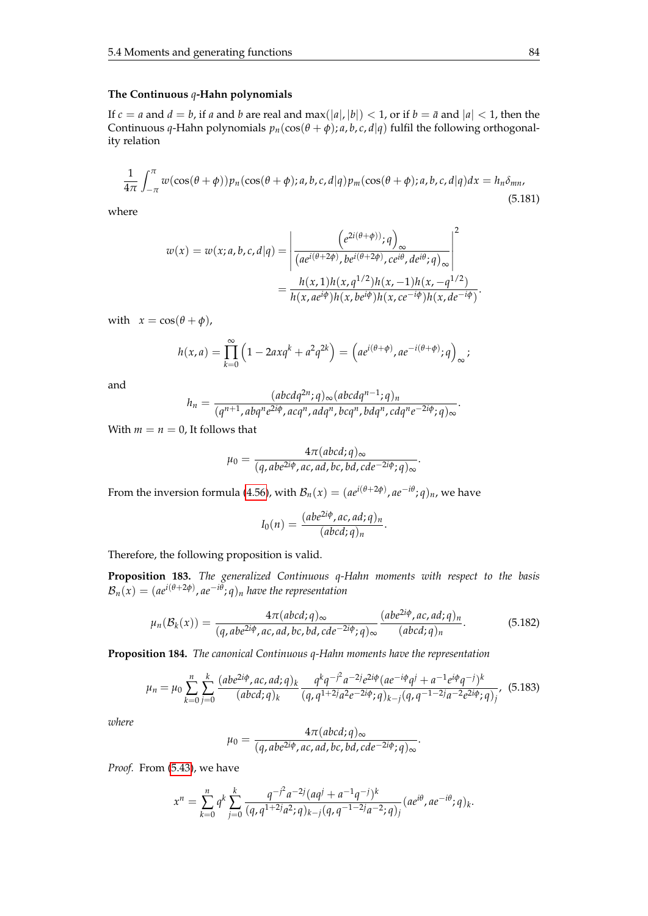### The Continuous $q$-Hahn polynomials

If $c = a$ and $d = b$, if $a$ and $b$ are real and $\max(|a|, |b|) < 1$, or if $b = \bar{a}$ and $|a| < 1$, then the Continuous $q$-Hahn polynomials $p_n(\cos(\theta+\phi); a, b, c, d|q)$ fulfil the following orthogonality relation

$$\frac{1}{4\pi}\int_{-\pi}^{\pi} w(\cos(\theta+\phi))p_n(\cos(\theta+\phi); a, b, c, d|q)p_m(\cos(\theta+\phi); a, b, c, d|q)dx = h_n\delta_{mn}, \tag{5.181}$$

where

$$\begin{aligned}
w(x) = w(x; a, b, c, d|q) &= \left|\frac{\left(e^{2i(\theta+\phi)}; q\right)_\infty}{\left(ae^{i(\theta+2\phi)}, be^{i(\theta+2\phi)}, ce^{i\theta}, de^{i\theta}; q\right)_\infty}\right|^2 \\
&= \frac{h(x,1)h(x,q^{1/2})h(x,-1)h(x,-q^{1/2})}{h(x,ae^{i\phi})h(x,be^{i\phi})h(x,ce^{-i\phi})h(x,de^{-i\phi})}.
\end{aligned}$$

with $\quad x = \cos(\theta+\phi)$,

$$h(x,a) = \prod_{k=0}^{\infty}\left(1 - 2axq^k + a^2q^{2k}\right) = \left(ae^{i(\theta+\phi)}, ae^{-i(\theta+\phi)}; q\right)_\infty;$$

and

$$h_n = \frac{(abcdq^{2n}; q)_\infty (abcdq^{n-1}; q)_n}{(q^{n+1}, abq^ne^{2i\phi}, acq^n, adq^n, bcq^n, bdq^n, cdq^ne^{-2i\phi}; q)_\infty}.$$

With $m = n = 0$, It follows that

$$\mu_0 = \frac{4\pi(abcd; q)_\infty}{(q, abe^{2i\phi}, ac, ad, bc, bd, cde^{-2i\phi}; q)_\infty}.$$

From the inversion formula (4.56), with $\mathcal{B}_n(x) = (ae^{i(\theta+2\phi)}, ae^{-i\theta}; q)_n$, we have

$$I_0(n) = \frac{(abe^{2i\phi}, ac, ad; q)_n}{(abcd; q)_n}.$$

Therefore, the following proposition is valid.

**Proposition 183.** *The generalized Continuous $q$-Hahn moments with respect to the basis $\mathcal{B}_n(x) = (ae^{i(\theta+2\phi)}, ae^{-i\theta}; q)_n$ have the representation*

$$\mu_n(\mathcal{B}_k(x)) = \frac{4\pi(abcd; q)_\infty}{(q, abe^{2i\phi}, ac, ad, bc, bd, cde^{-2i\phi}; q)_\infty}\frac{(abe^{2i\phi}, ac, ad; q)_n}{(abcd; q)_n}. \tag{5.182}$$

**Proposition 184.** *The canonical Continuous $q$-Hahn moments have the representation*

$$\mu_n = \mu_0\sum_{k=0}^{n}\sum_{j=0}^{k}\frac{(abe^{2i\phi}, ac, ad; q)_k}{(abcd; q)_k}\frac{q^kq^{-j^2}a^{-2j}e^{2i\phi}(ae^{-i\phi}q^j + a^{-1}e^{i\phi}q^{-j})^k}{(q, q^{1+2j}a^2e^{-2i\phi}; q)_{k-j}(q, q^{-1-2j}a^{-2}e^{2i\phi}; q)_j}, \tag{5.183}$$

*where*

$$\mu_0 = \frac{4\pi(abcd; q)_\infty}{(q, abe^{2i\phi}, ac, ad, bc, bd, cde^{-2i\phi}; q)_\infty}.$$

*Proof.* From (5.43), we have

$$x^n = \sum_{k=0}^{n} q^k \sum_{j=0}^{k}\frac{q^{-j^2}a^{-2j}(aq^j + a^{-1}q^{-j})^k}{(q, q^{1+2j}a^2; q)_{k-j}(q, q^{-1-2j}a^{-2}; q)_j}(ae^{i\theta}, ae^{-i\theta}; q)_k.$$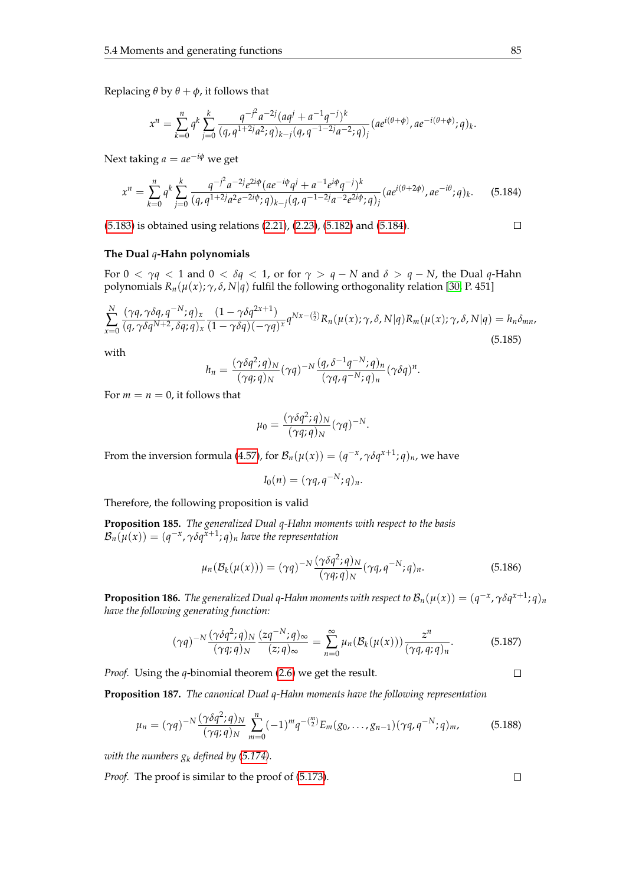Replacing $\theta$ by $\theta+\phi$, it follows that

$$x^n=\sum_{k=0}^{n}q^k\sum_{j=0}^{k}\frac{q^{-j^2}a^{-2j}(aq^j+a^{-1}q^{-j})^k}{(q,q^{1+2j}a^2;q)_{k-j}(q,q^{-1-2j}a^{-2};q)_j}(ae^{i(\theta+\phi)},ae^{-i(\theta+\phi)};q)_k.$$

Next taking $a=ae^{-i\phi}$ we get

$$x^n=\sum_{k=0}^{n}q^k\sum_{j=0}^{k}\frac{q^{-j^2}a^{-2j}e^{2ij\phi}(ae^{-i\phi}q^j+a^{-1}e^{i\phi}q^{-j})^k}{(q,q^{1+2j}a^2e^{-2i\phi};q)_{k-j}(q,q^{-1-2j}a^{-2}e^{2i\phi};q)_j}(ae^{i(\theta+2\phi)},ae^{-i\theta};q)_k. \tag{5.184}$$

(5.183) is obtained using relations (2.21), (2.23), (5.182) and (5.184). □

**The Dual $q$-Hahn polynomials**

For $0<\gamma q<1$ and $0<\delta q<1$, or for $\gamma>q-N$ and $\delta>q-N$, the Dual $q$-Hahn polynomials $R_n(\mu(x);\gamma,\delta,N|q)$ fulfil the following orthogonality relation [30, P. 451]

$$\sum_{x=0}^{N}\frac{(\gamma q,\gamma\delta q,q^{-N};q)_x}{(q,\gamma\delta q^{N+2},\delta q;q)_x}\frac{(1-\gamma\delta q^{2x+1})}{(1-\gamma\delta q)(-\gamma q)^x}q^{Nx-\binom{x}{2}}R_n(\mu(x);\gamma,\delta,N|q)R_m(\mu(x);\gamma,\delta,N|q)=h_n\delta_{mn}, \tag{5.185}$$

with

$$h_n=\frac{(\gamma\delta q^2;q)_N}{(\gamma q;q)_N}(\gamma q)^{-N}\frac{(q,\delta^{-1}q^{-N};q)_n}{(\gamma q,q^{-N};q)_n}(\gamma\delta q)^n.$$

For $m=n=0$, it follows that

$$\mu_0=\frac{(\gamma\delta q^2;q)_N}{(\gamma q;q)_N}(\gamma q)^{-N}.$$

From the inversion formula (4.57), for $\mathcal{B}_n(\mu(x))=(q^{-x},\gamma\delta q^{x+1};q)_n$, we have

$$I_0(n)=(\gamma q,q^{-N};q)_n.$$

Therefore, the following proposition is valid

**Proposition 185.** *The generalized Dual $q$-Hahn moments with respect to the basis $\mathcal{B}_n(\mu(x))=(q^{-x},\gamma\delta q^{x+1};q)_n$ have the representation*

$$\mu_n(\mathcal{B}_k(\mu(x)))=(\gamma q)^{-N}\frac{(\gamma\delta q^2;q)_N}{(\gamma q;q)_N}(\gamma q,q^{-N};q)_n. \tag{5.186}$$

**Proposition 186.** *The generalized Dual $q$-Hahn moments with respect to $\mathcal{B}_n(\mu(x))=(q^{-x},\gamma\delta q^{x+1};q)_n$ have the following generating function:*

$$(\gamma q)^{-N}\frac{(\gamma\delta q^2;q)_N}{(\gamma q;q)_N}\frac{(zq^{-N};q)_\infty}{(z;q)_\infty}=\sum_{n=0}^{\infty}\mu_n(\mathcal{B}_k(\mu(x)))\frac{z^n}{(\gamma q,q;q)_n}. \tag{5.187}$$

*Proof.* Using the $q$-binomial theorem (2.6) we get the result. □

**Proposition 187.** *The canonical Dual $q$-Hahn moments have the following representation*

$$\mu_n=(\gamma q)^{-N}\frac{(\gamma\delta q^2;q)_N}{(\gamma q;q)_N}\sum_{m=0}^{n}(-1)^m q^{-\binom{m}{2}}E_m(g_0,\ldots,g_{n-1})(\gamma q,q^{-N};q)_m, \tag{5.188}$$

*with the numbers $g_k$ defined by (5.174).*

*Proof.* The proof is similar to the proof of (5.173). □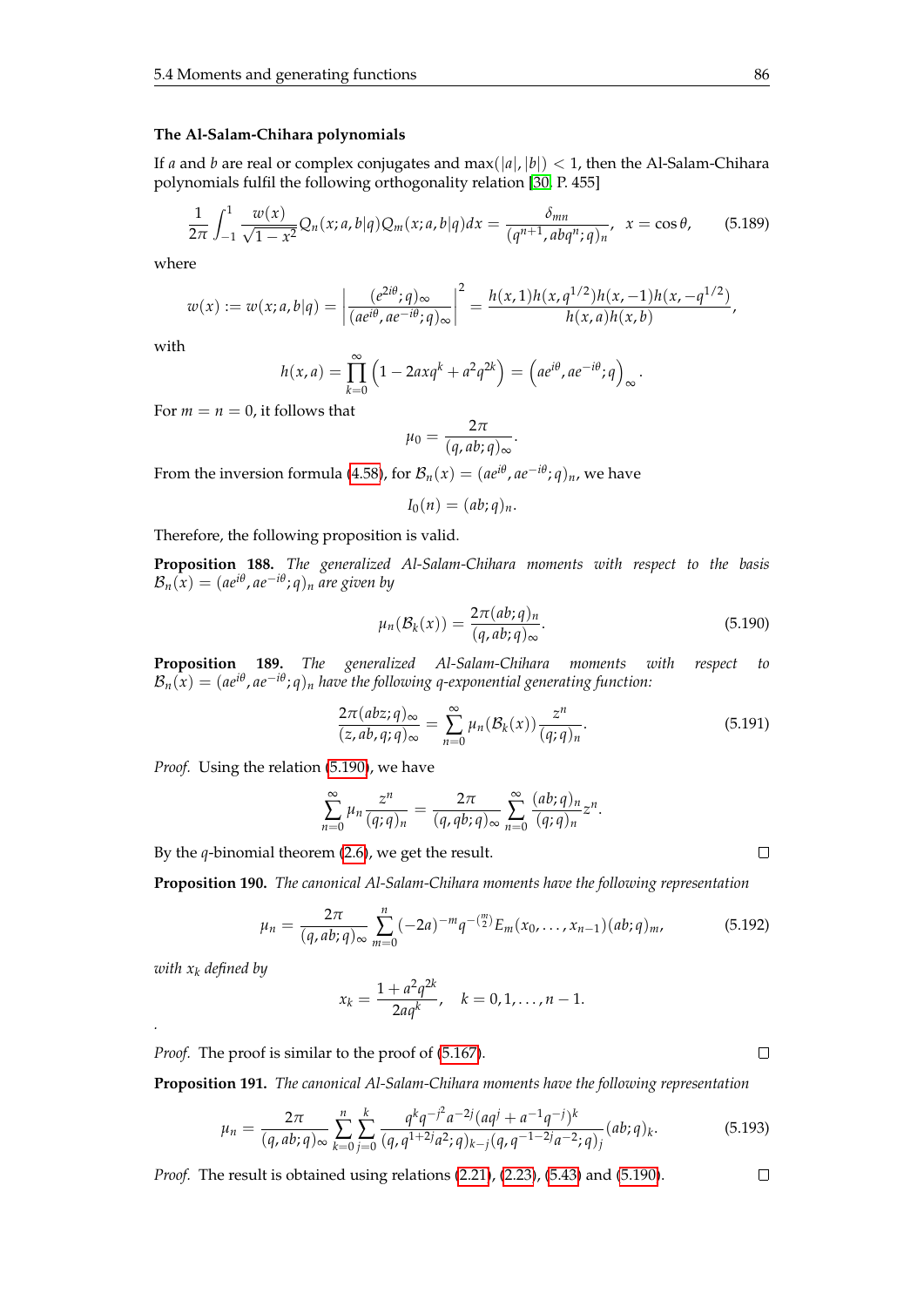### The Al-Salam-Chihara polynomials

If $a$ and $b$ are real or complex conjugates and $\max(|a|, |b|) < 1$, then the Al-Salam-Chihara polynomials fulfil the following orthogonality relation [30, P. 455]

$$\frac{1}{2\pi}\int_{-1}^{1}\frac{w(x)}{\sqrt{1-x^2}}Q_n(x;a,b|q)Q_m(x;a,b|q)dx = \frac{\delta_{mn}}{(q^{n+1},abq^n;q)_n}, \quad x=\cos\theta, \tag{5.189}$$

where

$$w(x) := w(x;a,b|q) = \left|\frac{(e^{2i\theta};q)_\infty}{(ae^{i\theta},ae^{-i\theta};q)_\infty}\right|^2 = \frac{h(x,1)h(x,q^{1/2})h(x,-1)h(x,-q^{1/2})}{h(x,a)h(x,b)},$$

with

$$h(x,a) = \prod_{k=0}^{\infty}\left(1-2axq^k+a^2q^{2k}\right) = \left(ae^{i\theta},ae^{-i\theta};q\right)_\infty.$$

For $m = n = 0$, it follows that

$$\mu_0 = \frac{2\pi}{(q,ab;q)_\infty}.$$

From the inversion formula (4.58), for $\mathcal{B}_n(x) = (ae^{i\theta}, ae^{-i\theta};q)_n$, we have

$$I_0(n) = (ab;q)_n.$$

Therefore, the following proposition is valid.

**Proposition 188.** *The generalized Al-Salam-Chihara moments with respect to the basis $\mathcal{B}_n(x) = (ae^{i\theta}, ae^{-i\theta};q)_n$ are given by*

$$\mu_n(\mathcal{B}_k(x)) = \frac{2\pi(ab;q)_n}{(q,ab;q)_\infty}. \tag{5.190}$$

**Proposition 189.** *The generalized Al-Salam-Chihara moments with respect to $\mathcal{B}_n(x) = (ae^{i\theta}, ae^{-i\theta};q)_n$ have the following q-exponential generating function:*

$$\frac{2\pi(abz;q)_\infty}{(z,ab,q;q)_\infty} = \sum_{n=0}^{\infty}\mu_n(\mathcal{B}_k(x))\frac{z^n}{(q;q)_n}. \tag{5.191}$$

*Proof.* Using the relation (5.190), we have

$$\sum_{n=0}^{\infty}\mu_n\frac{z^n}{(q;q)_n} = \frac{2\pi}{(q,qb;q)_\infty}\sum_{n=0}^{\infty}\frac{(ab;q)_n}{(q;q)_n}z^n.$$

By the $q$-binomial theorem (2.6), we get the result. □

**Proposition 190.** *The canonical Al-Salam-Chihara moments have the following representation*

$$\mu_n = \frac{2\pi}{(q,ab;q)_\infty}\sum_{m=0}^{n}(-2a)^{-m}q^{-\binom{m}{2}}E_m(x_0,\ldots,x_{n-1})(ab;q)_m, \tag{5.192}$$

*with $x_k$ defined by*

$$x_k = \frac{1+a^2q^{2k}}{2aq^k}, \quad k=0,1,\ldots,n-1.$$

.

*Proof.* The proof is similar to the proof of (5.167). □

**Proposition 191.** *The canonical Al-Salam-Chihara moments have the following representation*

$$\mu_n = \frac{2\pi}{(q,ab;q)_\infty}\sum_{k=0}^{n}\sum_{j=0}^{k}\frac{q^kq^{-j^2}a^{-2j}(aq^j+a^{-1}q^{-j})^k}{(q,q^{1+2j}a^2;q)_{k-j}(q,q^{-1-2j}a^{-2};q)_j}(ab;q)_k. \tag{5.193}$$

*Proof.* The result is obtained using relations (2.21), (2.23), (5.43) and (5.190). □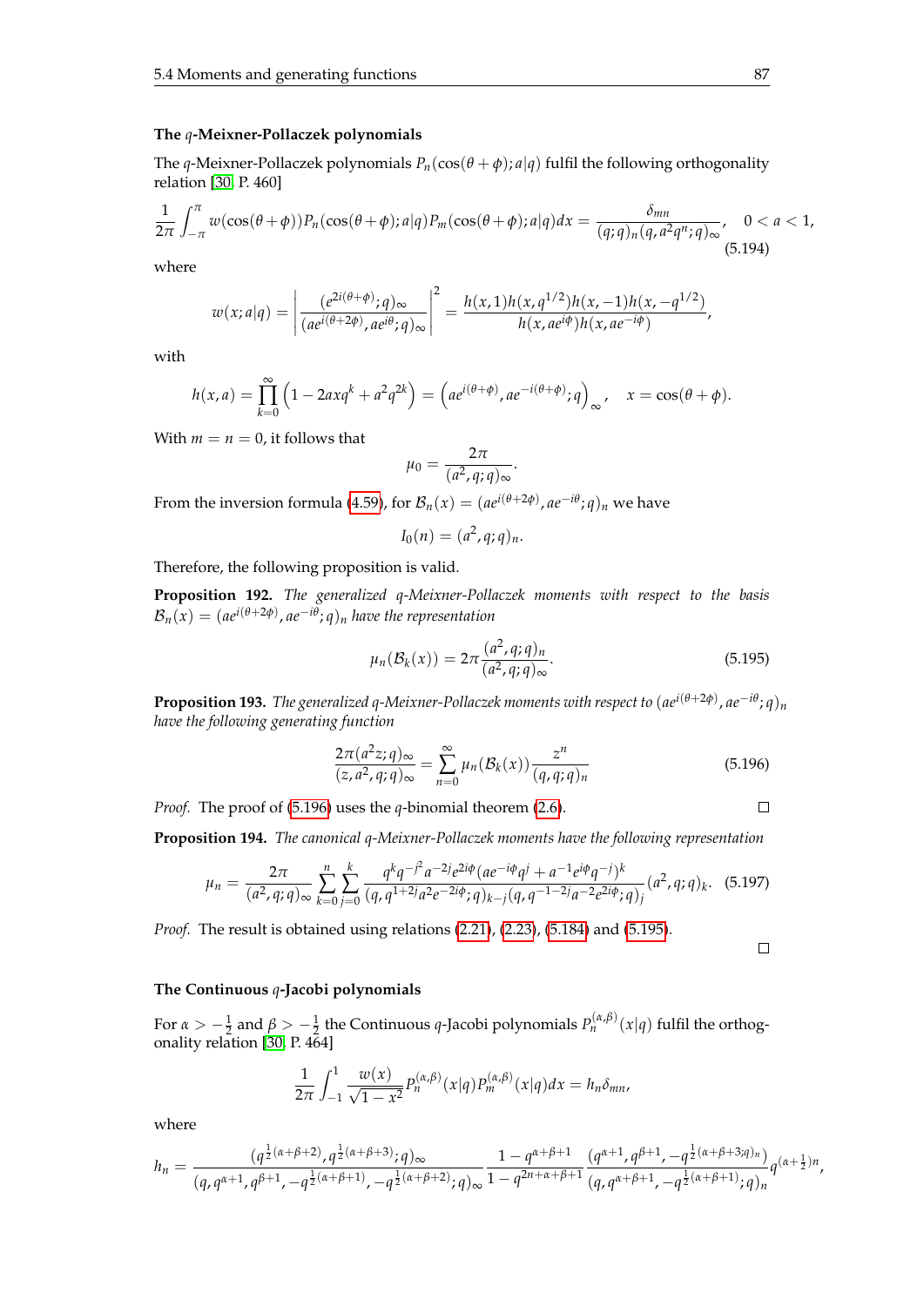### The $q$-Meixner-Pollaczek polynomials

The $q$-Meixner-Pollaczek polynomials $P_n(\cos(\theta+\phi);a|q)$ fulfil the following orthogonality relation [30, P. 460]

$$\frac{1}{2\pi}\int_{-\pi}^{\pi} w(\cos(\theta+\phi))P_n(\cos(\theta+\phi);a|q)P_m(\cos(\theta+\phi);a|q)dx = \frac{\delta_{mn}}{(q;q)_n(q,a^2q^n;q)_\infty}, \quad 0<a<1, \tag{5.194}$$

where

$$w(x;a|q) = \left|\frac{(e^{2i(\theta+\phi)};q)_\infty}{(ae^{i(\theta+2\phi)},ae^{i\theta};q)_\infty}\right|^2 = \frac{h(x,1)h(x,q^{1/2})h(x,-1)h(x,-q^{1/2})}{h(x,ae^{i\phi})h(x,ae^{-i\phi})},$$

with

$$h(x,a) = \prod_{k=0}^{\infty}\left(1-2axq^k+a^2q^{2k}\right) = \left(ae^{i(\theta+\phi)},ae^{-i(\theta+\phi)};q\right)_\infty, \quad x=\cos(\theta+\phi).$$

With $m=n=0$, it follows that

$$\mu_0 = \frac{2\pi}{(a^2,q;q)_\infty}.$$

From the inversion formula (4.59), for $\mathcal{B}_n(x) = (ae^{i(\theta+2\phi)},ae^{-i\theta};q)_n$ we have

$$I_0(n) = (a^2,q;q)_n.$$

Therefore, the following proposition is valid.

**Proposition 192.** *The generalized $q$-Meixner-Pollaczek moments with respect to the basis $\mathcal{B}_n(x) = (ae^{i(\theta+2\phi)},ae^{-i\theta};q)_n$ have the representation*

$$\mu_n(\mathcal{B}_k(x)) = 2\pi\frac{(a^2,q;q)_n}{(a^2,q;q)_\infty}. \tag{5.195}$$

**Proposition 193.** *The generalized $q$-Meixner-Pollaczek moments with respect to $(ae^{i(\theta+2\phi)},ae^{-i\theta};q)_n$ have the following generating function*

$$\frac{2\pi(a^2z;q)_\infty}{(z,a^2,q;q)_\infty} = \sum_{n=0}^{\infty}\mu_n(\mathcal{B}_k(x))\frac{z^n}{(q,q;q)_n} \tag{5.196}$$

*Proof.* The proof of (5.196) uses the $q$-binomial theorem (2.6). □

**Proposition 194.** *The canonical $q$-Meixner-Pollaczek moments have the following representation*

$$\mu_n = \frac{2\pi}{(a^2,q;q)_\infty}\sum_{k=0}^{n}\sum_{j=0}^{k}\frac{q^kq^{-j^2}a^{-2j}e^{2i\phi}(ae^{-i\phi}q^j+a^{-1}e^{i\phi}q^{-j})^k}{(q,q^{1+2j}a^2e^{-2i\phi};q)_{k-j}(q,q^{-1-2j}a^{-2}e^{2i\phi};q)_j}(a^2,q;q)_k. \tag{5.197}$$

*Proof.* The result is obtained using relations (2.21), (2.23), (5.184) and (5.195). □

### The Continuous $q$-Jacobi polynomials

For $\alpha > -\frac{1}{2}$ and $\beta > -\frac{1}{2}$ the Continuous $q$-Jacobi polynomials $P_n^{(\alpha,\beta)}(x|q)$ fulfil the orthogonality relation [30, P. 464]

$$\frac{1}{2\pi}\int_{-1}^{1}\frac{w(x)}{\sqrt{1-x^2}}P_n^{(\alpha,\beta)}(x|q)P_m^{(\alpha,\beta)}(x|q)dx = h_n\delta_{mn},$$

where

$$h_n = \frac{(q^{\frac{1}{2}(\alpha+\beta+2)},q^{\frac{1}{2}(\alpha+\beta+3)};q)_\infty}{(q,q^{\alpha+1},q^{\beta+1},-q^{\frac{1}{2}(\alpha+\beta+1)},-q^{\frac{1}{2}(\alpha+\beta+2)};q)_\infty}\frac{1-q^{\alpha+\beta+1}}{1-q^{2n+\alpha+\beta+1}}\frac{(q^{\alpha+1},q^{\beta+1},-q^{\frac{1}{2}(\alpha+\beta+3;q)_n})}{(q,q^{\alpha+\beta+1},-q^{\frac{1}{2}(\alpha+\beta+1)};q)_n}q^{(\alpha+\frac{1}{2})n},$$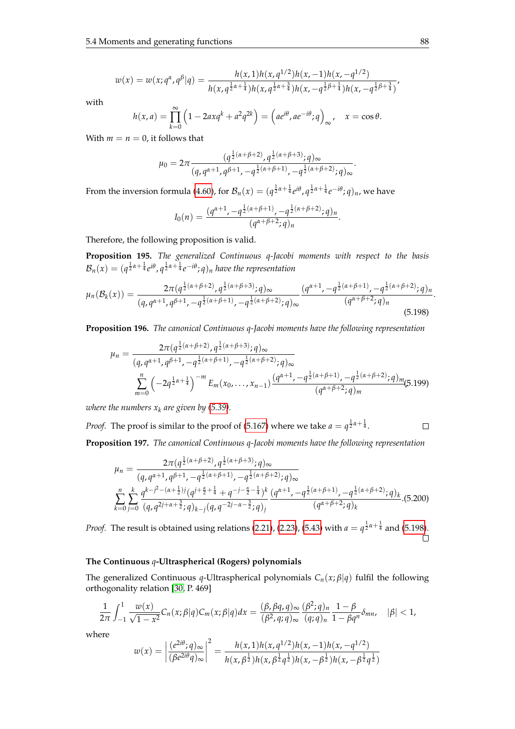$$w(x)=w(x;q^{\alpha},q^{\beta}|q)=\frac{h(x,1)h(x,q^{1/2})h(x,-1)h(x,-q^{1/2})}{h(x,q^{\frac{1}{2}\alpha+\frac{1}{4}})h(x,q^{\frac{1}{2}\alpha+\frac{3}{4}})h(x,-q^{\frac{1}{2}\beta+\frac{1}{4}})h(x,-q^{\frac{1}{2}\beta+\frac{3}{4}})},$$

with

$$h(x,a)=\prod_{k=0}^{\infty}\left(1-2axq^{k}+a^{2}q^{2k}\right)=\left(ae^{i\theta},ae^{-i\theta};q\right)_{\infty},\quad x=\cos\theta.$$

With $m=n=0$, it follows that

$$\mu_0=2\pi\frac{(q^{\frac{1}{2}(\alpha+\beta+2)},q^{\frac{1}{2}(\alpha+\beta+3)};q)_{\infty}}{(q,q^{\alpha+1},q^{\beta+1},-q^{\frac{1}{2}(\alpha+\beta+1)},-q^{\frac{1}{2}(\alpha+\beta+2)};q)_{\infty}}.$$

From the inversion formula (4.60), for $\mathcal{B}_n(x)=(q^{\frac{1}{2}\alpha+\frac{1}{4}}e^{i\theta},q^{\frac{1}{2}\alpha+\frac{1}{4}}e^{-i\theta};q)_n$, we have

$$I_0(n)=\frac{(q^{\alpha+1},-q^{\frac{1}{2}(\alpha+\beta+1)},-q^{\frac{1}{2}(\alpha+\beta+2)};q)_n}{(q^{\alpha+\beta+2};q)_n}.$$

Therefore, the following proposition is valid.

**Proposition 195.** *The generalized Continuous q-Jacobi moments with respect to the basis* $\mathcal{B}_n(x)=(q^{\frac{1}{2}\alpha+\frac{1}{4}}e^{i\theta},q^{\frac{1}{2}\alpha+\frac{1}{4}}e^{-i\theta};q)_n$ *have the representation*

$$\mu_n(\mathcal{B}_k(x))=\frac{2\pi(q^{\frac{1}{2}(\alpha+\beta+2)},q^{\frac{1}{2}(\alpha+\beta+3)};q)_{\infty}}{(q,q^{\alpha+1},q^{\beta+1},-q^{\frac{1}{2}(\alpha+\beta+1)},-q^{\frac{1}{2}(\alpha+\beta+2)};q)_{\infty}}\frac{(q^{\alpha+1},-q^{\frac{1}{2}(\alpha+\beta+1)},-q^{\frac{1}{2}(\alpha+\beta+2)};q)_n}{(q^{\alpha+\beta+2};q)_n}. \tag{5.198}$$

**Proposition 196.** *The canonical Continuous q-Jacobi moments have the following representation*

$$\mu_n=\frac{2\pi(q^{\frac{1}{2}(\alpha+\beta+2)},q^{\frac{1}{2}(\alpha+\beta+3)};q)_{\infty}}{(q,q^{\alpha+1},q^{\beta+1},-q^{\frac{1}{2}(\alpha+\beta+1)},-q^{\frac{1}{2}(\alpha+\beta+2)};q)_{\infty}}\sum_{m=0}^{n}\left(-2q^{\frac{1}{2}\alpha+\frac{1}{4}}\right)^{-m}E_m(x_0,\ldots,x_{n-1})\frac{(q^{\alpha+1},-q^{\frac{1}{2}(\alpha+\beta+1)},-q^{\frac{1}{2}(\alpha+\beta+2)};q)_m}{(q^{\alpha+\beta+2};q)_m} \tag{5.199}$$

*where the numbers* $x_k$ *are given by (5.39).*

*Proof.* The proof is similar to the proof of (5.167) where we take $a=q^{\frac{1}{2}\alpha+\frac{1}{4}}$. □

**Proposition 197.** *The canonical Continuous q-Jacobi moments have the following representation*

$$\mu_n=\frac{2\pi(q^{\frac{1}{2}(\alpha+\beta+2)},q^{\frac{1}{2}(\alpha+\beta+3)};q)_{\infty}}{(q,q^{\alpha+1},q^{\beta+1},-q^{\frac{1}{2}(\alpha+\beta+1)},-q^{\frac{1}{2}(\alpha+\beta+2)};q)_{\infty}}\sum_{k=0}^{n}\sum_{j=0}^{k}\frac{q^{k-j^2-(\alpha+\frac{1}{2})j}(q^{j+\frac{\alpha}{2}+\frac{1}{4}}+q^{-j-\frac{\alpha}{2}-\frac{1}{4}})^k}{(q,q^{2j+\alpha+\frac{3}{2}};q)_{k-j}(q,q^{-2j-\alpha-\frac{3}{2}};q)_j}\frac{(q^{\alpha+1},-q^{\frac{1}{2}(\alpha+\beta+1)},-q^{\frac{1}{2}(\alpha+\beta+2)};q)_k}{(q^{\alpha+\beta+2};q)_k}. \tag{5.200}$$

*Proof.* The result is obtained using relations (2.21), (2.23), (5.43) with $a=q^{\frac{1}{2}\alpha+\frac{1}{4}}$ and (5.198). □

### The Continuous $q$-Ultraspherical (Rogers) polynomials

The generalized Continuous $q$-Ultraspherical polynomials $C_n(x;\beta|q)$ fulfil the following orthogonality relation [30, P. 469]

$$\frac{1}{2\pi}\int_{-1}^{1}\frac{w(x)}{\sqrt{1-x^2}}C_n(x;\beta|q)C_m(x;\beta|q)dx=\frac{(\beta,\beta q,q)_{\infty}}{(\beta^2,q;q)_{\infty}}\frac{(\beta^2;q)_n}{(q;q)_n}\frac{1-\beta}{1-\beta q^n}\delta_{mn},\quad |\beta|<1,$$

where

$$w(x)=\left|\frac{(e^{2i\theta};q)_{\infty}}{(\beta e^{2i\theta}q)_{\infty}}\right|^2=\frac{h(x,1)h(x,q^{1/2})h(x,-1)h(x,-q^{1/2})}{h(x,\beta^{\frac{1}{2}})h(x,\beta^{\frac{1}{2}}q^{\frac{1}{2}})h(x,-\beta^{\frac{1}{2}})h(x,-\beta^{\frac{1}{2}}q^{\frac{1}{2}})}$$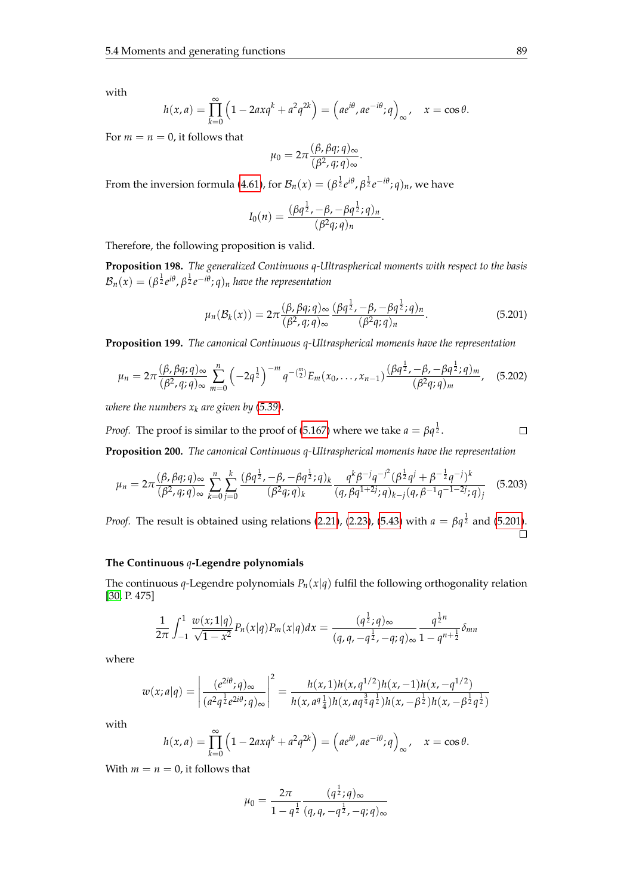with

$$h(x,a)=\prod_{k=0}^{\infty}\left(1-2axq^k+a^2q^{2k}\right)=\left(ae^{i\theta},ae^{-i\theta};q\right)_{\infty},\quad x=\cos\theta.$$

For $m=n=0$, it follows that

$$\mu_0=2\pi\frac{(\beta,\beta q;q)_\infty}{(\beta^2,q;q)_\infty}.$$

From the inversion formula (4.61), for $\mathcal{B}_n(x)=(\beta^{\frac{1}{2}}e^{i\theta},\beta^{\frac{1}{2}}e^{-i\theta};q)_n$, we have

$$I_0(n)=\frac{(\beta q^{\frac{1}{2}},-\beta,-\beta q^{\frac{1}{2}};q)_n}{(\beta^2 q;q)_n}.$$

Therefore, the following proposition is valid.

**Proposition 198.** *The generalized Continuous q-Ultraspherical moments with respect to the basis $\mathcal{B}_n(x)=(\beta^{\frac{1}{2}}e^{i\theta},\beta^{\frac{1}{2}}e^{-i\theta};q)_n$ have the representation*

$$\mu_n(\mathcal{B}_k(x))=2\pi\frac{(\beta,\beta q;q)_\infty}{(\beta^2,q;q)_\infty}\frac{(\beta q^{\frac{1}{2}},-\beta,-\beta q^{\frac{1}{2}};q)_n}{(\beta^2 q;q)_n}. \tag{5.201}$$

**Proposition 199.** *The canonical Continuous q-Ultraspherical moments have the representation*

$$\mu_n=2\pi\frac{(\beta,\beta q;q)_\infty}{(\beta^2,q;q)_\infty}\sum_{m=0}^{n}\left(-2q^{\frac{1}{2}}\right)^{-m}q^{-\binom{m}{2}}E_m(x_0,\ldots,x_{n-1})\frac{(\beta q^{\frac{1}{2}},-\beta,-\beta q^{\frac{1}{2}};q)_m}{(\beta^2 q;q)_m}, \tag{5.202}$$

*where the numbers $x_k$ are given by (5.39).*

*Proof.* The proof is similar to the proof of (5.167) where we take $a=\beta q^{\frac{1}{2}}$. □

**Proposition 200.** *The canonical Continuous q-Ultraspherical moments have the representation*

$$\mu_n=2\pi\frac{(\beta,\beta q;q)_\infty}{(\beta^2,q;q)_\infty}\sum_{k=0}^{n}\sum_{j=0}^{k}\frac{(\beta q^{\frac{1}{2}},-\beta,-\beta q^{\frac{1}{2}};q)_k}{(\beta^2 q;q)_k}\frac{q^k\beta^{-j}q^{-j^2}(\beta^{\frac{1}{2}}q^j+\beta^{-\frac{1}{2}}q^{-j})^k}{(q,\beta q^{1+2j};q)_{k-j}(q,\beta^{-1}q^{-1-2j};q)_j} \tag{5.203}$$

*Proof.* The result is obtained using relations (2.21), (2.23), (5.43) with $a=\beta q^{\frac{1}{2}}$ and (5.201). □

### The Continuous $q$-Legendre polynomials

The continuous $q$-Legendre polynomials $P_n(x|q)$ fulfil the following orthogonality relation [30, P. 475]

$$\frac{1}{2\pi}\int_{-1}^{1}\frac{w(x;1|q)}{\sqrt{1-x^2}}P_n(x|q)P_m(x|q)dx=\frac{(q^{\frac{1}{2}};q)_\infty}{(q,q,-q^{\frac{1}{2}},-q;q)_\infty}\frac{q^{\frac{1}{2}n}}{1-q^{n+\frac{1}{2}}}\delta_{mn}$$

where

$$w(x;a|q)=\left|\frac{(e^{2i\theta};q)_\infty}{(a^2q^{\frac{1}{2}}e^{2i\theta};q)_\infty}\right|^2=\frac{h(x,1)h(x,q^{1/2})h(x,-1)h(x,-q^{1/2})}{h(x,aq^{\frac{1}{4}})h(x,aq^{\frac{3}{4}}q^{\frac{1}{2}})h(x,-\beta^{\frac{1}{2}})h(x,-\beta^{\frac{1}{2}}q^{\frac{1}{2}})}$$

with

$$h(x,a)=\prod_{k=0}^{\infty}\left(1-2axq^k+a^2q^{2k}\right)=\left(ae^{i\theta},ae^{-i\theta};q\right)_{\infty},\quad x=\cos\theta.$$

With $m=n=0$, it follows that

$$\mu_0=\frac{2\pi}{1-q^{\frac{1}{2}}}\frac{(q^{\frac{1}{2}};q)_\infty}{(q,q,-q^{\frac{1}{2}},-q;q)_\infty}$$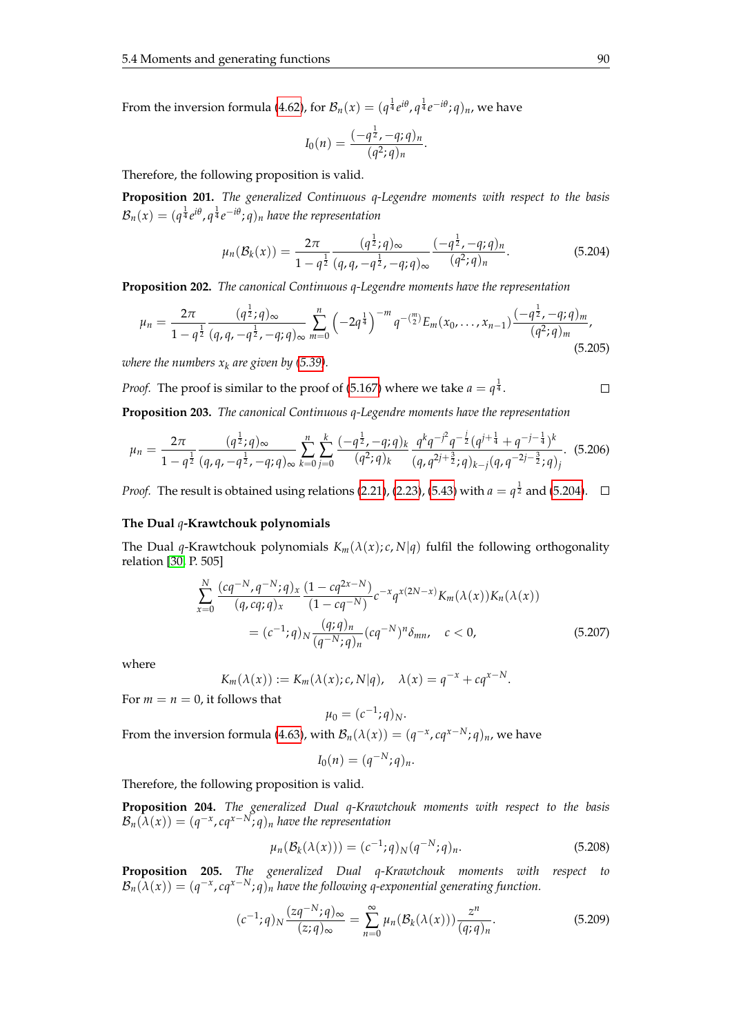From the inversion formula (4.62), for $\mathcal{B}_n(x) = (q^{\frac{1}{4}}e^{i\theta}, q^{\frac{1}{4}}e^{-i\theta}; q)_n$, we have

$$I_0(n) = \frac{(-q^{\frac{1}{2}}, -q; q)_n}{(q^2; q)_n}.$$

Therefore, the following proposition is valid.

**Proposition 201.** *The generalized Continuous q-Legendre moments with respect to the basis $\mathcal{B}_n(x) = (q^{\frac{1}{4}}e^{i\theta}, q^{\frac{1}{4}}e^{-i\theta}; q)_n$ have the representation*

$$\mu_n(\mathcal{B}_k(x)) = \frac{2\pi}{1-q^{\frac{1}{2}}} \frac{(q^{\frac{1}{2}}; q)_\infty}{(q, q, -q^{\frac{1}{2}}, -q; q)_\infty} \frac{(-q^{\frac{1}{2}}, -q; q)_n}{(q^2; q)_n}. \tag{5.204}$$

**Proposition 202.** *The canonical Continuous q-Legendre moments have the representation*

$$\mu_n = \frac{2\pi}{1-q^{\frac{1}{2}}} \frac{(q^{\frac{1}{2}}; q)_\infty}{(q, q, -q^{\frac{1}{2}}, -q; q)_\infty} \sum_{m=0}^{n} \left(-2q^{\frac{1}{4}}\right)^{-m} q^{-\binom{m}{2}} E_m(x_0, \ldots, x_{n-1}) \frac{(-q^{\frac{1}{2}}, -q; q)_m}{(q^2; q)_m}, \tag{5.205}$$

*where the numbers $x_k$ are given by (5.39).*

*Proof.* The proof is similar to the proof of (5.167) where we take $a = q^{\frac{1}{4}}$. □

**Proposition 203.** *The canonical Continuous q-Legendre moments have the representation*

$$\mu_n = \frac{2\pi}{1-q^{\frac{1}{2}}} \frac{(q^{\frac{1}{2}}; q)_\infty}{(q, q, -q^{\frac{1}{2}}, -q; q)_\infty} \sum_{k=0}^{n} \sum_{j=0}^{k} \frac{(-q^{\frac{1}{2}}, -q; q)_k}{(q^2; q)_k} \frac{q^k q^{-j^2} q^{-\frac{j}{2}} (q^{j+\frac{1}{4}} + q^{-j-\frac{1}{4}})^k}{(q, q^{2j+\frac{3}{2}}; q)_{k-j} (q, q^{-2j-\frac{3}{2}}; q)_j}. \tag{5.206}$$

*Proof.* The result is obtained using relations (2.21), (2.23), (5.43) with $a = q^{\frac{1}{2}}$ and (5.204). □

### The Dual $q$-Krawtchouk polynomials

The Dual $q$-Krawtchouk polynomials $K_m(\lambda(x); c, N|q)$ fulfil the following orthogonality relation [30, P. 505]

$$\begin{aligned} &\sum_{x=0}^{N} \frac{(cq^{-N}, q^{-N}; q)_x}{(q, cq; q)_x} \frac{(1 - cq^{2x-N})}{(1 - cq^{-N})} c^{-x} q^{x(2N-x)} K_m(\lambda(x)) K_n(\lambda(x)) \\ &\qquad = (c^{-1}; q)_N \frac{(q; q)_n}{(q^{-N}; q)_n} (cq^{-N})^n \delta_{mn}, \quad c < 0, \end{aligned} \tag{5.207}$$

where

$$K_m(\lambda(x)) := K_m(\lambda(x); c, N|q), \quad \lambda(x) = q^{-x} + cq^{x-N}.$$

For $m = n = 0$, it follows that

$$\mu_0 = (c^{-1}; q)_N.$$

From the inversion formula (4.63), with $\mathcal{B}_n(\lambda(x)) = (q^{-x}, cq^{x-N}; q)_n$, we have

$$I_0(n) = (q^{-N}; q)_n.$$

Therefore, the following proposition is valid.

**Proposition 204.** *The generalized Dual q-Krawtchouk moments with respect to the basis $\mathcal{B}_n(\lambda(x)) = (q^{-x}, cq^{x-N}; q)_n$ have the representation*

$$\mu_n(\mathcal{B}_k(\lambda(x))) = (c^{-1}; q)_N (q^{-N}; q)_n. \tag{5.208}$$

**Proposition 205.** *The generalized Dual q-Krawtchouk moments with respect to $\mathcal{B}_n(\lambda(x)) = (q^{-x}, cq^{x-N}; q)_n$ have the following q-exponential generating function.*

$$(c^{-1}; q)_N \frac{(zq^{-N}; q)_\infty}{(z; q)_\infty} = \sum_{n=0}^{\infty} \mu_n(\mathcal{B}_k(\lambda(x))) \frac{z^n}{(q; q)_n}. \tag{5.209}$$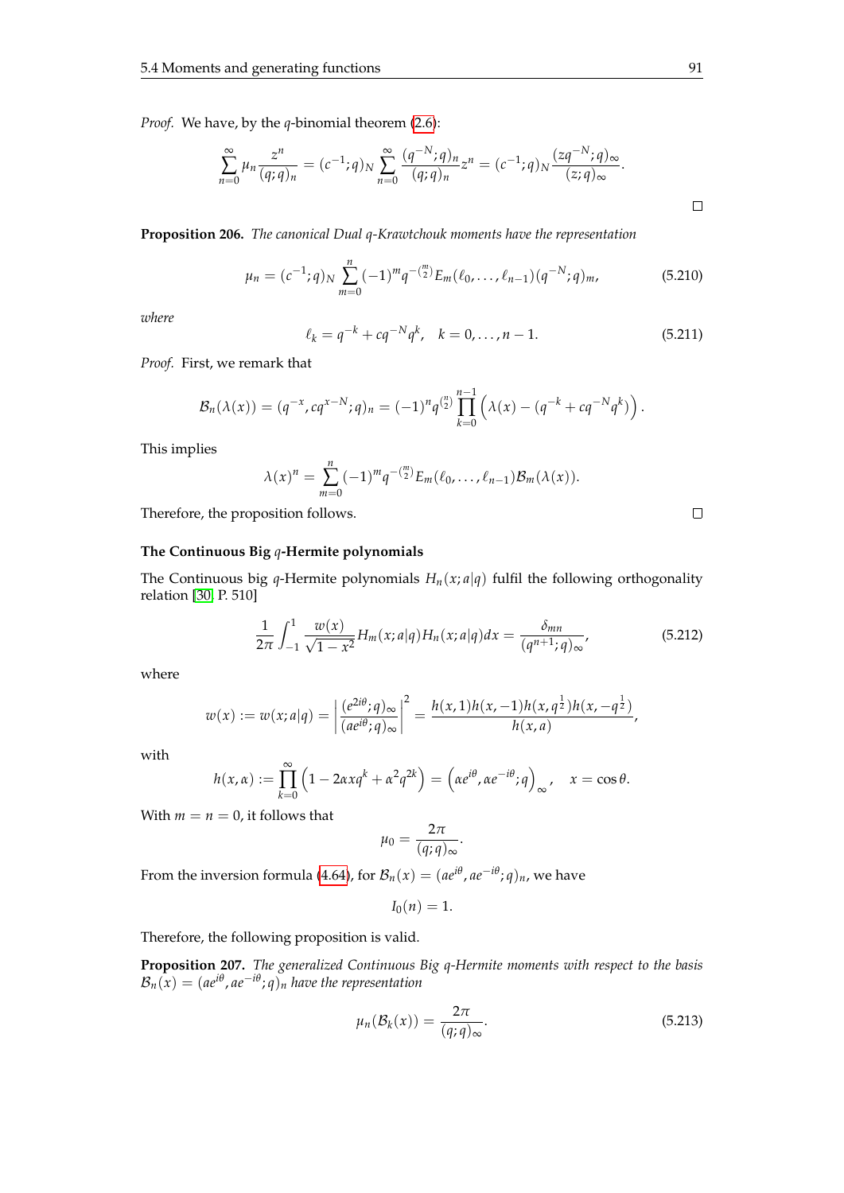*Proof.* We have, by the $q$-binomial theorem (2.6):

$$\sum_{n=0}^{\infty} \mu_n \frac{z^n}{(q;q)_n} = (c^{-1};q)_N \sum_{n=0}^{\infty} \frac{(q^{-N};q)_n}{(q;q)_n} z^n = (c^{-1};q)_N \frac{(zq^{-N};q)_\infty}{(z;q)_\infty}.$$

□

**Proposition 206.** *The canonical Dual q-Krawtchouk moments have the representation*

$$\mu_n = (c^{-1};q)_N \sum_{m=0}^{n} (-1)^m q^{-\binom{m}{2}} E_m(\ell_0, \ldots, \ell_{n-1}) (q^{-N};q)_m, \tag{5.210}$$

*where*

$$\ell_k = q^{-k} + cq^{-N}q^k, \quad k = 0, \ldots, n-1. \tag{5.211}$$

*Proof.* First, we remark that

$$\mathcal{B}_n(\lambda(x)) = (q^{-x}, cq^{x-N};q)_n = (-1)^n q^{\binom{n}{2}} \prod_{k=0}^{n-1} \left( \lambda(x) - (q^{-k} + cq^{-N}q^k) \right).$$

This implies

$$\lambda(x)^n = \sum_{m=0}^{n} (-1)^m q^{-\binom{m}{2}} E_m(\ell_0, \ldots, \ell_{n-1}) \mathcal{B}_m(\lambda(x)).$$

Therefore, the proposition follows. □

### The Continuous Big $q$-Hermite polynomials

The Continuous big $q$-Hermite polynomials $H_n(x;a|q)$ fulfil the following orthogonality relation [30, P. 510]

$$\frac{1}{2\pi} \int_{-1}^{1} \frac{w(x)}{\sqrt{1-x^2}} H_m(x;a|q) H_n(x;a|q) dx = \frac{\delta_{mn}}{(q^{n+1};q)_\infty}, \tag{5.212}$$

where

$$w(x) := w(x;a|q) = \left| \frac{(e^{2i\theta};q)_\infty}{(ae^{i\theta};q)_\infty} \right|^2 = \frac{h(x,1)h(x,-1)h(x,q^{\frac{1}{2}})h(x,-q^{\frac{1}{2}})}{h(x,a)},$$

with

$$h(x,\alpha) := \prod_{k=0}^{\infty} \left( 1 - 2\alpha x q^k + \alpha^2 q^{2k} \right) = \left( \alpha e^{i\theta}, \alpha e^{-i\theta}; q \right)_\infty, \quad x = \cos\theta.$$

With $m = n = 0$, it follows that

$$\mu_0 = \frac{2\pi}{(q;q)_\infty}.$$

From the inversion formula (4.64), for $\mathcal{B}_n(x) = (ae^{i\theta}, ae^{-i\theta};q)_n$, we have

$$I_0(n) = 1.$$

Therefore, the following proposition is valid.

**Proposition 207.** *The generalized Continuous Big q-Hermite moments with respect to the basis* $\mathcal{B}_n(x) = (ae^{i\theta}, ae^{-i\theta};q)_n$ *have the representation*

$$\mu_n(\mathcal{B}_k(x)) = \frac{2\pi}{(q;q)_\infty}. \tag{5.213}$$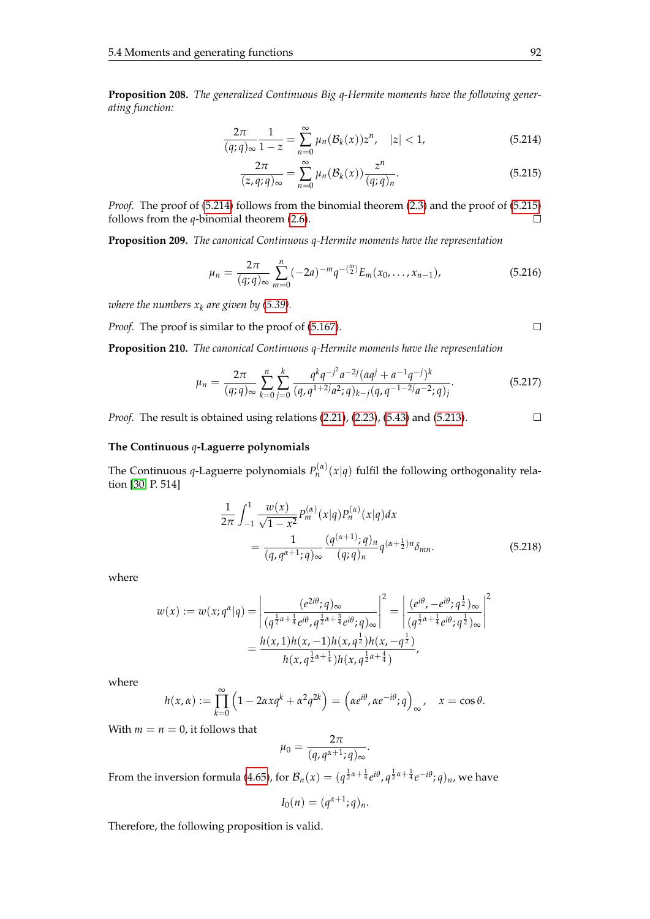**Proposition 208.** *The generalized Continuous Big q-Hermite moments have the following generating function:*

$$\frac{2\pi}{(q;q)_\infty}\frac{1}{1-z} = \sum_{n=0}^{\infty} \mu_n(\mathcal{B}_k(x))z^n, \quad |z|<1, \tag{5.214}$$

$$\frac{2\pi}{(z,q;q)_\infty} = \sum_{n=0}^{\infty} \mu_n(\mathcal{B}_k(x))\frac{z^n}{(q;q)_n}. \tag{5.215}$$

*Proof.* The proof of (5.214) follows from the binomial theorem (2.3) and the proof of (5.215) follows from the $q$-binomial theorem (2.6). □

**Proposition 209.** *The canonical Continuous q-Hermite moments have the representation*

$$\mu_n = \frac{2\pi}{(q;q)_\infty}\sum_{m=0}^{n}(-2a)^{-m}q^{-\binom{m}{2}}E_m(x_0,\ldots,x_{n-1}), \tag{5.216}$$

*where the numbers $x_k$ are given by (5.39).*

*Proof.* The proof is similar to the proof of (5.167). □

**Proposition 210.** *The canonical Continuous q-Hermite moments have the representation*

$$\mu_n = \frac{2\pi}{(q;q)_\infty}\sum_{k=0}^{n}\sum_{j=0}^{k}\frac{q^k q^{-j^2}a^{-2j}(aq^j+a^{-1}q^{-j})^k}{(q,q^{1+2j}a^2;q)_{k-j}(q,q^{-1-2j}a^{-2};q)_j}. \tag{5.217}$$

*Proof.* The result is obtained using relations (2.21), (2.23), (5.43) and (5.213). □

**The Continuous $q$-Laguerre polynomials**

The Continuous $q$-Laguerre polynomials $P_n^{(\alpha)}(x|q)$ fulfil the following orthogonality relation [30, P. 514]

$$\begin{aligned}\frac{1}{2\pi}\int_{-1}^{1}\frac{w(x)}{\sqrt{1-x^2}}P_m^{(\alpha)}(x|q)P_n^{(\alpha)}(x|q)dx\\ = \frac{1}{(q,q^{\alpha+1};q)_\infty}\frac{(q^{(\alpha+1)};q)_n}{(q;q)_n}q^{(\alpha+\frac{1}{2})n}\delta_{mn}.\end{aligned} \tag{5.218}$$

where

$$\begin{aligned}w(x) := w(x;q^\alpha|q) = \left|\frac{(e^{2i\theta};q)_\infty}{(q^{\frac{1}{2}\alpha+\frac{1}{4}}e^{i\theta},q^{\frac{1}{2}\alpha+\frac{3}{4}}e^{i\theta};q)_\infty}\right|^2 = \left|\frac{(e^{i\theta},-e^{i\theta};q^{\frac{1}{2}})_\infty}{(q^{\frac{1}{2}\alpha+\frac{1}{4}}e^{i\theta};q^{\frac{1}{2}})_\infty}\right|^2\\ = \frac{h(x,1)h(x,-1)h(x,q^{\frac{1}{2}})h(x,-q^{\frac{1}{2}})}{h(x,q^{\frac{1}{2}\alpha+\frac{1}{4}})h(x,q^{\frac{1}{2}\alpha+\frac{3}{4}})},\end{aligned}$$

where

$$h(x,\alpha) := \prod_{k=0}^{\infty}\left(1-2\alpha xq^k+\alpha^2q^{2k}\right) = \left(\alpha e^{i\theta},\alpha e^{-i\theta};q\right)_\infty, \quad x=\cos\theta.$$

With $m=n=0$, it follows that

$$\mu_0 = \frac{2\pi}{(q,q^{\alpha+1};q)_\infty}.$$

From the inversion formula (4.65), for $\mathcal{B}_n(x) = (q^{\frac{1}{2}\alpha+\frac{1}{4}}e^{i\theta},q^{\frac{1}{2}\alpha+\frac{1}{4}}e^{-i\theta};q)_n$, we have

$$I_0(n) = (q^{\alpha+1};q)_n.$$

Therefore, the following proposition is valid.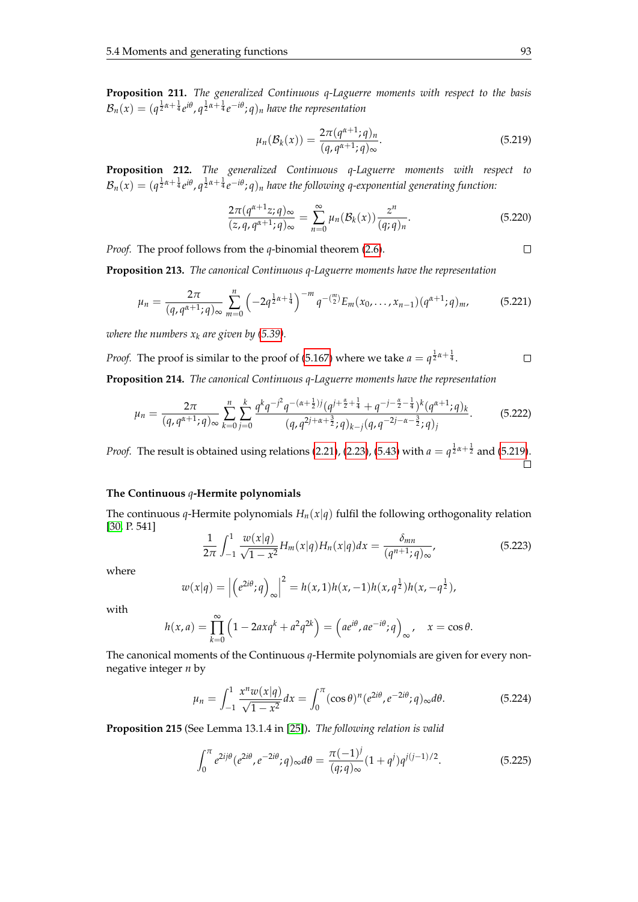**Proposition 211.** *The generalized Continuous q-Laguerre moments with respect to the basis $\mathcal{B}_n(x) = (q^{\frac{1}{2}\alpha+\frac{1}{4}}e^{i\theta}, q^{\frac{1}{2}\alpha+\frac{1}{4}}e^{-i\theta};q)_n$ have the representation*

$$\mu_n(\mathcal{B}_k(x)) = \frac{2\pi(q^{\alpha+1};q)_n}{(q,q^{\alpha+1};q)_\infty}. \tag{5.219}$$

**Proposition 212.** *The generalized Continuous q-Laguerre moments with respect to $\mathcal{B}_n(x) = (q^{\frac{1}{2}\alpha+\frac{1}{4}}e^{i\theta}, q^{\frac{1}{2}\alpha+\frac{1}{4}}e^{-i\theta};q)_n$ have the following q-exponential generating function:*

$$\frac{2\pi(q^{\alpha+1}z;q)_\infty}{(z,q,q^{\alpha+1};q)_\infty} = \sum_{n=0}^{\infty} \mu_n(\mathcal{B}_k(x))\frac{z^n}{(q;q)_n}. \tag{5.220}$$

*Proof.* The proof follows from the $q$-binomial theorem (2.6). □

**Proposition 213.** *The canonical Continuous q-Laguerre moments have the representation*

$$\mu_n = \frac{2\pi}{(q,q^{\alpha+1};q)_\infty}\sum_{m=0}^{n}\left(-2q^{\frac{1}{2}\alpha+\frac{1}{4}}\right)^{-m} q^{-\binom{m}{2}} E_m(x_0,\ldots,x_{n-1})(q^{\alpha+1};q)_m, \tag{5.221}$$

*where the numbers $x_k$ are given by (5.39).*

*Proof.* The proof is similar to the proof of (5.167) where we take $a = q^{\frac{1}{2}\alpha+\frac{1}{4}}$. □

**Proposition 214.** *The canonical Continuous q-Laguerre moments have the representation*

$$\mu_n = \frac{2\pi}{(q,q^{\alpha+1};q)_\infty}\sum_{k=0}^{n}\sum_{j=0}^{k}\frac{q^k q^{-j^2}q^{-(\alpha+\frac{1}{2})j}(q^{j+\frac{\alpha}{2}+\frac{1}{4}}+q^{-j-\frac{\alpha}{2}-\frac{1}{4}})^k(q^{\alpha+1};q)_k}{(q,q^{2j+\alpha+\frac{3}{2}};q)_{k-j}(q,q^{-2j-\alpha-\frac{3}{2}};q)_j}. \tag{5.222}$$

*Proof.* The result is obtained using relations (2.21), (2.23), (5.43) with $a = q^{\frac{1}{2}\alpha+\frac{1}{2}}$ and (5.219). □

### The Continuous $q$-Hermite polynomials

The continuous $q$-Hermite polynomials $H_n(x|q)$ fulfil the following orthogonality relation [30, P. 541]

$$\frac{1}{2\pi}\int_{-1}^{1}\frac{w(x|q)}{\sqrt{1-x^2}}H_m(x|q)H_n(x|q)dx = \frac{\delta_{mn}}{(q^{n+1};q)_\infty}, \tag{5.223}$$

where

$$w(x|q) = \left|\left(e^{2i\theta};q\right)_\infty\right|^2 = h(x,1)h(x,-1)h(x,q^{\frac{1}{2}})h(x,-q^{\frac{1}{2}}),$$

with

$$h(x,a) = \prod_{k=0}^{\infty}\left(1-2axq^k+a^2q^{2k}\right) = \left(ae^{i\theta},ae^{-i\theta};q\right)_\infty, \quad x = \cos\theta.$$

The canonical moments of the Continuous $q$-Hermite polynomials are given for every non-negative integer $n$ by

$$\mu_n = \int_{-1}^{1}\frac{x^n w(x|q)}{\sqrt{1-x^2}}dx = \int_0^{\pi}(\cos\theta)^n(e^{2i\theta},e^{-2i\theta};q)_\infty d\theta. \tag{5.224}$$

**Proposition 215** (See Lemma 13.1.4 in [25]). *The following relation is valid*

$$\int_0^{\pi}e^{2ij\theta}(e^{2i\theta},e^{-2i\theta};q)_\infty d\theta = \frac{\pi(-1)^j}{(q;q)_\infty}(1+q^j)q^{j(j-1)/2}. \tag{5.225}$$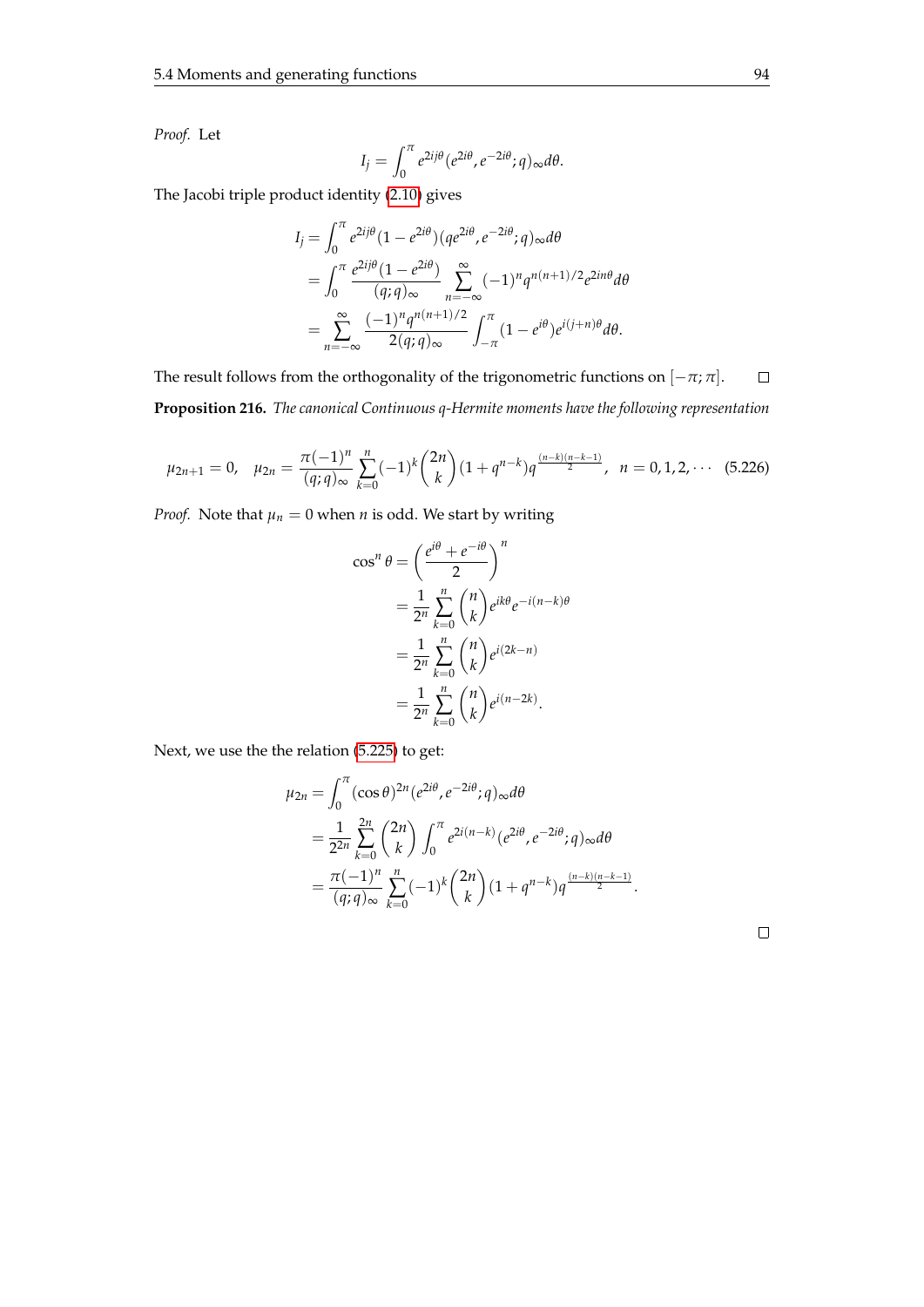*Proof.* Let

$$I_j = \int_0^{\pi} e^{2ij\theta}(e^{2i\theta}, e^{-2i\theta}; q)_\infty d\theta.$$

The Jacobi triple product identity (2.10) gives

$$\begin{aligned}
I_j &= \int_0^{\pi} e^{2ij\theta}(1-e^{2i\theta})(qe^{2i\theta}, e^{-2i\theta}; q)_\infty d\theta \\
&= \int_0^{\pi} \frac{e^{2ij\theta}(1-e^{2i\theta})}{(q;q)_\infty} \sum_{n=-\infty}^{\infty} (-1)^n q^{n(n+1)/2} e^{2in\theta} d\theta \\
&= \sum_{n=-\infty}^{\infty} \frac{(-1)^n q^{n(n+1)/2}}{2(q;q)_\infty} \int_{-\pi}^{\pi} (1-e^{i\theta}) e^{i(j+n)\theta} d\theta.
\end{aligned}$$

The result follows from the orthogonality of the trigonometric functions on $[-\pi; \pi]$. $\square$

**Proposition 216.** *The canonical Continuous q-Hermite moments have the following representation*

$$\mu_{2n+1} = 0, \quad \mu_{2n} = \frac{\pi(-1)^n}{(q;q)_\infty} \sum_{k=0}^{n} (-1)^k \binom{2n}{k} (1+q^{n-k}) q^{\frac{(n-k)(n-k-1)}{2}}, \quad n = 0, 1, 2, \cdots \tag{5.226}$$

*Proof.* Note that $\mu_n = 0$ when $n$ is odd. We start by writing

$$\begin{aligned}
\cos^n \theta &= \left(\frac{e^{i\theta} + e^{-i\theta}}{2}\right)^n \\
&= \frac{1}{2^n} \sum_{k=0}^{n} \binom{n}{k} e^{ik\theta} e^{-i(n-k)\theta} \\
&= \frac{1}{2^n} \sum_{k=0}^{n} \binom{n}{k} e^{i(2k-n)} \\
&= \frac{1}{2^n} \sum_{k=0}^{n} \binom{n}{k} e^{i(n-2k)}.
\end{aligned}$$

Next, we use the the relation (5.225) to get:

$$\begin{aligned}
\mu_{2n} &= \int_0^{\pi} (\cos\theta)^{2n} (e^{2i\theta}, e^{-2i\theta}; q)_\infty d\theta \\
&= \frac{1}{2^{2n}} \sum_{k=0}^{2n} \binom{2n}{k} \int_0^{\pi} e^{2i(n-k)} (e^{2i\theta}, e^{-2i\theta}; q)_\infty d\theta \\
&= \frac{\pi(-1)^n}{(q;q)_\infty} \sum_{k=0}^{n} (-1)^k \binom{2n}{k} (1+q^{n-k}) q^{\frac{(n-k)(n-k-1)}{2}}.
\end{aligned}$$

$\square$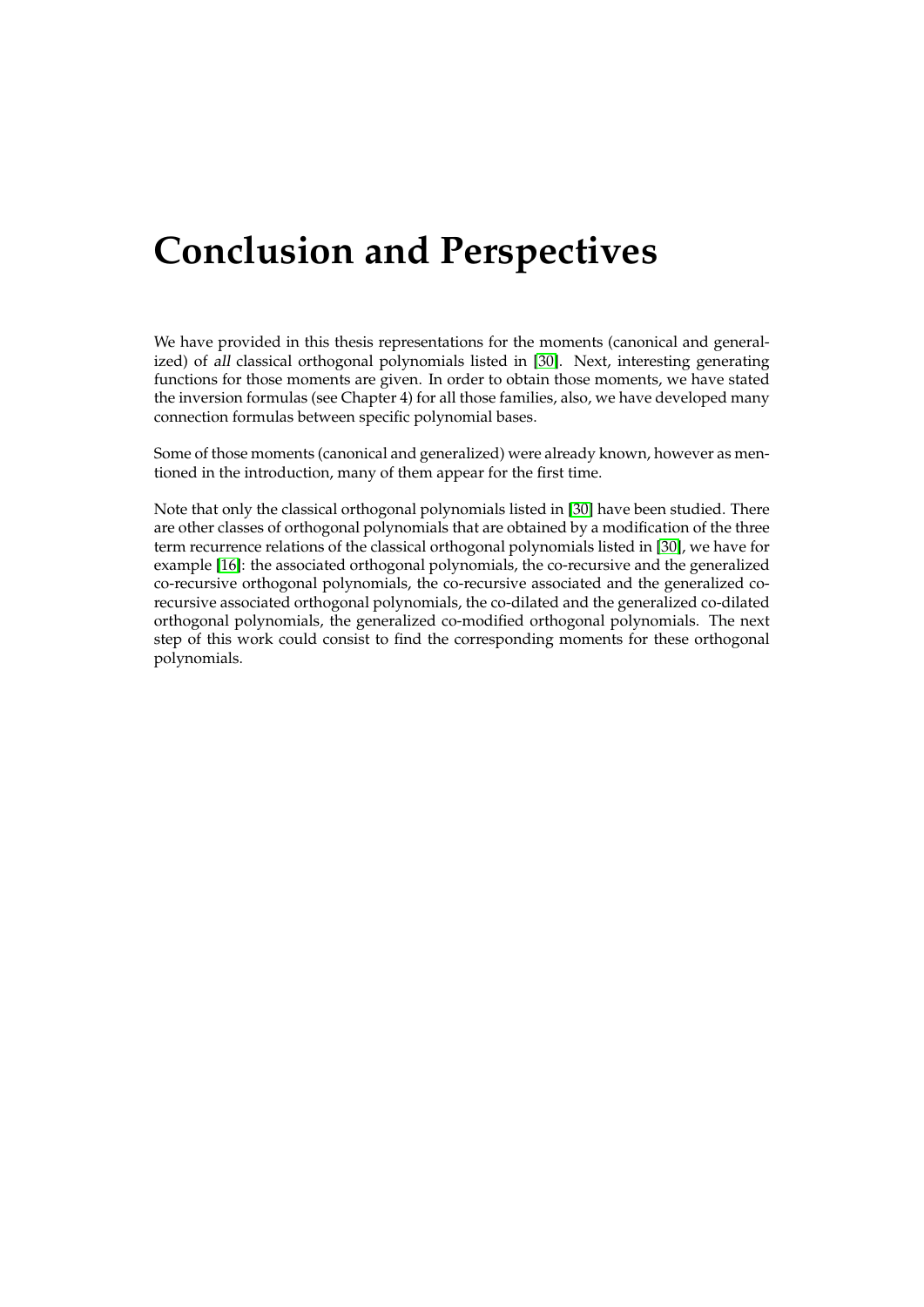# Conclusion and Perspectives

We have provided in this thesis representations for the moments (canonical and generalized) of *all* classical orthogonal polynomials listed in [30]. Next, interesting generating functions for those moments are given. In order to obtain those moments, we have stated the inversion formulas (see Chapter 4) for all those families, also, we have developed many connection formulas between specific polynomial bases.

Some of those moments (canonical and generalized) were already known, however as mentioned in the introduction, many of them appear for the first time.

Note that only the classical orthogonal polynomials listed in [30] have been studied. There are other classes of orthogonal polynomials that are obtained by a modification of the three term recurrence relations of the classical orthogonal polynomials listed in [30], we have for example [16]: the associated orthogonal polynomials, the co-recursive and the generalized co-recursive orthogonal polynomials, the co-recursive associated and the generalized co-recursive associated orthogonal polynomials, the co-dilated and the generalized co-dilated orthogonal polynomials, the generalized co-modified orthogonal polynomials. The next step of this work could consist to find the corresponding moments for these orthogonal polynomials.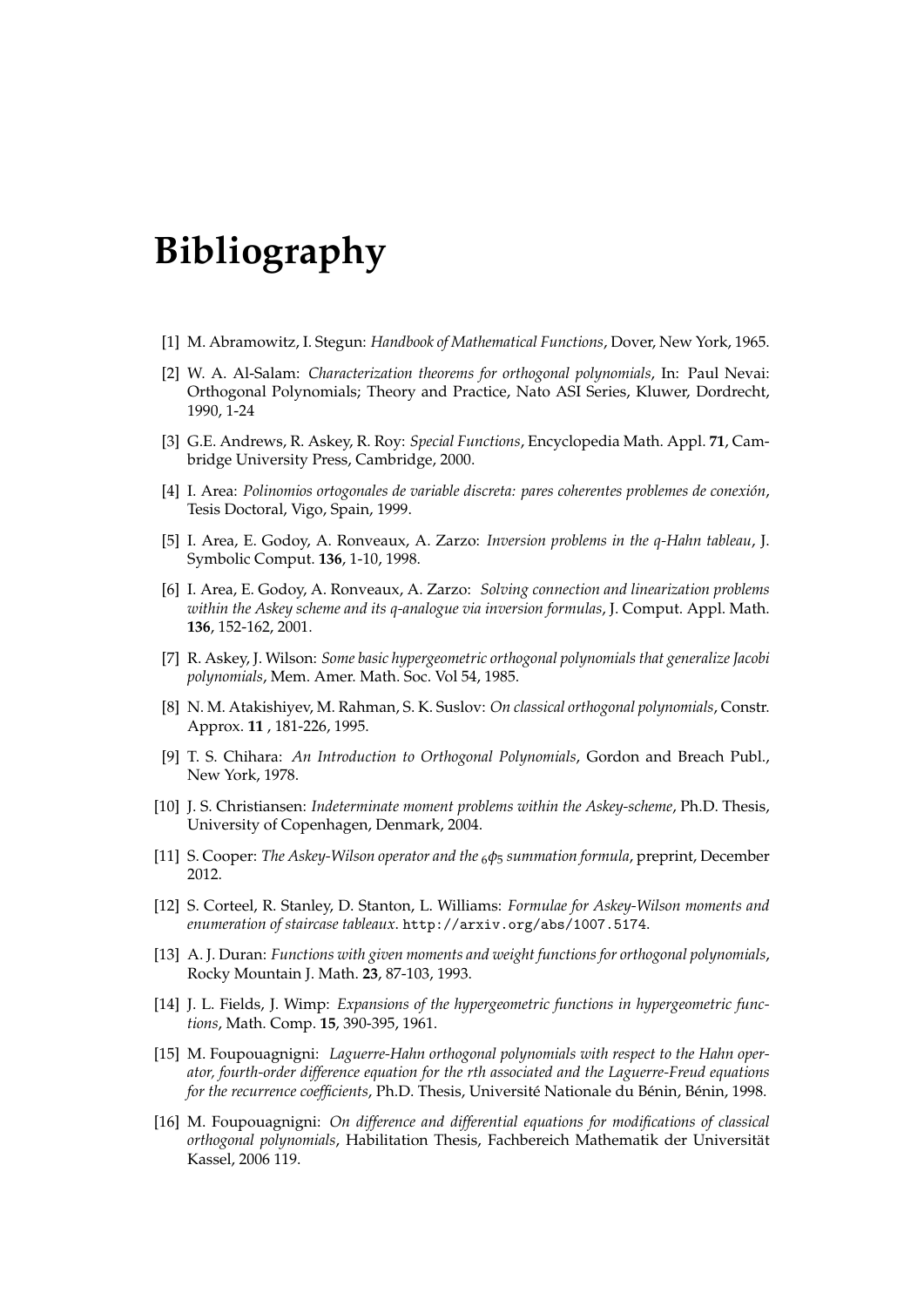# Bibliography

[1] M. Abramowitz, I. Stegun: *Handbook of Mathematical Functions*, Dover, New York, 1965.

[2] W. A. Al-Salam: *Characterization theorems for orthogonal polynomials*, In: Paul Nevai: Orthogonal Polynomials; Theory and Practice, Nato ASI Series, Kluwer, Dordrecht, 1990, 1-24

[3] G.E. Andrews, R. Askey, R. Roy: *Special Functions*, Encyclopedia Math. Appl. **71**, Cambridge University Press, Cambridge, 2000.

[4] I. Area: *Polinomios ortogonales de variable discreta: pares coherentes problemes de conexión*, Tesis Doctoral, Vigo, Spain, 1999.

[5] I. Area, E. Godoy, A. Ronveaux, A. Zarzo: *Inversion problems in the q-Hahn tableau*, J. Symbolic Comput. **136**, 1-10, 1998.

[6] I. Area, E. Godoy, A. Ronveaux, A. Zarzo: *Solving connection and linearization problems within the Askey scheme and its q-analogue via inversion formulas*, J. Comput. Appl. Math. **136**, 152-162, 2001.

[7] R. Askey, J. Wilson: *Some basic hypergeometric orthogonal polynomials that generalize Jacobi polynomials*, Mem. Amer. Math. Soc. Vol 54, 1985.

[8] N. M. Atakishiyev, M. Rahman, S. K. Suslov: *On classical orthogonal polynomials*, Constr. Approx. **11** , 181-226, 1995.

[9] T. S. Chihara: *An Introduction to Orthogonal Polynomials*, Gordon and Breach Publ., New York, 1978.

[10] J. S. Christiansen: *Indeterminate moment problems within the Askey-scheme*, Ph.D. Thesis, University of Copenhagen, Denmark, 2004.

[11] S. Cooper: *The Askey-Wilson operator and the ${}_6\phi_5$ summation formula*, preprint, December 2012.

[12] S. Corteel, R. Stanley, D. Stanton, L. Williams: *Formulae for Askey-Wilson moments and enumeration of staircase tableaux*. http://arxiv.org/abs/1007.5174.

[13] A. J. Duran: *Functions with given moments and weight functions for orthogonal polynomials*, Rocky Mountain J. Math. **23**, 87-103, 1993.

[14] J. L. Fields, J. Wimp: *Expansions of the hypergeometric functions in hypergeometric functions*, Math. Comp. **15**, 390-395, 1961.

[15] M. Foupouagnigni: *Laguerre-Hahn orthogonal polynomials with respect to the Hahn operator, fourth-order difference equation for the rth associated and the Laguerre-Freud equations for the recurrence coefficients*, Ph.D. Thesis, Université Nationale du Bénin, Bénin, 1998.

[16] M. Foupouagnigni: *On difference and differential equations for modifications of classical orthogonal polynomials*, Habilitation Thesis, Fachbereich Mathematik der Universität Kassel, 2006 119.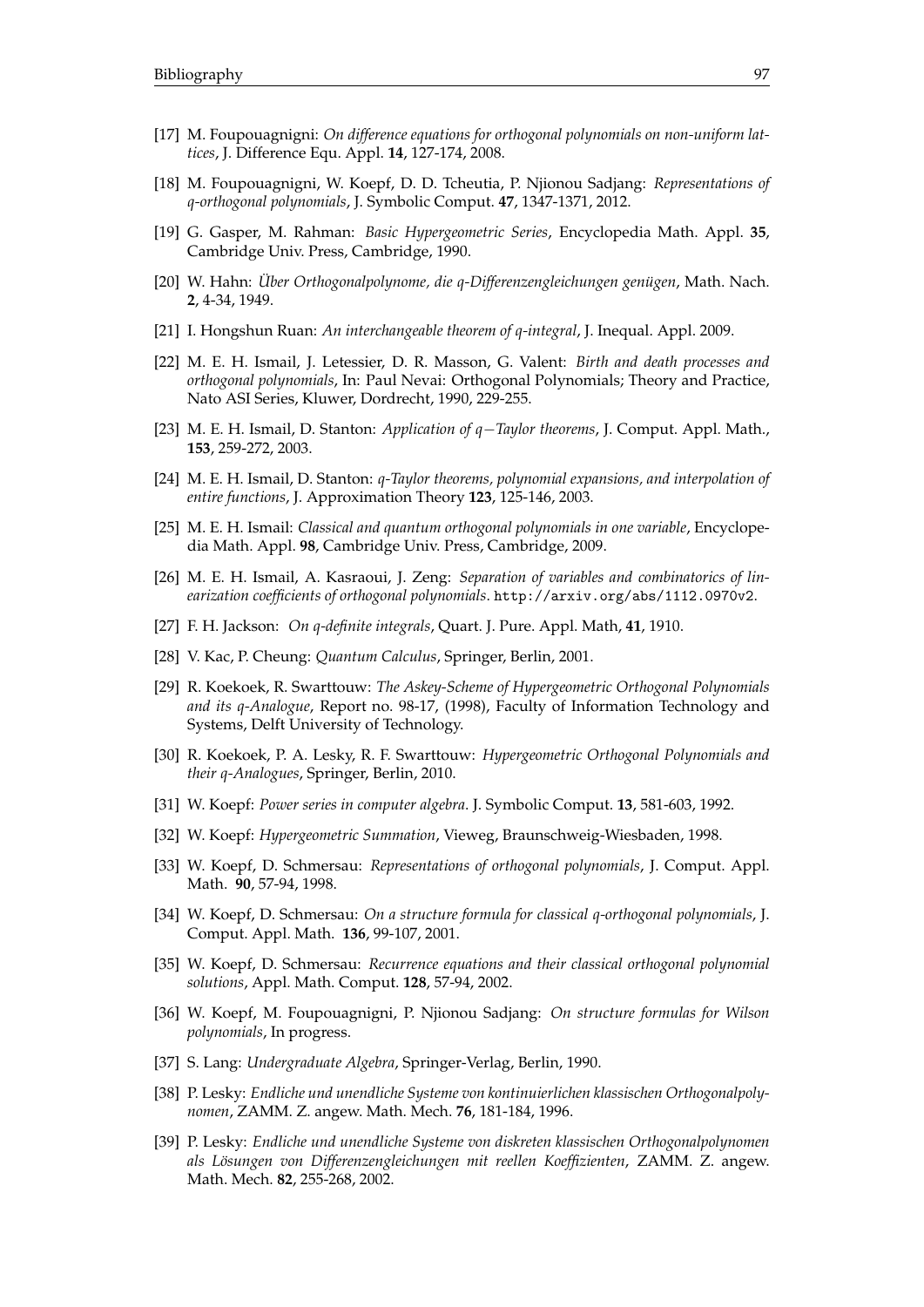[17] M. Foupouagnigni: *On difference equations for orthogonal polynomials on non-uniform lattices*, J. Difference Equ. Appl. **14**, 127-174, 2008.

[18] M. Foupouagnigni, W. Koepf, D. D. Tcheutia, P. Njionou Sadjang: *Representations of q-orthogonal polynomials*, J. Symbolic Comput. **47**, 1347-1371, 2012.

[19] G. Gasper, M. Rahman: *Basic Hypergeometric Series*, Encyclopedia Math. Appl. **35**, Cambridge Univ. Press, Cambridge, 1990.

[20] W. Hahn: *Über Orthogonalpolynome, die q-Differenzengleichungen genügen*, Math. Nach. **2**, 4-34, 1949.

[21] I. Hongshun Ruan: *An interchangeable theorem of q-integral*, J. Inequal. Appl. 2009.

[22] M. E. H. Ismail, J. Letessier, D. R. Masson, G. Valent: *Birth and death processes and orthogonal polynomials*, In: Paul Nevai: Orthogonal Polynomials; Theory and Practice, Nato ASI Series, Kluwer, Dordrecht, 1990, 229-255.

[23] M. E. H. Ismail, D. Stanton: *Application of q−Taylor theorems*, J. Comput. Appl. Math., **153**, 259-272, 2003.

[24] M. E. H. Ismail, D. Stanton: *q-Taylor theorems, polynomial expansions, and interpolation of entire functions*, J. Approximation Theory **123**, 125-146, 2003.

[25] M. E. H. Ismail: *Classical and quantum orthogonal polynomials in one variable*, Encyclopedia Math. Appl. **98**, Cambridge Univ. Press, Cambridge, 2009.

[26] M. E. H. Ismail, A. Kasraoui, J. Zeng: *Separation of variables and combinatorics of linearization coefficients of orthogonal polynomials*. `http://arxiv.org/abs/1112.0970v2`.

[27] F. H. Jackson: *On q-definite integrals*, Quart. J. Pure. Appl. Math, **41**, 1910.

[28] V. Kac, P. Cheung: *Quantum Calculus*, Springer, Berlin, 2001.

[29] R. Koekoek, R. Swarttouw: *The Askey-Scheme of Hypergeometric Orthogonal Polynomials and its q-Analogue*, Report no. 98-17, (1998), Faculty of Information Technology and Systems, Delft University of Technology.

[30] R. Koekoek, P. A. Lesky, R. F. Swarttouw: *Hypergeometric Orthogonal Polynomials and their q-Analogues*, Springer, Berlin, 2010.

[31] W. Koepf: *Power series in computer algebra*. J. Symbolic Comput. **13**, 581-603, 1992.

[32] W. Koepf: *Hypergeometric Summation*, Vieweg, Braunschweig-Wiesbaden, 1998.

[33] W. Koepf, D. Schmersau: *Representations of orthogonal polynomials*, J. Comput. Appl. Math. **90**, 57-94, 1998.

[34] W. Koepf, D. Schmersau: *On a structure formula for classical q-orthogonal polynomials*, J. Comput. Appl. Math. **136**, 99-107, 2001.

[35] W. Koepf, D. Schmersau: *Recurrence equations and their classical orthogonal polynomial solutions*, Appl. Math. Comput. **128**, 57-94, 2002.

[36] W. Koepf, M. Foupouagnigni, P. Njionou Sadjang: *On structure formulas for Wilson polynomials*, In progress.

[37] S. Lang: *Undergraduate Algebra*, Springer-Verlag, Berlin, 1990.

[38] P. Lesky: *Endliche und unendliche Systeme von kontinuierlichen klassischen Orthogonalpolynomen*, ZAMM. Z. angew. Math. Mech. **76**, 181-184, 1996.

[39] P. Lesky: *Endliche und unendliche Systeme von diskreten klassischen Orthogonalpolynomen als Lösungen von Differenzengleichungen mit reellen Koeffizienten*, ZAMM. Z. angew. Math. Mech. **82**, 255-268, 2002.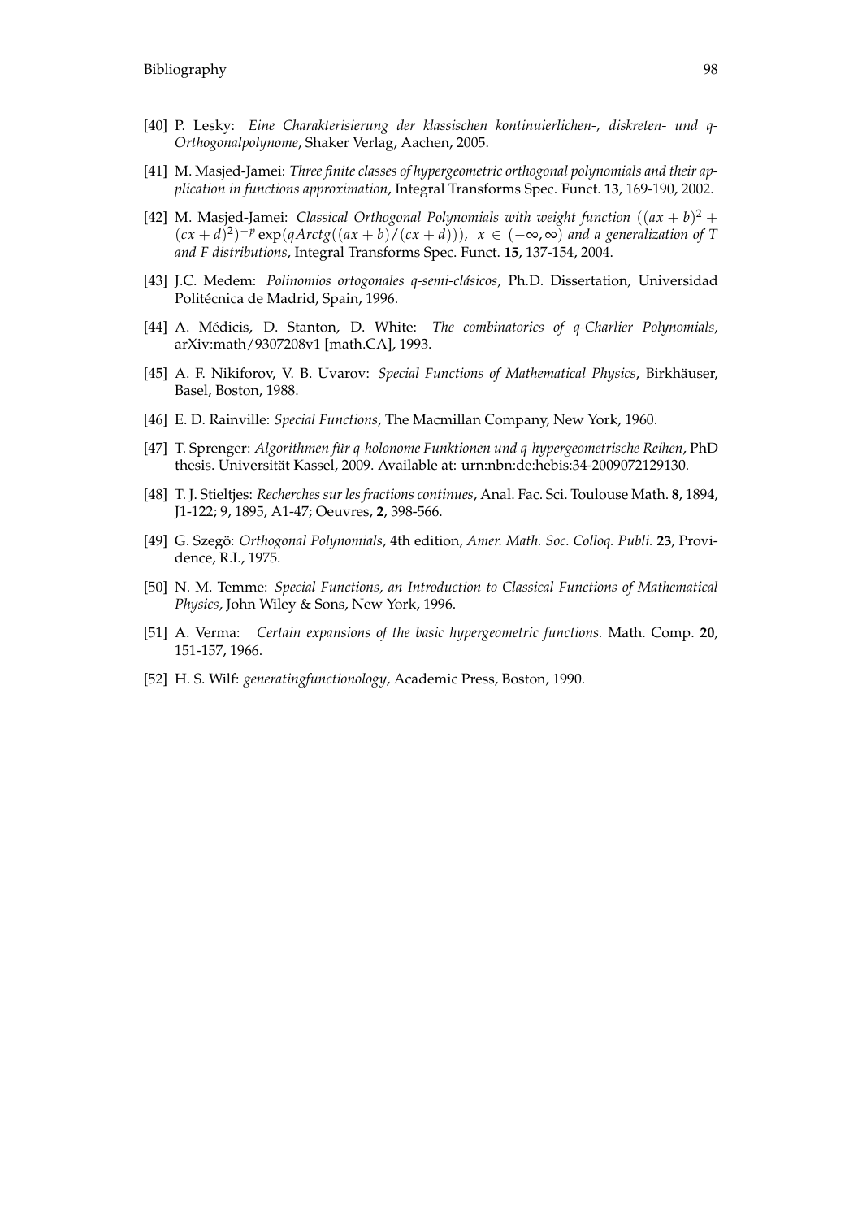[40] P. Lesky: *Eine Charakterisierung der klassischen kontinuierlichen-, diskreten- und q-Orthogonalpolynome*, Shaker Verlag, Aachen, 2005.

[41] M. Masjed-Jamei: *Three finite classes of hypergeometric orthogonal polynomials and their application in functions approximation*, Integral Transforms Spec. Funct. **13**, 169-190, 2002.

[42] M. Masjed-Jamei: *Classical Orthogonal Polynomials with weight function* $((ax+b)^2 + (cx+d)^2)^{-p} \exp(qArctg((ax+b)/(cx+d)))$, $x \in (-\infty, \infty)$ *and a generalization of T and F distributions*, Integral Transforms Spec. Funct. **15**, 137-154, 2004.

[43] J.C. Medem: *Polinomios ortogonales q-semi-clásicos*, Ph.D. Dissertation, Universidad Politécnica de Madrid, Spain, 1996.

[44] A. Médicis, D. Stanton, D. White: *The combinatorics of q-Charlier Polynomials*, arXiv:math/9307208v1 [math.CA], 1993.

[45] A. F. Nikiforov, V. B. Uvarov: *Special Functions of Mathematical Physics*, Birkhäuser, Basel, Boston, 1988.

[46] E. D. Rainville: *Special Functions*, The Macmillan Company, New York, 1960.

[47] T. Sprenger: *Algorithmen für q-holonome Funktionen und q-hypergeometrische Reihen*, PhD thesis. Universität Kassel, 2009. Available at: urn:nbn:de:hebis:34-2009072129130.

[48] T. J. Stieltjes: *Recherches sur les fractions continues*, Anal. Fac. Sci. Toulouse Math. **8**, 1894, J1-122; 9, 1895, A1-47; Oeuvres, **2**, 398-566.

[49] G. Szegö: *Orthogonal Polynomials*, 4th edition, *Amer. Math. Soc. Colloq. Publi.* **23**, Providence, R.I., 1975.

[50] N. M. Temme: *Special Functions, an Introduction to Classical Functions of Mathematical Physics*, John Wiley & Sons, New York, 1996.

[51] A. Verma: *Certain expansions of the basic hypergeometric functions.* Math. Comp. **20**, 151-157, 1966.

[52] H. S. Wilf: *generatingfunctionology*, Academic Press, Boston, 1990.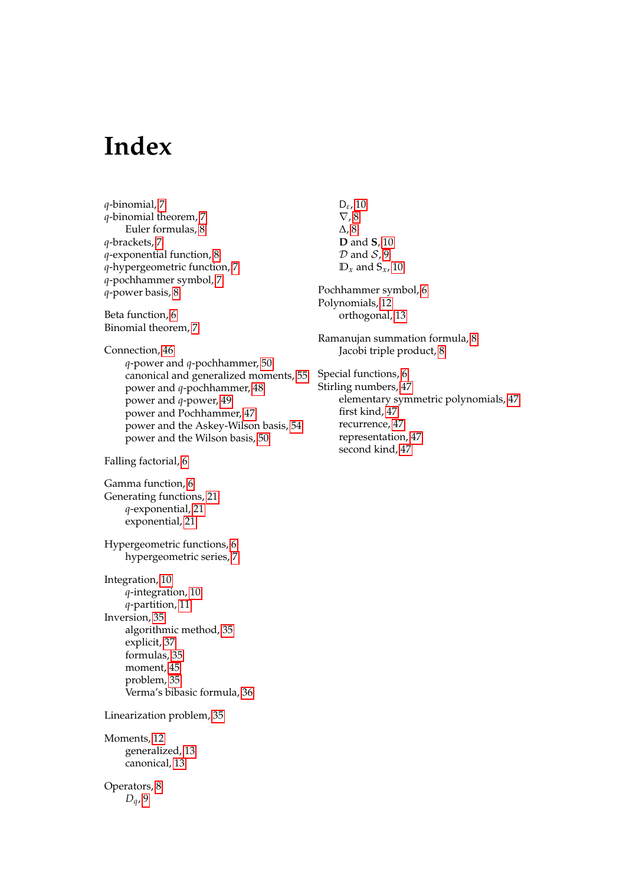# Index

$q$-binomial, 7
$q$-binomial theorem, 7
  Euler formulas, 8
$q$-brackets, 7
$q$-exponential function, 8
$q$-hypergeometric function, 7
$q$-pochhammer symbol, 7
$q$-power basis, 8

Beta function, 6
Binomial theorem, 7

Connection, 46
  $q$-power and $q$-pochhammer, 50
  canonical and generalized moments, 55
  power and $q$-pochhammer, 48
  power and $q$-power, 49
  power and Pochhammer, 47
  power and the Askey-Wilson basis, 54
  power and the Wilson basis, 50

Falling factorial, 6

Gamma function, 6
Generating functions, 21
  $q$-exponential, 21
  exponential, 21

Hypergeometric functions, 6
  hypergeometric series, 7

Integration, 10
  $q$-integration, 10
  $q$-partition, 11
Inversion, 35
  algorithmic method, 35
  explicit, 37
  formulas, 35
  moment, 45
  problem, 35
  Verma's bibasic formula, 36

Linearization problem, 35

Moments, 12
  generalized, 13
  canonical, 13

Operators, 8
  $D_q$, 9
  $\mathrm{D}_\varepsilon$, 10
  $\nabla$, 8
  $\Delta$, 8
  $\mathbf{D}$ and $\mathbf{S}$, 10
  $\mathcal{D}$ and $\mathcal{S}$, 9
  $\mathbb{D}_x$ and $\mathrm{S}_x$, 10

Pochhammer symbol, 6
Polynomials, 12
  orthogonal, 13

Ramanujan summation formula, 8
  Jacobi triple product, 8

Special functions, 6
Stirling numbers, 47
  elementary symmetric polynomials, 47
  first kind, 47
  recurrence, 47
  representation, 47
  second kind, 47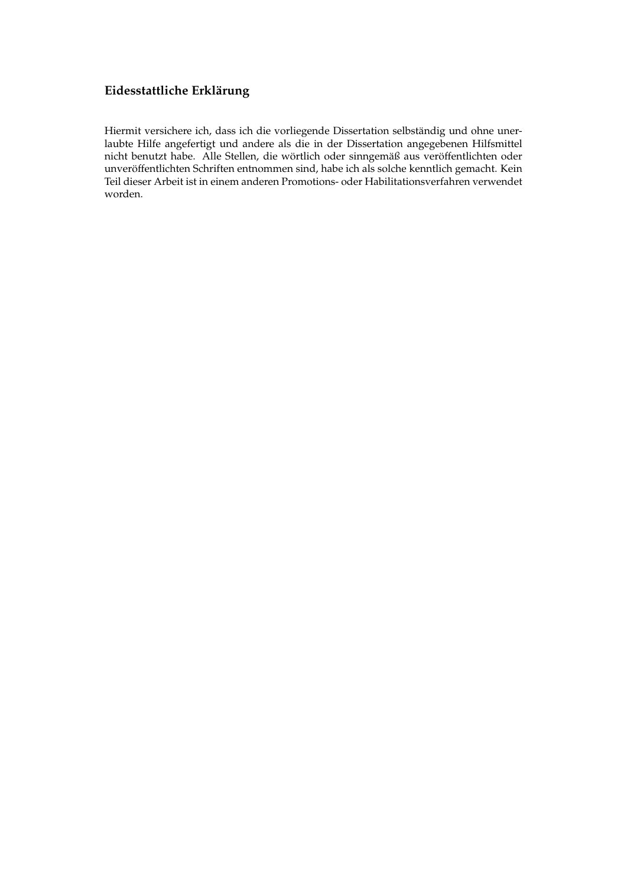## Eidesstattliche Erklärung

Hiermit versichere ich, dass ich die vorliegende Dissertation selbständig und ohne unerlaubte Hilfe angefertigt und andere als die in der Dissertation angegebenen Hilfsmittel nicht benutzt habe. Alle Stellen, die wörtlich oder sinngemäß aus veröffentlichten oder unveröffentlichten Schriften entnommen sind, habe ich als solche kenntlich gemacht. Kein Teil dieser Arbeit ist in einem anderen Promotions- oder Habilitationsverfahren verwendet worden.